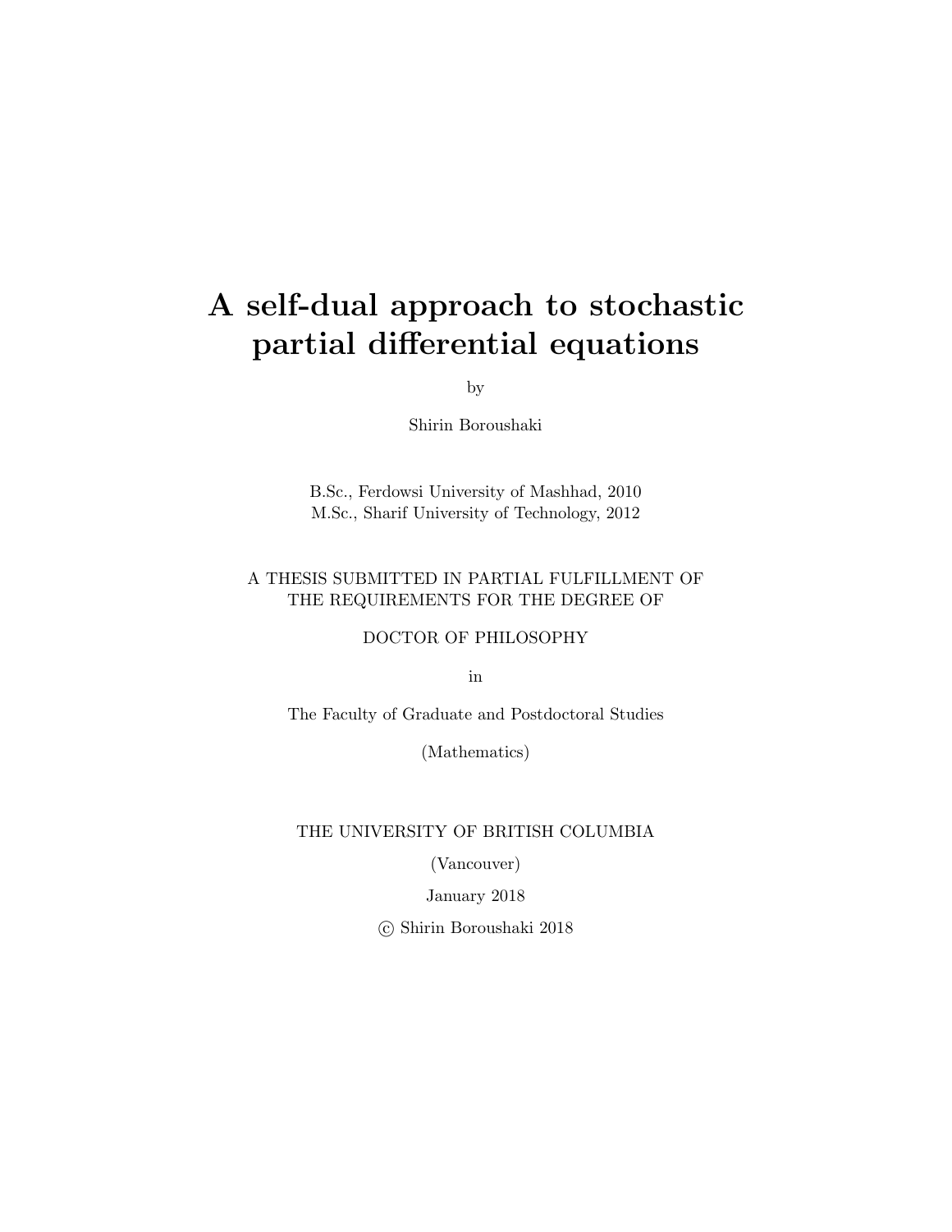# A self-dual approach to stochastic partial differential equations

by

Shirin Boroushaki

B.Sc., Ferdowsi University of Mashhad, 2010
M.Sc., Sharif University of Technology, 2012

A THESIS SUBMITTED IN PARTIAL FULFILLMENT OF
THE REQUIREMENTS FOR THE DEGREE OF

DOCTOR OF PHILOSOPHY

in

The Faculty of Graduate and Postdoctoral Studies

(Mathematics)

THE UNIVERSITY OF BRITISH COLUMBIA

(Vancouver)

January 2018

© Shirin Boroushaki 2018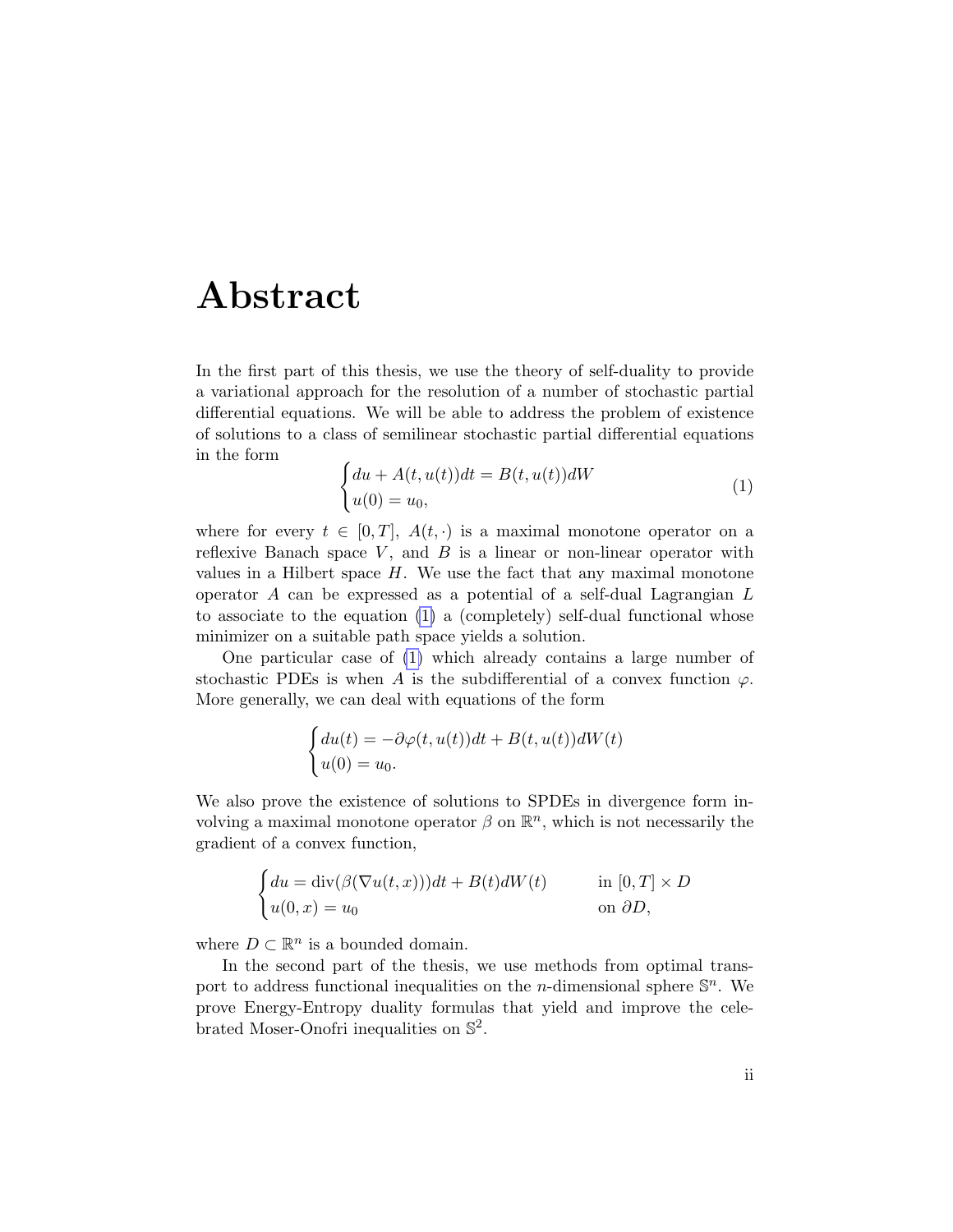# Abstract

In the first part of this thesis, we use the theory of self-duality to provide a variational approach for the resolution of a number of stochastic partial differential equations. We will be able to address the problem of existence of solutions to a class of semilinear stochastic partial differential equations in the form

$$\begin{cases} du + A(t, u(t))dt = B(t, u(t))dW \\ u(0) = u_0, \end{cases} \tag{1}$$

where for every $t \in [0, T]$, $A(t, \cdot)$ is a maximal monotone operator on a reflexive Banach space $V$, and $B$ is a linear or non-linear operator with values in a Hilbert space $H$. We use the fact that any maximal monotone operator $A$ can be expressed as a potential of a self-dual Lagrangian $L$ to associate to the equation (1) a (completely) self-dual functional whose minimizer on a suitable path space yields a solution.

One particular case of (1) which already contains a large number of stochastic PDEs is when $A$ is the subdifferential of a convex function $\varphi$. More generally, we can deal with equations of the form

$$\begin{cases} du(t) = -\partial\varphi(t, u(t))dt + B(t, u(t))dW(t) \\ u(0) = u_0. \end{cases}$$

We also prove the existence of solutions to SPDEs in divergence form involving a maximal monotone operator $\beta$ on $\mathbb{R}^n$, which is not necessarily the gradient of a convex function,

$$\begin{cases} du = \operatorname{div}(\beta(\nabla u(t, x)))dt + B(t)dW(t) & \text{in } [0, T] \times D \\ u(0, x) = u_0 & \text{on } \partial D, \end{cases}$$

where $D \subset \mathbb{R}^n$ is a bounded domain.

In the second part of the thesis, we use methods from optimal transport to address functional inequalities on the $n$-dimensional sphere $\mathbb{S}^n$. We prove Energy-Entropy duality formulas that yield and improve the celebrated Moser-Onofri inequalities on $\mathbb{S}^2$.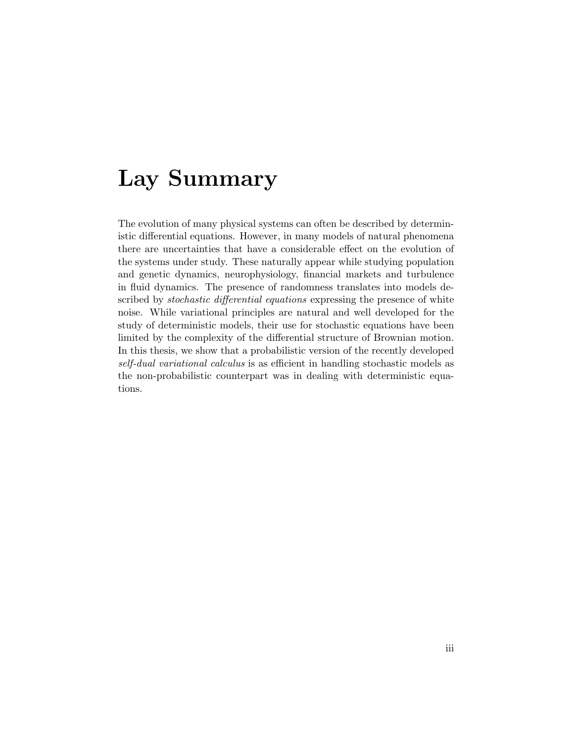# Lay Summary

The evolution of many physical systems can often be described by deterministic differential equations. However, in many models of natural phenomena there are uncertainties that have a considerable effect on the evolution of the systems under study. These naturally appear while studying population and genetic dynamics, neurophysiology, financial markets and turbulence in fluid dynamics. The presence of randomness translates into models described by *stochastic differential equations* expressing the presence of white noise. While variational principles are natural and well developed for the study of deterministic models, their use for stochastic equations have been limited by the complexity of the differential structure of Brownian motion. In this thesis, we show that a probabilistic version of the recently developed *self-dual variational calculus* is as efficient in handling stochastic models as the non-probabilistic counterpart was in dealing with deterministic equations.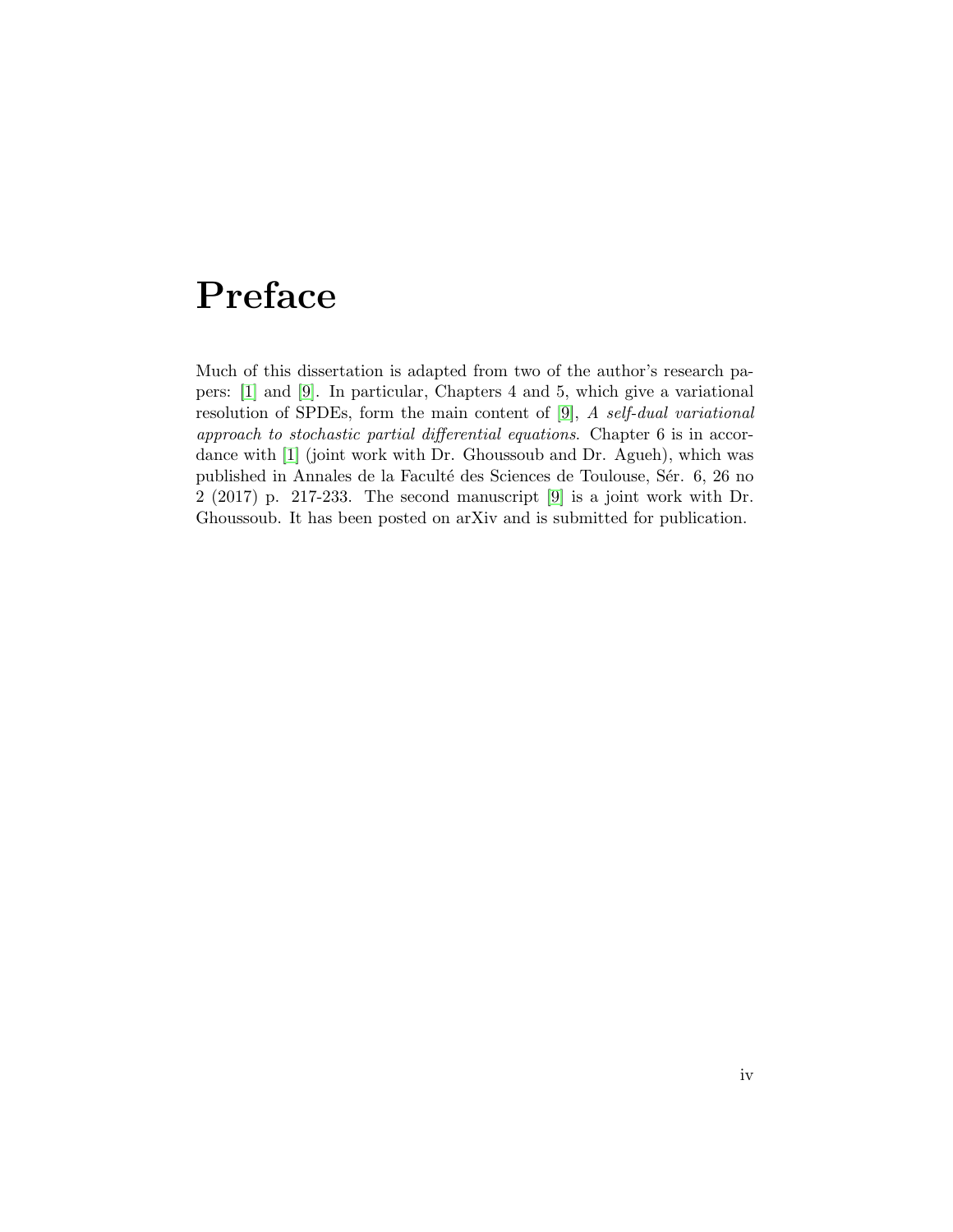# Preface

Much of this dissertation is adapted from two of the author's research papers: [1] and [9]. In particular, Chapters 4 and 5, which give a variational resolution of SPDEs, form the main content of [9], *A self-dual variational approach to stochastic partial differential equations*. Chapter 6 is in accordance with [1] (joint work with Dr. Ghoussoub and Dr. Agueh), which was published in Annales de la Faculté des Sciences de Toulouse, Sér. 6, 26 no 2 (2017) p. 217-233. The second manuscript [9] is a joint work with Dr. Ghoussoub. It has been posted on arXiv and is submitted for publication.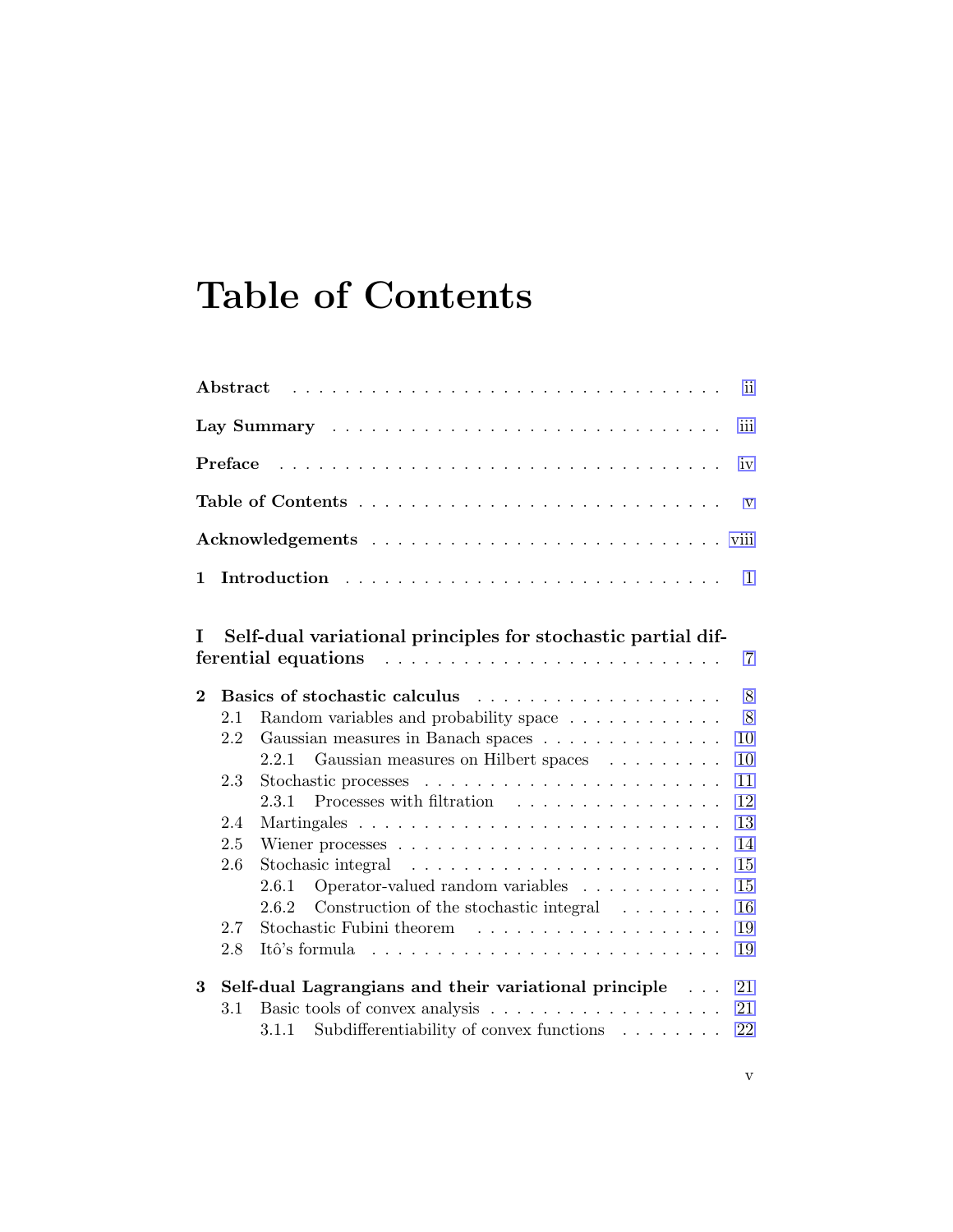# Table of Contents

**Abstract** . . . . . . . . . . . . . . . . . . . . . . . . . . . . . . . . . ii

**Lay Summary** . . . . . . . . . . . . . . . . . . . . . . . . . . . . . iii

**Preface** . . . . . . . . . . . . . . . . . . . . . . . . . . . . . . . . . iv

**Table of Contents** . . . . . . . . . . . . . . . . . . . . . . . . . . v

**Acknowledgements** . . . . . . . . . . . . . . . . . . . . . . . . . viii

**1 Introduction** . . . . . . . . . . . . . . . . . . . . . . . . . . . . 1

**I Self-dual variational principles for stochastic partial differential equations** . . . . . . . . . . . . . . . . . . . . . . . . . 7

**2 Basics of stochastic calculus** . . . . . . . . . . . . . . . . . . . 8

- 2.1 Random variables and probability space . . . . . . . . . . . . 8
- 2.2 Gaussian measures in Banach spaces . . . . . . . . . . . . . . 10
  - 2.2.1 Gaussian measures on Hilbert spaces . . . . . . . . . . 10
- 2.3 Stochastic processes . . . . . . . . . . . . . . . . . . . . . . . 11
  - 2.3.1 Processes with filtration . . . . . . . . . . . . . . . . . 12
- 2.4 Martingales . . . . . . . . . . . . . . . . . . . . . . . . . . . . 13
- 2.5 Wiener processes . . . . . . . . . . . . . . . . . . . . . . . . . 14
- 2.6 Stochasic integral . . . . . . . . . . . . . . . . . . . . . . . . . 15
  - 2.6.1 Operator-valued random variables . . . . . . . . . . . . 15
  - 2.6.2 Construction of the stochastic integral . . . . . . . . . 16
- 2.7 Stochastic Fubini theorem . . . . . . . . . . . . . . . . . . . . 19
- 2.8 Itô's formula . . . . . . . . . . . . . . . . . . . . . . . . . . . 19

**3 Self-dual Lagrangians and their variational principle** . . . 21

- 3.1 Basic tools of convex analysis . . . . . . . . . . . . . . . . . . 21
  - 3.1.1 Subdifferentiability of convex functions . . . . . . . . . 22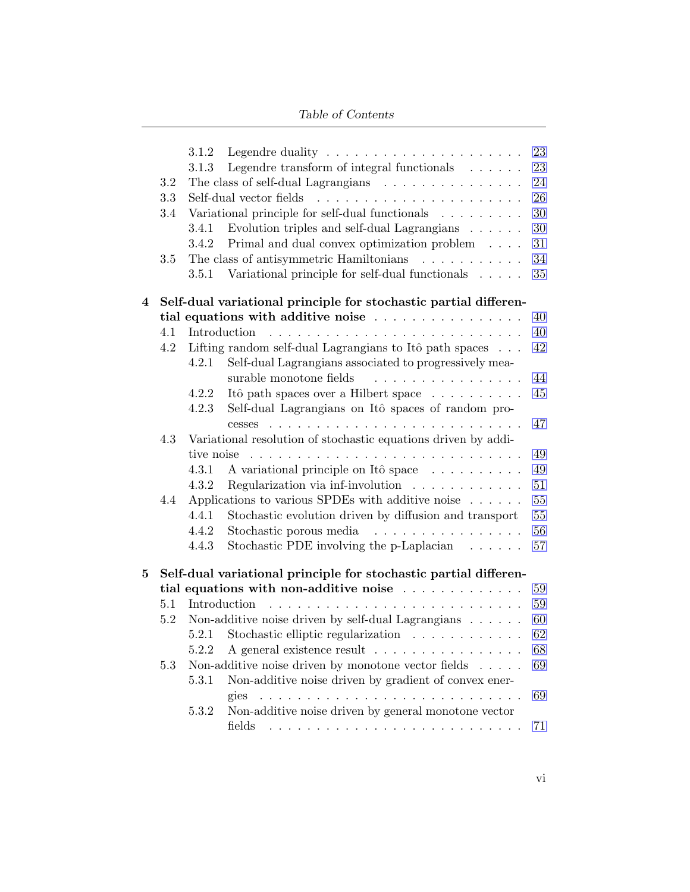| | | | |
|---|---|---|---|
| | 3.1.2 | Legendre duality | 23 |
| | 3.1.3 | Legendre transform of integral functionals | 23 |
| 3.2 | | The class of self-dual Lagrangians | 24 |
| 3.3 | | Self-dual vector fields | 26 |
| 3.4 | | Variational principle for self-dual functionals | 30 |
| | 3.4.1 | Evolution triples and self-dual Lagrangians | 30 |
| | 3.4.2 | Primal and dual convex optimization problem | 31 |
| 3.5 | | The class of antisymmetric Hamiltonians | 34 |
| | 3.5.1 | Variational principle for self-dual functionals | 35 |

**4 Self-dual variational principle for stochastic partial differential equations with additive noise** . . . 40

| | | | |
|---|---|---|---|
| 4.1 | | Introduction | 40 |
| 4.2 | | Lifting random self-dual Lagrangians to Itô path spaces | 42 |
| | 4.2.1 | Self-dual Lagrangians associated to progressively measurable monotone fields | 44 |
| | 4.2.2 | Itô path spaces over a Hilbert space | 45 |
| | 4.2.3 | Self-dual Lagrangians on Itô spaces of random processes | 47 |
| 4.3 | | Variational resolution of stochastic equations driven by additive noise | 49 |
| | 4.3.1 | A variational principle on Itô space | 49 |
| | 4.3.2 | Regularization via inf-involution | 51 |
| 4.4 | | Applications to various SPDEs with additive noise | 55 |
| | 4.4.1 | Stochastic evolution driven by diffusion and transport | 55 |
| | 4.4.2 | Stochastic porous media | 56 |
| | 4.4.3 | Stochastic PDE involving the p-Laplacian | 57 |

**5 Self-dual variational principle for stochastic partial differential equations with non-additive noise** . . . 59

| | | | |
|---|---|---|---|
| 5.1 | | Introduction | 59 |
| 5.2 | | Non-additive noise driven by self-dual Lagrangians | 60 |
| | 5.2.1 | Stochastic elliptic regularization | 62 |
| | 5.2.2 | A general existence result | 68 |
| 5.3 | | Non-additive noise driven by monotone vector fields | 69 |
| | 5.3.1 | Non-additive noise driven by gradient of convex energies | 69 |
| | 5.3.2 | Non-additive noise driven by general monotone vector fields | 71 |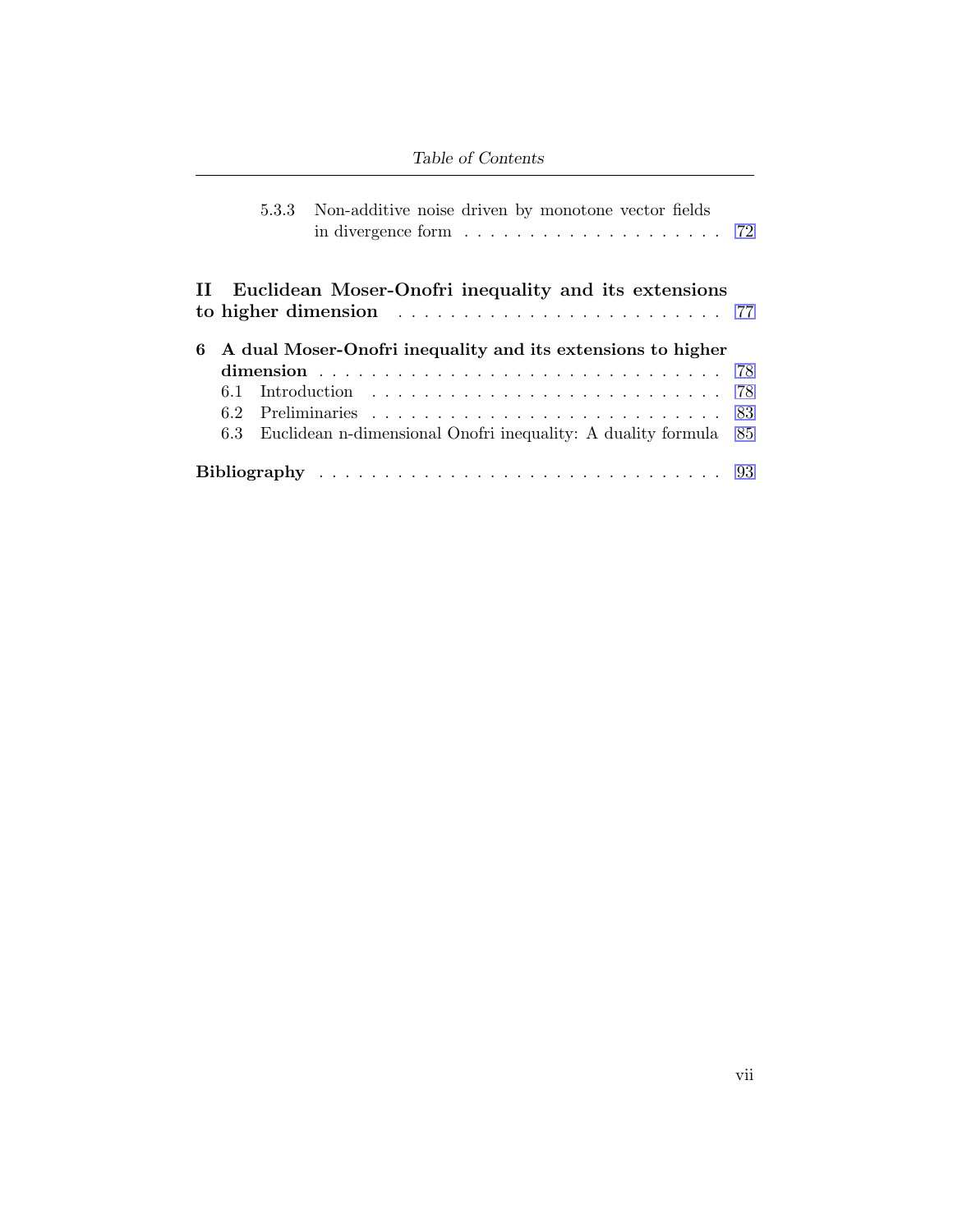5.3.3 Non-additive noise driven by monotone vector fields in divergence form . . . . . . . . . . . . . . . . . . . . 72

**II Euclidean Moser-Onofri inequality and its extensions to higher dimension** . . . . . . . . . . . . . . . . . . . . . . . . . 77

**6 A dual Moser-Onofri inequality and its extensions to higher dimension** . . . . . . . . . . . . . . . . . . . . . . . . . . . . . . . . 78

6.1 Introduction . . . . . . . . . . . . . . . . . . . . . . . . . . . 78

6.2 Preliminaries . . . . . . . . . . . . . . . . . . . . . . . . . . . 83

6.3 Euclidean n-dimensional Onofri inequality: A duality formula 85

**Bibliography** . . . . . . . . . . . . . . . . . . . . . . . . . . . . . . . 93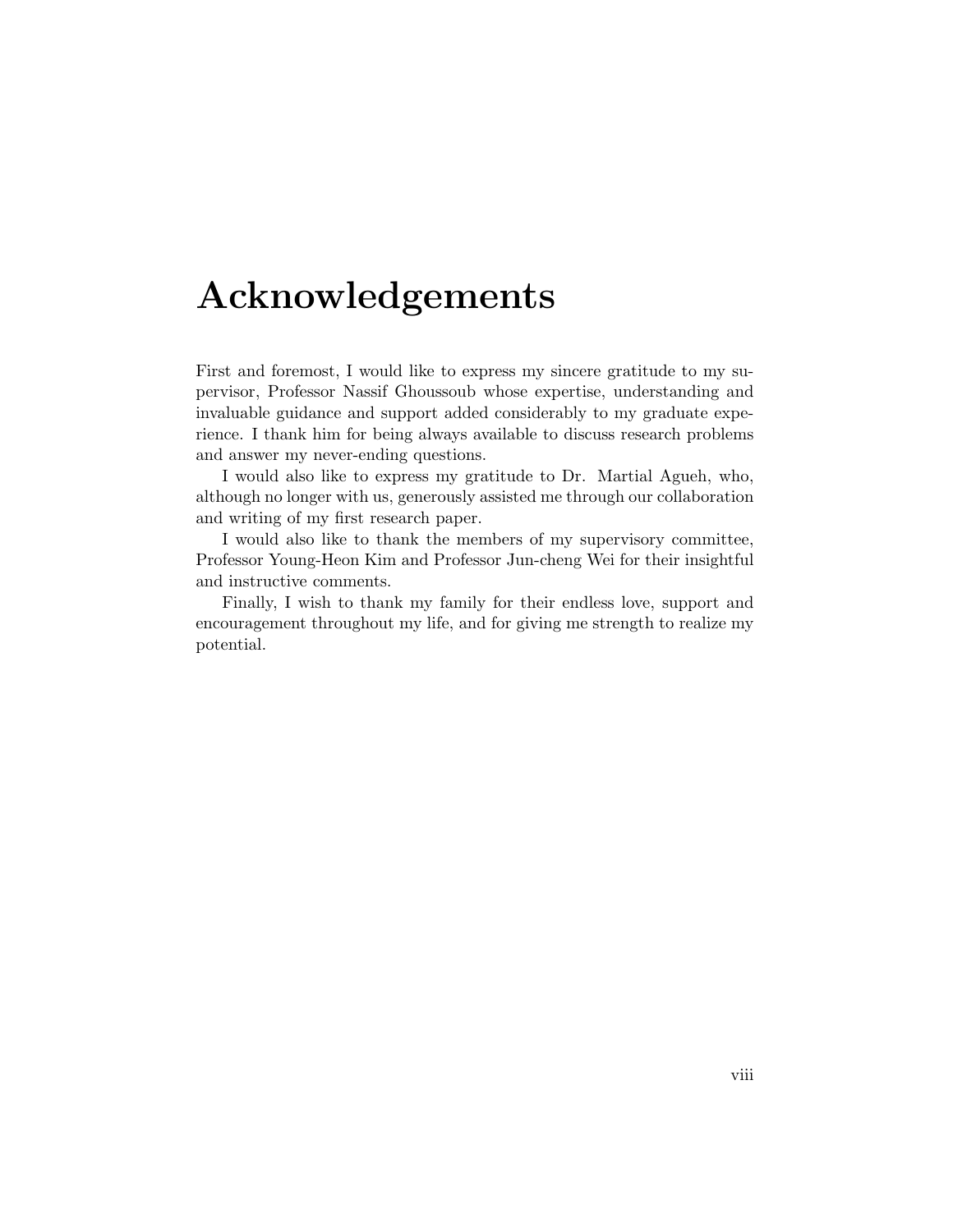# Acknowledgements

First and foremost, I would like to express my sincere gratitude to my supervisor, Professor Nassif Ghoussoub whose expertise, understanding and invaluable guidance and support added considerably to my graduate experience. I thank him for being always available to discuss research problems and answer my never-ending questions.

I would also like to express my gratitude to Dr. Martial Agueh, who, although no longer with us, generously assisted me through our collaboration and writing of my first research paper.

I would also like to thank the members of my supervisory committee, Professor Young-Heon Kim and Professor Jun-cheng Wei for their insightful and instructive comments.

Finally, I wish to thank my family for their endless love, support and encouragement throughout my life, and for giving me strength to realize my potential.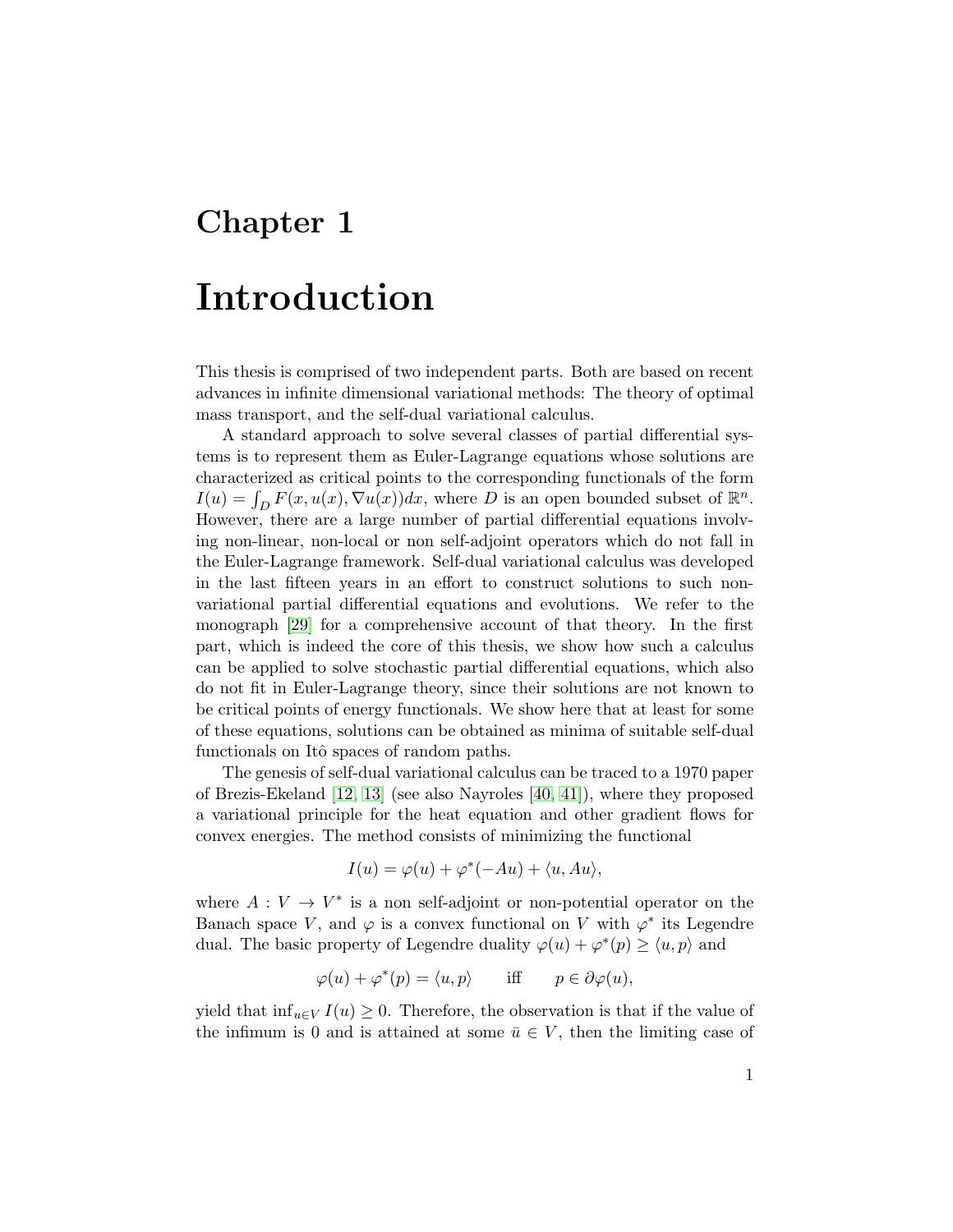# Chapter 1

# Introduction

This thesis is comprised of two independent parts. Both are based on recent advances in infinite dimensional variational methods: The theory of optimal mass transport, and the self-dual variational calculus.

A standard approach to solve several classes of partial differential systems is to represent them as Euler-Lagrange equations whose solutions are characterized as critical points to the corresponding functionals of the form $I(u) = \int_D F(x, u(x), \nabla u(x))dx$, where $D$ is an open bounded subset of $\mathbb{R}^n$. However, there are a large number of partial differential equations involving non-linear, non-local or non self-adjoint operators which do not fall in the Euler-Lagrange framework. Self-dual variational calculus was developed in the last fifteen years in an effort to construct solutions to such non-variational partial differential equations and evolutions. We refer to the monograph [29] for a comprehensive account of that theory. In the first part, which is indeed the core of this thesis, we show how such a calculus can be applied to solve stochastic partial differential equations, which also do not fit in Euler-Lagrange theory, since their solutions are not known to be critical points of energy functionals. We show here that at least for some of these equations, solutions can be obtained as minima of suitable self-dual functionals on Itô spaces of random paths.

The genesis of self-dual variational calculus can be traced to a 1970 paper of Brezis-Ekeland [12, 13] (see also Nayroles [40, 41]), where they proposed a variational principle for the heat equation and other gradient flows for convex energies. The method consists of minimizing the functional

$$I(u) = \varphi(u) + \varphi^*(-Au) + \langle u, Au\rangle,$$

where $A : V \to V^*$ is a non self-adjoint or non-potential operator on the Banach space $V$, and $\varphi$ is a convex functional on $V$ with $\varphi^*$ its Legendre dual. The basic property of Legendre duality $\varphi(u) + \varphi^*(p) \geq \langle u, p\rangle$ and

$$\varphi(u) + \varphi^*(p) = \langle u, p\rangle \qquad \text{iff} \qquad p \in \partial\varphi(u),$$

yield that $\inf_{u \in V} I(u) \geq 0$. Therefore, the observation is that if the value of the infimum is 0 and is attained at some $\bar{u} \in V$, then the limiting case of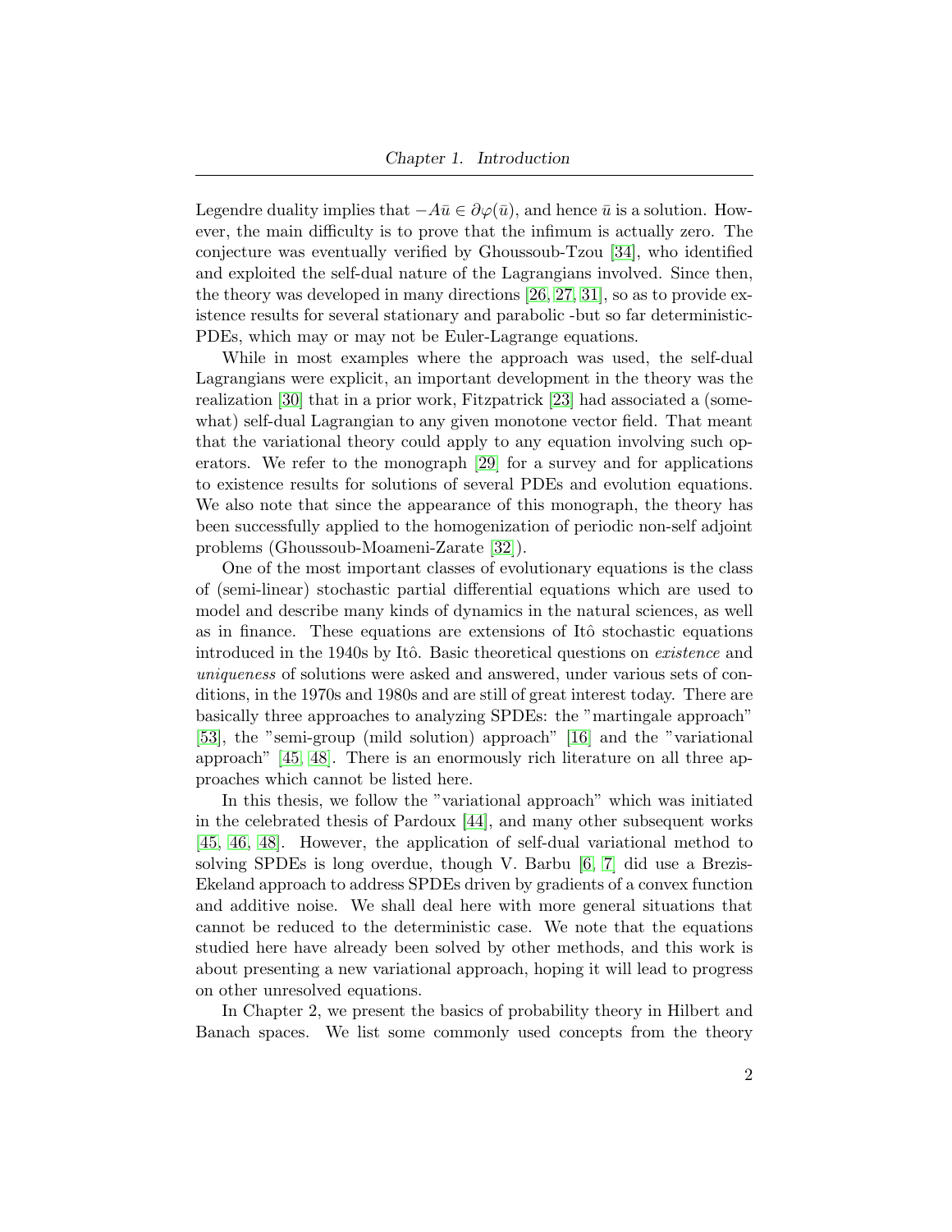Legendre duality implies that $-A\bar{u} \in \partial\varphi(\bar{u})$, and hence $\bar{u}$ is a solution. However, the main difficulty is to prove that the infimum is actually zero. The conjecture was eventually verified by Ghoussoub-Tzou [34], who identified and exploited the self-dual nature of the Lagrangians involved. Since then, the theory was developed in many directions [26, 27, 31], so as to provide existence results for several stationary and parabolic -but so far deterministic- PDEs, which may or may not be Euler-Lagrange equations.

While in most examples where the approach was used, the self-dual Lagrangians were explicit, an important development in the theory was the realization [30] that in a prior work, Fitzpatrick [23] had associated a (somewhat) self-dual Lagrangian to any given monotone vector field. That meant that the variational theory could apply to any equation involving such operators. We refer to the monograph [29] for a survey and for applications to existence results for solutions of several PDEs and evolution equations. We also note that since the appearance of this monograph, the theory has been successfully applied to the homogenization of periodic non-self adjoint problems (Ghoussoub-Moameni-Zarate [32]).

One of the most important classes of evolutionary equations is the class of (semi-linear) stochastic partial differential equations which are used to model and describe many kinds of dynamics in the natural sciences, as well as in finance. These equations are extensions of Itô stochastic equations introduced in the 1940s by Itô. Basic theoretical questions on *existence* and *uniqueness* of solutions were asked and answered, under various sets of conditions, in the 1970s and 1980s and are still of great interest today. There are basically three approaches to analyzing SPDEs: the "martingale approach" [53], the "semi-group (mild solution) approach" [16] and the "variational approach" [45, 48]. There is an enormously rich literature on all three approaches which cannot be listed here.

In this thesis, we follow the "variational approach" which was initiated in the celebrated thesis of Pardoux [44], and many other subsequent works [45, 46, 48]. However, the application of self-dual variational method to solving SPDEs is long overdue, though V. Barbu [6, 7] did use a Brezis-Ekeland approach to address SPDEs driven by gradients of a convex function and additive noise. We shall deal here with more general situations that cannot be reduced to the deterministic case. We note that the equations studied here have already been solved by other methods, and this work is about presenting a new variational approach, hoping it will lead to progress on other unresolved equations.

In Chapter 2, we present the basics of probability theory in Hilbert and Banach spaces. We list some commonly used concepts from the theory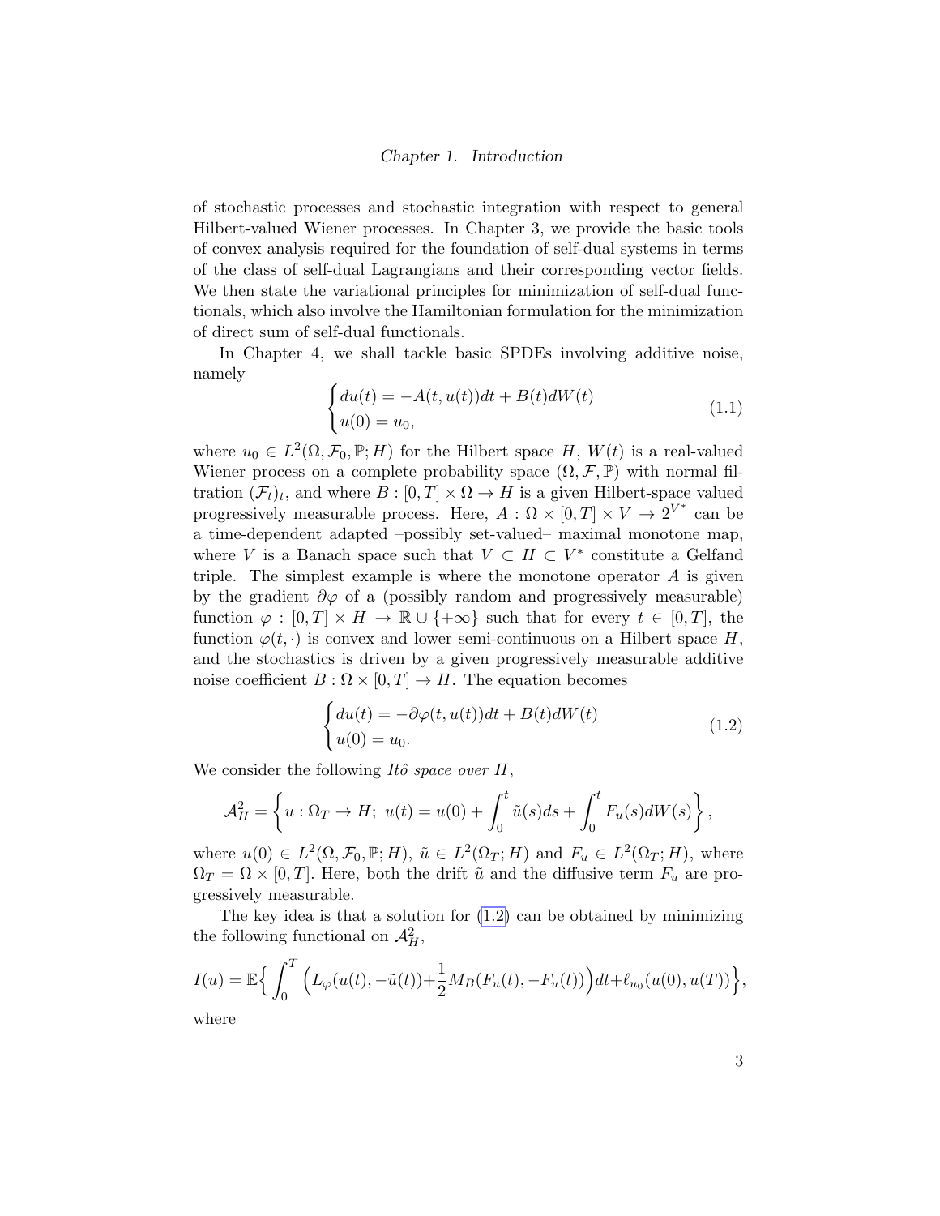of stochastic processes and stochastic integration with respect to general Hilbert-valued Wiener processes. In Chapter 3, we provide the basic tools of convex analysis required for the foundation of self-dual systems in terms of the class of self-dual Lagrangians and their corresponding vector fields. We then state the variational principles for minimization of self-dual functionals, which also involve the Hamiltonian formulation for the minimization of direct sum of self-dual functionals.

In Chapter 4, we shall tackle basic SPDEs involving additive noise, namely

$$\begin{cases} du(t) = -A(t, u(t))dt + B(t)dW(t) \\ u(0) = u_0, \end{cases} \tag{1.1}$$

where $u_0 \in L^2(\Omega, \mathcal{F}_0, \mathbb{P}; H)$ for the Hilbert space $H$, $W(t)$ is a real-valued Wiener process on a complete probability space $(\Omega, \mathcal{F}, \mathbb{P})$ with normal filtration $(\mathcal{F}_t)_t$, and where $B : [0, T] \times \Omega \to H$ is a given Hilbert-space valued progressively measurable process. Here, $A : \Omega \times [0, T] \times V \to 2^{V^*}$ can be a time-dependent adapted –possibly set-valued– maximal monotone map, where $V$ is a Banach space such that $V \subset H \subset V^*$ constitute a Gelfand triple. The simplest example is where the monotone operator $A$ is given by the gradient $\partial\varphi$ of a (possibly random and progressively measurable) function $\varphi : [0, T] \times H \to \mathbb{R} \cup \{+\infty\}$ such that for every $t \in [0, T]$, the function $\varphi(t, \cdot)$ is convex and lower semi-continuous on a Hilbert space $H$, and the stochastics is driven by a given progressively measurable additive noise coefficient $B : \Omega \times [0, T] \to H$. The equation becomes

$$\begin{cases} du(t) = -\partial\varphi(t, u(t))dt + B(t)dW(t) \\ u(0) = u_0. \end{cases} \tag{1.2}$$

We consider the following *Itô space over* $H$,

$$\mathcal{A}_H^2 = \left\{ u : \Omega_T \to H;\ u(t) = u(0) + \int_0^t \tilde{u}(s)ds + \int_0^t F_u(s)dW(s) \right\},$$

where $u(0) \in L^2(\Omega, \mathcal{F}_0, \mathbb{P}; H)$, $\tilde{u} \in L^2(\Omega_T; H)$ and $F_u \in L^2(\Omega_T; H)$, where $\Omega_T = \Omega \times [0, T]$. Here, both the drift $\tilde{u}$ and the diffusive term $F_u$ are progressively measurable.

The key idea is that a solution for (1.2) can be obtained by minimizing the following functional on $\mathcal{A}_H^2$,

$$I(u) = \mathbb{E}\Big\{ \int_0^T \Big(L_\varphi(u(t), -\tilde{u}(t)) + \frac{1}{2} M_B(F_u(t), -F_u(t))\Big)dt + \ell_{u_0}(u(0), u(T))\Big\},$$

where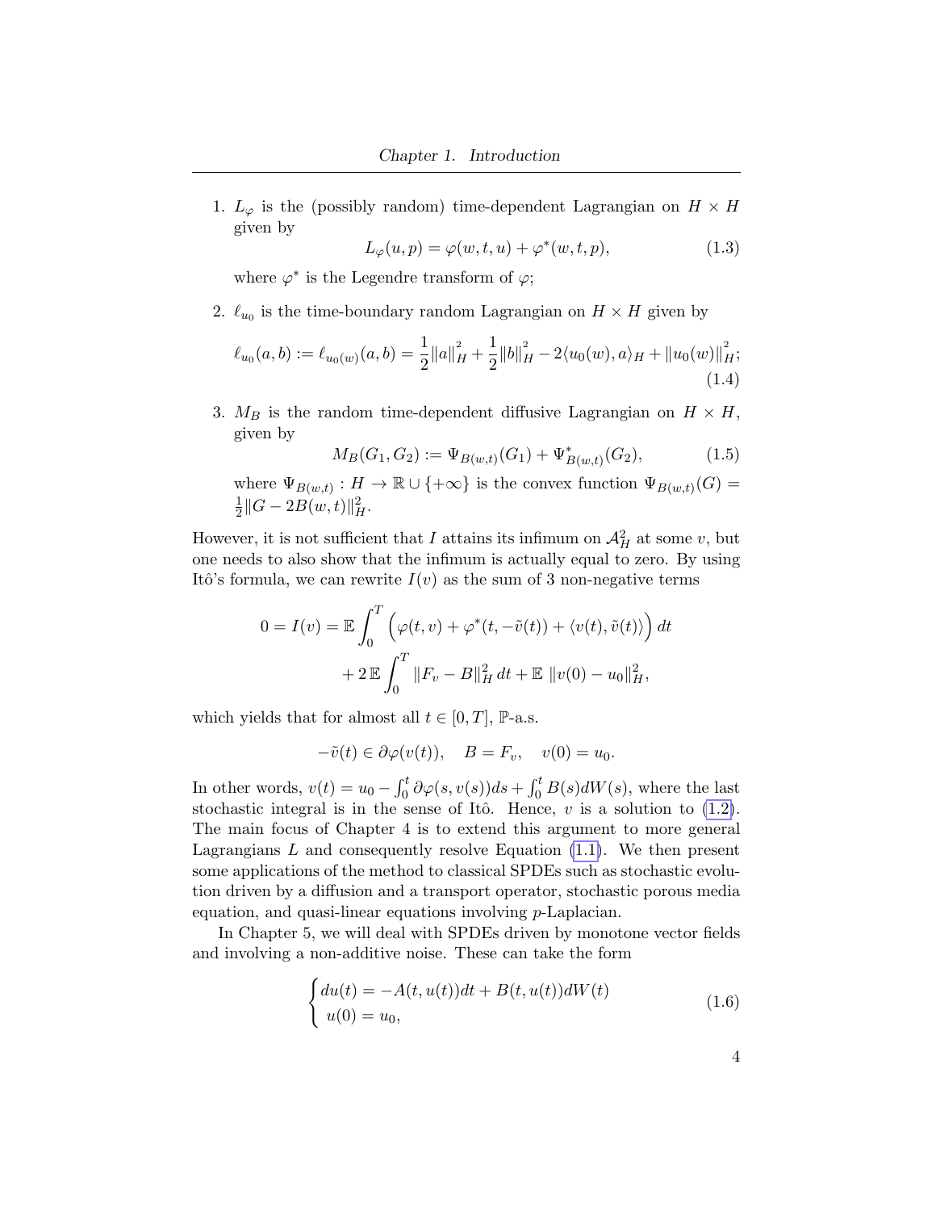1. $L_\varphi$ is the (possibly random) time-dependent Lagrangian on $H \times H$ given by

$$L_\varphi(u,p) = \varphi(w,t,u) + \varphi^*(w,t,p), \tag{1.3}$$

where $\varphi^*$ is the Legendre transform of $\varphi$;

2. $\ell_{u_0}$ is the time-boundary random Lagrangian on $H \times H$ given by

$$\ell_{u_0}(a,b) := \ell_{u_0(w)}(a,b) = \frac{1}{2}\|a\|_H^2 + \frac{1}{2}\|b\|_H^2 - 2\langle u_0(w), a\rangle_H + \|u_0(w)\|_H^2; \tag{1.4}$$

3. $M_B$ is the random time-dependent diffusive Lagrangian on $H \times H$, given by

$$M_B(G_1, G_2) := \Psi_{B(w,t)}(G_1) + \Psi^*_{B(w,t)}(G_2), \tag{1.5}$$

where $\Psi_{B(w,t)} : H \to \mathbb{R} \cup \{+\infty\}$ is the convex function $\Psi_{B(w,t)}(G) = \frac{1}{2}\|G - 2B(w,t)\|_H^2$.

However, it is not sufficient that $I$ attains its infimum on $\mathcal{A}_H^2$ at some $v$, but one needs to also show that the infimum is actually equal to zero. By using Itô's formula, we can rewrite $I(v)$ as the sum of 3 non-negative terms

$$\begin{aligned}
0 = I(v) = \mathbb{E}\int_0^T \Big(\varphi(t,v) + \varphi^*(t, -\tilde{v}(t)) + \langle v(t), \tilde{v}(t)\rangle\Big)\, dt \\
+ 2\,\mathbb{E}\int_0^T \|F_v - B\|_H^2\, dt + \mathbb{E}\, \|v(0) - u_0\|_H^2,
\end{aligned}$$

which yields that for almost all $t \in [0,T]$, $\mathbb{P}$-a.s.

$$-\tilde{v}(t) \in \partial\varphi(v(t)), \quad B = F_v, \quad v(0) = u_0.$$

In other words, $v(t) = u_0 - \int_0^t \partial\varphi(s, v(s))ds + \int_0^t B(s)dW(s)$, where the last stochastic integral is in the sense of Itô. Hence, $v$ is a solution to (1.2). The main focus of Chapter 4 is to extend this argument to more general Lagrangians $L$ and consequently resolve Equation (1.1). We then present some applications of the method to classical SPDEs such as stochastic evolution driven by a diffusion and a transport operator, stochastic porous media equation, and quasi-linear equations involving $p$-Laplacian.

In Chapter 5, we will deal with SPDEs driven by monotone vector fields and involving a non-additive noise. These can take the form

$$\begin{cases} du(t) = -A(t, u(t))dt + B(t, u(t))dW(t) \\ u(0) = u_0, \end{cases} \tag{1.6}$$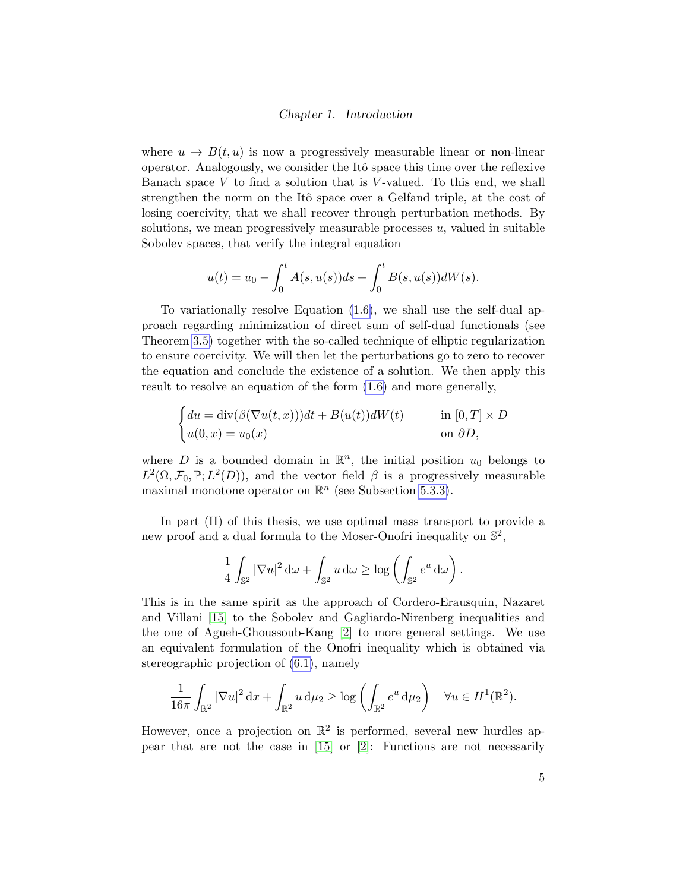where $u \to B(t,u)$ is now a progressively measurable linear or non-linear operator. Analogously, we consider the Itô space this time over the reflexive Banach space $V$ to find a solution that is $V$-valued. To this end, we shall strengthen the norm on the Itô space over a Gelfand triple, at the cost of losing coercivity, that we shall recover through perturbation methods. By solutions, we mean progressively measurable processes $u$, valued in suitable Sobolev spaces, that verify the integral equation

$$u(t) = u_0 - \int_0^t A(s,u(s))ds + \int_0^t B(s,u(s))dW(s).$$

To variationally resolve Equation (1.6), we shall use the self-dual approach regarding minimization of direct sum of self-dual functionals (see Theorem 3.5) together with the so-called technique of elliptic regularization to ensure coercivity. We will then let the perturbations go to zero to recover the equation and conclude the existence of a solution. We then apply this result to resolve an equation of the form (1.6) and more generally,

$$\begin{cases} du = \operatorname{div}(\beta(\nabla u(t,x)))dt + B(u(t))dW(t) & \text{in } [0,T] \times D \\ u(0,x) = u_0(x) & \text{on } \partial D, \end{cases}$$

where $D$ is a bounded domain in $\mathbb{R}^n$, the initial position $u_0$ belongs to $L^2(\Omega, \mathcal{F}_0, \mathbb{P}; L^2(D))$, and the vector field $\beta$ is a progressively measurable maximal monotone operator on $\mathbb{R}^n$ (see Subsection 5.3.3).

In part (II) of this thesis, we use optimal mass transport to provide a new proof and a dual formula to the Moser-Onofri inequality on $\mathbb{S}^2$,

$$\frac{1}{4}\int_{\mathbb{S}^2} |\nabla u|^2 \, \mathrm{d}\omega + \int_{\mathbb{S}^2} u \, \mathrm{d}\omega \geq \log\left(\int_{\mathbb{S}^2} e^u \, \mathrm{d}\omega\right).$$

This is in the same spirit as the approach of Cordero-Erausquin, Nazaret and Villani [15] to the Sobolev and Gagliardo-Nirenberg inequalities and the one of Agueh-Ghoussoub-Kang [2] to more general settings. We use an equivalent formulation of the Onofri inequality which is obtained via stereographic projection of (6.1), namely

$$\frac{1}{16\pi}\int_{\mathbb{R}^2} |\nabla u|^2 \, \mathrm{d}x + \int_{\mathbb{R}^2} u \, \mathrm{d}\mu_2 \geq \log\left(\int_{\mathbb{R}^2} e^u \, \mathrm{d}\mu_2\right) \quad \forall u \in H^1(\mathbb{R}^2).$$

However, once a projection on $\mathbb{R}^2$ is performed, several new hurdles appear that are not the case in [15] or [2]: Functions are not necessarily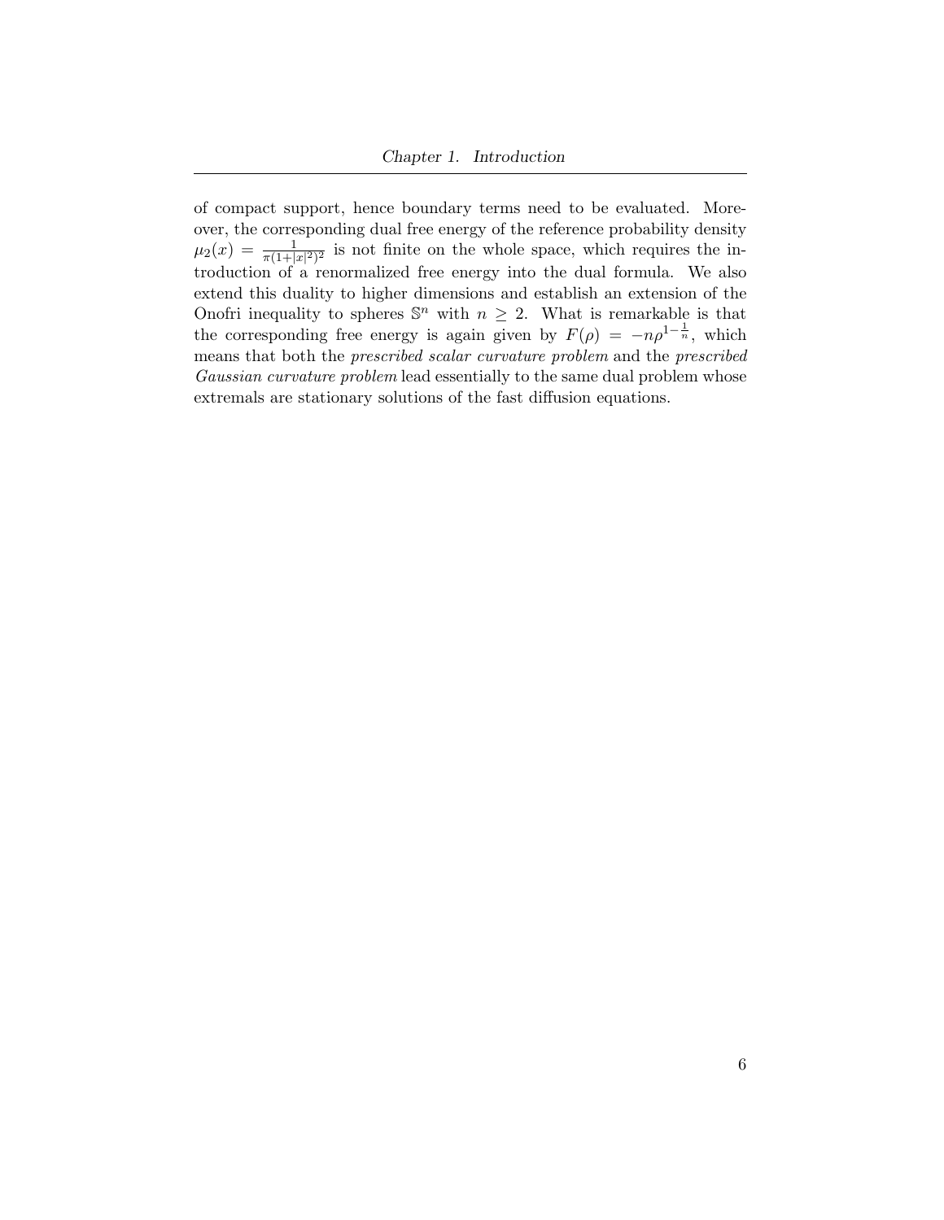of compact support, hence boundary terms need to be evaluated. Moreover, the corresponding dual free energy of the reference probability density $\mu_2(x) = \frac{1}{\pi(1+|x|^2)^2}$ is not finite on the whole space, which requires the introduction of a renormalized free energy into the dual formula. We also extend this duality to higher dimensions and establish an extension of the Onofri inequality to spheres $\mathbb{S}^n$ with $n \geq 2$. What is remarkable is that the corresponding free energy is again given by $F(\rho) = -n\rho^{1-\frac{1}{n}}$, which means that both the *prescribed scalar curvature problem* and the *prescribed Gaussian curvature problem* lead essentially to the same dual problem whose extremals are stationary solutions of the fast diffusion equations.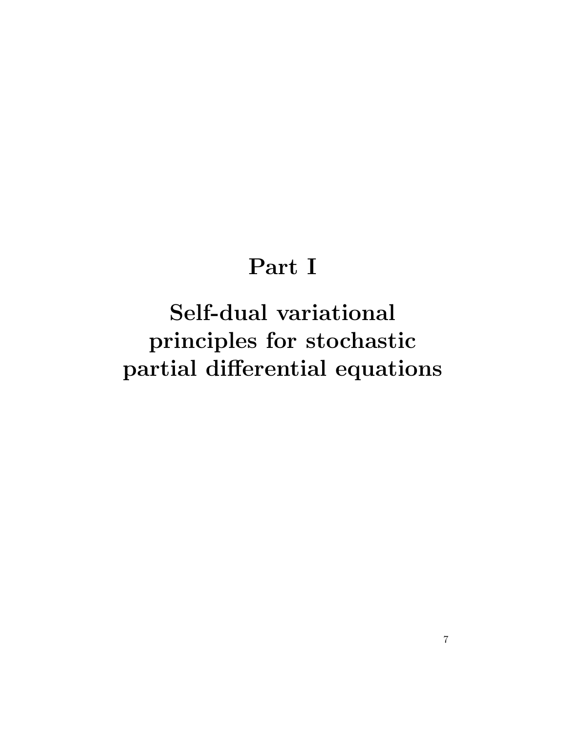# Part I

# Self-dual variational principles for stochastic partial differential equations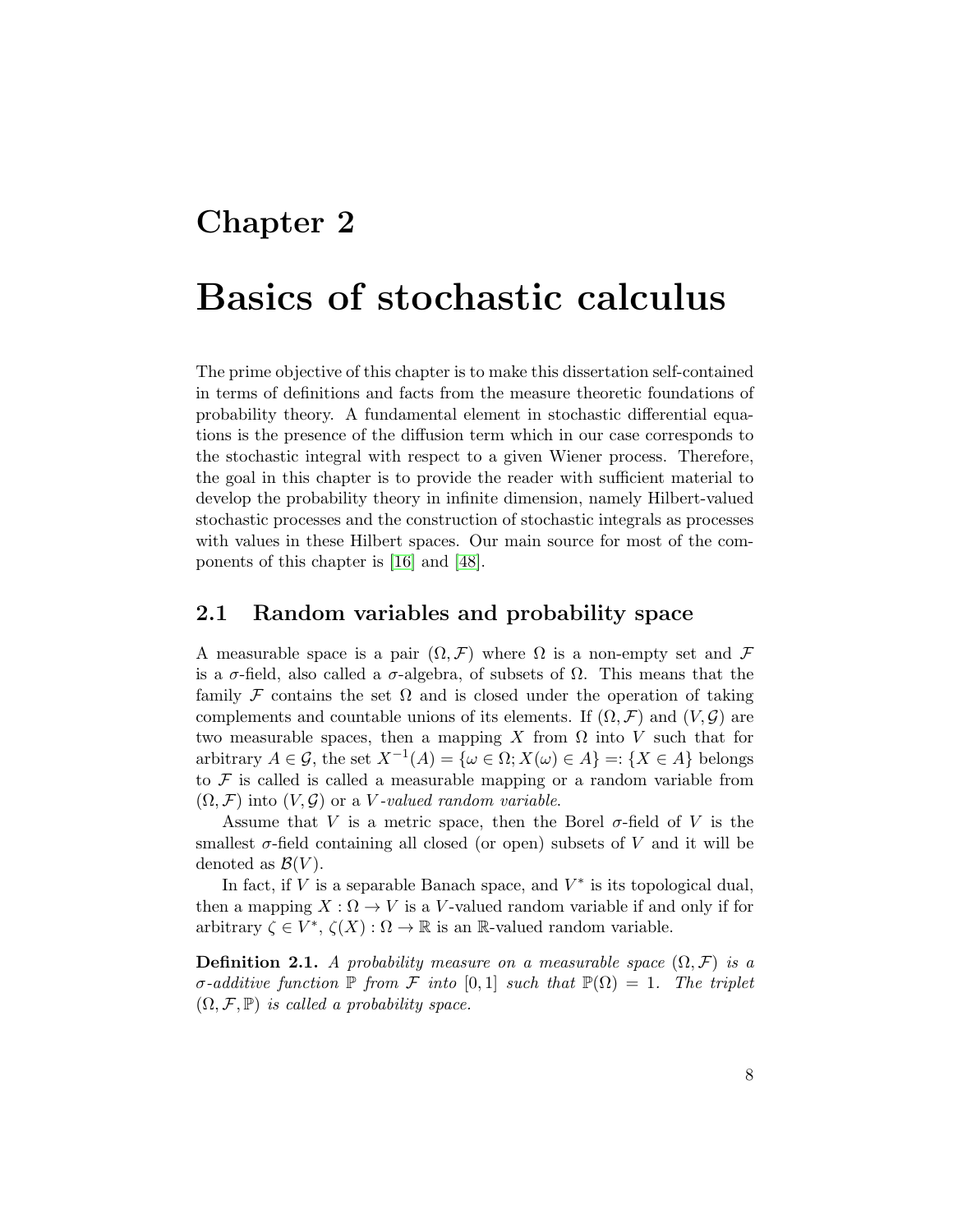# Chapter 2

# Basics of stochastic calculus

The prime objective of this chapter is to make this dissertation self-contained in terms of definitions and facts from the measure theoretic foundations of probability theory. A fundamental element in stochastic differential equations is the presence of the diffusion term which in our case corresponds to the stochastic integral with respect to a given Wiener process. Therefore, the goal in this chapter is to provide the reader with sufficient material to develop the probability theory in infinite dimension, namely Hilbert-valued stochastic processes and the construction of stochastic integrals as processes with values in these Hilbert spaces. Our main source for most of the components of this chapter is [16] and [48].

## 2.1 Random variables and probability space

A measurable space is a pair $(\Omega, \mathcal{F})$ where $\Omega$ is a non-empty set and $\mathcal{F}$ is a $\sigma$-field, also called a $\sigma$-algebra, of subsets of $\Omega$. This means that the family $\mathcal{F}$ contains the set $\Omega$ and is closed under the operation of taking complements and countable unions of its elements. If $(\Omega, \mathcal{F})$ and $(V, \mathcal{G})$ are two measurable spaces, then a mapping $X$ from $\Omega$ into $V$ such that for arbitrary $A \in \mathcal{G}$, the set $X^{-1}(A) = \{\omega \in \Omega; X(\omega) \in A\} =: \{X \in A\}$ belongs to $\mathcal{F}$ is called is called a measurable mapping or a random variable from $(\Omega, \mathcal{F})$ into $(V, \mathcal{G})$ or a *$V$-valued random variable*.

Assume that $V$ is a metric space, then the Borel $\sigma$-field of $V$ is the smallest $\sigma$-field containing all closed (or open) subsets of $V$ and it will be denoted as $\mathcal{B}(V)$.

In fact, if $V$ is a separable Banach space, and $V^*$ is its topological dual, then a mapping $X : \Omega \to V$ is a $V$-valued random variable if and only if for arbitrary $\zeta \in V^*$, $\zeta(X) : \Omega \to \mathbb{R}$ is an $\mathbb{R}$-valued random variable.

**Definition 2.1.** *A probability measure on a measurable space $(\Omega, \mathcal{F})$ is a $\sigma$-additive function $\mathbb{P}$ from $\mathcal{F}$ into $[0, 1]$ such that $\mathbb{P}(\Omega) = 1$. The triplet $(\Omega, \mathcal{F}, \mathbb{P})$ is called a probability space.*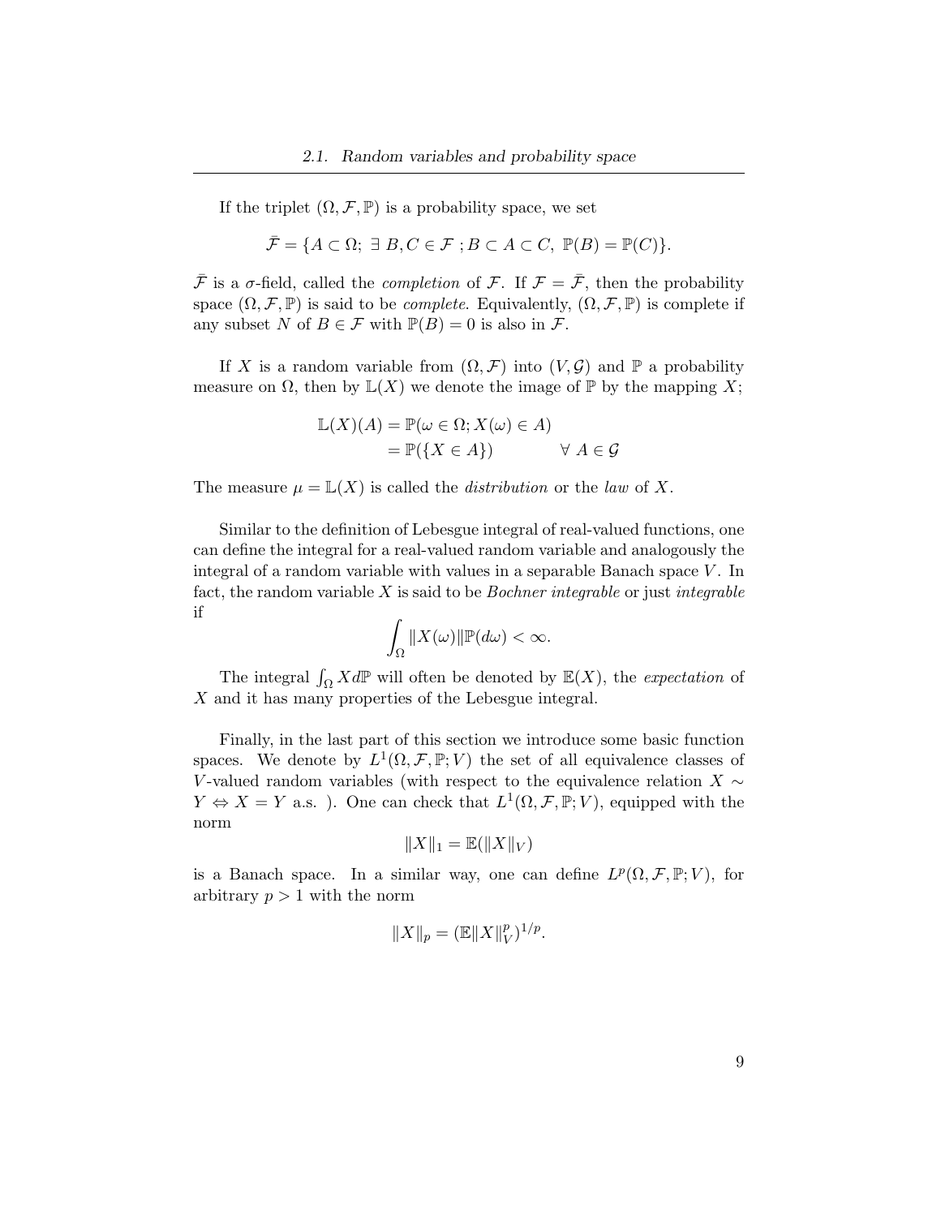If the triplet $(\Omega, \mathcal{F}, \mathbb{P})$ is a probability space, we set

$$\bar{\mathcal{F}} = \{A \subset \Omega;\ \exists\ B, C \in \mathcal{F}\ ; B \subset A \subset C,\ \mathbb{P}(B) = \mathbb{P}(C)\}.$$

$\bar{\mathcal{F}}$ is a $\sigma$-field, called the *completion* of $\mathcal{F}$. If $\mathcal{F} = \bar{\mathcal{F}}$, then the probability space $(\Omega, \mathcal{F}, \mathbb{P})$ is said to be *complete*. Equivalently, $(\Omega, \mathcal{F}, \mathbb{P})$ is complete if any subset $N$ of $B \in \mathcal{F}$ with $\mathbb{P}(B) = 0$ is also in $\mathcal{F}$.

If $X$ is a random variable from $(\Omega, \mathcal{F})$ into $(V, \mathcal{G})$ and $\mathbb{P}$ a probability measure on $\Omega$, then by $\mathbb{L}(X)$ we denote the image of $\mathbb{P}$ by the mapping $X$;

$$\begin{aligned}\mathbb{L}(X)(A) &= \mathbb{P}(\omega \in \Omega; X(\omega) \in A) \\ &= \mathbb{P}(\{X \in A\}) \qquad\qquad \forall\ A \in \mathcal{G}\end{aligned}$$

The measure $\mu = \mathbb{L}(X)$ is called the *distribution* or the *law* of $X$.

Similar to the definition of Lebesgue integral of real-valued functions, one can define the integral for a real-valued random variable and analogously the integral of a random variable with values in a separable Banach space $V$. In fact, the random variable $X$ is said to be *Bochner integrable* or just *integrable* if

$$\int_\Omega \|X(\omega)\| \mathbb{P}(d\omega) < \infty.$$

The integral $\int_\Omega X d\mathbb{P}$ will often be denoted by $\mathbb{E}(X)$, the *expectation* of $X$ and it has many properties of the Lebesgue integral.

Finally, in the last part of this section we introduce some basic function spaces. We denote by $L^1(\Omega, \mathcal{F}, \mathbb{P}; V)$ the set of all equivalence classes of $V$-valued random variables (with respect to the equivalence relation $X \sim Y \Leftrightarrow X = Y$ a.s. ). One can check that $L^1(\Omega, \mathcal{F}, \mathbb{P}; V)$, equipped with the norm

$$\|X\|_1 = \mathbb{E}(\|X\|_V)$$

is a Banach space. In a similar way, one can define $L^p(\Omega, \mathcal{F}, \mathbb{P}; V)$, for arbitrary $p > 1$ with the norm

$$\|X\|_p = (\mathbb{E}\|X\|_V^p)^{1/p}.$$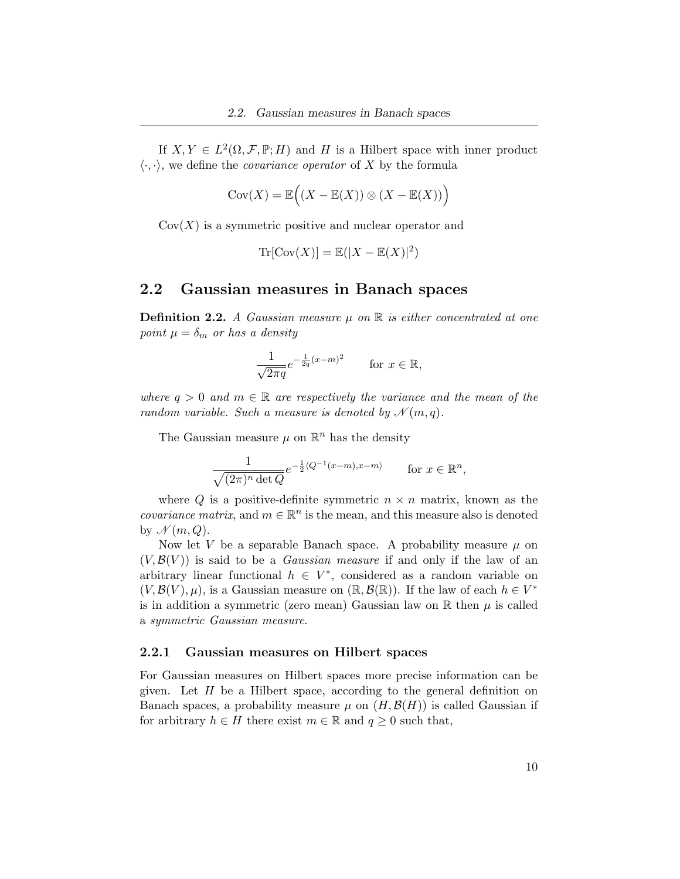If $X, Y \in L^2(\Omega, \mathcal{F}, \mathbb{P}; H)$ and $H$ is a Hilbert space with inner product $\langle \cdot, \cdot \rangle$, we define the *covariance operator* of $X$ by the formula

$$\mathrm{Cov}(X) = \mathbb{E}\Big( (X - \mathbb{E}(X)) \otimes (X - \mathbb{E}(X)) \Big)$$

$\mathrm{Cov}(X)$ is a symmetric positive and nuclear operator and

$$\mathrm{Tr}[\mathrm{Cov}(X)] = \mathbb{E}(|X - \mathbb{E}(X)|^2)$$

## 2.2 Gaussian measures in Banach spaces

**Definition 2.2.** *A Gaussian measure $\mu$ on $\mathbb{R}$ is either concentrated at one point $\mu = \delta_m$ or has a density*

$$\frac{1}{\sqrt{2\pi q}} e^{-\frac{1}{2q}(x-m)^2} \qquad \text{for } x \in \mathbb{R},$$

*where $q > 0$ and $m \in \mathbb{R}$ are respectively the variance and the mean of the random variable. Such a measure is denoted by $\mathcal{N}(m, q)$.*

The Gaussian measure $\mu$ on $\mathbb{R}^n$ has the density

$$\frac{1}{\sqrt{(2\pi)^n \det Q}} e^{-\frac{1}{2}\langle Q^{-1}(x-m), x-m\rangle} \qquad \text{for } x \in \mathbb{R}^n,$$

where $Q$ is a positive-definite symmetric $n \times n$ matrix, known as the *covariance matrix*, and $m \in \mathbb{R}^n$ is the mean, and this measure also is denoted by $\mathcal{N}(m, Q)$.

Now let $V$ be a separable Banach space. A probability measure $\mu$ on $(V, \mathcal{B}(V))$ is said to be a *Gaussian measure* if and only if the law of an arbitrary linear functional $h \in V^*$, considered as a random variable on $(V, \mathcal{B}(V), \mu)$, is a Gaussian measure on $(\mathbb{R}, \mathcal{B}(\mathbb{R}))$. If the law of each $h \in V^*$ is in addition a symmetric (zero mean) Gaussian law on $\mathbb{R}$ then $\mu$ is called a *symmetric Gaussian measure*.

### 2.2.1 Gaussian measures on Hilbert spaces

For Gaussian measures on Hilbert spaces more precise information can be given. Let $H$ be a Hilbert space, according to the general definition on Banach spaces, a probability measure $\mu$ on $(H, \mathcal{B}(H))$ is called Gaussian if for arbitrary $h \in H$ there exist $m \in \mathbb{R}$ and $q \geq 0$ such that,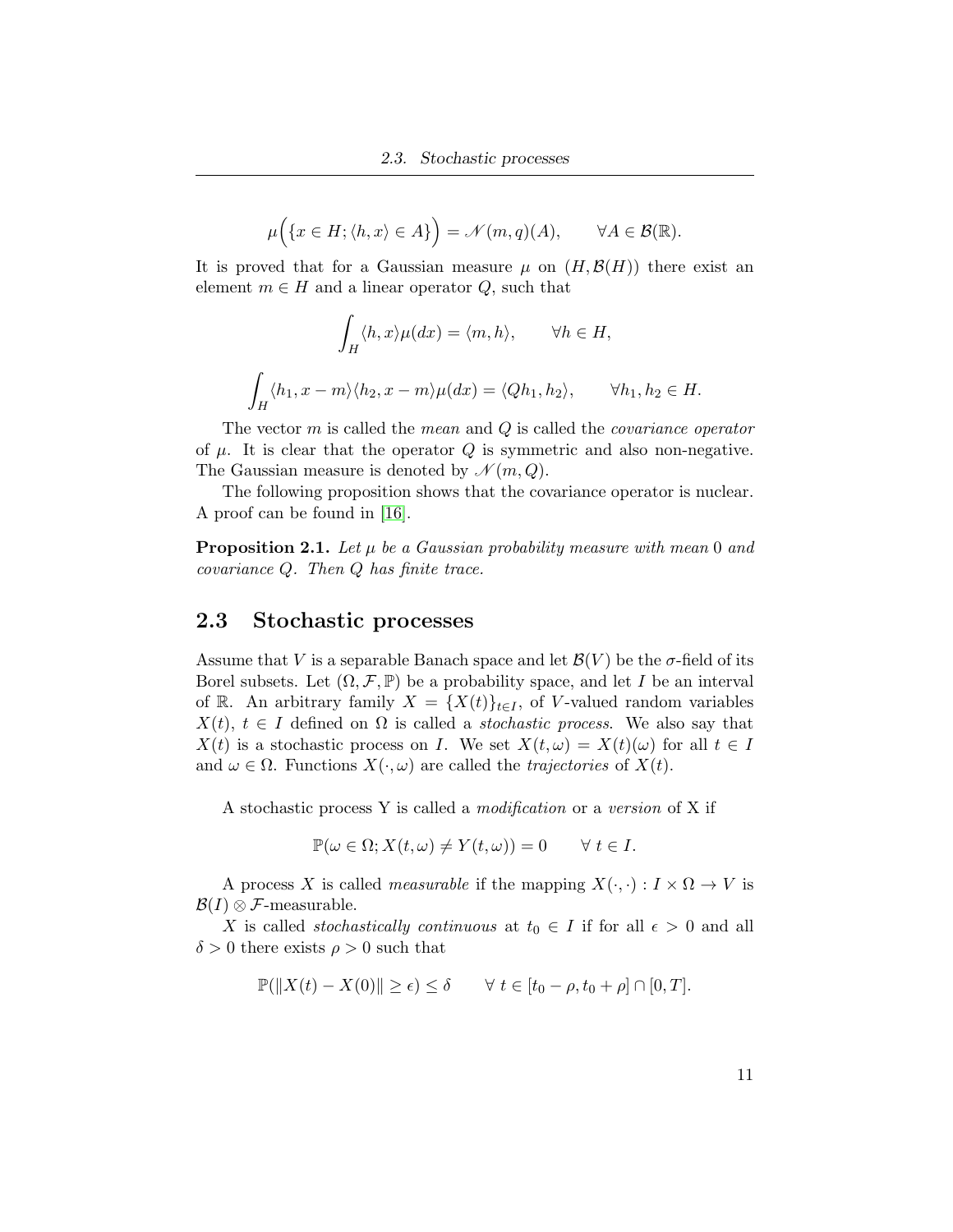$$\mu\Big(\{x \in H; \langle h, x\rangle \in A\}\Big) = \mathscr{N}(m, q)(A), \qquad \forall A \in \mathcal{B}(\mathbb{R}).$$

It is proved that for a Gaussian measure $\mu$ on $(H, \mathcal{B}(H))$ there exist an element $m \in H$ and a linear operator $Q$, such that

$$\int_H \langle h, x\rangle \mu(dx) = \langle m, h\rangle, \qquad \forall h \in H,$$

$$\int_H \langle h_1, x - m\rangle \langle h_2, x - m\rangle \mu(dx) = \langle Qh_1, h_2\rangle, \qquad \forall h_1, h_2 \in H.$$

The vector $m$ is called the *mean* and $Q$ is called the *covariance operator* of $\mu$. It is clear that the operator $Q$ is symmetric and also non-negative. The Gaussian measure is denoted by $\mathscr{N}(m, Q)$.

The following proposition shows that the covariance operator is nuclear. A proof can be found in [16].

**Proposition 2.1.** *Let $\mu$ be a Gaussian probability measure with mean 0 and covariance $Q$. Then $Q$ has finite trace.*

## 2.3 Stochastic processes

Assume that $V$ is a separable Banach space and let $\mathcal{B}(V)$ be the $\sigma$-field of its Borel subsets. Let $(\Omega, \mathcal{F}, \mathbb{P})$ be a probability space, and let $I$ be an interval of $\mathbb{R}$. An arbitrary family $X = \{X(t)\}_{t \in I}$, of $V$-valued random variables $X(t)$, $t \in I$ defined on $\Omega$ is called a *stochastic process*. We also say that $X(t)$ is a stochastic process on $I$. We set $X(t, \omega) = X(t)(\omega)$ for all $t \in I$ and $\omega \in \Omega$. Functions $X(\cdot, \omega)$ are called the *trajectories* of $X(t)$.

A stochastic process Y is called a *modification* or a *version* of X if

$$\mathbb{P}(\omega \in \Omega; X(t, \omega) \neq Y(t, \omega)) = 0 \qquad \forall\ t \in I.$$

A process $X$ is called *measurable* if the mapping $X(\cdot, \cdot) : I \times \Omega \to V$ is $\mathcal{B}(I) \otimes \mathcal{F}$-measurable.

$X$ is called *stochastically continuous* at $t_0 \in I$ if for all $\epsilon > 0$ and all $\delta > 0$ there exists $\rho > 0$ such that

$$\mathbb{P}(\|X(t) - X(0)\| \geq \epsilon) \leq \delta \qquad \forall\ t \in [t_0 - \rho, t_0 + \rho] \cap [0, T].$$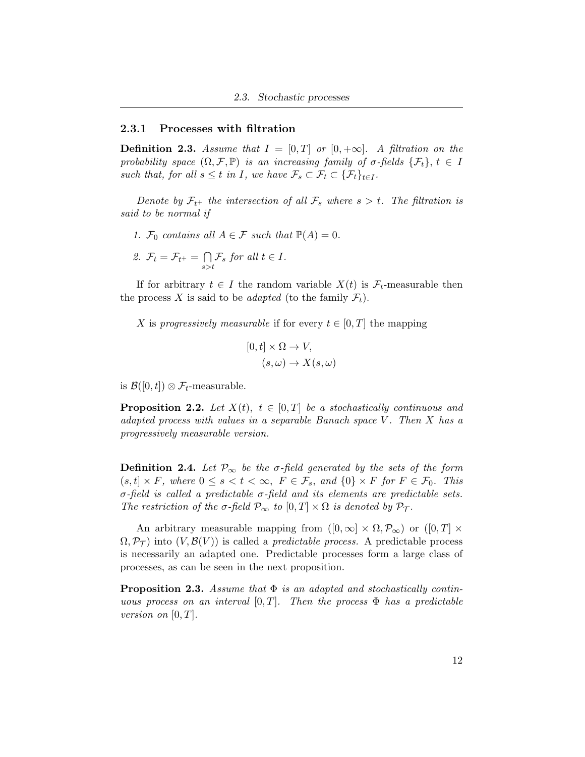### 2.3.1 Processes with filtration

**Definition 2.3.** *Assume that $I = [0, T]$ or $[0, +\infty]$. A filtration on the probability space $(\Omega, \mathcal{F}, \mathbb{P})$ is an increasing family of σ-fields $\{\mathcal{F}_t\}$, $t \in I$ such that, for all $s \leq t$ in $I$, we have $\mathcal{F}_s \subset \mathcal{F}_t \subset \{\mathcal{F}_t\}_{t \in I}$.*

*Denote by $\mathcal{F}_{t^+}$ the intersection of all $\mathcal{F}_s$ where $s > t$. The filtration is said to be normal if*

1. *$\mathcal{F}_0$ contains all $A \in \mathcal{F}$ such that $\mathbb{P}(A) = 0$.*
2. *$\mathcal{F}_t = \mathcal{F}_{t^+} = \bigcap_{s>t} \mathcal{F}_s$ for all $t \in I$.*

If for arbitrary $t \in I$ the random variable $X(t)$ is $\mathcal{F}_t$-measurable then the process $X$ is said to be *adapted* (to the family $\mathcal{F}_t$).

$X$ is *progressively measurable* if for every $t \in [0, T]$ the mapping

$$
\begin{aligned}
[0, t] \times \Omega &\to V, \\
(s, \omega) &\to X(s, \omega)
\end{aligned}
$$

is $\mathcal{B}([0, t]) \otimes \mathcal{F}_t$-measurable.

**Proposition 2.2.** *Let $X(t)$, $t \in [0, T]$ be a stochastically continuous and adapted process with values in a separable Banach space $V$. Then $X$ has a progressively measurable version.*

**Definition 2.4.** *Let $\mathcal{P}_\infty$ be the σ-field generated by the sets of the form $(s, t] \times F$, where $0 \leq s < t < \infty$, $F \in \mathcal{F}_s$, and $\{0\} \times F$ for $F \in \mathcal{F}_0$. This σ-field is called a predictable σ-field and its elements are predictable sets. The restriction of the σ-field $\mathcal{P}_\infty$ to $[0, T] \times \Omega$ is denoted by $\mathcal{P}_\mathcal{T}$.*

An arbitrary measurable mapping from $([0, \infty] \times \Omega, \mathcal{P}_\infty)$ or $([0, T] \times \Omega, \mathcal{P}_\mathcal{T})$ into $(V, \mathcal{B}(V))$ is called a *predictable process*. A predictable process is necessarily an adapted one. Predictable processes form a large class of processes, as can be seen in the next proposition.

**Proposition 2.3.** *Assume that $\Phi$ is an adapted and stochastically continuous process on an interval $[0, T]$. Then the process $\Phi$ has a predictable version on $[0, T]$.*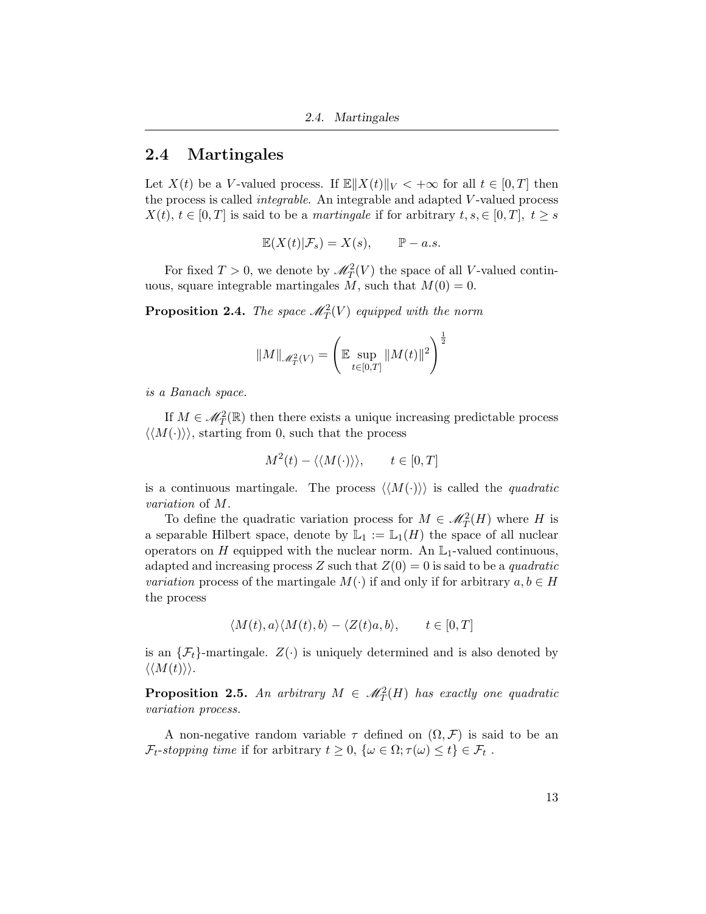## 2.4 Martingales

Let $X(t)$ be a $V$-valued process. If $\mathbb{E}\|X(t)\|_V < +\infty$ for all $t \in [0,T]$ then the process is called *integrable*. An integrable and adapted $V$-valued process $X(t)$, $t \in [0,T]$ is said to be a *martingale* if for arbitrary $t, s, \in [0,T]$, $t \geq s$

$$\mathbb{E}(X(t)|\mathcal{F}_s) = X(s), \qquad \mathbb{P} - a.s.$$

For fixed $T > 0$, we denote by $\mathscr{M}^2_T(V)$ the space of all $V$-valued continuous, square integrable martingales $M$, such that $M(0) = 0$.

**Proposition 2.4.** *The space $\mathscr{M}^2_T(V)$ equipped with the norm*

$$\|M\|_{\mathscr{M}^2_T(V)} = \left( \mathbb{E} \sup_{t \in [0,T]} \|M(t)\|^2 \right)^{\frac{1}{2}}$$

*is a Banach space.*

If $M \in \mathscr{M}^2_T(\mathbb{R})$ then there exists a unique increasing predictable process $\langle\langle M(\cdot)\rangle\rangle$, starting from 0, such that the process

$$M^2(t) - \langle\langle M(\cdot)\rangle\rangle, \qquad t \in [0,T]$$

is a continuous martingale. The process $\langle\langle M(\cdot)\rangle\rangle$ is called the *quadratic variation* of $M$.

To define the quadratic variation process for $M \in \mathscr{M}^2_T(H)$ where $H$ is a separable Hilbert space, denote by $\mathbb{L}_1 := \mathbb{L}_1(H)$ the space of all nuclear operators on $H$ equipped with the nuclear norm. An $\mathbb{L}_1$-valued continuous, adapted and increasing process $Z$ such that $Z(0) = 0$ is said to be a *quadratic variation* process of the martingale $M(\cdot)$ if and only if for arbitrary $a, b \in H$ the process

$$\langle M(t), a\rangle\langle M(t), b\rangle - \langle Z(t)a, b\rangle, \qquad t \in [0,T]$$

is an $\{\mathcal{F}_t\}$-martingale. $Z(\cdot)$ is uniquely determined and is also denoted by $\langle\langle M(t)\rangle\rangle$.

**Proposition 2.5.** *An arbitrary $M \in \mathscr{M}^2_T(H)$ has exactly one quadratic variation process.*

A non-negative random variable $\tau$ defined on $(\Omega, \mathcal{F})$ is said to be an $\mathcal{F}_t$*-stopping time* if for arbitrary $t \geq 0$, $\{\omega \in \Omega; \tau(\omega) \leq t\} \in \mathcal{F}_t$ .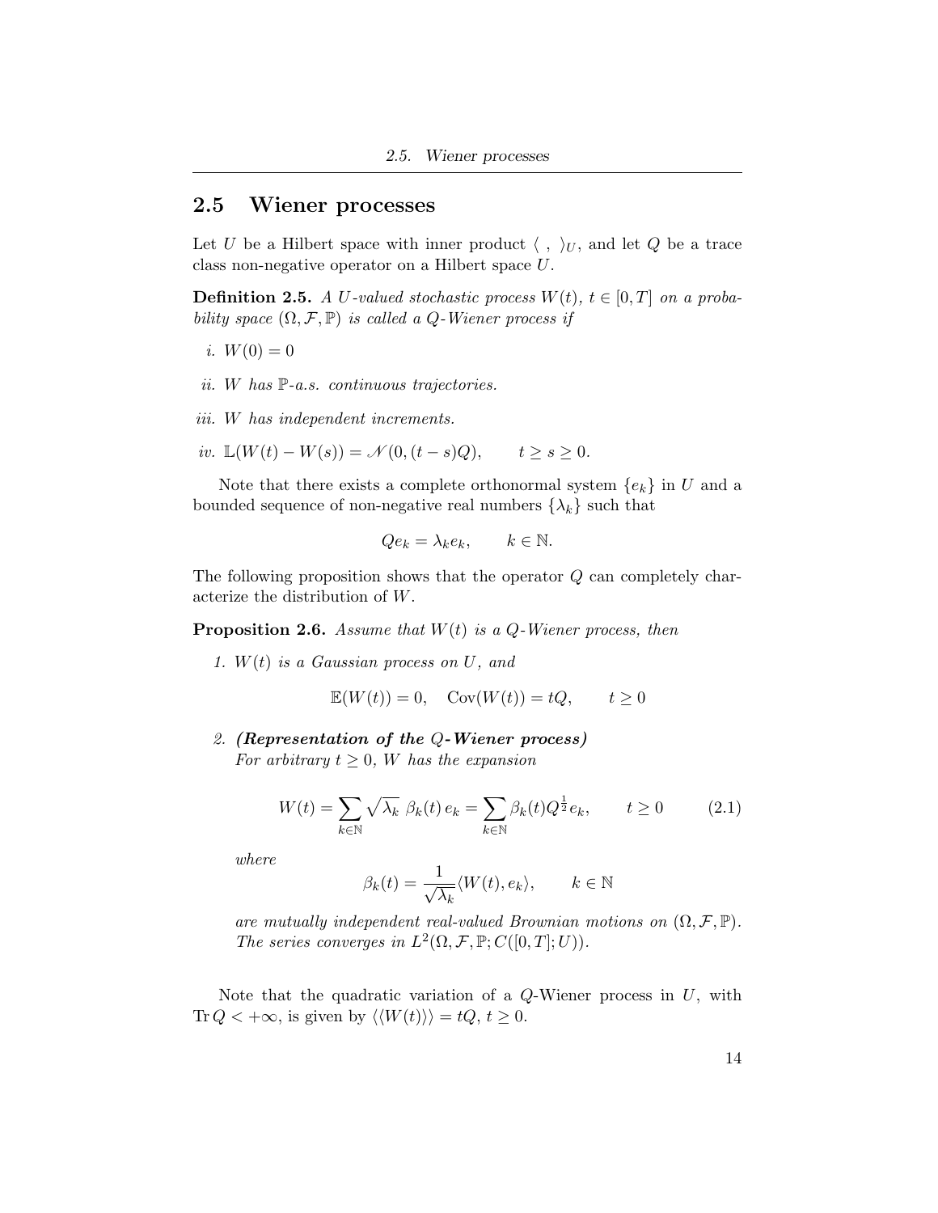## 2.5 Wiener processes

Let $U$ be a Hilbert space with inner product $\langle\ ,\ \rangle_U$, and let $Q$ be a trace class non-negative operator on a Hilbert space $U$.

**Definition 2.5.** *A $U$-valued stochastic process $W(t)$, $t \in [0,T]$ on a probability space $(\Omega, \mathcal{F}, \mathbb{P})$ is called a $Q$-Wiener process if*

*i.* $W(0) = 0$

*ii.* *$W$ has $\mathbb{P}$-a.s. continuous trajectories.*

*iii.* *$W$ has independent increments.*

*iv.* $\mathbb{L}(W(t) - W(s)) = \mathscr{N}(0, (t-s)Q), \qquad t \geq s \geq 0.$

Note that there exists a complete orthonormal system $\{e_k\}$ in $U$ and a bounded sequence of non-negative real numbers $\{\lambda_k\}$ such that

$$Qe_k = \lambda_k e_k, \qquad k \in \mathbb{N}.$$

The following proposition shows that the operator $Q$ can completely characterize the distribution of $W$.

**Proposition 2.6.** *Assume that $W(t)$ is a $Q$-Wiener process, then*

1. *$W(t)$ is a Gaussian process on $U$, and*

$$\mathbb{E}(W(t)) = 0, \quad \operatorname{Cov}(W(t)) = tQ, \qquad t \geq 0$$

2. ***(Representation of the $Q$-Wiener process)*** *For arbitrary $t \geq 0$, $W$ has the expansion*

$$W(t) = \sum_{k \in \mathbb{N}} \sqrt{\lambda_k}\ \beta_k(t)\, e_k = \sum_{k \in \mathbb{N}} \beta_k(t) Q^{\frac{1}{2}} e_k, \qquad t \geq 0 \tag{2.1}$$

*where*

$$\beta_k(t) = \frac{1}{\sqrt{\lambda_k}} \langle W(t), e_k \rangle, \qquad k \in \mathbb{N}$$

*are mutually independent real-valued Brownian motions on $(\Omega, \mathcal{F}, \mathbb{P})$. The series converges in $L^2(\Omega, \mathcal{F}, \mathbb{P}; C([0,T]; U))$.*

Note that the quadratic variation of a $Q$-Wiener process in $U$, with $\operatorname{Tr} Q < +\infty$, is given by $\langle\langle W(t) \rangle\rangle = tQ$, $t \geq 0$.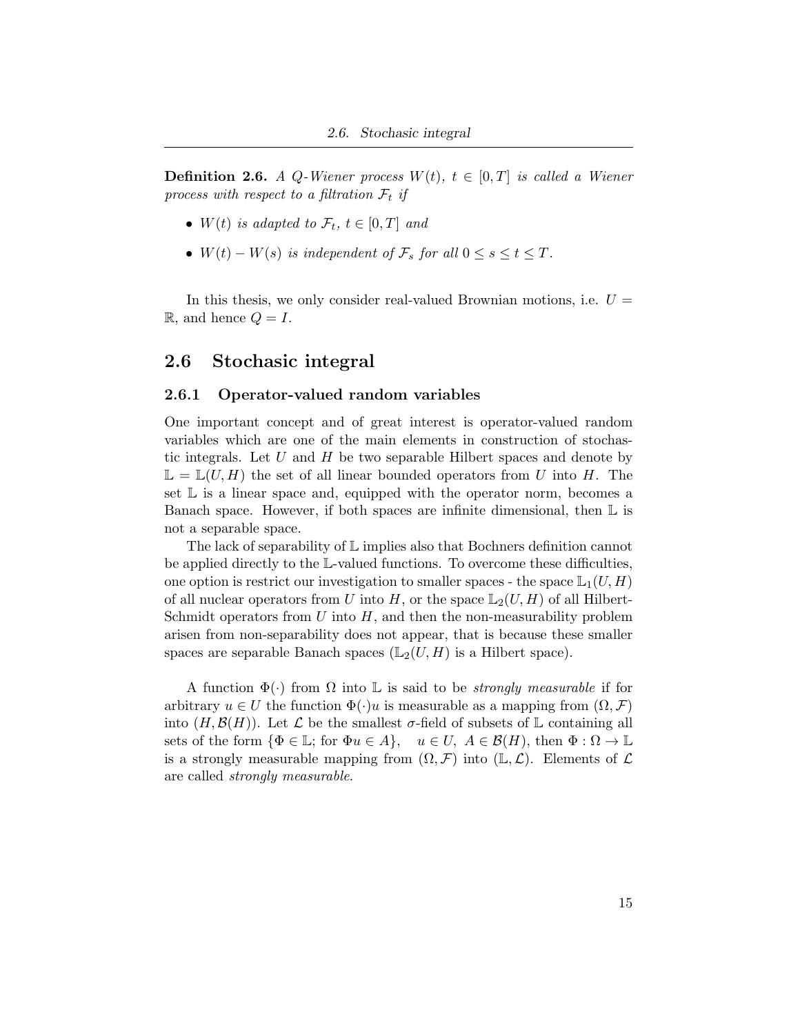**Definition 2.6.** *A $Q$-Wiener process $W(t)$, $t \in [0,T]$ is called a Wiener process with respect to a filtration $\mathcal{F}_t$ if*

- *$W(t)$ is adapted to $\mathcal{F}_t$, $t \in [0,T]$ and*
- *$W(t) - W(s)$ is independent of $\mathcal{F}_s$ for all $0 \le s \le t \le T$.*

In this thesis, we only consider real-valued Brownian motions, i.e. $U = \mathbb{R}$, and hence $Q = I$.

## 2.6 Stochasic integral

### 2.6.1 Operator-valued random variables

One important concept and of great interest is operator-valued random variables which are one of the main elements in construction of stochastic integrals. Let $U$ and $H$ be two separable Hilbert spaces and denote by $\mathbb{L} = \mathbb{L}(U, H)$ the set of all linear bounded operators from $U$ into $H$. The set $\mathbb{L}$ is a linear space and, equipped with the operator norm, becomes a Banach space. However, if both spaces are infinite dimensional, then $\mathbb{L}$ is not a separable space.

The lack of separability of $\mathbb{L}$ implies also that Bochners definition cannot be applied directly to the $\mathbb{L}$-valued functions. To overcome these difficulties, one option is restrict our investigation to smaller spaces - the space $\mathbb{L}_1(U, H)$ of all nuclear operators from $U$ into $H$, or the space $\mathbb{L}_2(U, H)$ of all Hilbert-Schmidt operators from $U$ into $H$, and then the non-measurability problem arisen from non-separability does not appear, that is because these smaller spaces are separable Banach spaces ($\mathbb{L}_2(U, H)$ is a Hilbert space).

A function $\Phi(\cdot)$ from $\Omega$ into $\mathbb{L}$ is said to be *strongly measurable* if for arbitrary $u \in U$ the function $\Phi(\cdot)u$ is measurable as a mapping from $(\Omega, \mathcal{F})$ into $(H, \mathcal{B}(H))$. Let $\mathcal{L}$ be the smallest $\sigma$-field of subsets of $\mathbb{L}$ containing all sets of the form $\{\Phi \in \mathbb{L}; \text{ for } \Phi u \in A\}, \quad u \in U,\ A \in \mathcal{B}(H)$, then $\Phi : \Omega \to \mathbb{L}$ is a strongly measurable mapping from $(\Omega, \mathcal{F})$ into $(\mathbb{L}, \mathcal{L})$. Elements of $\mathcal{L}$ are called *strongly measurable*.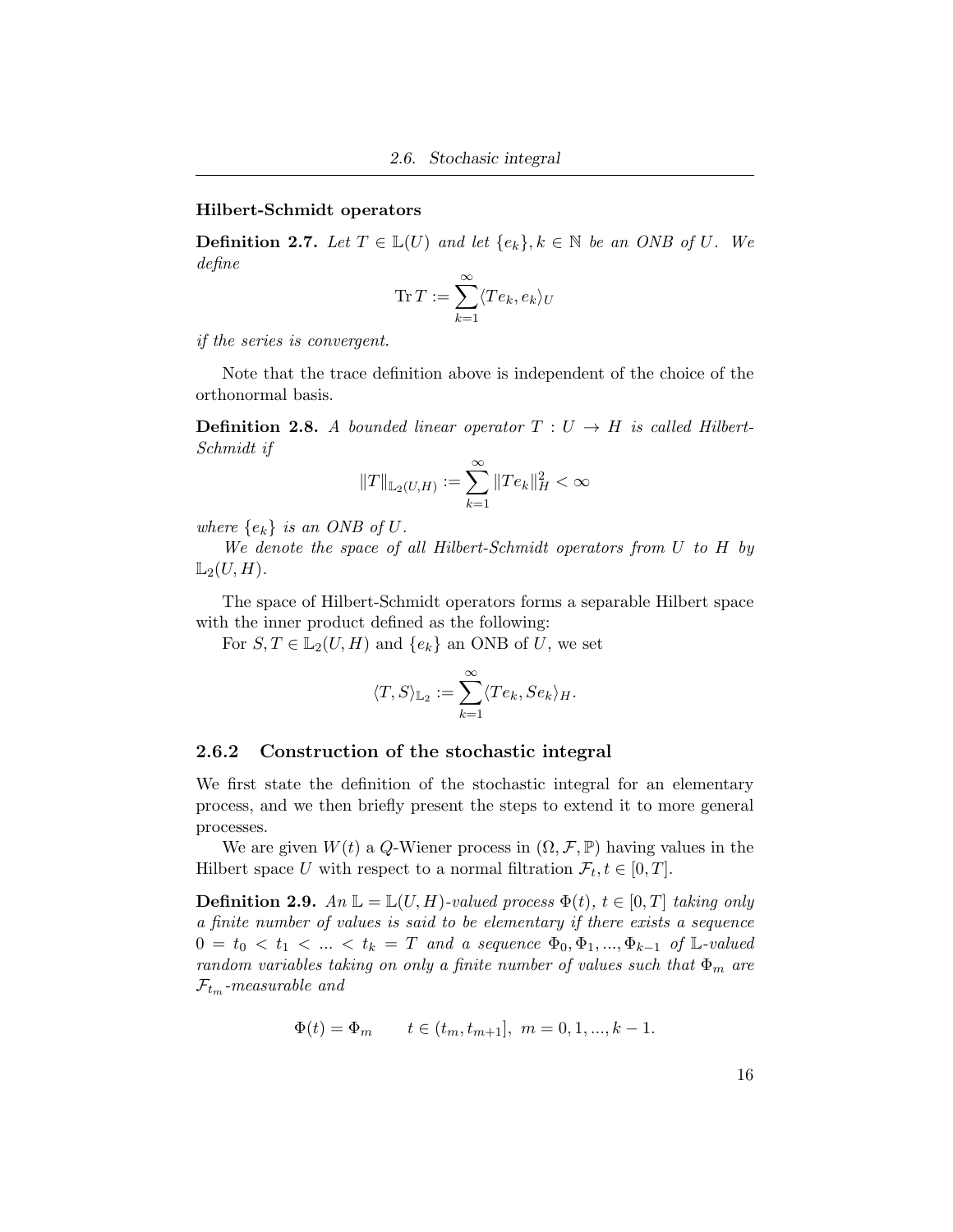**Hilbert-Schmidt operators**

**Definition 2.7.** *Let $T \in \mathbb{L}(U)$ and let $\{e_k\}, k \in \mathbb{N}$ be an ONB of $U$. We define*

$$\operatorname{Tr} T := \sum_{k=1}^{\infty} \langle Te_k, e_k \rangle_U$$

*if the series is convergent.*

Note that the trace definition above is independent of the choice of the orthonormal basis.

**Definition 2.8.** *A bounded linear operator $T : U \to H$ is called Hilbert-Schmidt if*

$$\|T\|_{\mathbb{L}_2(U,H)} := \sum_{k=1}^{\infty} \|Te_k\|_H^2 < \infty$$

*where $\{e_k\}$ is an ONB of $U$.*

*We denote the space of all Hilbert-Schmidt operators from $U$ to $H$ by $\mathbb{L}_2(U, H)$.*

The space of Hilbert-Schmidt operators forms a separable Hilbert space with the inner product defined as the following:

For $S, T \in \mathbb{L}_2(U, H)$ and $\{e_k\}$ an ONB of $U$, we set

$$\langle T, S \rangle_{\mathbb{L}_2} := \sum_{k=1}^{\infty} \langle Te_k, Se_k \rangle_H.$$

### 2.6.2 Construction of the stochastic integral

We first state the definition of the stochastic integral for an elementary process, and we then briefly present the steps to extend it to more general processes.

We are given $W(t)$ a $Q$-Wiener process in $(\Omega, \mathcal{F}, \mathbb{P})$ having values in the Hilbert space $U$ with respect to a normal filtration $\mathcal{F}_t, t \in [0, T]$.

**Definition 2.9.** *An $\mathbb{L} = \mathbb{L}(U, H)$-valued process $\Phi(t)$, $t \in [0, T]$ taking only a finite number of values is said to be elementary if there exists a sequence $0 = t_0 < t_1 < ... < t_k = T$ and a sequence $\Phi_0, \Phi_1, ..., \Phi_{k-1}$ of $\mathbb{L}$-valued random variables taking on only a finite number of values such that $\Phi_m$ are $\mathcal{F}_{t_m}$-measurable and*

$$\Phi(t) = \Phi_m \qquad t \in (t_m, t_{m+1}], \; m = 0, 1, ..., k-1.$$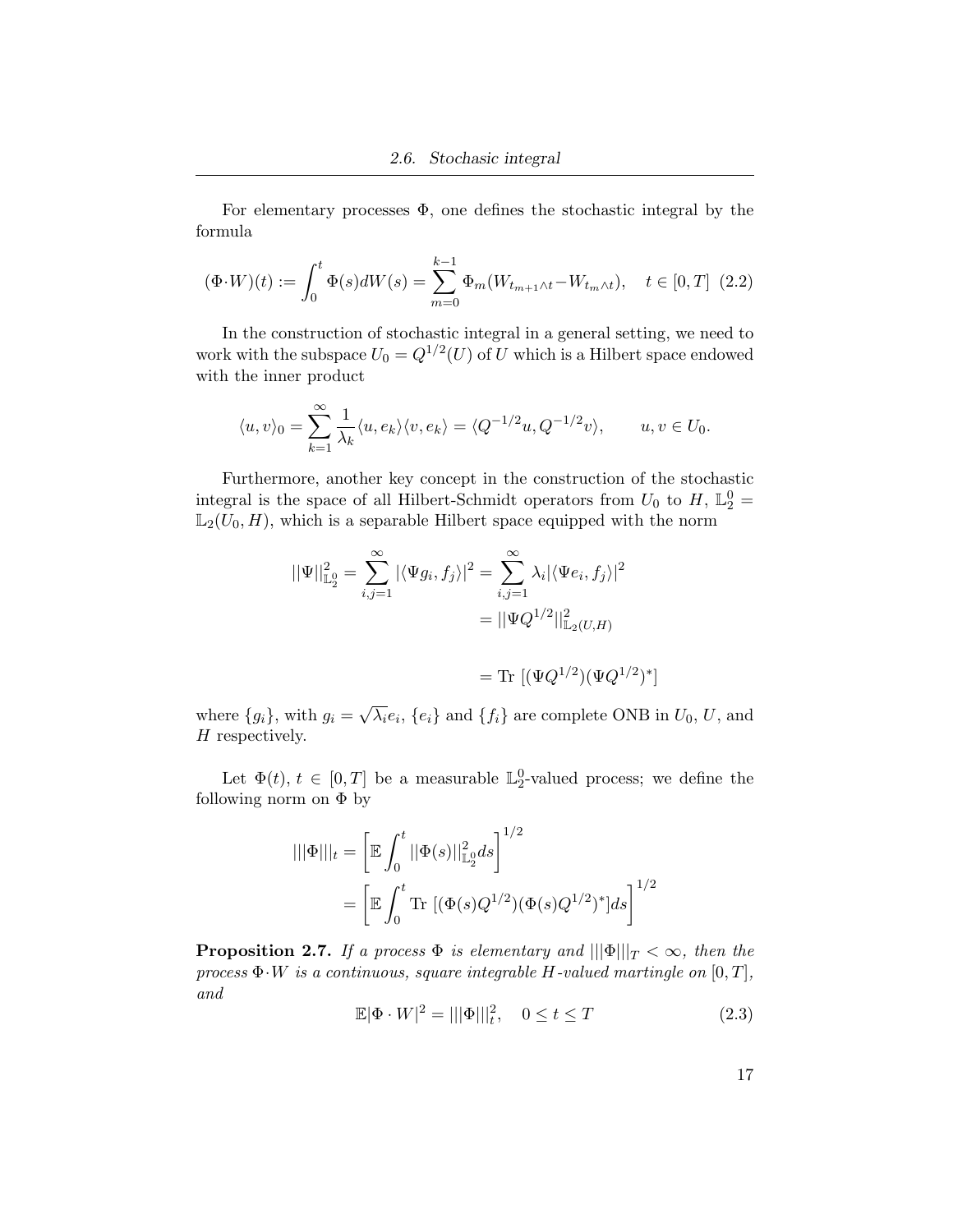For elementary processes $\Phi$, one defines the stochastic integral by the formula

$$(\Phi \cdot W)(t) := \int_0^t \Phi(s) dW(s) = \sum_{m=0}^{k-1} \Phi_m (W_{t_{m+1}\wedge t} - W_{t_m \wedge t}), \quad t \in [0, T] \quad (2.2)$$

In the construction of stochastic integral in a general setting, we need to work with the subspace $U_0 = Q^{1/2}(U)$ of $U$ which is a Hilbert space endowed with the inner product

$$\langle u, v \rangle_0 = \sum_{k=1}^{\infty} \frac{1}{\lambda_k} \langle u, e_k \rangle \langle v, e_k \rangle = \langle Q^{-1/2} u, Q^{-1/2} v \rangle, \qquad u, v \in U_0.$$

Furthermore, another key concept in the construction of the stochastic integral is the space of all Hilbert-Schmidt operators from $U_0$ to $H$, $\mathbb{L}_2^0 = \mathbb{L}_2(U_0, H)$, which is a separable Hilbert space equipped with the norm

$$\begin{aligned} ||\Psi||_{\mathbb{L}_2^0}^2 = \sum_{i,j=1}^{\infty} |\langle \Psi g_i, f_j \rangle|^2 &= \sum_{i,j=1}^{\infty} \lambda_i |\langle \Psi e_i, f_j \rangle|^2 \\ &= ||\Psi Q^{1/2}||_{\mathbb{L}_2(U,H)}^2 \\ &= \text{Tr } [(\Psi Q^{1/2})(\Psi Q^{1/2})^*] \end{aligned}$$

where $\{g_i\}$, with $g_i = \sqrt{\lambda_i} e_i$, $\{e_i\}$ and $\{f_i\}$ are complete ONB in $U_0$, $U$, and $H$ respectively.

Let $\Phi(t)$, $t \in [0, T]$ be a measurable $\mathbb{L}_2^0$-valued process; we define the following norm on $\Phi$ by

$$\begin{aligned} |||\Phi|||_t &= \left[ \mathbb{E} \int_0^t ||\Phi(s)||_{\mathbb{L}_2^0}^2 ds \right]^{1/2} \\ &= \left[ \mathbb{E} \int_0^t \text{Tr } [(\Phi(s) Q^{1/2})(\Phi(s) Q^{1/2})^*] ds \right]^{1/2} \end{aligned}$$

**Proposition 2.7.** *If a process $\Phi$ is elementary and $|||\Phi|||_T < \infty$, then the process $\Phi \cdot W$ is a continuous, square integrable $H$-valued martingale on $[0, T]$, and*

$$\mathbb{E}|\Phi \cdot W|^2 = |||\Phi|||_t^2, \quad 0 \le t \le T \quad (2.3)$$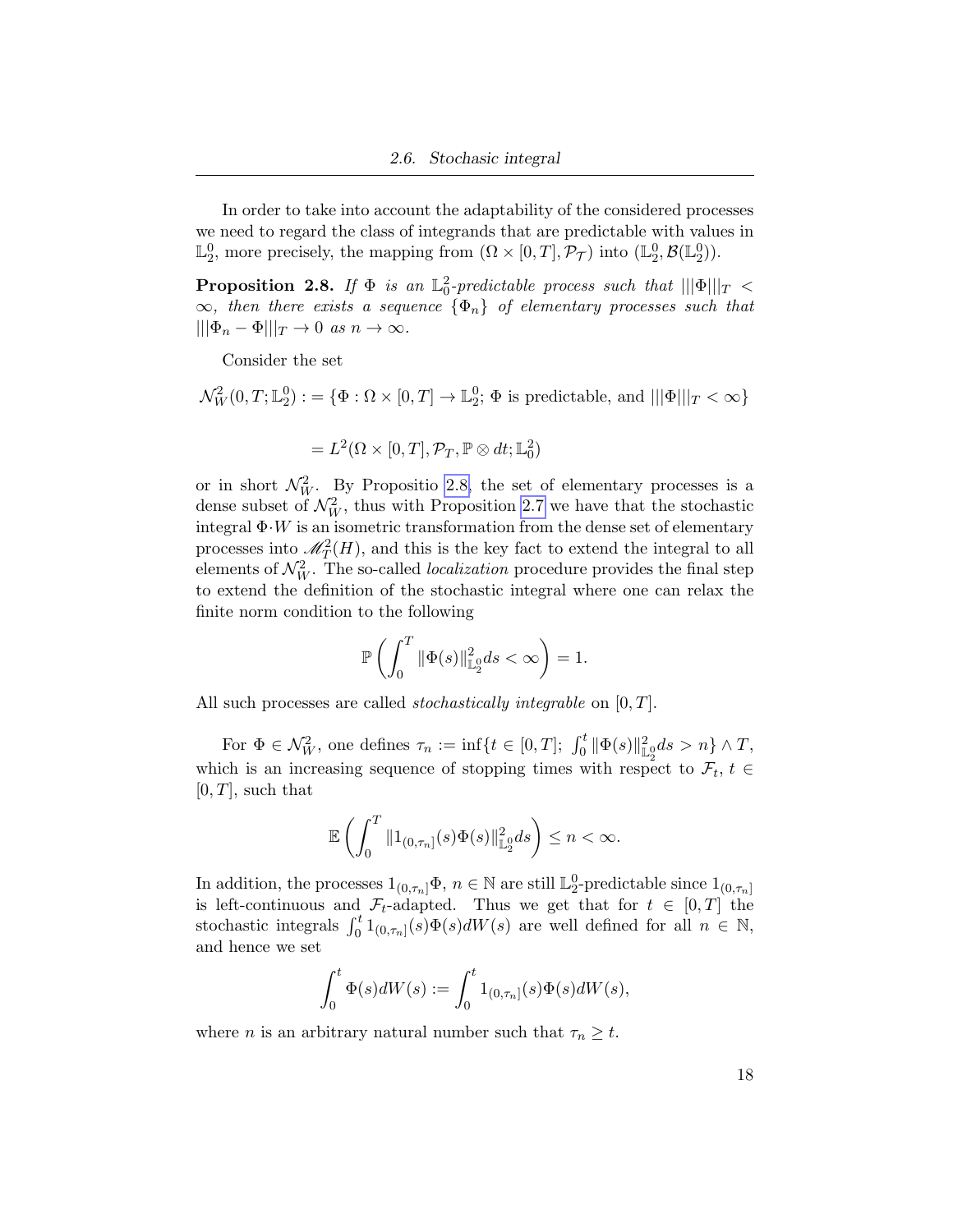In order to take into account the adaptability of the considered processes we need to regard the class of integrands that are predictable with values in $\mathbb{L}_2^0$, more precisely, the mapping from $(\Omega \times [0,T], \mathcal{P}_\mathcal{T})$ into $(\mathbb{L}_2^0, \mathcal{B}(\mathbb{L}_2^0))$.

**Proposition 2.8.** *If $\Phi$ is an $\mathbb{L}_0^2$-predictable process such that $|||\Phi|||_T < \infty$, then there exists a sequence $\{\Phi_n\}$ of elementary processes such that $|||\Phi_n - \Phi|||_T \to 0$ as $n \to \infty$.*

Consider the set

$$\mathcal{N}_W^2(0,T;\mathbb{L}_2^0) := \{\Phi : \Omega \times [0,T] \to \mathbb{L}_2^0;\ \Phi \text{ is predictable, and } |||\Phi|||_T < \infty\}$$

$$= L^2(\Omega \times [0,T], \mathcal{P}_T, \mathbb{P} \otimes dt; \mathbb{L}_0^2)$$

or in short $\mathcal{N}_W^2$. By Propositio 2.8, the set of elementary processes is a dense subset of $\mathcal{N}_W^2$, thus with Proposition 2.7 we have that the stochastic integral $\Phi \cdot W$ is an isometric transformation from the dense set of elementary processes into $\mathscr{M}_T^2(H)$, and this is the key fact to extend the integral to all elements of $\mathcal{N}_W^2$. The so-called *localization* procedure provides the final step to extend the definition of the stochastic integral where one can relax the finite norm condition to the following

$$\mathbb{P}\left(\int_0^T \|\Phi(s)\|_{\mathbb{L}_2^0}^2 ds < \infty\right) = 1.$$

All such processes are called *stochastically integrable* on $[0,T]$.

For $\Phi \in \mathcal{N}_W^2$, one defines $\tau_n := \inf\{t \in [0,T];\ \int_0^t \|\Phi(s)\|_{\mathbb{L}_2^0}^2 ds > n\} \wedge T$, which is an increasing sequence of stopping times with respect to $\mathcal{F}_t$, $t \in [0,T]$, such that

$$\mathbb{E}\left(\int_0^T \|1_{(0,\tau_n]}(s)\Phi(s)\|_{\mathbb{L}_2^0}^2 ds\right) \leq n < \infty.$$

In addition, the processes $1_{(0,\tau_n]}\Phi$, $n \in \mathbb{N}$ are still $\mathbb{L}_2^0$-predictable since $1_{(0,\tau_n]}$ is left-continuous and $\mathcal{F}_t$-adapted. Thus we get that for $t \in [0,T]$ the stochastic integrals $\int_0^t 1_{(0,\tau_n]}(s)\Phi(s)dW(s)$ are well defined for all $n \in \mathbb{N}$, and hence we set

$$\int_0^t \Phi(s)dW(s) := \int_0^t 1_{(0,\tau_n]}(s)\Phi(s)dW(s),$$

where $n$ is an arbitrary natural number such that $\tau_n \geq t$.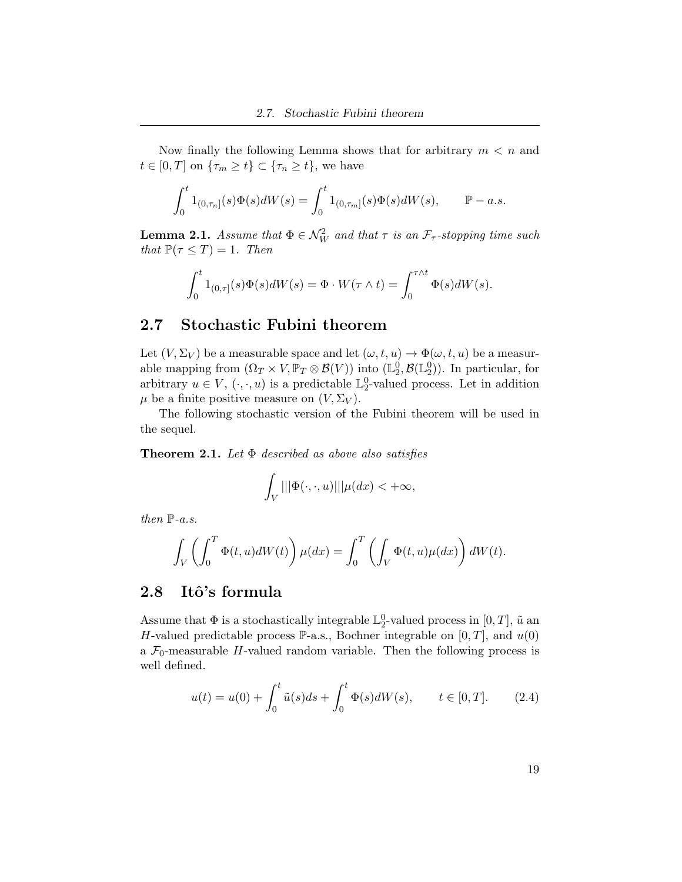Now finally the following Lemma shows that for arbitrary $m < n$ and $t \in [0, T]$ on $\{\tau_m \geq t\} \subset \{\tau_n \geq t\}$, we have

$$\int_0^t 1_{(0,\tau_n]}(s)\Phi(s)dW(s) = \int_0^t 1_{(0,\tau_m]}(s)\Phi(s)dW(s), \qquad \mathbb{P} - a.s.$$

**Lemma 2.1.** *Assume that $\Phi \in \mathcal{N}_W^2$ and that $\tau$ is an $\mathcal{F}_\tau$-stopping time such that $\mathbb{P}(\tau \leq T) = 1$. Then*

$$\int_0^t 1_{(0,\tau]}(s)\Phi(s)dW(s) = \Phi \cdot W(\tau \wedge t) = \int_0^{\tau \wedge t} \Phi(s)dW(s).$$

## 2.7 Stochastic Fubini theorem

Let $(V, \Sigma_V)$ be a measurable space and let $(\omega, t, u) \to \Phi(\omega, t, u)$ be a measurable mapping from $(\Omega_T \times V, \mathbb{P}_T \otimes \mathcal{B}(V))$ into $(\mathbb{L}_2^0, \mathcal{B}(\mathbb{L}_2^0))$. In particular, for arbitrary $u \in V$, $(\cdot, \cdot, u)$ is a predictable $\mathbb{L}_2^0$-valued process. Let in addition $\mu$ be a finite positive measure on $(V, \Sigma_V)$.

The following stochastic version of the Fubini theorem will be used in the sequel.

**Theorem 2.1.** *Let $\Phi$ described as above also satisfies*

$$\int_V |||\Phi(\cdot, \cdot, u)|||\mu(dx) < +\infty,$$

*then $\mathbb{P}$-a.s.*

$$\int_V \left( \int_0^T \Phi(t, u)dW(t) \right) \mu(dx) = \int_0^T \left( \int_V \Phi(t, u)\mu(dx) \right) dW(t).$$

## 2.8 Itô's formula

Assume that $\Phi$ is a stochastically integrable $\mathbb{L}_2^0$-valued process in $[0, T]$, $\tilde{u}$ an $H$-valued predictable process $\mathbb{P}$-a.s., Bochner integrable on $[0, T]$, and $u(0)$ a $\mathcal{F}_0$-measurable $H$-valued random variable. Then the following process is well defined.

$$u(t) = u(0) + \int_0^t \tilde{u}(s)ds + \int_0^t \Phi(s)dW(s), \qquad t \in [0, T]. \tag{2.4}$$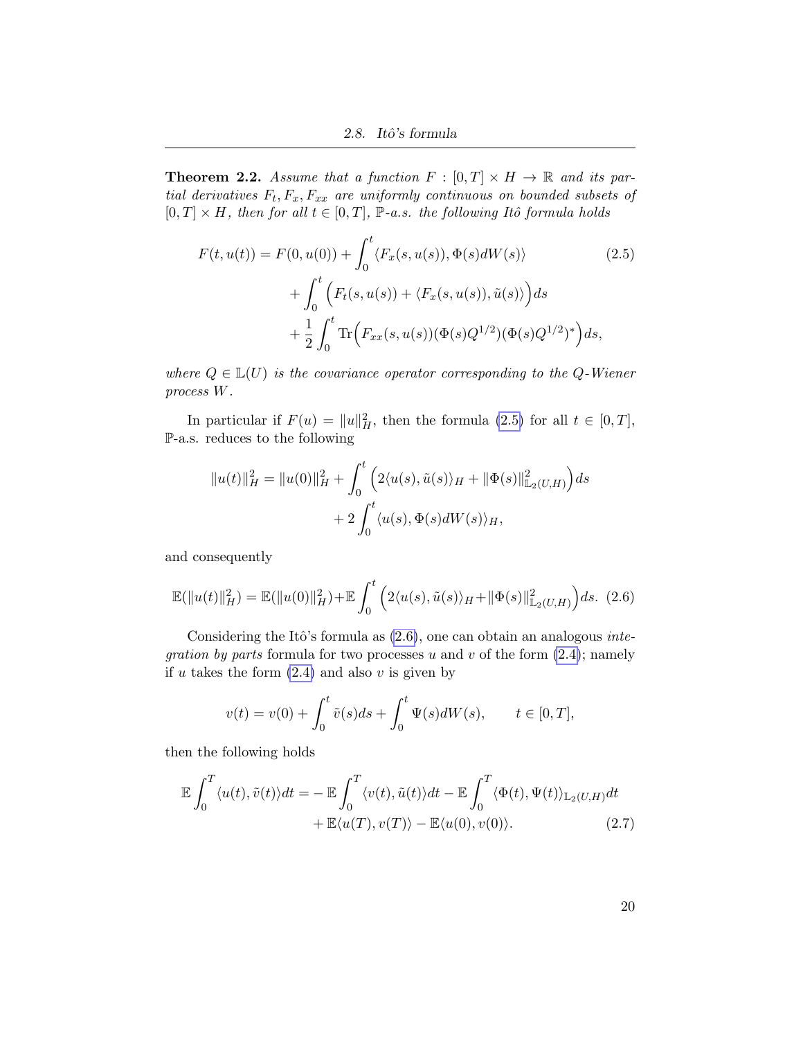**Theorem 2.2.** *Assume that a function $F : [0,T] \times H \to \mathbb{R}$ and its partial derivatives $F_t, F_x, F_{xx}$ are uniformly continuous on bounded subsets of $[0,T] \times H$, then for all $t \in [0,T]$, $\mathbb{P}$-a.s. the following Itô formula holds*

$$
\begin{aligned}
F(t,u(t)) = F(0,u(0)) &+ \int_0^t \langle F_x(s,u(s)), \Phi(s)dW(s)\rangle \\
&+ \int_0^t \Big( F_t(s,u(s)) + \langle F_x(s,u(s)), \tilde{u}(s)\rangle \Big) ds \\
&+ \frac{1}{2}\int_0^t \operatorname{Tr}\Big( F_{xx}(s,u(s))(\Phi(s)Q^{1/2})(\Phi(s)Q^{1/2})^* \Big) ds,
\end{aligned}
\tag{2.5}
$$

*where $Q \in \mathbb{L}(U)$ is the covariance operator corresponding to the $Q$-Wiener process $W$.*

In particular if $F(u) = \|u\|_H^2$, then the formula (2.5) for all $t \in [0,T]$, $\mathbb{P}$-a.s. reduces to the following

$$
\begin{aligned}
\|u(t)\|_H^2 = \|u(0)\|_H^2 &+ \int_0^t \Big( 2\langle u(s), \tilde{u}(s)\rangle_H + \|\Phi(s)\|^2_{\mathbb{L}_2(U,H)} \Big) ds \\
&+ 2\int_0^t \langle u(s), \Phi(s)dW(s)\rangle_H,
\end{aligned}
$$

and consequently

$$
\mathbb{E}(\|u(t)\|_H^2) = \mathbb{E}(\|u(0)\|_H^2) + \mathbb{E}\int_0^t \Big( 2\langle u(s), \tilde{u}(s)\rangle_H + \|\Phi(s)\|^2_{\mathbb{L}_2(U,H)} \Big) ds. \tag{2.6}
$$

Considering the Itô's formula as (2.6), one can obtain an analogous *integration by parts* formula for two processes $u$ and $v$ of the form (2.4); namely if $u$ takes the form (2.4) and also $v$ is given by

$$
v(t) = v(0) + \int_0^t \tilde{v}(s)ds + \int_0^t \Psi(s)dW(s), \qquad t \in [0,T],
$$

then the following holds

$$
\begin{aligned}
\mathbb{E}\int_0^T \langle u(t), \tilde{v}(t)\rangle dt = &- \mathbb{E}\int_0^T \langle v(t), \tilde{u}(t)\rangle dt - \mathbb{E}\int_0^T \langle \Phi(t), \Psi(t)\rangle_{\mathbb{L}_2(U,H)} dt \\
&+ \mathbb{E}\langle u(T), v(T)\rangle - \mathbb{E}\langle u(0), v(0)\rangle.
\end{aligned}
\tag{2.7}
$$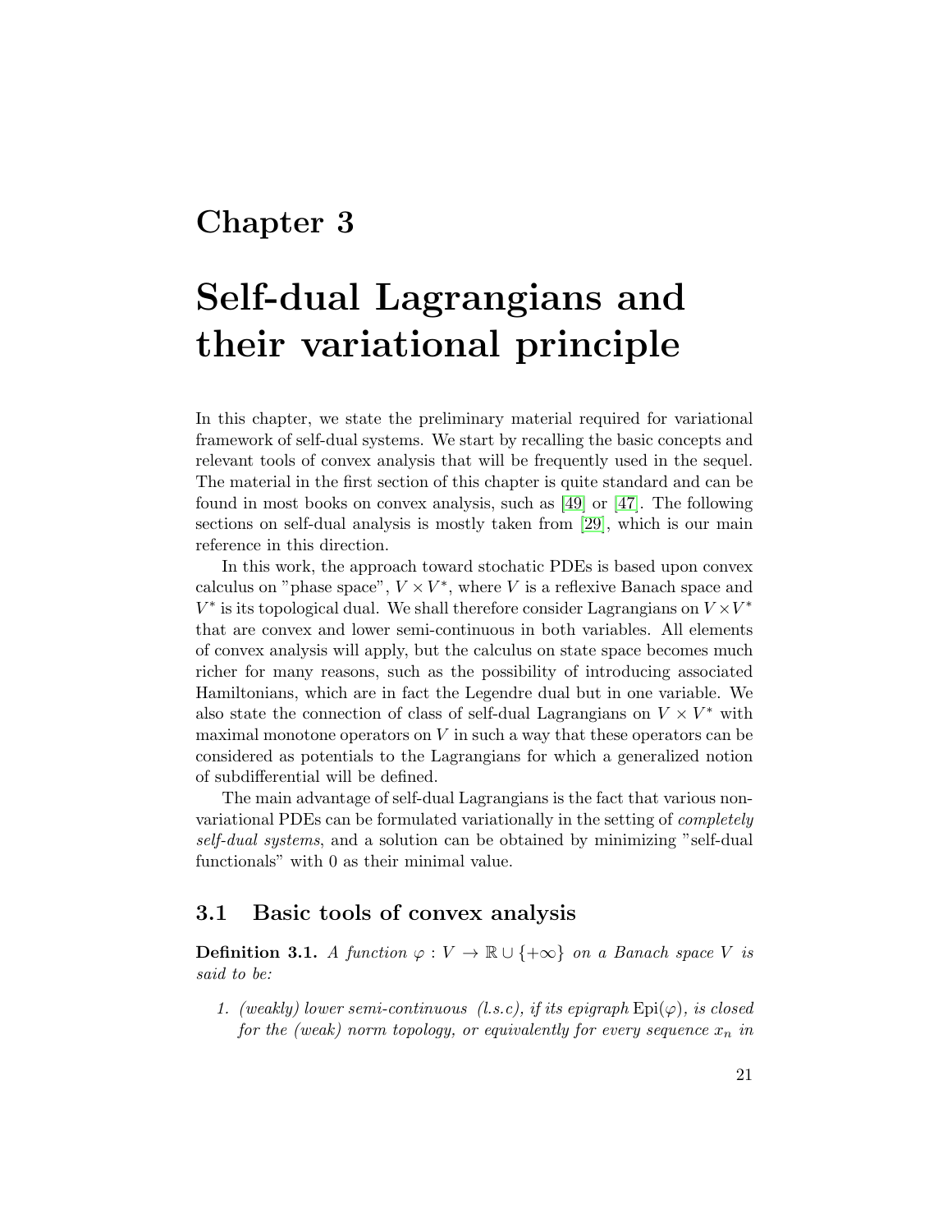# Chapter 3

# Self-dual Lagrangians and their variational principle

In this chapter, we state the preliminary material required for variational framework of self-dual systems. We start by recalling the basic concepts and relevant tools of convex analysis that will be frequently used in the sequel. The material in the first section of this chapter is quite standard and can be found in most books on convex analysis, such as [49] or [47]. The following sections on self-dual analysis is mostly taken from [29], which is our main reference in this direction.

In this work, the approach toward stochatic PDEs is based upon convex calculus on "phase space", $V \times V^*$, where $V$ is a reflexive Banach space and $V^*$ is its topological dual. We shall therefore consider Lagrangians on $V \times V^*$ that are convex and lower semi-continuous in both variables. All elements of convex analysis will apply, but the calculus on state space becomes much richer for many reasons, such as the possibility of introducing associated Hamiltonians, which are in fact the Legendre dual but in one variable. We also state the connection of class of self-dual Lagrangians on $V \times V^*$ with maximal monotone operators on $V$ in such a way that these operators can be considered as potentials to the Lagrangians for which a generalized notion of subdifferential will be defined.

The main advantage of self-dual Lagrangians is the fact that various non-variational PDEs can be formulated variationally in the setting of *completely self-dual systems*, and a solution can be obtained by minimizing "self-dual functionals" with 0 as their minimal value.

## 3.1 Basic tools of convex analysis

**Definition 3.1.** *A function $\varphi : V \to \mathbb{R} \cup \{+\infty\}$ on a Banach space $V$ is said to be:*

1. *(weakly) lower semi-continuous (l.s.c), if its epigraph $\mathrm{Epi}(\varphi)$, is closed for the (weak) norm topology, or equivalently for every sequence $x_n$ in*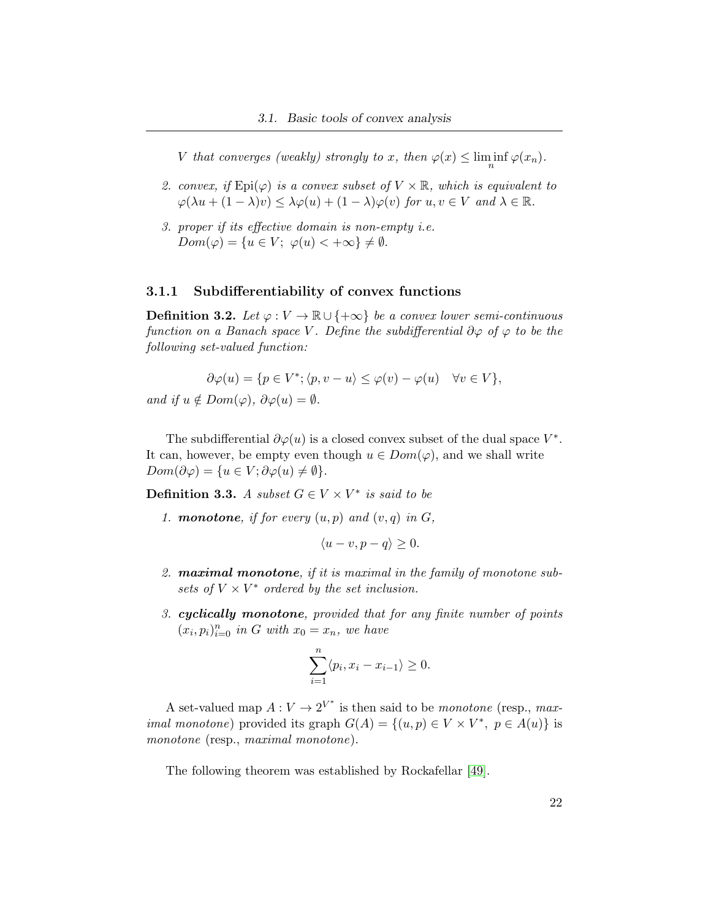*V* that converges (weakly) strongly to $x$, then $\varphi(x) \leq \liminf_n \varphi(x_n)$.

2. *convex, if* $\mathrm{Epi}(\varphi)$ *is a convex subset of* $V \times \mathbb{R}$*, which is equivalent to* $\varphi(\lambda u + (1-\lambda)v) \leq \lambda\varphi(u) + (1-\lambda)\varphi(v)$ *for* $u, v \in V$ *and* $\lambda \in \mathbb{R}$.

3. *proper if its effective domain is non-empty i.e.* $Dom(\varphi) = \{u \in V;\ \varphi(u) < +\infty\} \neq \emptyset$.

### 3.1.1 Subdifferentiability of convex functions

**Definition 3.2.** *Let* $\varphi : V \to \mathbb{R} \cup \{+\infty\}$ *be a convex lower semi-continuous function on a Banach space* $V$*. Define the subdifferential* $\partial\varphi$ *of* $\varphi$ *to be the following set-valued function:*

$$\partial\varphi(u) = \{p \in V^*; \langle p, v - u\rangle \leq \varphi(v) - \varphi(u) \quad \forall v \in V\},$$

*and if* $u \notin Dom(\varphi)$, $\partial\varphi(u) = \emptyset$.

The subdifferential $\partial\varphi(u)$ is a closed convex subset of the dual space $V^*$. It can, however, be empty even though $u \in Dom(\varphi)$, and we shall write $Dom(\partial\varphi) = \{u \in V; \partial\varphi(u) \neq \emptyset\}$.

**Definition 3.3.** *A subset* $G \in V \times V^*$ *is said to be*

1. ***monotone****, if for every* $(u, p)$ *and* $(v, q)$ *in* $G$*,*

$$\langle u - v, p - q\rangle \geq 0.$$

2. ***maximal monotone****, if it is maximal in the family of monotone subsets of* $V \times V^*$ *ordered by the set inclusion.*

3. ***cyclically monotone****, provided that for any finite number of points* $(x_i, p_i)_{i=0}^n$ *in* $G$ *with* $x_0 = x_n$*, we have*

$$\sum_{i=1}^{n} \langle p_i, x_i - x_{i-1}\rangle \geq 0.$$

A set-valued map $A : V \to 2^{V^*}$ is then said to be *monotone* (resp., *maximal monotone*) provided its graph $G(A) = \{(u, p) \in V \times V^*,\ p \in A(u)\}$ is *monotone* (resp., *maximal monotone*).

The following theorem was established by Rockafellar [49].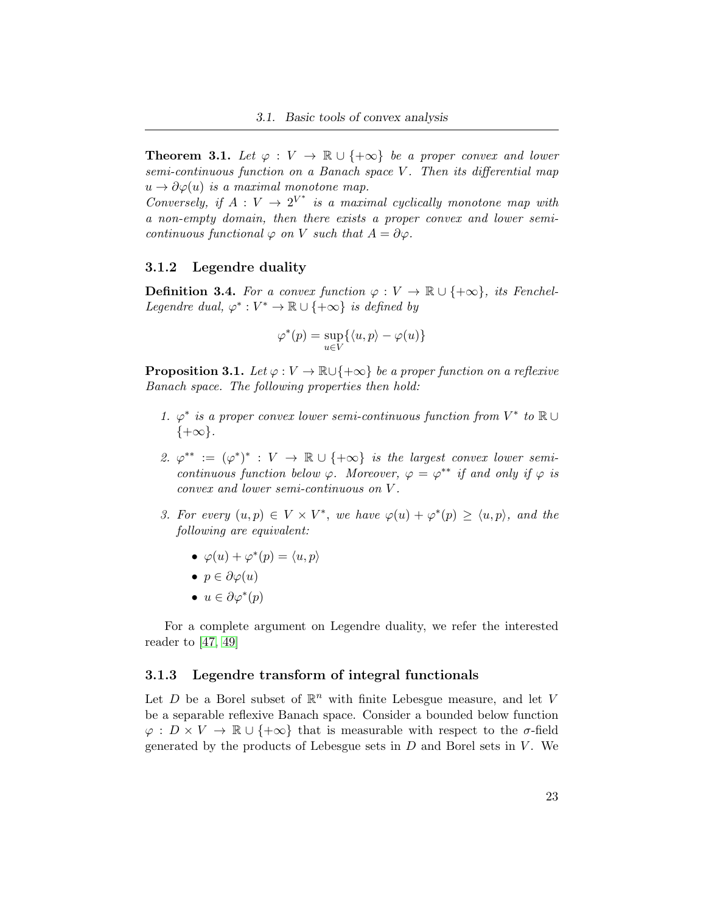**Theorem 3.1.** *Let $\varphi : V \to \mathbb{R} \cup \{+\infty\}$ be a proper convex and lower semi-continuous function on a Banach space $V$. Then its differential map $u \to \partial\varphi(u)$ is a maximal monotone map.*
*Conversely, if $A : V \to 2^{V^*}$ is a maximal cyclically monotone map with a non-empty domain, then there exists a proper convex and lower semi-continuous functional $\varphi$ on $V$ such that $A = \partial\varphi$.*

### 3.1.2 Legendre duality

**Definition 3.4.** *For a convex function $\varphi : V \to \mathbb{R} \cup \{+\infty\}$, its Fenchel-Legendre dual, $\varphi^* : V^* \to \mathbb{R} \cup \{+\infty\}$ is defined by*

$$\varphi^*(p) = \sup_{u \in V}\{\langle u, p\rangle - \varphi(u)\}$$

**Proposition 3.1.** *Let $\varphi : V \to \mathbb{R} \cup \{+\infty\}$ be a proper function on a reflexive Banach space. The following properties then hold:*

1. *$\varphi^*$ is a proper convex lower semi-continuous function from $V^*$ to $\mathbb{R} \cup \{+\infty\}$.*

2. *$\varphi^{**} := (\varphi^*)^* : V \to \mathbb{R} \cup \{+\infty\}$ is the largest convex lower semi-continuous function below $\varphi$. Moreover, $\varphi = \varphi^{**}$ if and only if $\varphi$ is convex and lower semi-continuous on $V$.*

3. *For every $(u, p) \in V \times V^*$, we have $\varphi(u) + \varphi^*(p) \geq \langle u, p\rangle$, and the following are equivalent:*
   - $\varphi(u) + \varphi^*(p) = \langle u, p\rangle$
   - $p \in \partial\varphi(u)$
   - $u \in \partial\varphi^*(p)$

For a complete argument on Legendre duality, we refer the interested reader to [47, 49]

### 3.1.3 Legendre transform of integral functionals

Let $D$ be a Borel subset of $\mathbb{R}^n$ with finite Lebesgue measure, and let $V$ be a separable reflexive Banach space. Consider a bounded below function $\varphi : D \times V \to \mathbb{R} \cup \{+\infty\}$ that is measurable with respect to the $\sigma$-field generated by the products of Lebesgue sets in $D$ and Borel sets in $V$. We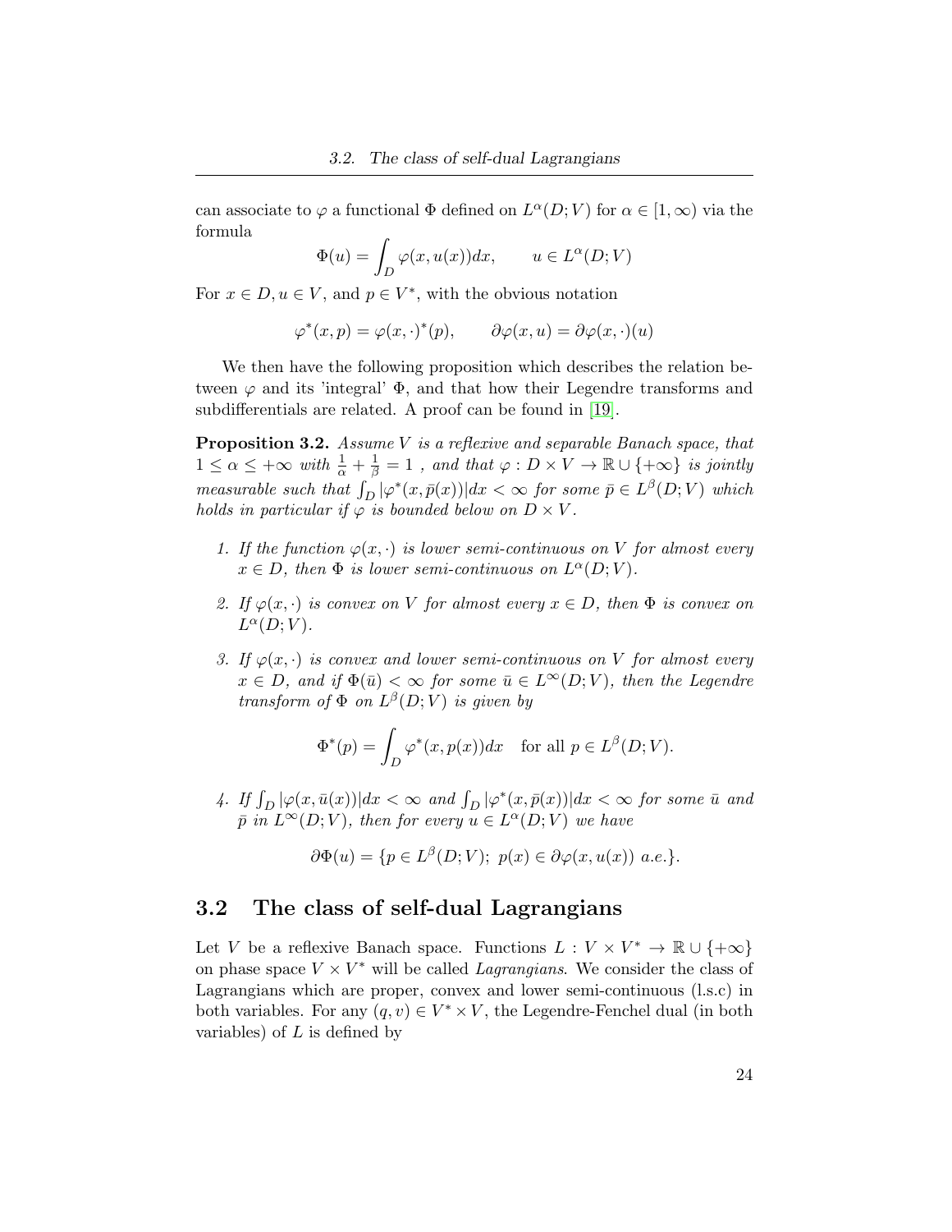can associate to $\varphi$ a functional $\Phi$ defined on $L^\alpha(D;V)$ for $\alpha \in [1,\infty)$ via the formula

$$\Phi(u) = \int_D \varphi(x, u(x))dx, \qquad u \in L^\alpha(D;V)$$

For $x \in D, u \in V$, and $p \in V^*$, with the obvious notation

$$\varphi^*(x,p) = \varphi(x,\cdot)^*(p), \qquad \partial\varphi(x,u) = \partial\varphi(x,\cdot)(u)$$

We then have the following proposition which describes the relation between $\varphi$ and its 'integral' $\Phi$, and that how their Legendre transforms and subdifferentials are related. A proof can be found in [19].

**Proposition 3.2.** *Assume $V$ is a reflexive and separable Banach space, that $1 \le \alpha \le +\infty$ with $\frac{1}{\alpha} + \frac{1}{\beta} = 1$ , and that $\varphi : D \times V \to \mathbb{R} \cup \{+\infty\}$ is jointly measurable such that $\int_D |\varphi^*(x, \bar{p}(x))|dx < \infty$ for some $\bar{p} \in L^\beta(D;V)$ which holds in particular if $\varphi$ is bounded below on $D \times V$.*

1. *If the function $\varphi(x,\cdot)$ is lower semi-continuous on $V$ for almost every $x \in D$, then $\Phi$ is lower semi-continuous on $L^\alpha(D;V)$.*

2. *If $\varphi(x,\cdot)$ is convex on $V$ for almost every $x \in D$, then $\Phi$ is convex on $L^\alpha(D;V)$.*

3. *If $\varphi(x,\cdot)$ is convex and lower semi-continuous on $V$ for almost every $x \in D$, and if $\Phi(\bar{u}) < \infty$ for some $\bar{u} \in L^\infty(D;V)$, then the Legendre transform of $\Phi$ on $L^\beta(D;V)$ is given by*

$$\Phi^*(p) = \int_D \varphi^*(x, p(x))dx \quad \text{for all } p \in L^\beta(D;V).$$

4. *If $\int_D |\varphi(x, \bar{u}(x))|dx < \infty$ and $\int_D |\varphi^*(x, \bar{p}(x))|dx < \infty$ for some $\bar{u}$ and $\bar{p}$ in $L^\infty(D;V)$, then for every $u \in L^\alpha(D;V)$ we have*

$$\partial\Phi(u) = \{p \in L^\beta(D;V);\ p(x) \in \partial\varphi(x, u(x)) \text{ a.e.}\}.$$

## 3.2 The class of self-dual Lagrangians

Let $V$ be a reflexive Banach space. Functions $L : V \times V^* \to \mathbb{R} \cup \{+\infty\}$ on phase space $V \times V^*$ will be called *Lagrangians*. We consider the class of Lagrangians which are proper, convex and lower semi-continuous (l.s.c) in both variables. For any $(q,v) \in V^* \times V$, the Legendre-Fenchel dual (in both variables) of $L$ is defined by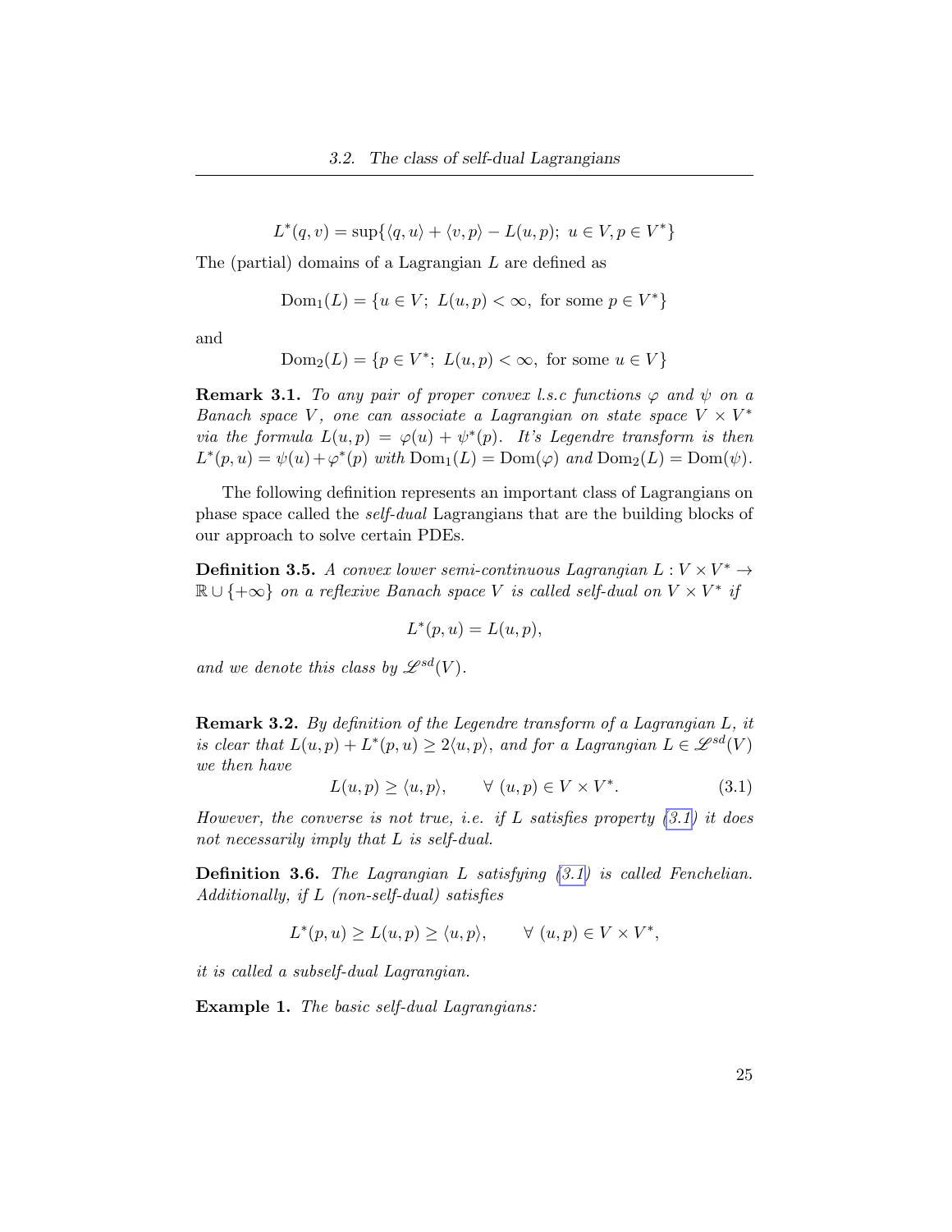$$L^*(q,v) = \sup\{\langle q,u\rangle + \langle v,p\rangle - L(u,p);\ u \in V, p \in V^*\}$$

The (partial) domains of a Lagrangian $L$ are defined as

$$\mathrm{Dom}_1(L) = \{u \in V;\ L(u,p) < \infty,\ \text{for some } p \in V^*\}$$

and

$$\mathrm{Dom}_2(L) = \{p \in V^*;\ L(u,p) < \infty,\ \text{for some } u \in V\}$$

**Remark 3.1.** *To any pair of proper convex l.s.c functions $\varphi$ and $\psi$ on a Banach space $V$, one can associate a Lagrangian on state space $V \times V^*$ via the formula $L(u,p) = \varphi(u) + \psi^*(p)$. It's Legendre transform is then $L^*(p,u) = \psi(u) + \varphi^*(p)$ with $\mathrm{Dom}_1(L) = \mathrm{Dom}(\varphi)$ and $\mathrm{Dom}_2(L) = \mathrm{Dom}(\psi)$.*

The following definition represents an important class of Lagrangians on phase space called the *self-dual* Lagrangians that are the building blocks of our approach to solve certain PDEs.

**Definition 3.5.** *A convex lower semi-continuous Lagrangian $L : V \times V^* \to \mathbb{R} \cup \{+\infty\}$ on a reflexive Banach space $V$ is called self-dual on $V \times V^*$ if*

$$L^*(p,u) = L(u,p),$$

*and we denote this class by $\mathscr{L}^{sd}(V)$.*

**Remark 3.2.** *By definition of the Legendre transform of a Lagrangian $L$, it is clear that $L(u,p) + L^*(p,u) \geq 2\langle u,p\rangle$, and for a Lagrangian $L \in \mathscr{L}^{sd}(V)$ we then have*

$$L(u,p) \geq \langle u,p\rangle, \qquad \forall\ (u,p) \in V \times V^*. \tag{3.1}$$

*However, the converse is not true, i.e. if $L$ satisfies property (3.1) it does not necessarily imply that $L$ is self-dual.*

**Definition 3.6.** *The Lagrangian $L$ satisfying (3.1) is called Fenchelian. Additionally, if $L$ (non-self-dual) satisfies*

$$L^*(p,u) \geq L(u,p) \geq \langle u,p\rangle, \qquad \forall\ (u,p) \in V \times V^*,$$

*it is called a subself-dual Lagrangian.*

**Example 1.** *The basic self-dual Lagrangians:*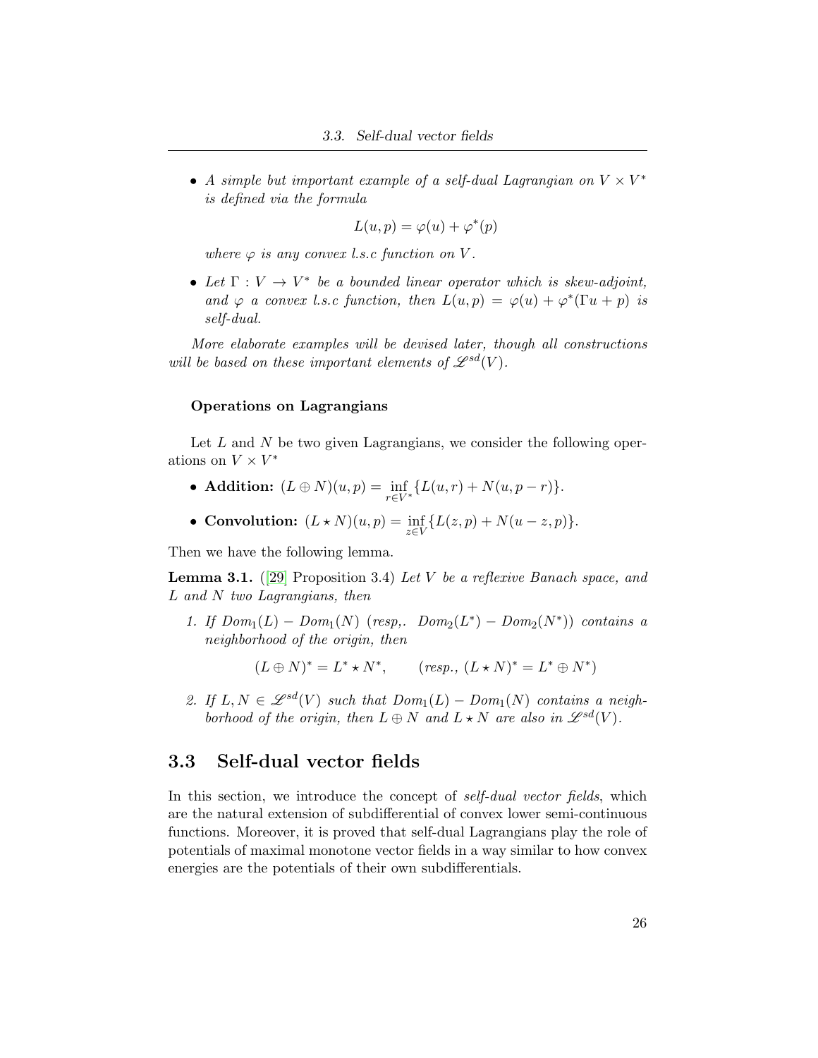- *A simple but important example of a self-dual Lagrangian on $V \times V^*$ is defined via the formula*

$$L(u, p) = \varphi(u) + \varphi^*(p)$$

*where $\varphi$ is any convex l.s.c function on $V$.*

- *Let $\Gamma : V \to V^*$ be a bounded linear operator which is skew-adjoint, and $\varphi$ a convex l.s.c function, then $L(u, p) = \varphi(u) + \varphi^*(\Gamma u + p)$ is self-dual.*

*More elaborate examples will be devised later, though all constructions will be based on these important elements of $\mathscr{L}^{sd}(V)$.*

#### Operations on Lagrangians

Let $L$ and $N$ be two given Lagrangians, we consider the following operations on $V \times V^*$

- **Addition:** $(L \oplus N)(u, p) = \inf_{r \in V^*} \{L(u, r) + N(u, p - r)\}$.
- **Convolution:** $(L \star N)(u, p) = \inf_{z \in V} \{L(z, p) + N(u - z, p)\}$.

Then we have the following lemma.

**Lemma 3.1.** ([29] Proposition 3.4) *Let $V$ be a reflexive Banach space, and $L$ and $N$ two Lagrangians, then*

1. *If $Dom_1(L) - Dom_1(N)$ (resp,. $Dom_2(L^*) - Dom_2(N^*)$) contains a neighborhood of the origin, then*

$$(L \oplus N)^* = L^* \star N^*, \qquad (resp., \ (L \star N)^* = L^* \oplus N^*)$$

2. *If $L, N \in \mathscr{L}^{sd}(V)$ such that $Dom_1(L) - Dom_1(N)$ contains a neighborhood of the origin, then $L \oplus N$ and $L \star N$ are also in $\mathscr{L}^{sd}(V)$.*

## 3.3 Self-dual vector fields

In this section, we introduce the concept of *self-dual vector fields*, which are the natural extension of subdifferential of convex lower semi-continuous functions. Moreover, it is proved that self-dual Lagrangians play the role of potentials of maximal monotone vector fields in a way similar to how convex energies are the potentials of their own subdifferentials.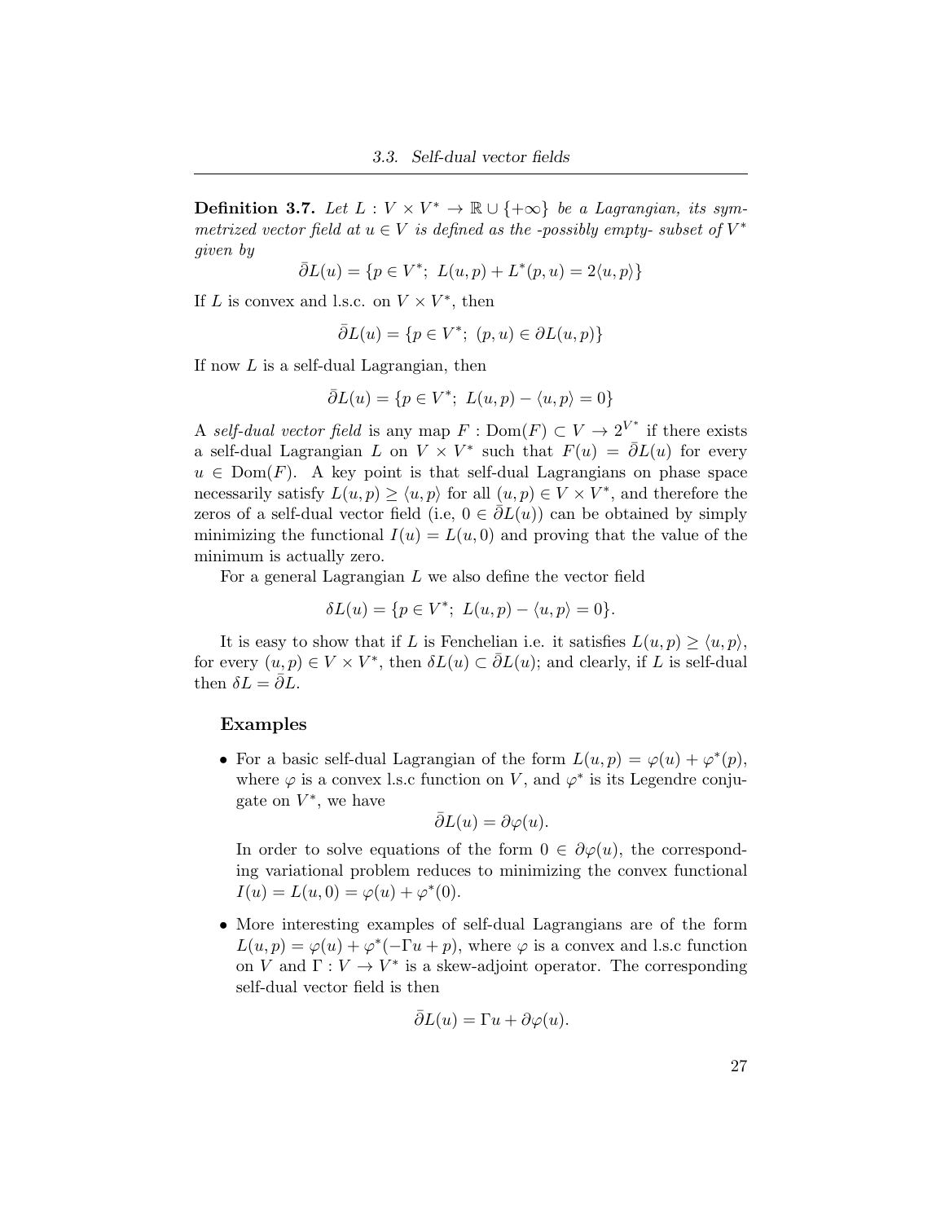**Definition 3.7.** *Let $L : V \times V^* \to \mathbb{R} \cup \{+\infty\}$ be a Lagrangian, its symmetrized vector field at $u \in V$ is defined as the -possibly empty- subset of $V^*$ given by*

$$\bar{\partial} L(u) = \{p \in V^*;\ L(u,p) + L^*(p,u) = 2\langle u, p\rangle\}$$

If $L$ is convex and l.s.c. on $V \times V^*$, then

$$\bar{\partial} L(u) = \{p \in V^*;\ (p,u) \in \partial L(u,p)\}$$

If now $L$ is a self-dual Lagrangian, then

$$\bar{\partial} L(u) = \{p \in V^*;\ L(u,p) - \langle u, p\rangle = 0\}$$

A *self-dual vector field* is any map $F : \mathrm{Dom}(F) \subset V \to 2^{V^*}$ if there exists a self-dual Lagrangian $L$ on $V \times V^*$ such that $F(u) = \bar{\partial} L(u)$ for every $u \in \mathrm{Dom}(F)$. A key point is that self-dual Lagrangians on phase space necessarily satisfy $L(u,p) \geq \langle u, p\rangle$ for all $(u,p) \in V \times V^*$, and therefore the zeros of a self-dual vector field (i.e, $0 \in \bar{\partial} L(u)$) can be obtained by simply minimizing the functional $I(u) = L(u,0)$ and proving that the value of the minimum is actually zero.

For a general Lagrangian $L$ we also define the vector field

$$\delta L(u) = \{p \in V^*;\ L(u,p) - \langle u, p\rangle = 0\}.$$

It is easy to show that if $L$ is Fenchelian i.e. it satisfies $L(u,p) \geq \langle u, p\rangle$, for every $(u,p) \in V \times V^*$, then $\delta L(u) \subset \bar{\partial} L(u)$; and clearly, if $L$ is self-dual then $\delta L = \bar{\partial} L$.

### Examples

- For a basic self-dual Lagrangian of the form $L(u,p) = \varphi(u) + \varphi^*(p)$, where $\varphi$ is a convex l.s.c function on $V$, and $\varphi^*$ is its Legendre conjugate on $V^*$, we have

  $$\bar{\partial} L(u) = \partial \varphi(u).$$

  In order to solve equations of the form $0 \in \partial \varphi(u)$, the corresponding variational problem reduces to minimizing the convex functional $I(u) = L(u,0) = \varphi(u) + \varphi^*(0)$.

- More interesting examples of self-dual Lagrangians are of the form $L(u,p) = \varphi(u) + \varphi^*(-\Gamma u + p)$, where $\varphi$ is a convex and l.s.c function on $V$ and $\Gamma : V \to V^*$ is a skew-adjoint operator. The corresponding self-dual vector field is then

  $$\bar{\partial} L(u) = \Gamma u + \partial \varphi(u).$$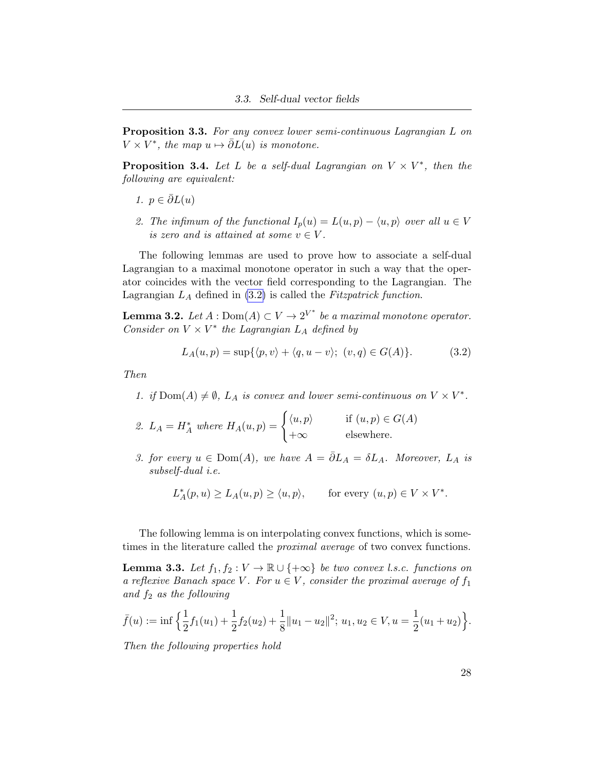**Proposition 3.3.** *For any convex lower semi-continuous Lagrangian $L$ on $V \times V^*$, the map $u \mapsto \bar{\partial} L(u)$ is monotone.*

**Proposition 3.4.** *Let $L$ be a self-dual Lagrangian on $V \times V^*$, then the following are equivalent:*

1. *$p \in \bar{\partial} L(u)$*
2. *The infimum of the functional $I_p(u) = L(u,p) - \langle u, p\rangle$ over all $u \in V$ is zero and is attained at some $v \in V$.*

The following lemmas are used to prove how to associate a self-dual Lagrangian to a maximal monotone operator in such a way that the operator coincides with the vector field corresponding to the Lagrangian. The Lagrangian $L_A$ defined in (3.2) is called the *Fitzpatrick function*.

**Lemma 3.2.** *Let $A : \mathrm{Dom}(A) \subset V \to 2^{V^*}$ be a maximal monotone operator. Consider on $V \times V^*$ the Lagrangian $L_A$ defined by*

$$L_A(u,p) = \sup\{\langle p, v\rangle + \langle q, u - v\rangle;\ (v,q) \in G(A)\}. \tag{3.2}$$

*Then*

1. *if $\mathrm{Dom}(A) \neq \emptyset$, $L_A$ is convex and lower semi-continuous on $V \times V^*$.*
2. *$L_A = H_A^*$ where $H_A(u,p) = \begin{cases} \langle u, p\rangle & \text{if } (u,p) \in G(A) \\ +\infty & \text{elsewhere.} \end{cases}$*
3. *for every $u \in \mathrm{Dom}(A)$, we have $A = \bar{\partial} L_A = \delta L_A$. Moreover, $L_A$ is subself-dual i.e.*

$$L_A^*(p,u) \geq L_A(u,p) \geq \langle u, p\rangle, \qquad \text{for every } (u,p) \in V \times V^*.$$

The following lemma is on interpolating convex functions, which is sometimes in the literature called the *proximal average* of two convex functions.

**Lemma 3.3.** *Let $f_1, f_2 : V \to \mathbb{R} \cup \{+\infty\}$ be two convex l.s.c. functions on a reflexive Banach space $V$. For $u \in V$, consider the proximal average of $f_1$ and $f_2$ as the following*

$$\bar{f}(u) := \inf\Big\{\frac{1}{2} f_1(u_1) + \frac{1}{2} f_2(u_2) + \frac{1}{8}\|u_1 - u_2\|^2;\ u_1, u_2 \in V, u = \frac{1}{2}(u_1 + u_2)\Big\}.$$

*Then the following properties hold*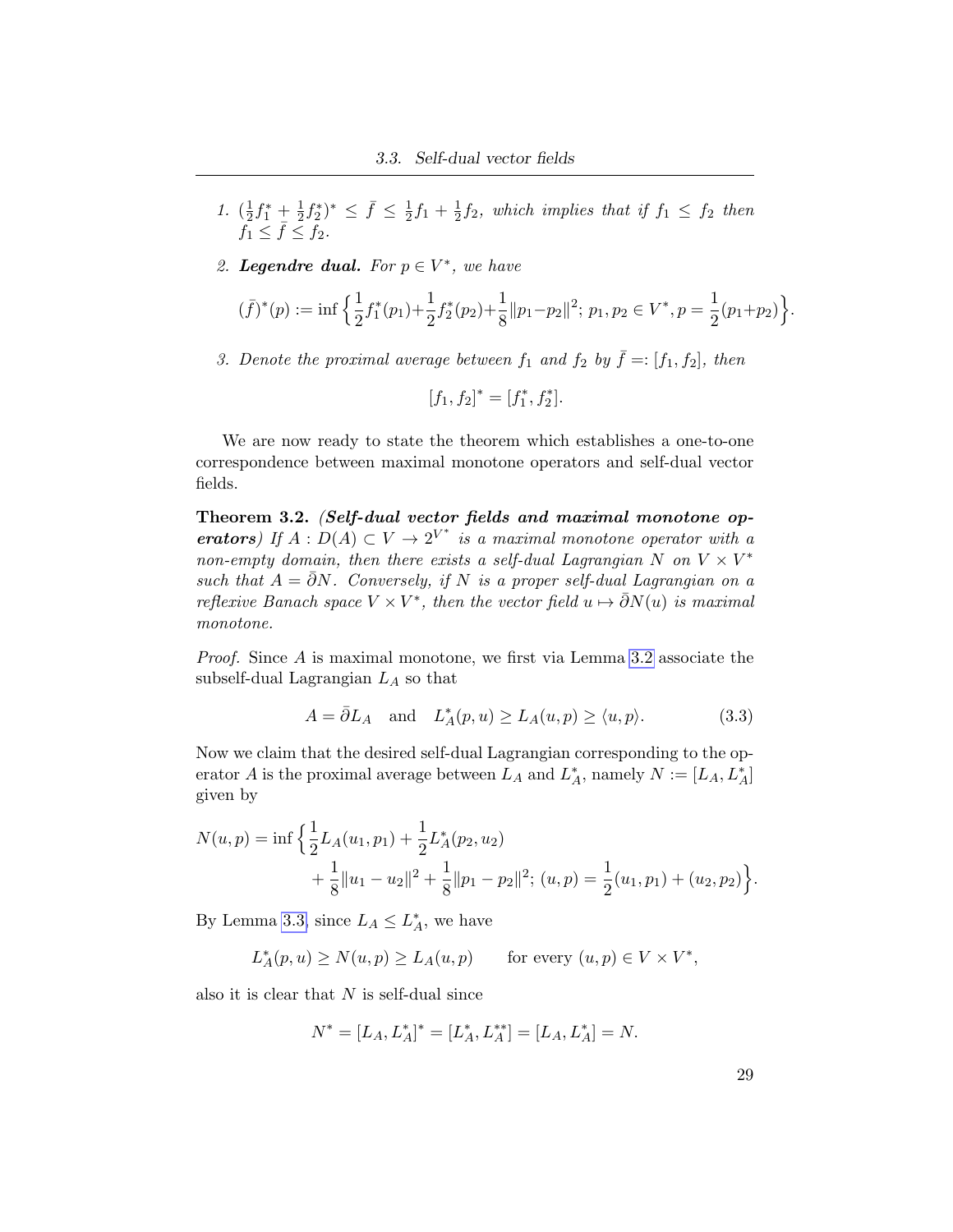1. $(\frac{1}{2}f_1^* + \frac{1}{2}f_2^*)^* \leq \bar{f} \leq \frac{1}{2}f_1 + \frac{1}{2}f_2$, *which implies that if* $f_1 \leq f_2$ *then* $f_1 \leq \bar{f} \leq f_2$.

2. ***Legendre dual.*** *For* $p \in V^*$, *we have*

$$(\bar{f})^*(p) := \inf\Big\{\frac{1}{2}f_1^*(p_1)+\frac{1}{2}f_2^*(p_2)+\frac{1}{8}\|p_1-p_2\|^2;\, p_1,p_2 \in V^*, p = \frac{1}{2}(p_1+p_2)\Big\}.$$

3. *Denote the proximal average between* $f_1$ *and* $f_2$ *by* $\bar{f} =: [f_1, f_2]$, *then*

$$[f_1, f_2]^* = [f_1^*, f_2^*].$$

We are now ready to state the theorem which establishes a one-to-one correspondence between maximal monotone operators and self-dual vector fields.

**Theorem 3.2.** ***(Self-dual vector fields and maximal monotone operators)*** *If* $A : D(A) \subset V \to 2^{V^*}$ *is a maximal monotone operator with a non-empty domain, then there exists a self-dual Lagrangian* $N$ *on* $V \times V^*$ *such that* $A = \bar{\partial} N$. *Conversely, if* $N$ *is a proper self-dual Lagrangian on a reflexive Banach space* $V \times V^*$, *then the vector field* $u \mapsto \bar{\partial} N(u)$ *is maximal monotone.*

*Proof.* Since $A$ is maximal monotone, we first via Lemma 3.2 associate the subself-dual Lagrangian $L_A$ so that

$$A = \bar{\partial} L_A \quad \text{and} \quad L_A^*(p,u) \geq L_A(u,p) \geq \langle u, p\rangle. \tag{3.3}$$

Now we claim that the desired self-dual Lagrangian corresponding to the operator $A$ is the proximal average between $L_A$ and $L_A^*$, namely $N := [L_A, L_A^*]$ given by

$$\begin{aligned} N(u,p) = \inf\Big\{&\frac{1}{2}L_A(u_1,p_1) + \frac{1}{2}L_A^*(p_2,u_2) \\ &+ \frac{1}{8}\|u_1-u_2\|^2 + \frac{1}{8}\|p_1-p_2\|^2;\, (u,p) = \frac{1}{2}(u_1,p_1) + (u_2,p_2)\Big\}. \end{aligned}$$

By Lemma 3.3, since $L_A \leq L_A^*$, we have

$$L_A^*(p,u) \geq N(u,p) \geq L_A(u,p) \qquad \text{for every } (u,p) \in V \times V^*,$$

also it is clear that $N$ is self-dual since

$$N^* = [L_A, L_A^*]^* = [L_A^*, L_A^{**}] = [L_A, L_A^*] = N.$$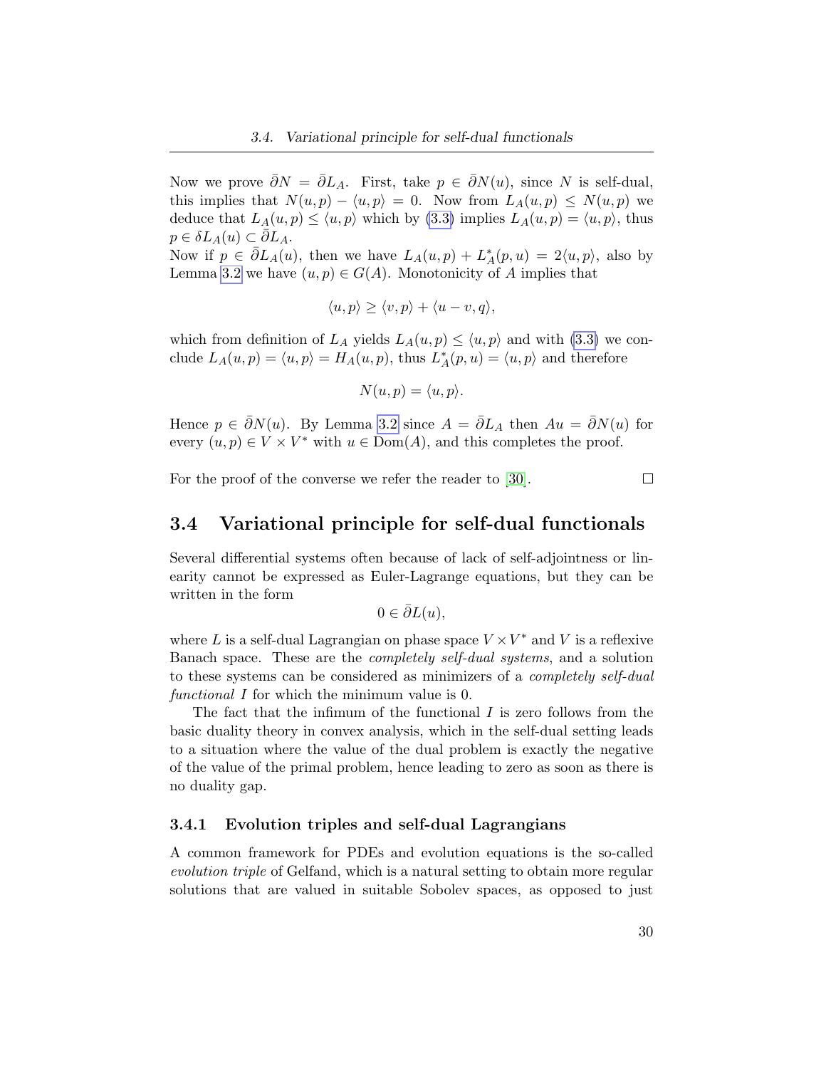Now we prove $\bar{\partial}N = \bar{\partial}L_A$. First, take $p \in \bar{\partial}N(u)$, since $N$ is self-dual, this implies that $N(u,p) - \langle u,p\rangle = 0$. Now from $L_A(u,p) \leq N(u,p)$ we deduce that $L_A(u,p) \leq \langle u,p\rangle$ which by (3.3) implies $L_A(u,p) = \langle u,p\rangle$, thus $p \in \delta L_A(u) \subset \bar{\partial}L_A$.
Now if $p \in \bar{\partial}L_A(u)$, then we have $L_A(u,p) + L_A^*(p,u) = 2\langle u,p\rangle$, also by Lemma 3.2 we have $(u,p) \in G(A)$. Monotonicity of $A$ implies that

$$\langle u,p\rangle \geq \langle v,p\rangle + \langle u - v, q\rangle,$$

which from definition of $L_A$ yields $L_A(u,p) \leq \langle u,p\rangle$ and with (3.3) we conclude $L_A(u,p) = \langle u,p\rangle = H_A(u,p)$, thus $L_A^*(p,u) = \langle u,p\rangle$ and therefore

$$N(u,p) = \langle u,p\rangle.$$

Hence $p \in \bar{\partial}N(u)$. By Lemma 3.2 since $A = \bar{\partial}L_A$ then $Au = \bar{\partial}N(u)$ for every $(u,p) \in V \times V^*$ with $u \in \mathrm{Dom}(A)$, and this completes the proof.

For the proof of the converse we refer the reader to [30]. □

## 3.4 Variational principle for self-dual functionals

Several differential systems often because of lack of self-adjointness or linearity cannot be expressed as Euler-Lagrange equations, but they can be written in the form

$$0 \in \bar{\partial}L(u),$$

where $L$ is a self-dual Lagrangian on phase space $V \times V^*$ and $V$ is a reflexive Banach space. These are the *completely self-dual systems*, and a solution to these systems can be considered as minimizers of a *completely self-dual functional* $I$ for which the minimum value is 0.

The fact that the infimum of the functional $I$ is zero follows from the basic duality theory in convex analysis, which in the self-dual setting leads to a situation where the value of the dual problem is exactly the negative of the value of the primal problem, hence leading to zero as soon as there is no duality gap.

### 3.4.1 Evolution triples and self-dual Lagrangians

A common framework for PDEs and evolution equations is the so-called *evolution triple* of Gelfand, which is a natural setting to obtain more regular solutions that are valued in suitable Sobolev spaces, as opposed to just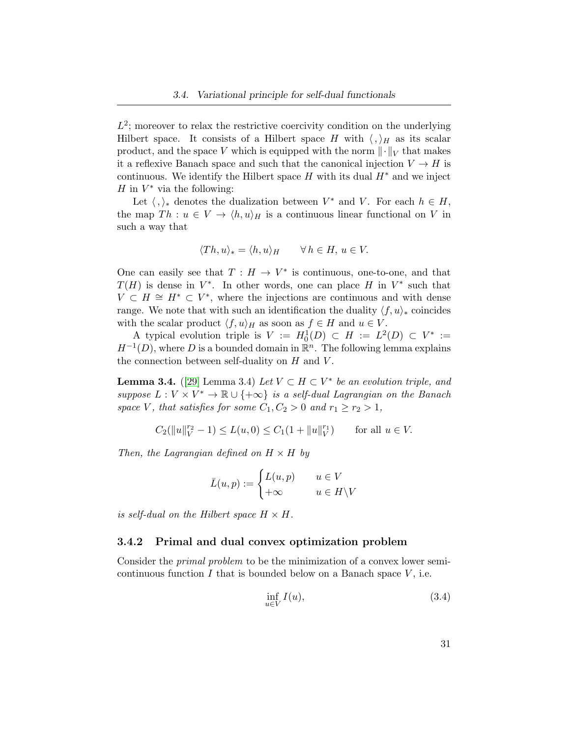$L^2$; moreover to relax the restrictive coercivity condition on the underlying Hilbert space. It consists of a Hilbert space $H$ with $\langle\, , \rangle_H$ as its scalar product, and the space $V$ which is equipped with the norm $\|\cdot\|_V$ that makes it a reflexive Banach space and such that the canonical injection $V \to H$ is continuous. We identify the Hilbert space $H$ with its dual $H^*$ and we inject $H$ in $V^*$ via the following:

Let $\langle\, , \rangle_*$ denotes the dualization between $V^*$ and $V$. For each $h \in H$, the map $Th : u \in V \to \langle h, u\rangle_H$ is a continuous linear functional on $V$ in such a way that

$$\langle Th, u\rangle_* = \langle h, u\rangle_H \qquad \forall\, h \in H,\, u \in V.$$

One can easily see that $T : H \to V^*$ is continuous, one-to-one, and that $T(H)$ is dense in $V^*$. In other words, one can place $H$ in $V^*$ such that $V \subset H \cong H^* \subset V^*$, where the injections are continuous and with dense range. We note that with such an identification the duality $\langle f, u\rangle_*$ coincides with the scalar product $\langle f, u\rangle_H$ as soon as $f \in H$ and $u \in V$.

A typical evolution triple is $V := H_0^1(D) \subset H := L^2(D) \subset V^* := H^{-1}(D)$, where $D$ is a bounded domain in $\mathbb{R}^n$. The following lemma explains the connection between self-duality on $H$ and $V$.

**Lemma 3.4.** ([29] Lemma 3.4) *Let $V \subset H \subset V^*$ be an evolution triple, and suppose $L : V \times V^* \to \mathbb{R} \cup \{+\infty\}$ is a self-dual Lagrangian on the Banach space $V$, that satisfies for some $C_1, C_2 > 0$ and $r_1 \geq r_2 > 1$,*

$$C_2(\|u\|_V^{r_2} - 1) \leq L(u, 0) \leq C_1(1 + \|u\|_V^{r_1}) \qquad \text{for all } u \in V.$$

*Then, the Lagrangian defined on $H \times H$ by*

$$\bar{L}(u,p) := \begin{cases} L(u,p) & u \in V \\ +\infty & u \in H\backslash V \end{cases}$$

*is self-dual on the Hilbert space $H \times H$.*

### 3.4.2 Primal and dual convex optimization problem

Consider the *primal problem* to be the minimization of a convex lower semi-continuous function $I$ that is bounded below on a Banach space $V$, i.e.

$$\inf_{u \in V} I(u), \tag{3.4}$$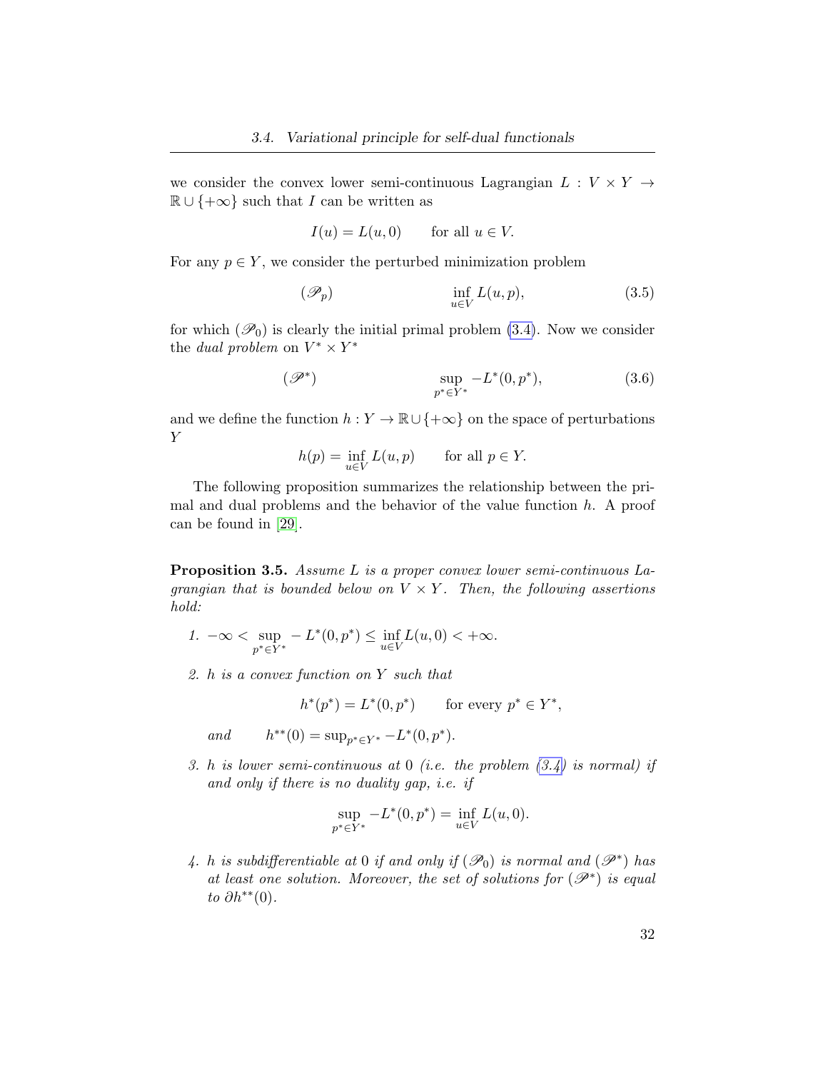we consider the convex lower semi-continuous Lagrangian $L : V \times Y \to \mathbb{R} \cup \{+\infty\}$ such that $I$ can be written as

$$I(u) = L(u, 0) \qquad \text{for all } u \in V.$$

For any $p \in Y$, we consider the perturbed minimization problem

$$(\mathscr{P}_p) \qquad\qquad \inf_{u \in V} L(u, p), \tag{3.5}$$

for which $(\mathscr{P}_0)$ is clearly the initial primal problem (3.4). Now we consider the *dual problem* on $V^* \times Y^*$

$$(\mathscr{P}^*) \qquad\qquad \sup_{p^* \in Y^*} -L^*(0, p^*), \tag{3.6}$$

and we define the function $h : Y \to \mathbb{R} \cup \{+\infty\}$ on the space of perturbations $Y$

$$h(p) = \inf_{u \in V} L(u, p) \qquad \text{for all } p \in Y.$$

The following proposition summarizes the relationship between the primal and dual problems and the behavior of the value function $h$. A proof can be found in [29].

**Proposition 3.5.** *Assume $L$ is a proper convex lower semi-continuous Lagrangian that is bounded below on $V \times Y$. Then, the following assertions hold:*

1. $-\infty < \sup_{p^* \in Y^*} - L^*(0, p^*) \leq \inf_{u \in V} L(u, 0) < +\infty.$

2. *$h$ is a convex function on $Y$ such that*

$$h^*(p^*) = L^*(0, p^*) \qquad \text{for every } p^* \in Y^*,$$

*and* $\qquad h^{**}(0) = \sup_{p^* \in Y^*} -L^*(0, p^*).$

3. *$h$ is lower semi-continuous at $0$ (i.e. the problem (3.4) is normal) if and only if there is no duality gap, i.e. if*

$$\sup_{p^* \in Y^*} -L^*(0, p^*) = \inf_{u \in V} L(u, 0).$$

4. *$h$ is subdifferentiable at $0$ if and only if $(\mathscr{P}_0)$ is normal and $(\mathscr{P}^*)$ has at least one solution. Moreover, the set of solutions for $(\mathscr{P}^*)$ is equal to $\partial h^{**}(0)$.*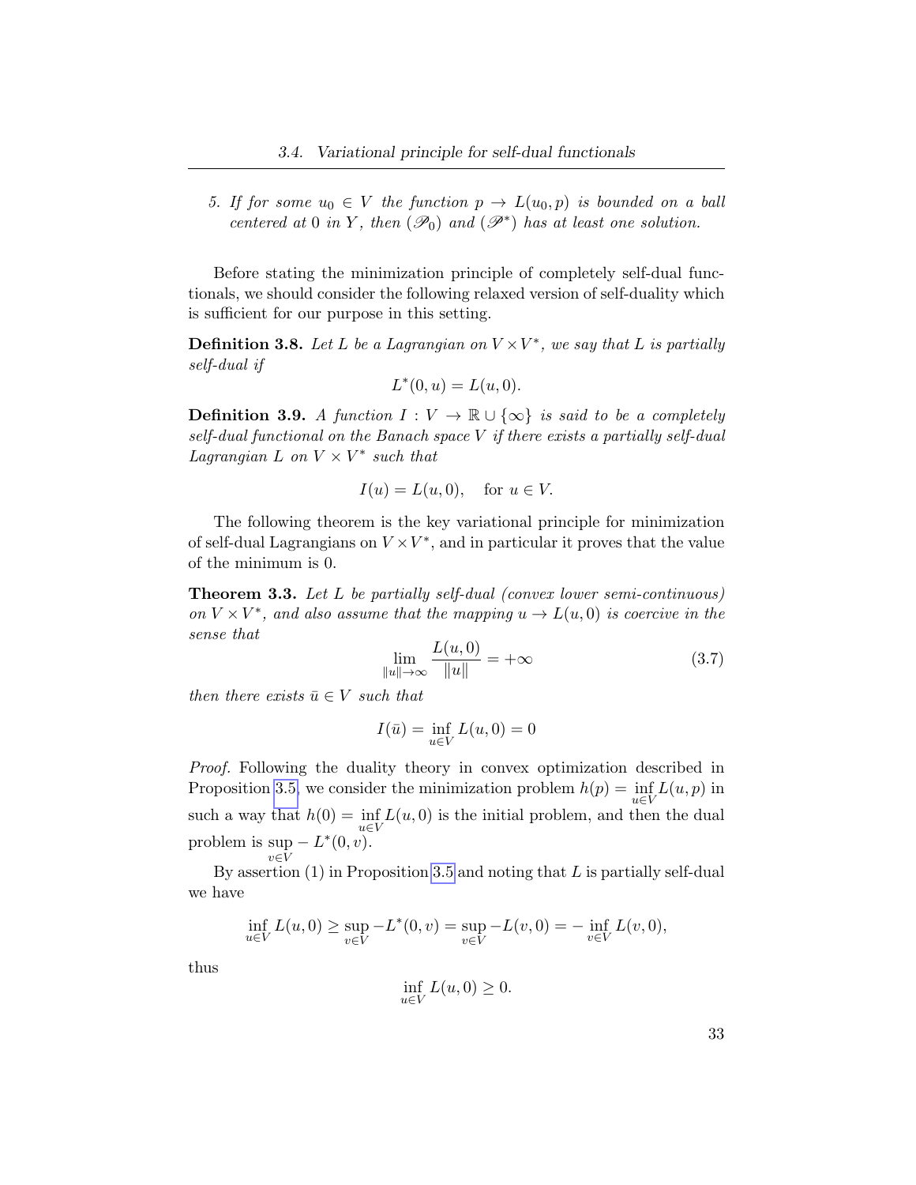5. *If for some $u_0 \in V$ the function $p \to L(u_0, p)$ is bounded on a ball centered at 0 in $Y$, then $(\mathscr{P}_0)$ and $(\mathscr{P}^*)$ has at least one solution.*

Before stating the minimization principle of completely self-dual functionals, we should consider the following relaxed version of self-duality which is sufficient for our purpose in this setting.

**Definition 3.8.** *Let $L$ be a Lagrangian on $V \times V^*$, we say that $L$ is partially self-dual if*

$$L^*(0, u) = L(u, 0).$$

**Definition 3.9.** *A function $I : V \to \mathbb{R} \cup \{\infty\}$ is said to be a completely self-dual functional on the Banach space $V$ if there exists a partially self-dual Lagrangian $L$ on $V \times V^*$ such that*

$$I(u) = L(u, 0), \quad \text{for } u \in V.$$

The following theorem is the key variational principle for minimization of self-dual Lagrangians on $V \times V^*$, and in particular it proves that the value of the minimum is 0.

**Theorem 3.3.** *Let $L$ be partially self-dual (convex lower semi-continuous) on $V \times V^*$, and also assume that the mapping $u \to L(u, 0)$ is coercive in the sense that*

$$\lim_{\|u\| \to \infty} \frac{L(u, 0)}{\|u\|} = +\infty \tag{3.7}$$

*then there exists $\bar{u} \in V$ such that*

$$I(\bar{u}) = \inf_{u \in V} L(u, 0) = 0$$

*Proof.* Following the duality theory in convex optimization described in Proposition 3.5, we consider the minimization problem $h(p) = \inf_{u \in V} L(u, p)$ in such a way that $h(0) = \inf_{u \in V} L(u, 0)$ is the initial problem, and then the dual problem is $\sup_{v \in V} - L^*(0, v)$.

By assertion (1) in Proposition 3.5 and noting that $L$ is partially self-dual we have

$$\inf_{u \in V} L(u, 0) \geq \sup_{v \in V} -L^*(0, v) = \sup_{v \in V} -L(v, 0) = -\inf_{v \in V} L(v, 0),$$

thus

$$\inf_{u \in V} L(u, 0) \geq 0.$$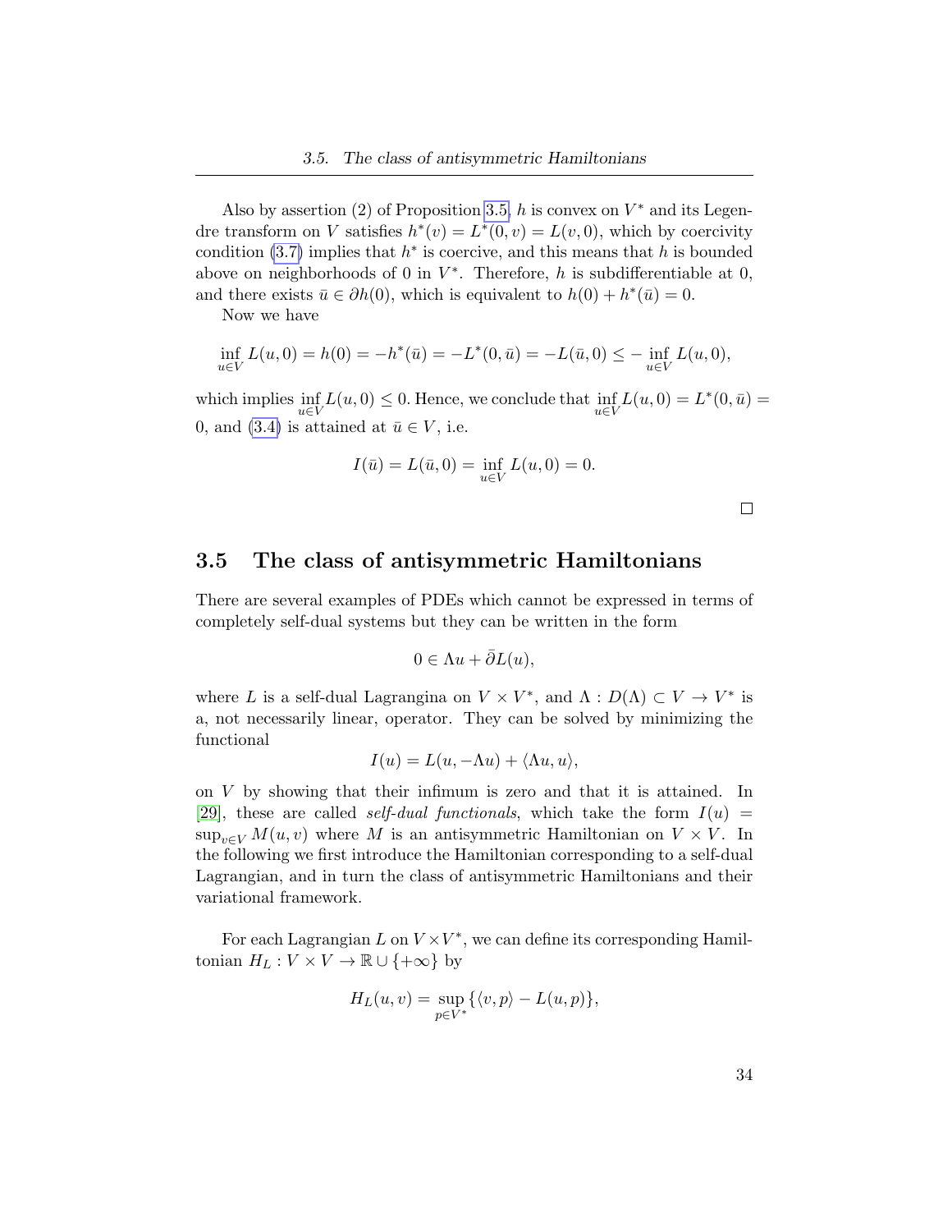Also by assertion (2) of Proposition 3.5, $h$ is convex on $V^*$ and its Legendre transform on $V$ satisfies $h^*(v) = L^*(0, v) = L(v, 0)$, which by coercivity condition (3.7) implies that $h^*$ is coercive, and this means that $h$ is bounded above on neighborhoods of 0 in $V^*$. Therefore, $h$ is subdifferentiable at 0, and there exists $\bar{u} \in \partial h(0)$, which is equivalent to $h(0) + h^*(\bar{u}) = 0$.

Now we have

$$\inf_{u \in V} L(u, 0) = h(0) = -h^*(\bar{u}) = -L^*(0, \bar{u}) = -L(\bar{u}, 0) \leq -\inf_{u \in V} L(u, 0),$$

which implies $\inf_{u \in V} L(u, 0) \leq 0$. Hence, we conclude that $\inf_{u \in V} L(u, 0) = L^*(0, \bar{u}) = 0$, and (3.4) is attained at $\bar{u} \in V$, i.e.

$$I(\bar{u}) = L(\bar{u}, 0) = \inf_{u \in V} L(u, 0) = 0.$$

□

## 3.5 The class of antisymmetric Hamiltonians

There are several examples of PDEs which cannot be expressed in terms of completely self-dual systems but they can be written in the form

$$0 \in \Lambda u + \bar{\partial} L(u),$$

where $L$ is a self-dual Lagrangina on $V \times V^*$, and $\Lambda : D(\Lambda) \subset V \to V^*$ is a, not necessarily linear, operator. They can be solved by minimizing the functional

$$I(u) = L(u, -\Lambda u) + \langle \Lambda u, u \rangle,$$

on $V$ by showing that their infimum is zero and that it is attained. In [29], these are called *self-dual functionals*, which take the form $I(u) = \sup_{v \in V} M(u, v)$ where $M$ is an antisymmetric Hamiltonian on $V \times V$. In the following we first introduce the Hamiltonian corresponding to a self-dual Lagrangian, and in turn the class of antisymmetric Hamiltonians and their variational framework.

For each Lagrangian $L$ on $V \times V^*$, we can define its corresponding Hamiltonian $H_L : V \times V \to \mathbb{R} \cup \{+\infty\}$ by

$$H_L(u, v) = \sup_{p \in V^*} \{\langle v, p \rangle - L(u, p)\},$$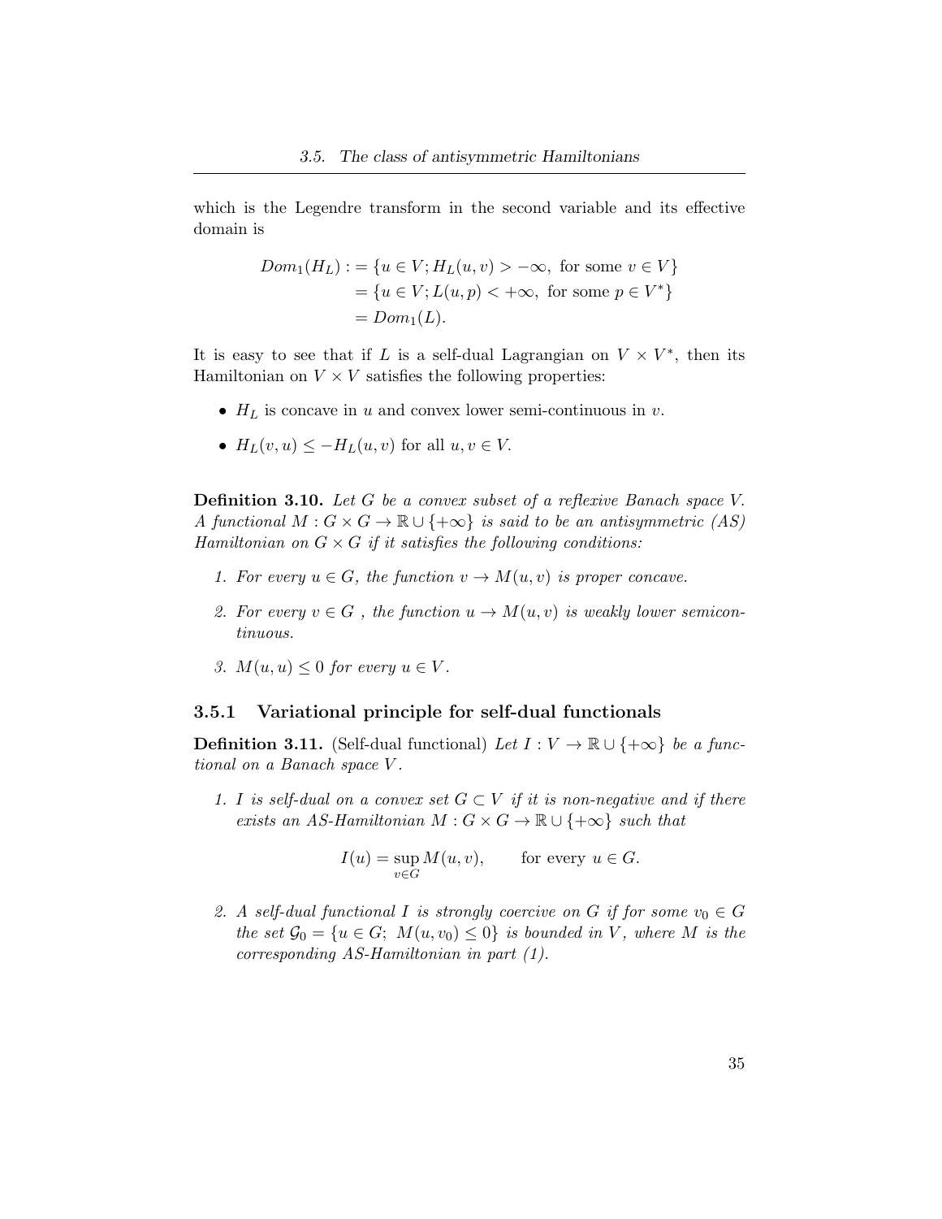which is the Legendre transform in the second variable and its effective domain is

$$
\begin{aligned}
Dom_1(H_L) :&= \{u \in V; H_L(u,v) > -\infty, \text{ for some } v \in V\} \\
&= \{u \in V; L(u,p) < +\infty, \text{ for some } p \in V^*\} \\
&= Dom_1(L).
\end{aligned}
$$

It is easy to see that if $L$ is a self-dual Lagrangian on $V \times V^*$, then its Hamiltonian on $V \times V$ satisfies the following properties:

- $H_L$ is concave in $u$ and convex lower semi-continuous in $v$.
- $H_L(v,u) \leq -H_L(u,v)$ for all $u, v \in V$.

**Definition 3.10.** *Let $G$ be a convex subset of a reflexive Banach space $V$. A functional $M : G \times G \to \mathbb{R} \cup \{+\infty\}$ is said to be an antisymmetric (AS) Hamiltonian on $G \times G$ if it satisfies the following conditions:*

1. *For every $u \in G$, the function $v \to M(u,v)$ is proper concave.*
2. *For every $v \in G$ , the function $u \to M(u,v)$ is weakly lower semicontinuous.*
3. *$M(u,u) \leq 0$ for every $u \in V$.*

### 3.5.1 Variational principle for self-dual functionals

**Definition 3.11.** (Self-dual functional) *Let $I : V \to \mathbb{R} \cup \{+\infty\}$ be a functional on a Banach space $V$.*

1. *$I$ is self-dual on a convex set $G \subset V$ if it is non-negative and if there exists an AS-Hamiltonian $M : G \times G \to \mathbb{R} \cup \{+\infty\}$ such that*

$$
I(u) = \sup_{v \in G} M(u,v), \qquad \text{for every } u \in G.
$$

2. *A self-dual functional $I$ is strongly coercive on $G$ if for some $v_0 \in G$ the set $\mathcal{G}_0 = \{u \in G;\ M(u,v_0) \leq 0\}$ is bounded in $V$, where $M$ is the corresponding AS-Hamiltonian in part (1).*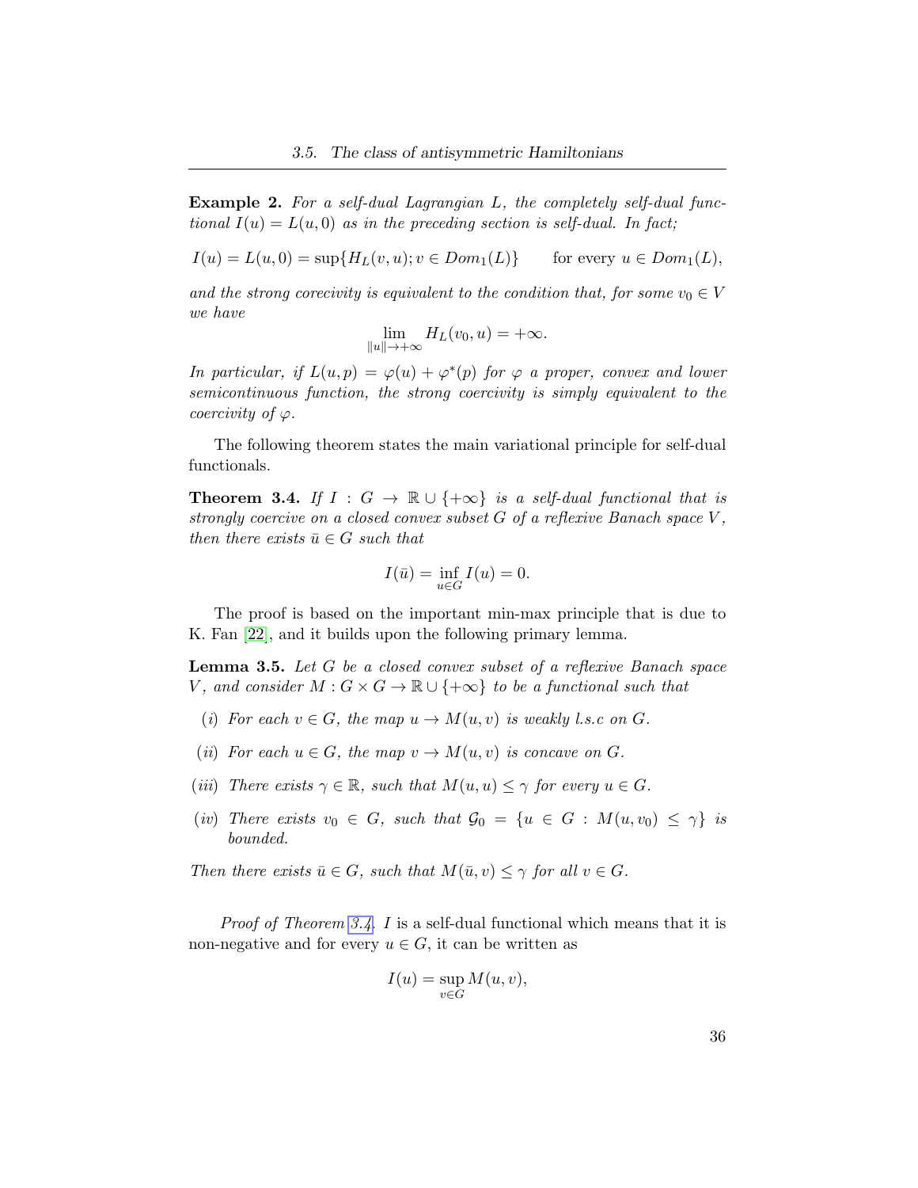**Example 2.** *For a self-dual Lagrangian $L$, the completely self-dual functional $I(u) = L(u, 0)$ as in the preceding section is self-dual. In fact;*

$$I(u) = L(u, 0) = \sup\{H_L(v, u); v \in Dom_1(L)\} \qquad \text{for every } u \in Dom_1(L),$$

*and the strong corecivity is equivalent to the condition that, for some $v_0 \in V$ we have*

$$\lim_{\|u\| \to +\infty} H_L(v_0, u) = +\infty.$$

*In particular, if $L(u, p) = \varphi(u) + \varphi^*(p)$ for $\varphi$ a proper, convex and lower semicontinuous function, the strong coercivity is simply equivalent to the coercivity of $\varphi$.*

The following theorem states the main variational principle for self-dual functionals.

**Theorem 3.4.** *If $I : G \to \mathbb{R} \cup \{+\infty\}$ is a self-dual functional that is strongly coercive on a closed convex subset $G$ of a reflexive Banach space $V$, then there exists $\bar{u} \in G$ such that*

$$I(\bar{u}) = \inf_{u \in G} I(u) = 0.$$

The proof is based on the important min-max principle that is due to K. Fan [22], and it builds upon the following primary lemma.

**Lemma 3.5.** *Let $G$ be a closed convex subset of a reflexive Banach space $V$, and consider $M : G \times G \to \mathbb{R} \cup \{+\infty\}$ to be a functional such that*

- (i) *For each $v \in G$, the map $u \to M(u, v)$ is weakly l.s.c on $G$.*
- (ii) *For each $u \in G$, the map $v \to M(u, v)$ is concave on $G$.*
- (iii) *There exists $\gamma \in \mathbb{R}$, such that $M(u, u) \leq \gamma$ for every $u \in G$.*
- (iv) *There exists $v_0 \in G$, such that $\mathcal{G}_0 = \{u \in G : M(u, v_0) \leq \gamma\}$ is bounded.*

*Then there exists $\bar{u} \in G$, such that $M(\bar{u}, v) \leq \gamma$ for all $v \in G$.*

*Proof of Theorem 3.4.* $I$ is a self-dual functional which means that it is non-negative and for every $u \in G$, it can be written as

$$I(u) = \sup_{v \in G} M(u, v),$$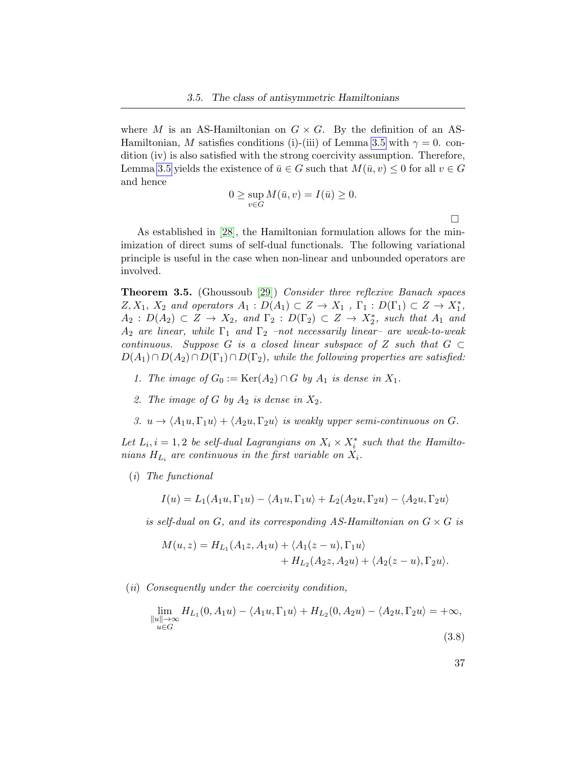where $M$ is an AS-Hamiltonian on $G \times G$. By the definition of an AS-Hamiltonian, $M$ satisfies conditions (i)-(iii) of Lemma 3.5 with $\gamma = 0$. condition (iv) is also satisfied with the strong coercivity assumption. Therefore, Lemma 3.5 yields the existence of $\bar{u} \in G$ such that $M(\bar{u}, v) \leq 0$ for all $v \in G$ and hence

$$0 \geq \sup_{v \in G} M(\bar{u}, v) = I(\bar{u}) \geq 0.$$

□

As established in [28], the Hamiltonian formulation allows for the minimization of direct sums of self-dual functionals. The following variational principle is useful in the case when non-linear and unbounded operators are involved.

**Theorem 3.5.** (Ghoussoub [29]) *Consider three reflexive Banach spaces $Z, X_1, X_2$ and operators $A_1 : D(A_1) \subset Z \to X_1$ , $\Gamma_1 : D(\Gamma_1) \subset Z \to X_1^*$, $A_2 : D(A_2) \subset Z \to X_2$, and $\Gamma_2 : D(\Gamma_2) \subset Z \to X_2^*$, such that $A_1$ and $A_2$ are linear, while $\Gamma_1$ and $\Gamma_2$ –not necessarily linear– are weak-to-weak continuous. Suppose $G$ is a closed linear subspace of $Z$ such that $G \subset D(A_1) \cap D(A_2) \cap D(\Gamma_1) \cap D(\Gamma_2)$, while the following properties are satisfied:*

1. *The image of $G_0 := \mathrm{Ker}(A_2) \cap G$ by $A_1$ is dense in $X_1$.*
2. *The image of $G$ by $A_2$ is dense in $X_2$.*
3. *$u \to \langle A_1 u, \Gamma_1 u\rangle + \langle A_2 u, \Gamma_2 u\rangle$ is weakly upper semi-continuous on $G$.*

*Let $L_i, i = 1, 2$ be self-dual Lagrangians on $X_i \times X_i^*$ such that the Hamiltonians $H_{L_i}$ are continuous in the first variable on $X_i$.*

(*i*) *The functional*

$$I(u) = L_1(A_1 u, \Gamma_1 u) - \langle A_1 u, \Gamma_1 u\rangle + L_2(A_2 u, \Gamma_2 u) - \langle A_2 u, \Gamma_2 u\rangle$$

*is self-dual on $G$, and its corresponding AS-Hamiltonian on $G \times G$ is*

$$\begin{aligned} M(u, z) = H_{L_1}(A_1 z, A_1 u) &+ \langle A_1(z - u), \Gamma_1 u\rangle \\ &+ H_{L_2}(A_2 z, A_2 u) + \langle A_2(z - u), \Gamma_2 u\rangle. \end{aligned}$$

(*ii*) *Consequently under the coercivity condition,*

$$\lim_{\substack{\|u\| \to \infty \\ u \in G}} H_{L_1}(0, A_1 u) - \langle A_1 u, \Gamma_1 u\rangle + H_{L_2}(0, A_2 u) - \langle A_2 u, \Gamma_2 u\rangle = +\infty, \tag{3.8}$$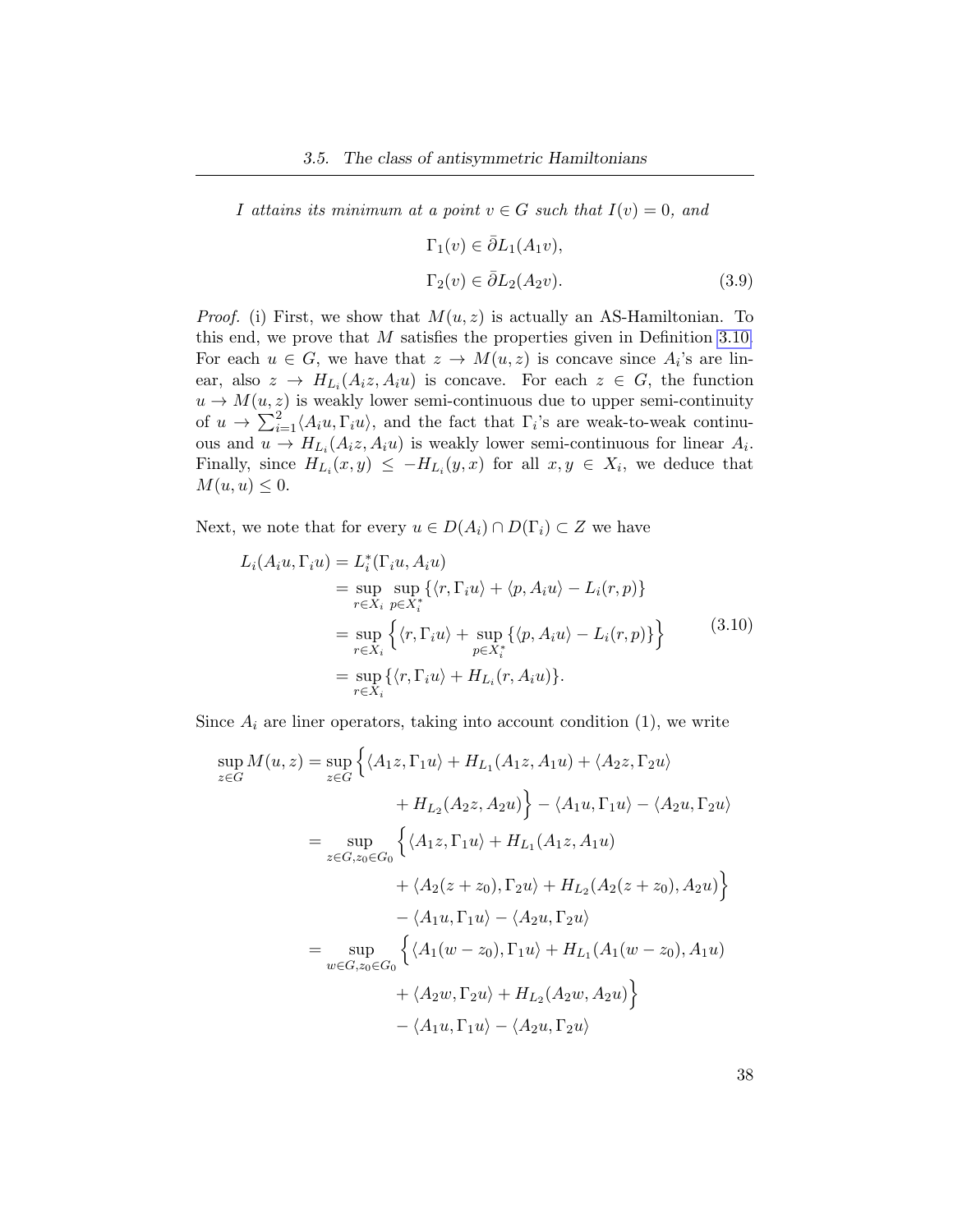*I attains its minimum at a point $v \in G$ such that $I(v) = 0$, and*

$$
\begin{aligned}
\Gamma_1(v) &\in \bar{\partial} L_1(A_1 v), \\
\Gamma_2(v) &\in \bar{\partial} L_2(A_2 v).
\end{aligned}
\tag{3.9}
$$

*Proof.* (i) First, we show that $M(u, z)$ is actually an AS-Hamiltonian. To this end, we prove that $M$ satisfies the properties given in Definition 3.10. For each $u \in G$, we have that $z \to M(u, z)$ is concave since $A_i$'s are linear, also $z \to H_{L_i}(A_i z, A_i u)$ is concave. For each $z \in G$, the function $u \to M(u, z)$ is weakly lower semi-continuous due to upper semi-continuity of $u \to \sum_{i=1}^{2} \langle A_i u, \Gamma_i u \rangle$, and the fact that $\Gamma_i$'s are weak-to-weak continuous and $u \to H_{L_i}(A_i z, A_i u)$ is weakly lower semi-continuous for linear $A_i$. Finally, since $H_{L_i}(x, y) \leq -H_{L_i}(y, x)$ for all $x, y \in X_i$, we deduce that $M(u, u) \leq 0$.

Next, we note that for every $u \in D(A_i) \cap D(\Gamma_i) \subset Z$ we have

$$
\begin{aligned}
L_i(A_i u, \Gamma_i u) &= L_i^*(\Gamma_i u, A_i u) \\
&= \sup_{r \in X_i} \sup_{p \in X_i^*} \{\langle r, \Gamma_i u \rangle + \langle p, A_i u \rangle - L_i(r, p)\} \\
&= \sup_{r \in X_i} \Big\{ \langle r, \Gamma_i u \rangle + \sup_{p \in X_i^*} \{\langle p, A_i u \rangle - L_i(r, p)\} \Big\} \\
&= \sup_{r \in X_i} \{\langle r, \Gamma_i u \rangle + H_{L_i}(r, A_i u)\}.
\end{aligned}
\tag{3.10}
$$

Since $A_i$ are liner operators, taking into account condition (1), we write

$$
\begin{aligned}
\sup_{z \in G} M(u, z) &= \sup_{z \in G} \Big\{ \langle A_1 z, \Gamma_1 u \rangle + H_{L_1}(A_1 z, A_1 u) + \langle A_2 z, \Gamma_2 u \rangle \\
&\qquad + H_{L_2}(A_2 z, A_2 u) \Big\} - \langle A_1 u, \Gamma_1 u \rangle - \langle A_2 u, \Gamma_2 u \rangle \\
&= \sup_{z \in G, z_0 \in G_0} \Big\{ \langle A_1 z, \Gamma_1 u \rangle + H_{L_1}(A_1 z, A_1 u) \\
&\qquad + \langle A_2(z + z_0), \Gamma_2 u \rangle + H_{L_2}(A_2(z + z_0), A_2 u) \Big\} \\
&\qquad - \langle A_1 u, \Gamma_1 u \rangle - \langle A_2 u, \Gamma_2 u \rangle \\
&= \sup_{w \in G, z_0 \in G_0} \Big\{ \langle A_1(w - z_0), \Gamma_1 u \rangle + H_{L_1}(A_1(w - z_0), A_1 u) \\
&\qquad + \langle A_2 w, \Gamma_2 u \rangle + H_{L_2}(A_2 w, A_2 u) \Big\} \\
&\qquad - \langle A_1 u, \Gamma_1 u \rangle - \langle A_2 u, \Gamma_2 u \rangle
\end{aligned}
$$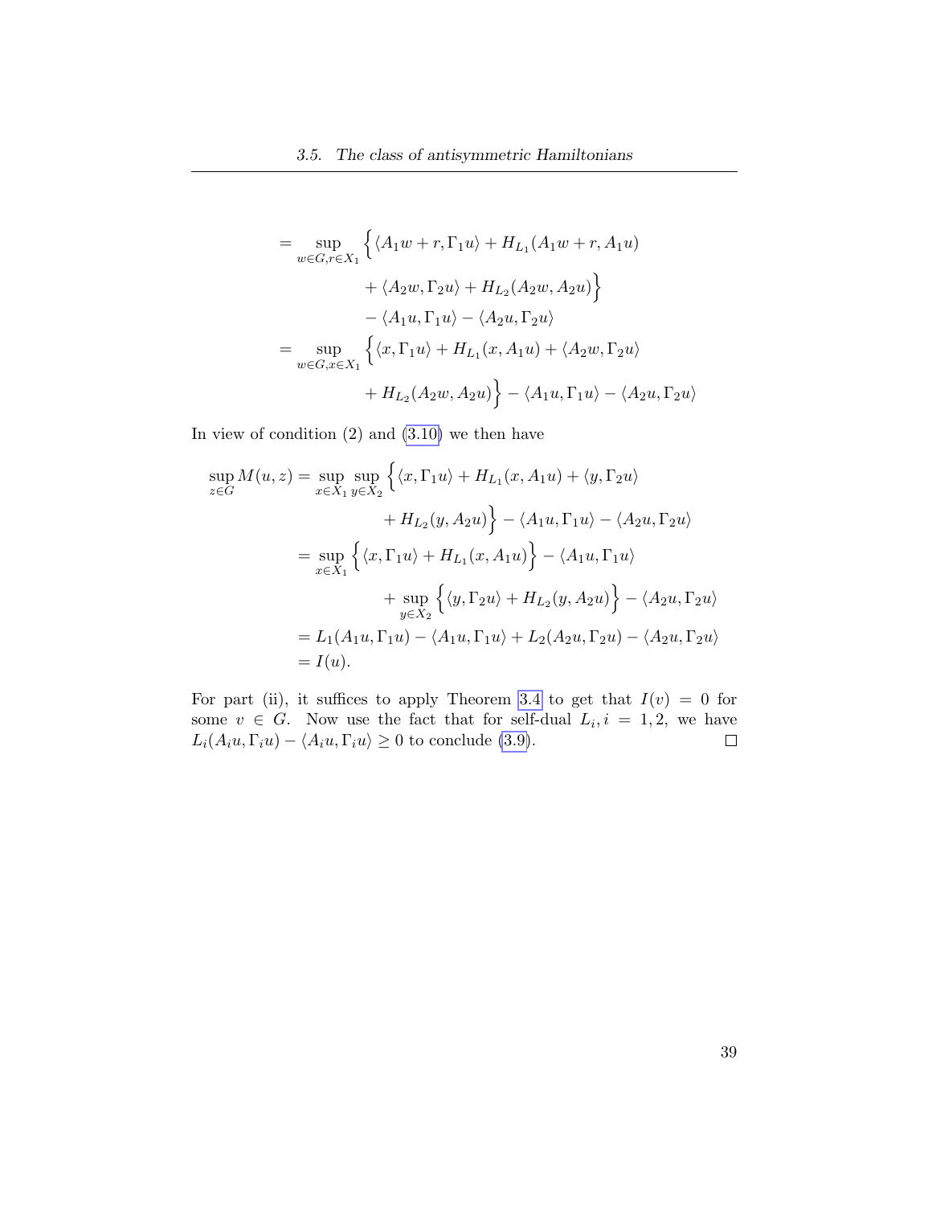$$
\begin{aligned}
&= \sup_{w\in G, r\in X_1} \Big\{ \langle A_1 w + r, \Gamma_1 u\rangle + H_{L_1}(A_1 w + r, A_1 u) \\
&\qquad + \langle A_2 w, \Gamma_2 u\rangle + H_{L_2}(A_2 w, A_2 u) \Big\} \\
&\qquad - \langle A_1 u, \Gamma_1 u\rangle - \langle A_2 u, \Gamma_2 u\rangle \\
&= \sup_{w\in G, x\in X_1} \Big\{ \langle x, \Gamma_1 u\rangle + H_{L_1}(x, A_1 u) + \langle A_2 w, \Gamma_2 u\rangle \\
&\qquad + H_{L_2}(A_2 w, A_2 u) \Big\} - \langle A_1 u, \Gamma_1 u\rangle - \langle A_2 u, \Gamma_2 u\rangle
\end{aligned}
$$

In view of condition (2) and (3.10) we then have

$$
\begin{aligned}
\sup_{z\in G} M(u,z) &= \sup_{x\in X_1} \sup_{y\in X_2} \Big\{ \langle x, \Gamma_1 u\rangle + H_{L_1}(x, A_1 u) + \langle y, \Gamma_2 u\rangle \\
&\qquad + H_{L_2}(y, A_2 u) \Big\} - \langle A_1 u, \Gamma_1 u\rangle - \langle A_2 u, \Gamma_2 u\rangle \\
&= \sup_{x\in X_1} \Big\{ \langle x, \Gamma_1 u\rangle + H_{L_1}(x, A_1 u) \Big\} - \langle A_1 u, \Gamma_1 u\rangle \\
&\qquad + \sup_{y\in X_2} \Big\{ \langle y, \Gamma_2 u\rangle + H_{L_2}(y, A_2 u) \Big\} - \langle A_2 u, \Gamma_2 u\rangle \\
&= L_1(A_1 u, \Gamma_1 u) - \langle A_1 u, \Gamma_1 u\rangle + L_2(A_2 u, \Gamma_2 u) - \langle A_2 u, \Gamma_2 u\rangle \\
&= I(u).
\end{aligned}
$$

For part (ii), it suffices to apply Theorem 3.4 to get that $I(v) = 0$ for some $v \in G$. Now use the fact that for self-dual $L_i, i = 1, 2$, we have $L_i(A_i u, \Gamma_i u) - \langle A_i u, \Gamma_i u\rangle \geq 0$ to conclude (3.9). □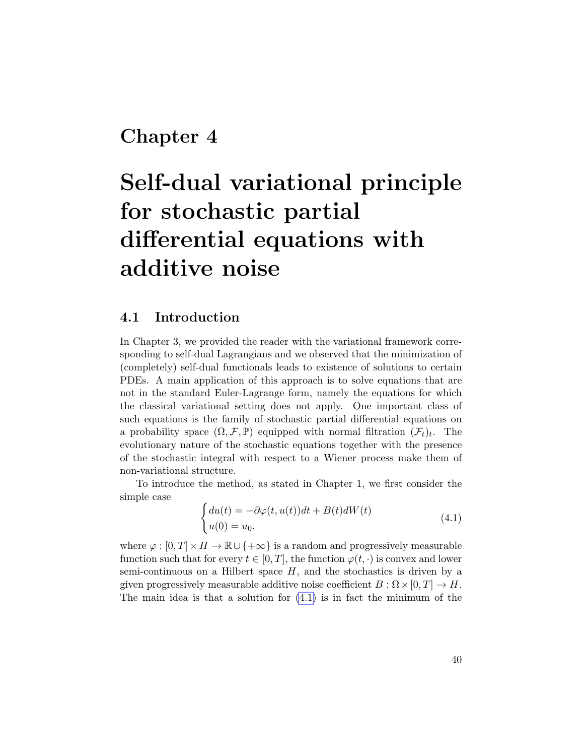# Chapter 4

# Self-dual variational principle for stochastic partial differential equations with additive noise

## 4.1 Introduction

In Chapter 3, we provided the reader with the variational framework corresponding to self-dual Lagrangians and we observed that the minimization of (completely) self-dual functionals leads to existence of solutions to certain PDEs. A main application of this approach is to solve equations that are not in the standard Euler-Lagrange form, namely the equations for which the classical variational setting does not apply. One important class of such equations is the family of stochastic partial differential equations on a probability space $(\Omega, \mathcal{F}, \mathbb{P})$ equipped with normal filtration $(\mathcal{F}_t)_t$. The evolutionary nature of the stochastic equations together with the presence of the stochastic integral with respect to a Wiener process make them of non-variational structure.

To introduce the method, as stated in Chapter 1, we first consider the simple case

$$
\begin{cases} du(t) = -\partial\varphi(t, u(t))dt + B(t)dW(t) \\ u(0) = u_0. \end{cases} \tag{4.1}
$$

where $\varphi : [0, T] \times H \to \mathbb{R} \cup \{+\infty\}$ is a random and progressively measurable function such that for every $t \in [0, T]$, the function $\varphi(t, \cdot)$ is convex and lower semi-continuous on a Hilbert space $H$, and the stochastics is driven by a given progressively measurable additive noise coefficient $B : \Omega \times [0, T] \to H$. The main idea is that a solution for (4.1) is in fact the minimum of the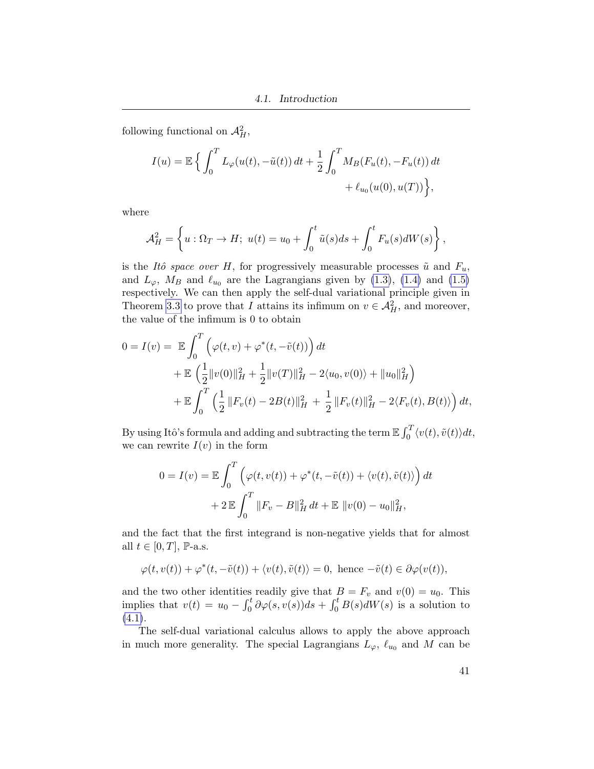following functional on $\mathcal{A}_H^2$,

$$I(u) = \mathbb{E}\Big\{ \int_0^T L_\varphi(u(t), -\tilde{u}(t))\,dt + \frac{1}{2}\int_0^T M_B(F_u(t), -F_u(t))\,dt + \ell_{u_0}(u(0), u(T))\Big\},$$

where

$$\mathcal{A}_H^2 = \left\{ u : \Omega_T \to H;\ u(t) = u_0 + \int_0^t \tilde{u}(s)ds + \int_0^t F_u(s)dW(s)\right\},$$

is the *Itô space over* $H$, for progressively measurable processes $\tilde{u}$ and $F_u$, and $L_\varphi$, $M_B$ and $\ell_{u_0}$ are the Lagrangians given by (1.3), (1.4) and (1.5) respectively. We can then apply the self-dual variational principle given in Theorem 3.3 to prove that $I$ attains its infimum on $v \in \mathcal{A}_H^2$, and moreover, the value of the infimum is 0 to obtain

$$\begin{aligned}
0 = I(v) = \ & \mathbb{E}\int_0^T \Big(\varphi(t, v) + \varphi^*(t, -\tilde{v}(t))\Big)\,dt \\
& + \mathbb{E}\,\Big(\frac{1}{2}\|v(0)\|_H^2 + \frac{1}{2}\|v(T)\|_H^2 - 2\langle u_0, v(0)\rangle + \|u_0\|_H^2\Big) \\
& + \mathbb{E}\int_0^T \Big(\frac{1}{2}\,\|F_v(t) - 2B(t)\|_H^2 \ + \ \frac{1}{2}\,\|F_v(t)\|_H^2 - 2\langle F_v(t), B(t)\rangle\Big)\,dt,
\end{aligned}$$

By using Itô's formula and adding and subtracting the term $\mathbb{E}\int_0^T \langle v(t), \tilde{v}(t)\rangle dt$, we can rewrite $I(v)$ in the form

$$\begin{aligned}
0 = I(v) = \mathbb{E}\int_0^T \Big(\varphi(t, v(t)) + \varphi^*(t, -\tilde{v}(t)) + \langle v(t), \tilde{v}(t)\rangle\Big)\,dt \\
+ 2\,\mathbb{E}\int_0^T \|F_v - B\|_H^2\,dt + \mathbb{E}\ \|v(0) - u_0\|_H^2,
\end{aligned}$$

and the fact that the first integrand is non-negative yields that for almost all $t \in [0, T]$, $\mathbb{P}$-a.s.

$$\varphi(t, v(t)) + \varphi^*(t, -\tilde{v}(t)) + \langle v(t), \tilde{v}(t)\rangle = 0, \text{ hence } -\tilde{v}(t) \in \partial\varphi(v(t)),$$

and the two other identities readily give that $B = F_v$ and $v(0) = u_0$. This implies that $v(t) = u_0 - \int_0^t \partial\varphi(s, v(s))ds + \int_0^t B(s)dW(s)$ is a solution to (4.1).

The self-dual variational calculus allows to apply the above approach in much more generality. The special Lagrangians $L_\varphi$, $\ell_{u_0}$ and $M$ can be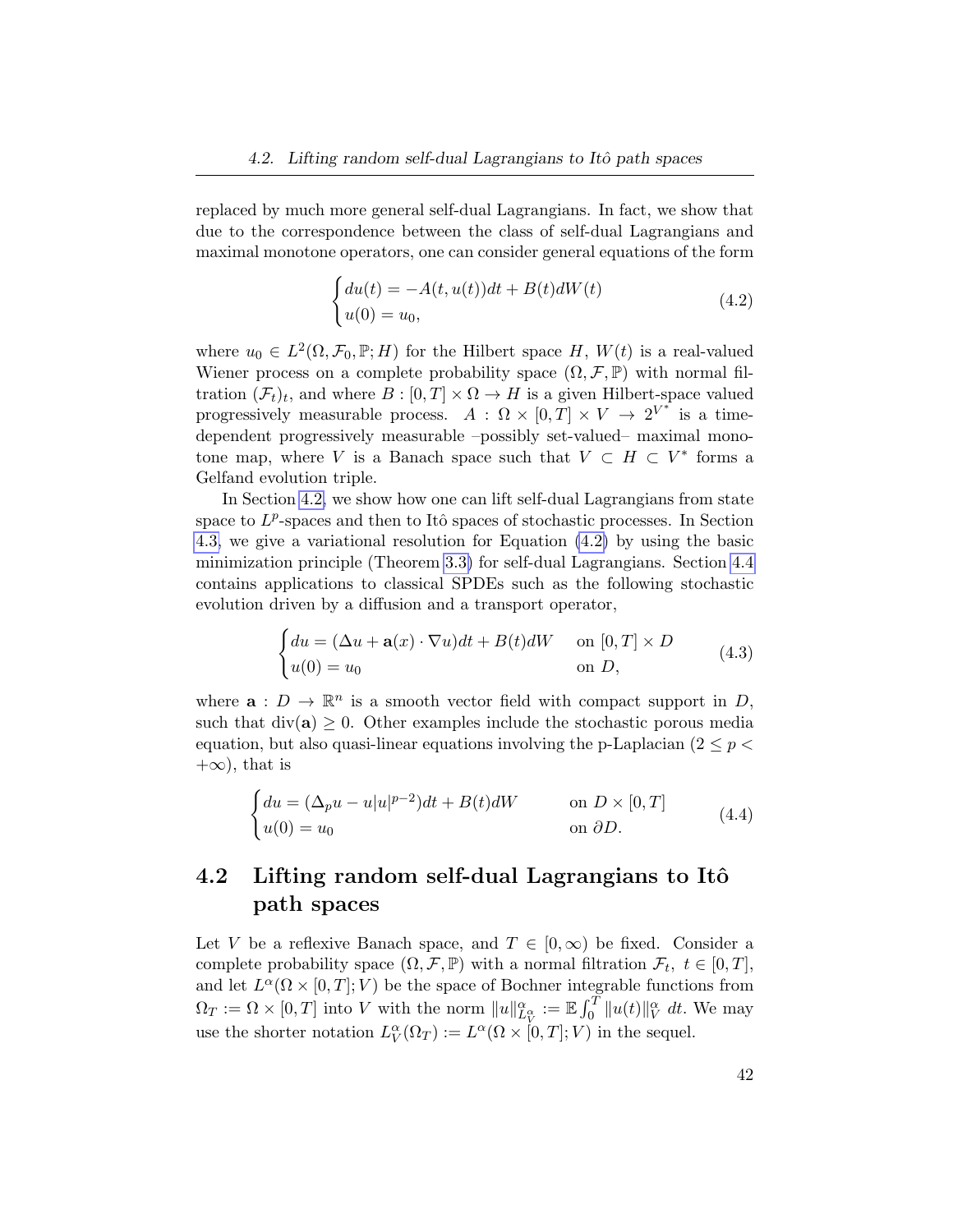replaced by much more general self-dual Lagrangians. In fact, we show that due to the correspondence between the class of self-dual Lagrangians and maximal monotone operators, one can consider general equations of the form

$$
\begin{cases} du(t) = -A(t, u(t))dt + B(t)dW(t) \\ u(0) = u_0, \end{cases} \tag{4.2}
$$

where $u_0 \in L^2(\Omega, \mathcal{F}_0, \mathbb{P}; H)$ for the Hilbert space $H$, $W(t)$ is a real-valued Wiener process on a complete probability space $(\Omega, \mathcal{F}, \mathbb{P})$ with normal filtration $(\mathcal{F}_t)_t$, and where $B : [0,T] \times \Omega \to H$ is a given Hilbert-space valued progressively measurable process. $A : \Omega \times [0,T] \times V \to 2^{V^*}$ is a time-dependent progressively measurable –possibly set-valued– maximal monotone map, where $V$ is a Banach space such that $V \subset H \subset V^*$ forms a Gelfand evolution triple.

In Section 4.2, we show how one can lift self-dual Lagrangians from state space to $L^p$-spaces and then to Itô spaces of stochastic processes. In Section 4.3, we give a variational resolution for Equation (4.2) by using the basic minimization principle (Theorem 3.3) for self-dual Lagrangians. Section 4.4 contains applications to classical SPDEs such as the following stochastic evolution driven by a diffusion and a transport operator,

$$
\begin{cases} du = (\Delta u + \mathbf{a}(x) \cdot \nabla u)dt + B(t)dW & \text{on } [0,T] \times D \\ u(0) = u_0 & \text{on } D, \end{cases} \tag{4.3}
$$

where $\mathbf{a} : D \to \mathbb{R}^n$ is a smooth vector field with compact support in $D$, such that $\mathrm{div}(\mathbf{a}) \geq 0$. Other examples include the stochastic porous media equation, but also quasi-linear equations involving the p-Laplacian ($2 \leq p < +\infty$), that is

$$
\begin{cases} du = (\Delta_p u - u|u|^{p-2})dt + B(t)dW & \text{on } D \times [0,T] \\ u(0) = u_0 & \text{on } \partial D. \end{cases} \tag{4.4}
$$

## 4.2 Lifting random self-dual Lagrangians to Itô path spaces

Let $V$ be a reflexive Banach space, and $T \in [0, \infty)$ be fixed. Consider a complete probability space $(\Omega, \mathcal{F}, \mathbb{P})$ with a normal filtration $\mathcal{F}_t$, $t \in [0,T]$, and let $L^\alpha(\Omega \times [0,T]; V)$ be the space of Bochner integrable functions from $\Omega_T := \Omega \times [0,T]$ into $V$ with the norm $\|u\|^\alpha_{L^\alpha_V} := \mathbb{E}\int_0^T \|u(t)\|^\alpha_V \, dt$. We may use the shorter notation $L^\alpha_V(\Omega_T) := L^\alpha(\Omega \times [0,T]; V)$ in the sequel.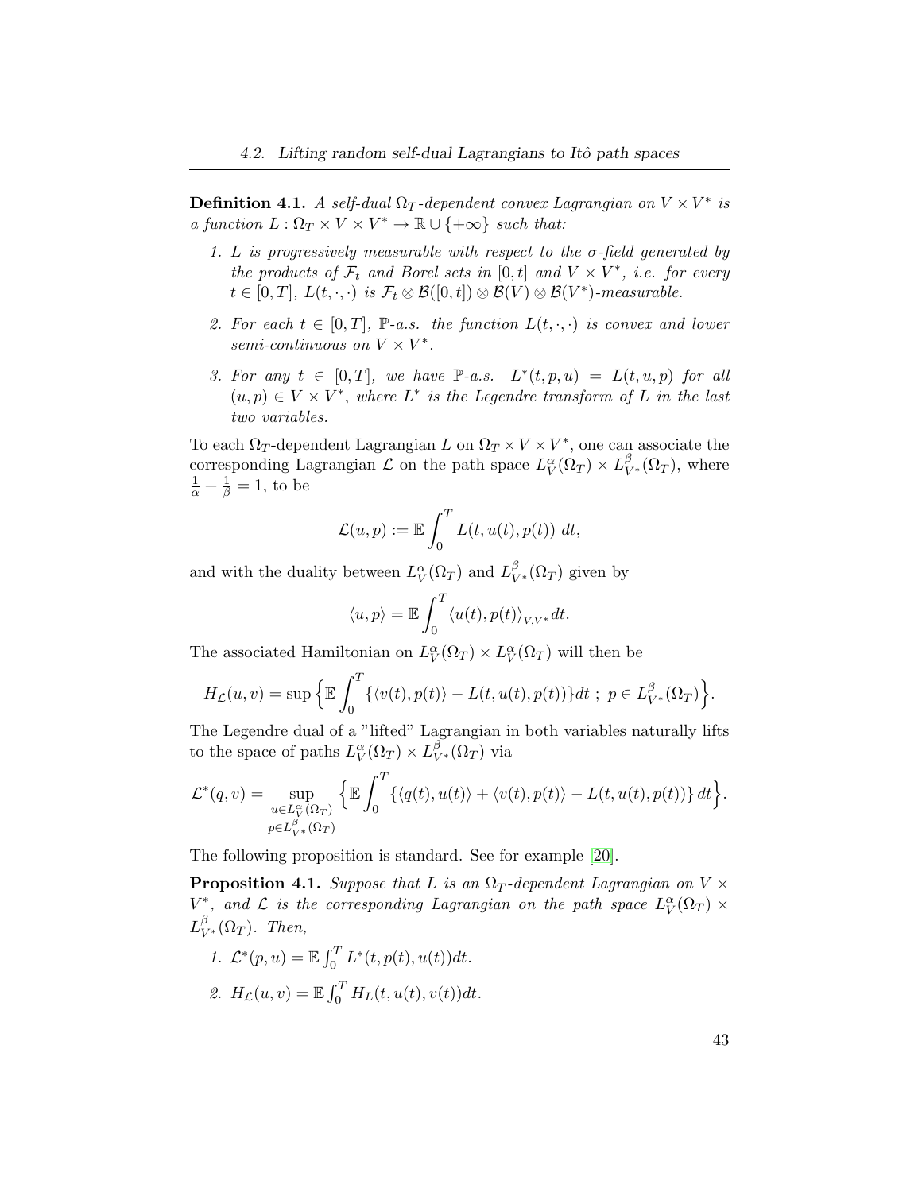**Definition 4.1.** *A self-dual $\Omega_T$-dependent convex Lagrangian on $V \times V^*$ is a function $L : \Omega_T \times V \times V^* \to \mathbb{R} \cup \{+\infty\}$ such that:*

1. *$L$ is progressively measurable with respect to the $\sigma$-field generated by the products of $\mathcal{F}_t$ and Borel sets in $[0, t]$ and $V \times V^*$, i.e. for every $t \in [0, T]$, $L(t, \cdot, \cdot)$ is $\mathcal{F}_t \otimes \mathcal{B}([0, t]) \otimes \mathcal{B}(V) \otimes \mathcal{B}(V^*)$-measurable.*

2. *For each $t \in [0, T]$, $\mathbb{P}$-a.s. the function $L(t, \cdot, \cdot)$ is convex and lower semi-continuous on $V \times V^*$.*

3. *For any $t \in [0, T]$, we have $\mathbb{P}$-a.s. $L^*(t, p, u) = L(t, u, p)$ for all $(u, p) \in V \times V^*$, where $L^*$ is the Legendre transform of $L$ in the last two variables.*

To each $\Omega_T$-dependent Lagrangian $L$ on $\Omega_T \times V \times V^*$, one can associate the corresponding Lagrangian $\mathcal{L}$ on the path space $L^\alpha_V(\Omega_T) \times L^\beta_{V^*}(\Omega_T)$, where $\frac{1}{\alpha} + \frac{1}{\beta} = 1$, to be

$$\mathcal{L}(u, p) := \mathbb{E} \int_0^T L(t, u(t), p(t))\ dt,$$

and with the duality between $L^\alpha_V(\Omega_T)$ and $L^\beta_{V^*}(\Omega_T)$ given by

$$\langle u, p \rangle = \mathbb{E} \int_0^T \langle u(t), p(t) \rangle_{V, V^*} dt.$$

The associated Hamiltonian on $L^\alpha_V(\Omega_T) \times L^\alpha_V(\Omega_T)$ will then be

$$H_{\mathcal{L}}(u, v) = \sup \Big\{ \mathbb{E} \int_0^T \{ \langle v(t), p(t) \rangle - L(t, u(t), p(t)) \} dt \ ;\ p \in L^\beta_{V^*}(\Omega_T) \Big\}.$$

The Legendre dual of a "lifted" Lagrangian in both variables naturally lifts to the space of paths $L^\alpha_V(\Omega_T) \times L^\beta_{V^*}(\Omega_T)$ via

$$\mathcal{L}^*(q, v) = \sup_{\substack{u \in L^\alpha_V(\Omega_T) \\ p \in L^\beta_{V^*}(\Omega_T)}} \Big\{ \mathbb{E} \int_0^T \{ \langle q(t), u(t) \rangle + \langle v(t), p(t) \rangle - L(t, u(t), p(t)) \}\, dt \Big\}.$$

The following proposition is standard. See for example [20].

**Proposition 4.1.** *Suppose that $L$ is an $\Omega_T$-dependent Lagrangian on $V \times V^*$, and $\mathcal{L}$ is the corresponding Lagrangian on the path space $L^\alpha_V(\Omega_T) \times L^\beta_{V^*}(\Omega_T)$. Then,*

1. *$\mathcal{L}^*(p, u) = \mathbb{E} \int_0^T L^*(t, p(t), u(t)) dt$.*

2. *$H_{\mathcal{L}}(u, v) = \mathbb{E} \int_0^T H_L(t, u(t), v(t)) dt$.*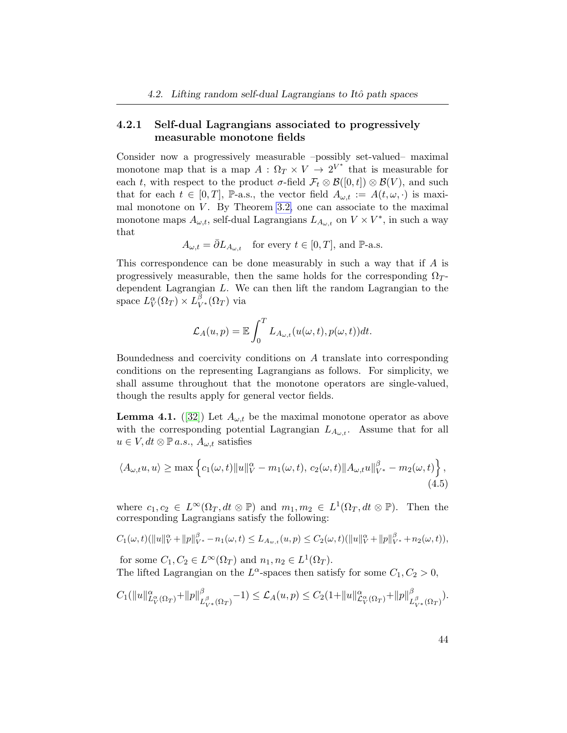### 4.2.1 Self-dual Lagrangians associated to progressively measurable monotone fields

Consider now a progressively measurable –possibly set-valued– maximal monotone map that is a map $A : \Omega_T \times V \to 2^{V^*}$ that is measurable for each $t$, with respect to the product $\sigma$-field $\mathcal{F}_t \otimes \mathcal{B}([0,t]) \otimes \mathcal{B}(V)$, and such that for each $t \in [0,T]$, $\mathbb{P}$-a.s., the vector field $A_{\omega,t} := A(t,\omega,\cdot)$ is maximal monotone on $V$. By Theorem 3.2, one can associate to the maximal monotone maps $A_{\omega,t}$, self-dual Lagrangians $L_{A_{\omega,t}}$ on $V \times V^*$, in such a way that

$$A_{\omega,t} = \bar{\partial} L_{A_{\omega,t}} \quad \text{for every } t \in [0,T], \text{ and } \mathbb{P}\text{-a.s.}$$

This correspondence can be done measurably in such a way that if $A$ is progressively measurable, then the same holds for the corresponding $\Omega_T$-dependent Lagrangian $L$. We can then lift the random Lagrangian to the space $L^\alpha_V(\Omega_T) \times L^\beta_{V^*}(\Omega_T)$ via

$$\mathcal{L}_A(u,p) = \mathbb{E}\int_0^T L_{A_{\omega,t}}(u(\omega,t), p(\omega,t))dt.$$

Boundedness and coercivity conditions on $A$ translate into corresponding conditions on the representing Lagrangians as follows. For simplicity, we shall assume throughout that the monotone operators are single-valued, though the results apply for general vector fields.

**Lemma 4.1.** ([32]) Let $A_{\omega,t}$ be the maximal monotone operator as above with the corresponding potential Lagrangian $L_{A_{\omega,t}}$. Assume that for all $u \in V, dt \otimes \mathbb{P}\, a.s.$, $A_{\omega,t}$ satisfies

$$\langle A_{\omega,t}u, u\rangle \geq \max\left\{c_1(\omega,t)\|u\|_V^\alpha - m_1(\omega,t),\, c_2(\omega,t)\|A_{\omega,t}u\|_{V^*}^\beta - m_2(\omega,t)\right\}, \tag{4.5}$$

where $c_1, c_2 \in L^\infty(\Omega_T, dt \otimes \mathbb{P})$ and $m_1, m_2 \in L^1(\Omega_T, dt \otimes \mathbb{P})$. Then the corresponding Lagrangians satisfy the following:

$$C_1(\omega,t)(\|u\|_V^\alpha + \|p\|_{V^*}^\beta - n_1(\omega,t) \leq L_{A_{w,t}}(u,p) \leq C_2(\omega,t)(\|u\|_V^\alpha + \|p\|_{V^*}^\beta + n_2(\omega,t)),$$

for some $C_1, C_2 \in L^\infty(\Omega_T)$ and $n_1, n_2 \in L^1(\Omega_T)$.
The lifted Lagrangian on the $L^\alpha$-spaces then satisfy for some $C_1, C_2 > 0$,

$$C_1(\|u\|^\alpha_{L^\alpha_V(\Omega_T)} + \|p\|^\beta_{L^\beta_{V^*}(\Omega_T)} - 1) \leq \mathcal{L}_A(u,p) \leq C_2(1 + \|u\|^\alpha_{\mathcal{L}^\alpha_V(\Omega_T)} + \|p\|^\beta_{L^\beta_{V^*}(\Omega_T)}).$$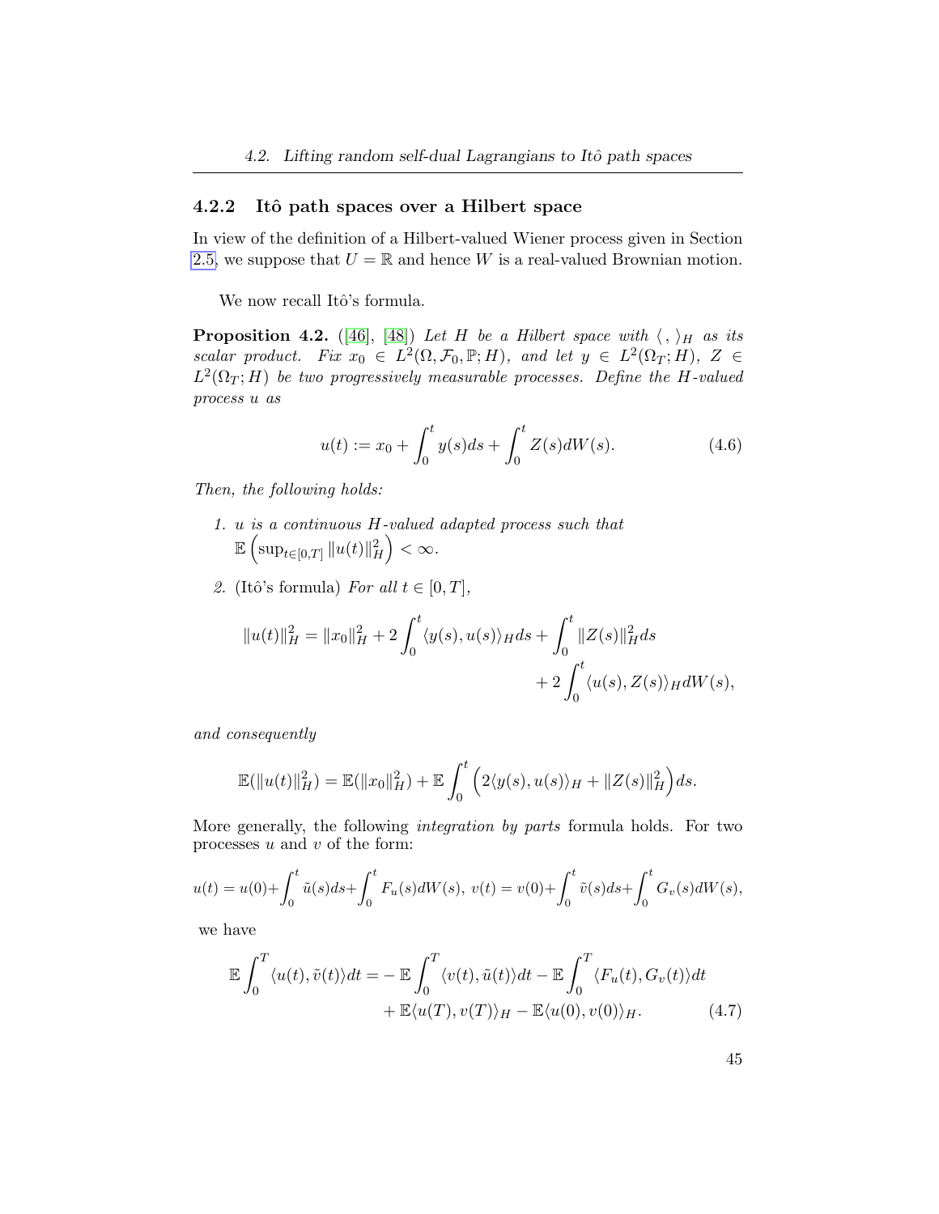### 4.2.2 Itô path spaces over a Hilbert space

In view of the definition of a Hilbert-valued Wiener process given in Section 2.5, we suppose that $U = \mathbb{R}$ and hence $W$ is a real-valued Brownian motion.

We now recall Itô's formula.

**Proposition 4.2.** ([46], [48]) *Let $H$ be a Hilbert space with $\langle\, ,\, \rangle_H$ as its scalar product. Fix $x_0 \in L^2(\Omega, \mathcal{F}_0, \mathbb{P}; H)$, and let $y \in L^2(\Omega_T; H)$, $Z \in L^2(\Omega_T; H)$ be two progressively measurable processes. Define the $H$-valued process $u$ as*

$$u(t) := x_0 + \int_0^t y(s)ds + \int_0^t Z(s)dW(s). \tag{4.6}$$

*Then, the following holds:*

1. *$u$ is a continuous $H$-valued adapted process such that $\mathbb{E}\left(\sup_{t\in[0,T]} \|u(t)\|_H^2\right) < \infty$.*
2. (Itô's formula) *For all $t \in [0, T]$,*

$$\|u(t)\|_H^2 = \|x_0\|_H^2 + 2\int_0^t \langle y(s), u(s)\rangle_H ds + \int_0^t \|Z(s)\|_H^2 ds + 2\int_0^t \langle u(s), Z(s)\rangle_H dW(s),$$

*and consequently*

$$\mathbb{E}(\|u(t)\|_H^2) = \mathbb{E}(\|x_0\|_H^2) + \mathbb{E}\int_0^t \Big(2\langle y(s), u(s)\rangle_H + \|Z(s)\|_H^2\Big) ds.$$

More generally, the following *integration by parts* formula holds. For two processes $u$ and $v$ of the form:

$$u(t) = u(0) + \int_0^t \tilde{u}(s)ds + \int_0^t F_u(s)dW(s),\ v(t) = v(0) + \int_0^t \tilde{v}(s)ds + \int_0^t G_v(s)dW(s),$$

we have

$$\mathbb{E}\int_0^T \langle u(t), \tilde{v}(t)\rangle dt = -\,\mathbb{E}\int_0^T \langle v(t), \tilde{u}(t)\rangle dt - \mathbb{E}\int_0^T \langle F_u(t), G_v(t)\rangle dt + \mathbb{E}\langle u(T), v(T)\rangle_H - \mathbb{E}\langle u(0), v(0)\rangle_H. \tag{4.7}$$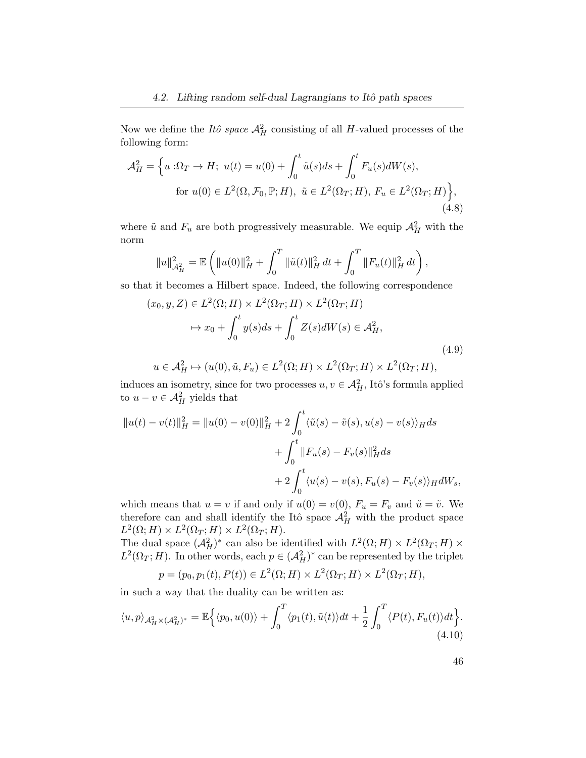Now we define the *Itô space* $\mathcal{A}_H^2$ consisting of all $H$-valued processes of the following form:

$$
\begin{aligned}
\mathcal{A}_H^2 = \Big\{ u : &\Omega_T \to H;\ u(t) = u(0) + \int_0^t \tilde{u}(s)ds + \int_0^t F_u(s)dW(s), \\
&\text{for } u(0) \in L^2(\Omega, \mathcal{F}_0, \mathbb{P}; H),\ \tilde{u} \in L^2(\Omega_T; H),\ F_u \in L^2(\Omega_T; H) \Big\},
\end{aligned}
\tag{4.8}
$$

where $\tilde{u}$ and $F_u$ are both progressively measurable. We equip $\mathcal{A}_H^2$ with the norm

$$
\|u\|_{\mathcal{A}_H^2}^2 = \mathbb{E}\left( \|u(0)\|_H^2 + \int_0^T \|\tilde{u}(t)\|_H^2 \, dt + \int_0^T \|F_u(t)\|_H^2 \, dt \right),
$$

so that it becomes a Hilbert space. Indeed, the following correspondence

$$
\begin{aligned}
(x_0, y, Z) \in L^2(\Omega; H) &\times L^2(\Omega_T; H) \times L^2(\Omega_T; H) \\
&\mapsto x_0 + \int_0^t y(s)ds + \int_0^t Z(s)dW(s) \in \mathcal{A}_H^2, \\
u \in \mathcal{A}_H^2 \mapsto (u(0), &\tilde{u}, F_u) \in L^2(\Omega; H) \times L^2(\Omega_T; H) \times L^2(\Omega_T; H),
\end{aligned}
\tag{4.9}
$$

induces an isometry, since for two processes $u, v \in \mathcal{A}_H^2$, Itô's formula applied to $u - v \in \mathcal{A}_H^2$ yields that

$$
\begin{aligned}
\|u(t) - v(t)\|_H^2 = \|u(0) - v(0)\|_H^2 &+ 2\int_0^t \langle \tilde{u}(s) - \tilde{v}(s), u(s) - v(s)\rangle_H ds \\
&+ \int_0^t \|F_u(s) - F_v(s)\|_H^2 ds \\
&+ 2\int_0^t \langle u(s) - v(s), F_u(s) - F_v(s)\rangle_H dW_s,
\end{aligned}
$$

which means that $u = v$ if and only if $u(0) = v(0)$, $F_u = F_v$ and $\tilde{u} = \tilde{v}$. We therefore can and shall identify the Itô space $\mathcal{A}_H^2$ with the product space $L^2(\Omega; H) \times L^2(\Omega_T; H) \times L^2(\Omega_T; H)$.

The dual space $(\mathcal{A}_H^2)^*$ can also be identified with $L^2(\Omega; H) \times L^2(\Omega_T; H) \times L^2(\Omega_T; H)$. In other words, each $p \in (\mathcal{A}_H^2)^*$ can be represented by the triplet

$$
p = (p_0, p_1(t), P(t)) \in L^2(\Omega; H) \times L^2(\Omega_T; H) \times L^2(\Omega_T; H),
$$

in such a way that the duality can be written as:

$$
\langle u, p\rangle_{\mathcal{A}_H^2 \times (\mathcal{A}_H^2)^*} = \mathbb{E}\Big\{ \langle p_0, u(0)\rangle + \int_0^T \langle p_1(t), \tilde{u}(t)\rangle dt + \frac{1}{2}\int_0^T \langle P(t), F_u(t)\rangle dt \Big\}.
\tag{4.10}
$$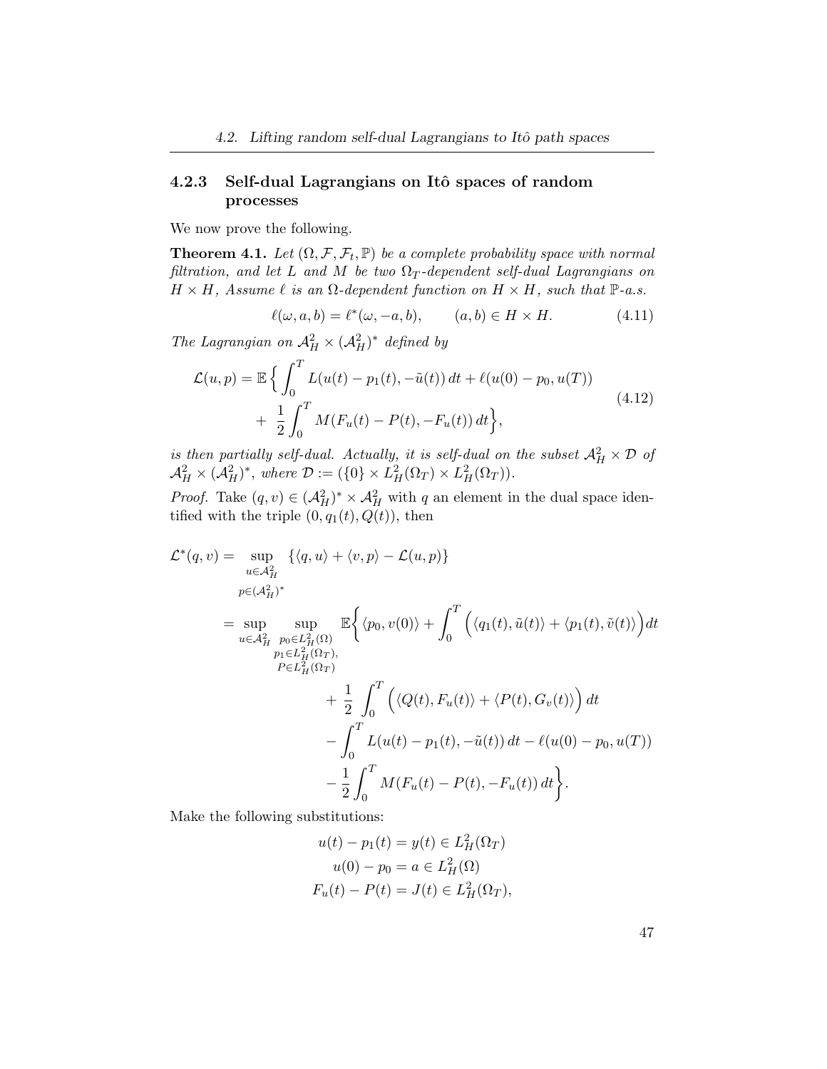### 4.2.3 Self-dual Lagrangians on Itô spaces of random processes

We now prove the following.

**Theorem 4.1.** *Let $(\Omega, \mathcal{F}, \mathcal{F}_t, \mathbb{P})$ be a complete probability space with normal filtration, and let $L$ and $M$ be two $\Omega_T$-dependent self-dual Lagrangians on $H \times H$, Assume $\ell$ is an $\Omega$-dependent function on $H \times H$, such that $\mathbb{P}$-a.s.*

$$\ell(\omega, a, b) = \ell^*(\omega, -a, b), \qquad (a, b) \in H \times H. \tag{4.11}$$

*The Lagrangian on $\mathcal{A}_H^2 \times (\mathcal{A}_H^2)^*$ defined by*

$$\begin{aligned}\mathcal{L}(u, p) = \mathbb{E}\Big\{ \int_0^T L(u(t) - p_1(t), -\tilde{u}(t))\, dt + \ell(u(0) - p_0, u(T)) \\ +\ \frac{1}{2}\int_0^T M(F_u(t) - P(t), -F_u(t))\, dt\Big\},\end{aligned} \tag{4.12}$$

*is then partially self-dual. Actually, it is self-dual on the subset $\mathcal{A}_H^2 \times \mathcal{D}$ of $\mathcal{A}_H^2 \times (\mathcal{A}_H^2)^*$, where $\mathcal{D} := (\{0\} \times L_H^2(\Omega_T) \times L_H^2(\Omega_T))$.*

*Proof.* Take $(q, v) \in (\mathcal{A}_H^2)^* \times \mathcal{A}_H^2$ with $q$ an element in the dual space identified with the triple $(0, q_1(t), Q(t))$, then

$$\begin{aligned}\mathcal{L}^*(q, v) &= \sup_{\substack{u \in \mathcal{A}_H^2 \\ p \in (\mathcal{A}_H^2)^*}} \{\langle q, u\rangle + \langle v, p\rangle - \mathcal{L}(u, p)\} \\ &= \sup_{u \in \mathcal{A}_H^2} \sup_{\substack{p_0 \in L_H^2(\Omega) \\ p_1 \in L_H^2(\Omega_T), \\ P \in L_H^2(\Omega_T)}} \mathbb{E}\Bigg\{ \langle p_0, v(0)\rangle + \int_0^T \Big(\langle q_1(t), \tilde{u}(t)\rangle + \langle p_1(t), \tilde{v}(t)\rangle\Big) dt \\ &\qquad + \frac{1}{2}\int_0^T \Big(\langle Q(t), F_u(t)\rangle + \langle P(t), G_v(t)\rangle\Big)\, dt \\ &\qquad - \int_0^T L(u(t) - p_1(t), -\tilde{u}(t))\, dt - \ell(u(0) - p_0, u(T)) \\ &\qquad - \frac{1}{2}\int_0^T M(F_u(t) - P(t), -F_u(t))\, dt\Bigg\}.\end{aligned}$$

Make the following substitutions:

$$\begin{aligned}u(t) - p_1(t) &= y(t) \in L_H^2(\Omega_T) \\ u(0) - p_0 &= a \in L_H^2(\Omega) \\ F_u(t) - P(t) &= J(t) \in L_H^2(\Omega_T),\end{aligned}$$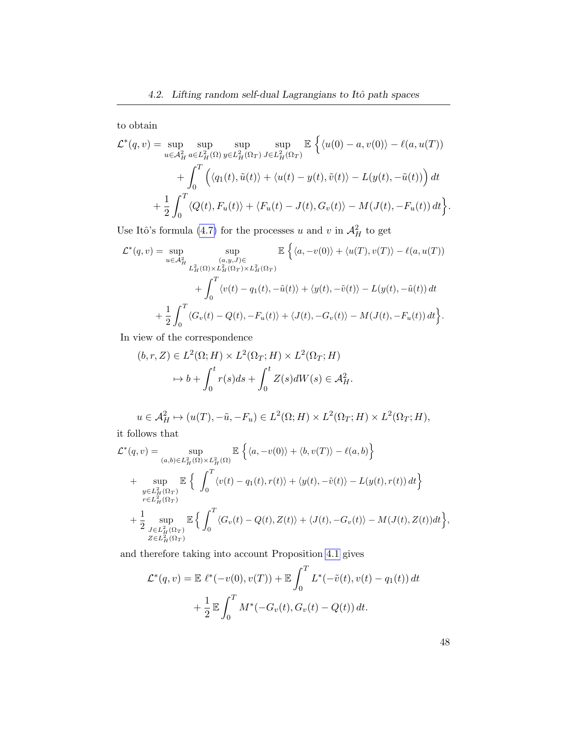to obtain

$$
\begin{aligned}
\mathcal{L}^*(q,v) = \sup_{u\in\mathcal{A}_H^2}\ \sup_{a\in L_H^2(\Omega)}\ \sup_{y\in L_H^2(\Omega_T)}\ \sup_{J\in L_H^2(\Omega_T)} \mathbb{E}\Big\{ \langle u(0)-a, v(0)\rangle - \ell(a,u(T)) \\
+ \int_0^T \Big( \langle q_1(t), \tilde u(t)\rangle + \langle u(t)-y(t), \tilde v(t)\rangle - L(y(t), -\tilde u(t))\Big)\, dt \\
+ \frac{1}{2}\int_0^T \langle Q(t), F_u(t)\rangle + \langle F_u(t) - J(t), G_v(t)\rangle - M(J(t), -F_u(t))\, dt\Big\}.
\end{aligned}
$$

Use Itô's formula (4.7) for the processes $u$ and $v$ in $\mathcal{A}_H^2$ to get

$$
\begin{aligned}
\mathcal{L}^*(q,v) = \sup_{u\in\mathcal{A}_H^2}\ \sup_{\substack{(a,y,J)\in \\ L_H^2(\Omega)\times L_H^2(\Omega_T)\times L_H^2(\Omega_T)}} \mathbb{E}\Big\{ \langle a, -v(0)\rangle + \langle u(T), v(T)\rangle - \ell(a,u(T)) \\
+ \int_0^T \langle v(t) - q_1(t), -\tilde u(t)\rangle + \langle y(t), -\tilde v(t)\rangle - L(y(t), -\tilde u(t))\, dt \\
+ \frac{1}{2}\int_0^T \langle G_v(t) - Q(t), -F_u(t)\rangle + \langle J(t), -G_v(t)\rangle - M(J(t), -F_u(t))\, dt\Big\}.
\end{aligned}
$$

In view of the correspondence

$$
\begin{aligned}
(b,r,Z) \in L^2(\Omega;H)\times L^2(\Omega_T;H)\times L^2(\Omega_T;H) \\
\mapsto b + \int_0^t r(s)ds + \int_0^t Z(s)dW(s) \in \mathcal{A}_H^2.
\end{aligned}
$$

$$
u\in\mathcal{A}_H^2 \mapsto (u(T), -\tilde u, -F_u) \in L^2(\Omega;H)\times L^2(\Omega_T;H)\times L^2(\Omega_T;H),
$$

it follows that

$$
\begin{aligned}
\mathcal{L}^*(q,v) = &\sup_{(a,b)\in L_H^2(\Omega)\times L_H^2(\Omega)} \mathbb{E}\Big\{ \langle a, -v(0)\rangle + \langle b, v(T)\rangle - \ell(a,b)\Big\} \\
&+ \sup_{\substack{y\in L_H^2(\Omega_T)\\ r\in L_H^2(\Omega_T)}} \mathbb{E}\Big\{ \int_0^T \langle v(t) - q_1(t), r(t)\rangle + \langle y(t), -\tilde v(t)\rangle - L(y(t), r(t))\, dt\Big\} \\
&+ \frac{1}{2}\sup_{\substack{J\in L_H^2(\Omega_T)\\ Z\in L_H^2(\Omega_T)}} \mathbb{E}\Big\{ \int_0^T \langle G_v(t) - Q(t), Z(t)\rangle + \langle J(t), -G_v(t)\rangle - M(J(t), Z(t)) dt\Big\},
\end{aligned}
$$

and therefore taking into account Proposition 4.1 gives

$$
\begin{aligned}
\mathcal{L}^*(q,v) = \mathbb{E}\ \ell^*(-v(0), v(T)) + \mathbb{E}\int_0^T L^*(-\tilde v(t), v(t) - q_1(t))\, dt \\
+ \frac{1}{2}\,\mathbb{E}\int_0^T M^*(-G_v(t), G_v(t) - Q(t))\, dt.
\end{aligned}
$$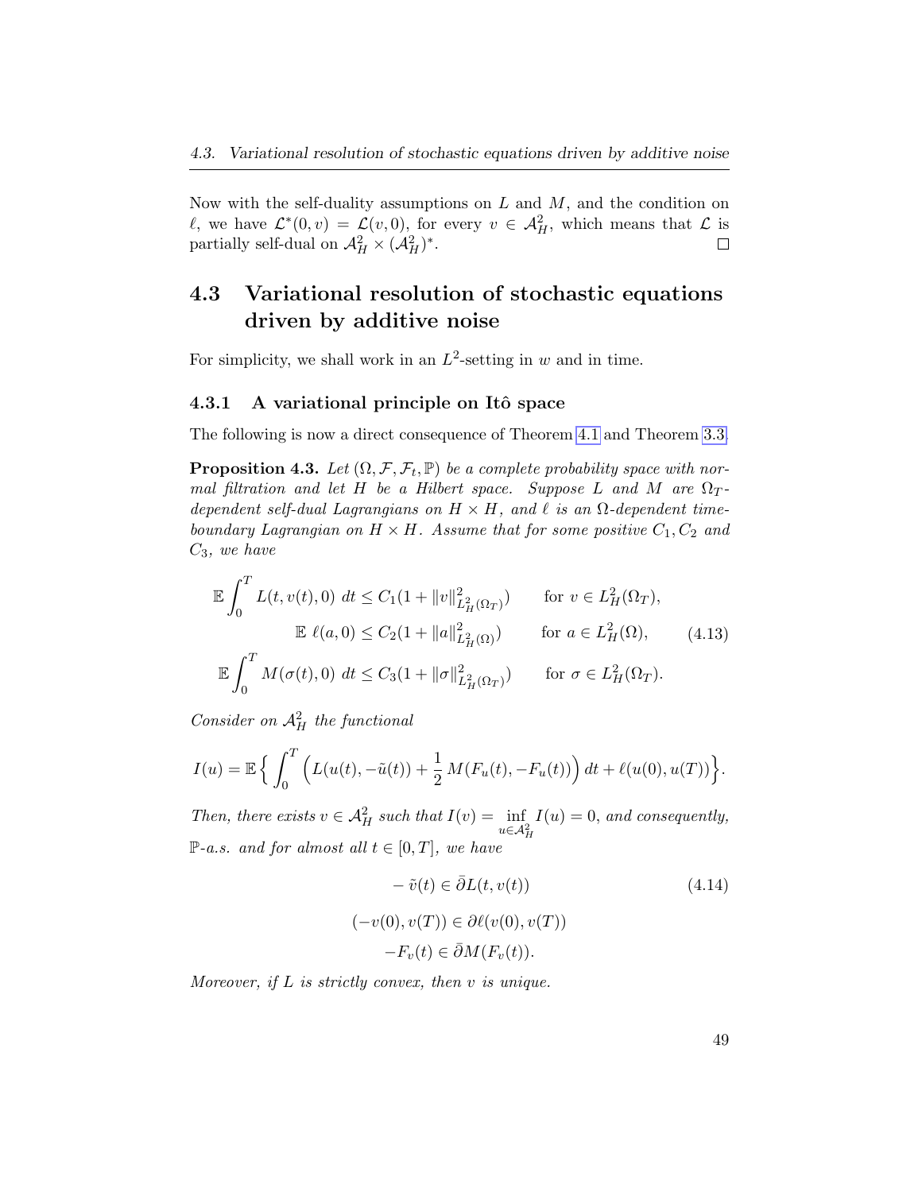Now with the self-duality assumptions on $L$ and $M$, and the condition on $\ell$, we have $\mathcal{L}^*(0,v) = \mathcal{L}(v,0)$, for every $v \in \mathcal{A}_H^2$, which means that $\mathcal{L}$ is partially self-dual on $\mathcal{A}_H^2 \times (\mathcal{A}_H^2)^*$. $\square$

## 4.3 Variational resolution of stochastic equations driven by additive noise

For simplicity, we shall work in an $L^2$-setting in $w$ and in time.

### 4.3.1 A variational principle on Itô space

The following is now a direct consequence of Theorem 4.1 and Theorem 3.3.

**Proposition 4.3.** *Let $(\Omega, \mathcal{F}, \mathcal{F}_t, \mathbb{P})$ be a complete probability space with normal filtration and let $H$ be a Hilbert space. Suppose $L$ and $M$ are $\Omega_T$-dependent self-dual Lagrangians on $H \times H$, and $\ell$ is an $\Omega$-dependent time-boundary Lagrangian on $H \times H$. Assume that for some positive $C_1, C_2$ and $C_3$, we have*

$$
\begin{aligned}
\mathbb{E}\int_0^T L(t, v(t), 0)\ dt &\leq C_1(1 + \|v\|^2_{L^2_H(\Omega_T)}) \qquad \text{for } v \in L^2_H(\Omega_T),\\
\mathbb{E}\ \ell(a, 0) &\leq C_2(1 + \|a\|^2_{L^2_H(\Omega)}) \qquad \text{for } a \in L^2_H(\Omega), \qquad (4.13)\\
\mathbb{E}\int_0^T M(\sigma(t), 0)\ dt &\leq C_3(1 + \|\sigma\|^2_{L^2_H(\Omega_T)}) \qquad \text{for } \sigma \in L^2_H(\Omega_T).
\end{aligned}
$$

*Consider on $\mathcal{A}_H^2$ the functional*

$$
I(u) = \mathbb{E}\Big\{ \int_0^T \Big( L(u(t), -\tilde{u}(t)) + \frac{1}{2}\, M(F_u(t), -F_u(t)) \Big)\, dt + \ell(u(0), u(T)) \Big\}.
$$

*Then, there exists $v \in \mathcal{A}_H^2$ such that $I(v) = \inf_{u \in \mathcal{A}_H^2} I(u) = 0$, and consequently, $\mathbb{P}$-a.s. and for almost all $t \in [0,T]$, we have*

$$
\begin{aligned}
-\tilde{v}(t) &\in \bar{\partial} L(t, v(t)) \qquad (4.14)\\
(-v(0), v(T)) &\in \partial \ell(v(0), v(T))\\
-F_v(t) &\in \bar{\partial} M(F_v(t)).
\end{aligned}
$$

*Moreover, if $L$ is strictly convex, then $v$ is unique.*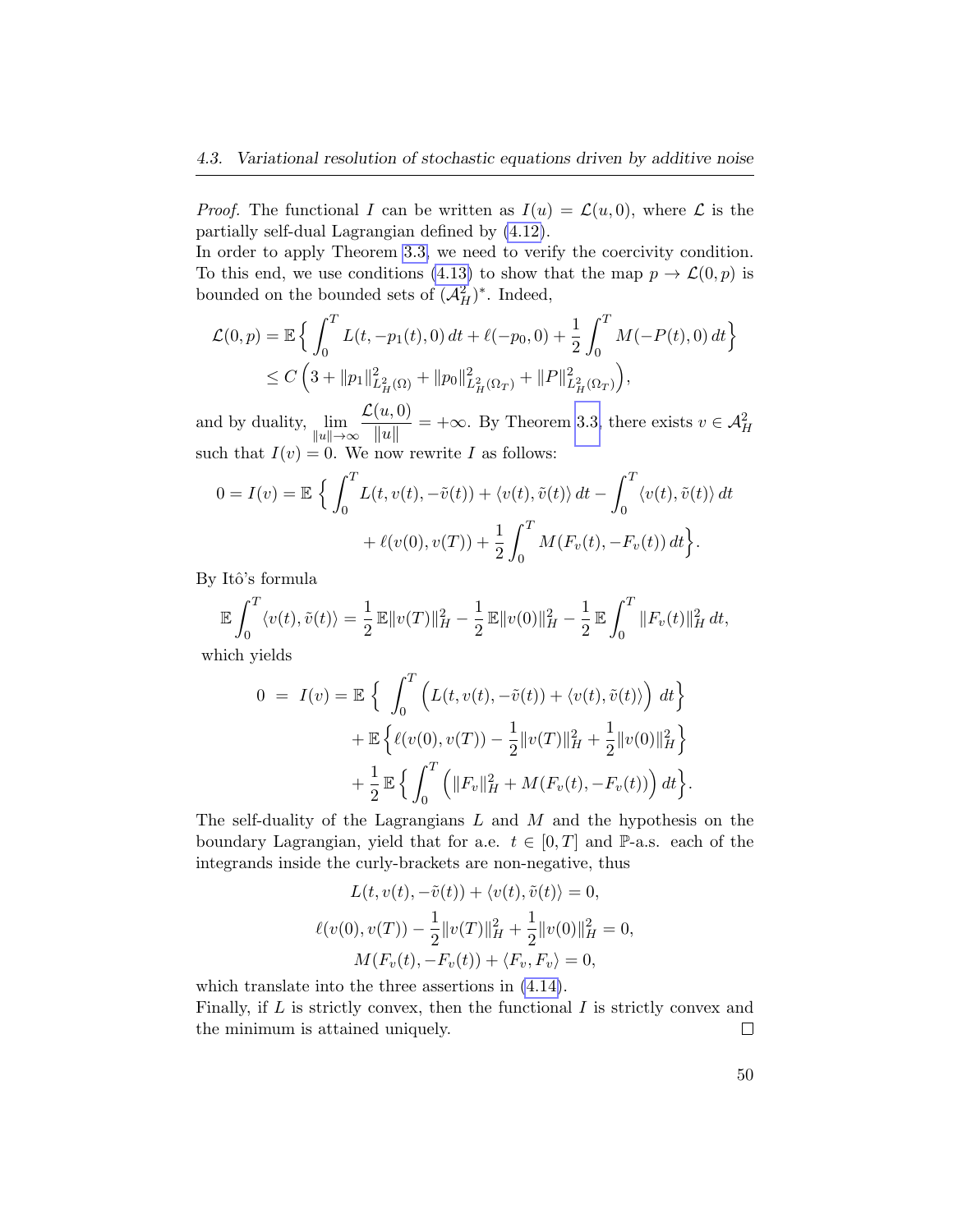*Proof.* The functional $I$ can be written as $I(u) = \mathcal{L}(u, 0)$, where $\mathcal{L}$ is the partially self-dual Lagrangian defined by (4.12).
In order to apply Theorem 3.3, we need to verify the coercivity condition. To this end, we use conditions (4.13) to show that the map $p \to \mathcal{L}(0, p)$ is bounded on the bounded sets of $(\mathcal{A}^2_H)^*$. Indeed,

$$
\begin{aligned}
\mathcal{L}(0,p) &= \mathbb{E}\Big\{ \int_0^T L(t, -p_1(t), 0)\, dt + \ell(-p_0, 0) + \frac{1}{2}\int_0^T M(-P(t), 0)\, dt \Big\} \\
&\leq C\left(3 + \|p_1\|^2_{L^2_H(\Omega)} + \|p_0\|^2_{L^2_H(\Omega_T)} + \|P\|^2_{L^2_H(\Omega_T)}\right),
\end{aligned}
$$

and by duality, $\lim\limits_{\|u\|\to\infty} \dfrac{\mathcal{L}(u,0)}{\|u\|} = +\infty$. By Theorem 3.3, there exists $v \in \mathcal{A}^2_H$ such that $I(v) = 0$. We now rewrite $I$ as follows:

$$
\begin{aligned}
0 = I(v) = \mathbb{E}\Big\{ &\int_0^T L(t, v(t), -\tilde{v}(t)) + \langle v(t), \tilde{v}(t)\rangle\, dt - \int_0^T \langle v(t), \tilde{v}(t)\rangle\, dt \\
&+ \ell(v(0), v(T)) + \frac{1}{2}\int_0^T M(F_v(t), -F_v(t))\, dt \Big\}.
\end{aligned}
$$

By Itô's formula

$$
\mathbb{E}\int_0^T \langle v(t), \tilde{v}(t)\rangle = \frac{1}{2}\,\mathbb{E}\|v(T)\|^2_H - \frac{1}{2}\,\mathbb{E}\|v(0)\|^2_H - \frac{1}{2}\,\mathbb{E}\int_0^T \|F_v(t)\|^2_H\, dt,
$$

which yields

$$
\begin{aligned}
0 \;=\; I(v) &= \mathbb{E}\Big\{ \int_0^T \Big(L(t, v(t), -\tilde{v}(t)) + \langle v(t), \tilde{v}(t)\rangle\Big)\, dt \Big\} \\
&\quad + \mathbb{E}\Big\{ \ell(v(0), v(T)) - \frac{1}{2}\|v(T)\|^2_H + \frac{1}{2}\|v(0)\|^2_H \Big\} \\
&\quad + \frac{1}{2}\,\mathbb{E}\Big\{ \int_0^T \Big(\|F_v\|^2_H + M(F_v(t), -F_v(t))\Big)\, dt \Big\}.
\end{aligned}
$$

The self-duality of the Lagrangians $L$ and $M$ and the hypothesis on the boundary Lagrangian, yield that for a.e. $t \in [0, T]$ and $\mathbb{P}$-a.s. each of the integrands inside the curly-brackets are non-negative, thus

$$
\begin{aligned}
L(t, v(t), -\tilde{v}(t)) + \langle v(t), \tilde{v}(t)\rangle &= 0, \\
\ell(v(0), v(T)) - \frac{1}{2}\|v(T)\|^2_H + \frac{1}{2}\|v(0)\|^2_H &= 0, \\
M(F_v(t), -F_v(t)) + \langle F_v, F_v\rangle &= 0,
\end{aligned}
$$

which translate into the three assertions in (4.14).
Finally, if $L$ is strictly convex, then the functional $I$ is strictly convex and the minimum is attained uniquely. □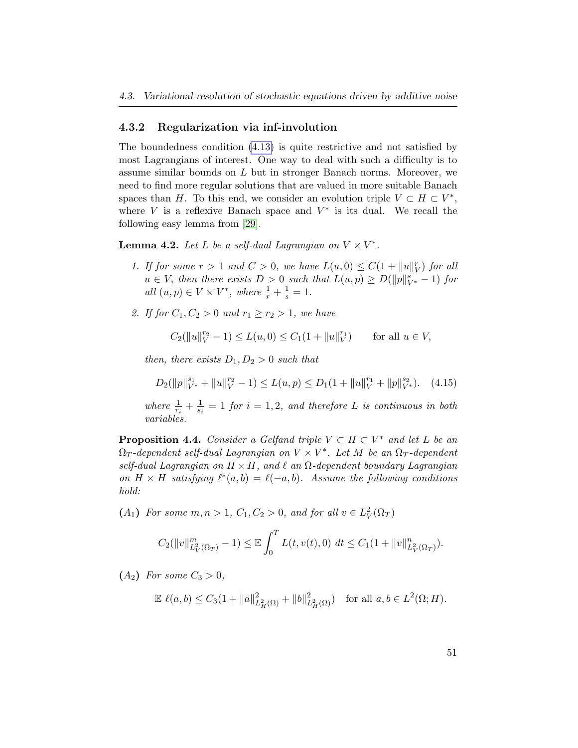### 4.3.2 Regularization via inf-involution

The boundedness condition (4.13) is quite restrictive and not satisfied by most Lagrangians of interest. One way to deal with such a difficulty is to assume similar bounds on $L$ but in stronger Banach norms. Moreover, we need to find more regular solutions that are valued in more suitable Banach spaces than $H$. To this end, we consider an evolution triple $V \subset H \subset V^*$, where $V$ is a reflexive Banach space and $V^*$ is its dual. We recall the following easy lemma from [29].

**Lemma 4.2.** *Let $L$ be a self-dual Lagrangian on $V \times V^*$.*

1. *If for some $r > 1$ and $C > 0$, we have $L(u, 0) \leq C(1 + \|u\|_V^r)$ for all $u \in V$, then there exists $D > 0$ such that $L(u,p) \geq D(\|p\|_{V^*}^s - 1)$ for all $(u,p) \in V \times V^*$, where $\frac{1}{r} + \frac{1}{s} = 1$.*

2. *If for $C_1, C_2 > 0$ and $r_1 \geq r_2 > 1$, we have*

$$C_2(\|u\|_V^{r_2} - 1) \leq L(u, 0) \leq C_1(1 + \|u\|_V^{r_1}) \qquad \text{for all } u \in V,$$

*then, there exists $D_1, D_2 > 0$ such that*

$$D_2(\|p\|_{V^*}^{s_1} + \|u\|_V^{r_2} - 1) \leq L(u,p) \leq D_1(1 + \|u\|_V^{r_1} + \|p\|_{V^*}^{s_2}). \quad (4.15)$$

*where $\frac{1}{r_i} + \frac{1}{s_i} = 1$ for $i = 1, 2$, and therefore $L$ is continuous in both variables.*

**Proposition 4.4.** *Consider a Gelfand triple $V \subset H \subset V^*$ and let $L$ be an $\Omega_T$-dependent self-dual Lagrangian on $V \times V^*$. Let $M$ be an $\Omega_T$-dependent self-dual Lagrangian on $H \times H$, and $\ell$ an $\Omega$-dependent boundary Lagrangian on $H \times H$ satisfying $\ell^*(a,b) = \ell(-a,b)$. Assume the following conditions hold:*

$(A_1)$ *For some $m, n > 1$, $C_1, C_2 > 0$, and for all $v \in L_V^2(\Omega_T)$*

$$C_2(\|v\|_{L_V^2(\Omega_T)}^m - 1) \leq \mathbb{E} \int_0^T L(t, v(t), 0)\ dt \leq C_1(1 + \|v\|_{L_V^2(\Omega_T)}^n).$$

$(A_2)$ *For some $C_3 > 0$,*

$$\mathbb{E}\ \ell(a,b) \leq C_3(1 + \|a\|_{L_H^2(\Omega)}^2 + \|b\|_{L_H^2(\Omega)}^2) \quad \text{for all } a, b \in L^2(\Omega; H).$$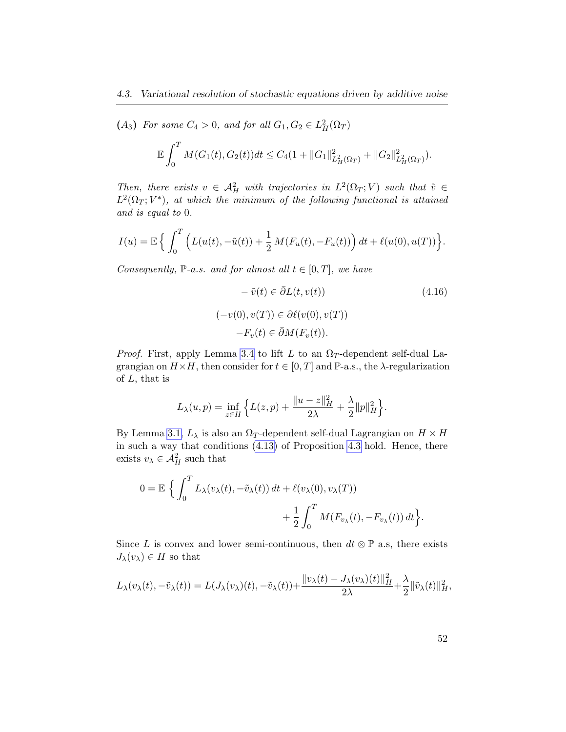$(A_3)$ *For some $C_4 > 0$, and for all $G_1, G_2 \in L^2_H(\Omega_T)$*

$$\mathbb{E}\int_0^T M(G_1(t), G_2(t))dt \leq C_4(1 + \|G_1\|^2_{L^2_H(\Omega_T)} + \|G_2\|^2_{L^2_H(\Omega_T)}).$$

*Then, there exists $v \in \mathcal{A}^2_H$ with trajectories in $L^2(\Omega_T; V)$ such that $\tilde{v} \in L^2(\Omega_T; V^*)$, at which the minimum of the following functional is attained and is equal to 0.*

$$I(u) = \mathbb{E}\Big\{ \int_0^T \Big( L(u(t), -\tilde{u}(t)) + \frac{1}{2}\, M(F_u(t), -F_u(t)) \Big)\, dt + \ell(u(0), u(T)) \Big\}.$$

*Consequently, $\mathbb{P}$-a.s. and for almost all $t \in [0, T]$, we have*

$$-\tilde{v}(t) \in \bar{\partial} L(t, v(t)) \tag{4.16}$$

$$(-v(0), v(T)) \in \partial \ell(v(0), v(T))$$

$$-F_v(t) \in \bar{\partial} M(F_v(t)).$$

*Proof.* First, apply Lemma 3.4 to lift $L$ to an $\Omega_T$-dependent self-dual Lagrangian on $H \times H$, then consider for $t \in [0, T]$ and $\mathbb{P}$-a.s., the $\lambda$-regularization of $L$, that is

$$L_\lambda(u, p) = \inf_{z \in H} \Big\{ L(z, p) + \frac{\|u - z\|^2_H}{2\lambda} + \frac{\lambda}{2}\|p\|^2_H \Big\}.$$

By Lemma 3.1, $L_\lambda$ is also an $\Omega_T$-dependent self-dual Lagrangian on $H \times H$ in such a way that conditions (4.13) of Proposition 4.3 hold. Hence, there exists $v_\lambda \in \mathcal{A}^2_H$ such that

$$0 = \mathbb{E}\,\Big\{ \int_0^T L_\lambda(v_\lambda(t), -\tilde{v}_\lambda(t))\, dt + \ell(v_\lambda(0), v_\lambda(T)) + \frac{1}{2}\int_0^T M(F_{v_\lambda}(t), -F_{v_\lambda}(t))\, dt \Big\}.$$

Since $L$ is convex and lower semi-continuous, then $dt \otimes \mathbb{P}$ a.s, there exists $J_\lambda(v_\lambda) \in H$ so that

$$L_\lambda(v_\lambda(t), -\tilde{v}_\lambda(t)) = L(J_\lambda(v_\lambda)(t), -\tilde{v}_\lambda(t)) + \frac{\|v_\lambda(t) - J_\lambda(v_\lambda)(t)\|^2_H}{2\lambda} + \frac{\lambda}{2}\|\tilde{v}_\lambda(t)\|^2_H,$$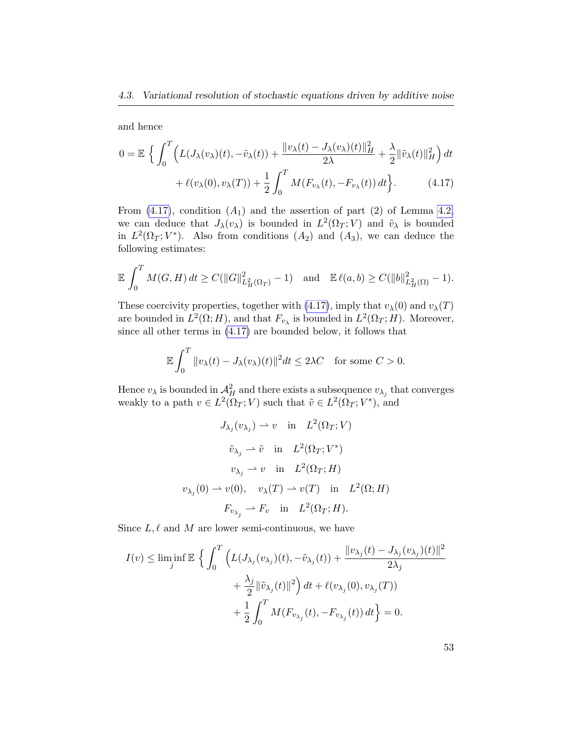and hence

$$0 = \mathbb{E}\Big\{\int_0^T \Big(L(J_\lambda(v_\lambda)(t), -\tilde{v}_\lambda(t)) + \frac{\|v_\lambda(t) - J_\lambda(v_\lambda)(t)\|_H^2}{2\lambda} + \frac{\lambda}{2}\|\tilde{v}_\lambda(t)\|_H^2\Big)\,dt + \ell(v_\lambda(0), v_\lambda(T)) + \frac{1}{2}\int_0^T M(F_{v_\lambda}(t), -F_{v_\lambda}(t))\,dt\Big\}. \tag{4.17}$$

From (4.17), condition $(A_1)$ and the assertion of part (2) of Lemma 4.2, we can deduce that $J_\lambda(v_\lambda)$ is bounded in $L^2(\Omega_T; V)$ and $\tilde{v}_\lambda$ is bounded in $L^2(\Omega_T; V^*)$. Also from conditions $(A_2)$ and $(A_3)$, we can deduce the following estimates:

$$\mathbb{E}\int_0^T M(G, H)\,dt \geq C(\|G\|^2_{L^2_H(\Omega_T)} - 1) \quad \text{and} \quad \mathbb{E}\,\ell(a, b) \geq C(\|b\|^2_{L^2_H(\Omega)} - 1).$$

These coercivity properties, together with (4.17), imply that $v_\lambda(0)$ and $v_\lambda(T)$ are bounded in $L^2(\Omega; H)$, and that $F_{v_\lambda}$ is bounded in $L^2(\Omega_T; H)$. Moreover, since all other terms in (4.17) are bounded below, it follows that

$$\mathbb{E}\int_0^T \|v_\lambda(t) - J_\lambda(v_\lambda)(t)\|^2 dt \leq 2\lambda C \quad \text{for some } C > 0.$$

Hence $v_\lambda$ is bounded in $\mathcal{A}^2_H$ and there exists a subsequence $v_{\lambda_j}$ that converges weakly to a path $v \in L^2(\Omega_T; V)$ such that $\tilde{v} \in L^2(\Omega_T; V^*)$, and

$$J_{\lambda_j}(v_{\lambda_j}) \rightharpoonup v \quad \text{in} \quad L^2(\Omega_T; V)$$

$$\tilde{v}_{\lambda_j} \rightharpoonup \tilde{v} \quad \text{in} \quad L^2(\Omega_T; V^*)$$

$$v_{\lambda_j} \rightharpoonup v \quad \text{in} \quad L^2(\Omega_T; H)$$

$$v_{\lambda_j}(0) \rightharpoonup v(0), \quad v_\lambda(T) \rightharpoonup v(T) \quad \text{in} \quad L^2(\Omega; H)$$

$$F_{v_{\lambda_j}} \rightharpoonup F_v \quad \text{in} \quad L^2(\Omega_T; H).$$

Since $L, \ell$ and $M$ are lower semi-continuous, we have

$$I(v) \leq \liminf_j \mathbb{E}\Big\{\int_0^T \Big(L(J_{\lambda_j}(v_{\lambda_j})(t), -\tilde{v}_{\lambda_j}(t)) + \frac{\|v_{\lambda_j}(t) - J_{\lambda_j}(v_{\lambda_j})(t)\|^2}{2\lambda_j} + \frac{\lambda_j}{2}\|\tilde{v}_{\lambda_j}(t)\|^2\Big)\,dt + \ell(v_{\lambda_j}(0), v_{\lambda_j}(T)) + \frac{1}{2}\int_0^T M(F_{v_{\lambda_j}}(t), -F_{v_{\lambda_j}}(t))\,dt\Big\} = 0.$$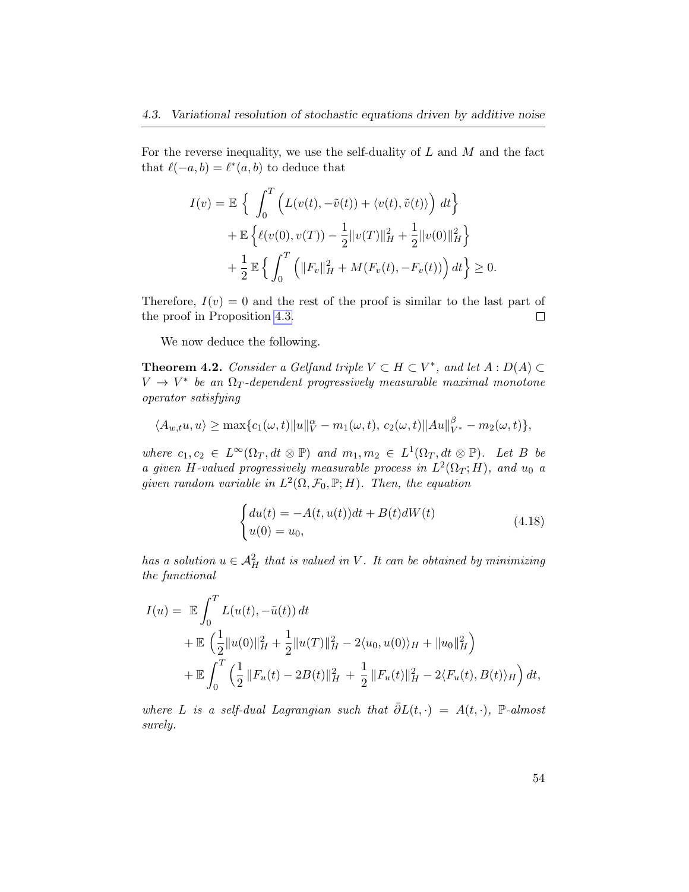For the reverse inequality, we use the self-duality of $L$ and $M$ and the fact that $\ell(-a,b) = \ell^*(a,b)$ to deduce that

$$
\begin{aligned}
I(v) = \mathbb{E}\, \Big\{ \int_0^T \Big( L(v(t), -\tilde{v}(t)) + \langle v(t), \tilde{v}(t)\rangle \Big)\, dt \Big\} \\
+ \mathbb{E}\left\{ \ell(v(0), v(T)) - \frac{1}{2}\|v(T)\|_H^2 + \frac{1}{2}\|v(0)\|_H^2 \right\} \\
+ \frac{1}{2}\,\mathbb{E}\Big\{ \int_0^T \Big( \|F_v\|_H^2 + M(F_v(t), -F_v(t)) \Big)\, dt \Big\} \geq 0.
\end{aligned}
$$

Therefore, $I(v) = 0$ and the rest of the proof is similar to the last part of the proof in Proposition 4.3. $\square$

We now deduce the following.

**Theorem 4.2.** *Consider a Gelfand triple $V \subset H \subset V^*$, and let $A : D(A) \subset V \to V^*$ be an $\Omega_T$-dependent progressively measurable maximal monotone operator satisfying*

$$
\langle A_{w,t} u, u\rangle \geq \max\{c_1(\omega,t)\|u\|_V^\alpha - m_1(\omega,t),\ c_2(\omega,t)\|Au\|_{V^*}^\beta - m_2(\omega,t)\},
$$

*where $c_1, c_2 \in L^\infty(\Omega_T, dt \otimes \mathbb{P})$ and $m_1, m_2 \in L^1(\Omega_T, dt \otimes \mathbb{P})$. Let $B$ be a given $H$-valued progressively measurable process in $L^2(\Omega_T; H)$, and $u_0$ a given random variable in $L^2(\Omega, \mathcal{F}_0, \mathbb{P}; H)$. Then, the equation*

$$
\begin{cases} du(t) = -A(t, u(t))dt + B(t)dW(t) \\ u(0) = u_0, \end{cases} \tag{4.18}
$$

*has a solution $u \in \mathcal{A}_H^2$ that is valued in $V$. It can be obtained by minimizing the functional*

$$
\begin{aligned}
I(u) = \ & \mathbb{E}\int_0^T L(u(t), -\tilde{u}(t))\, dt \\
& + \mathbb{E}\,\Big( \frac{1}{2}\|u(0)\|_H^2 + \frac{1}{2}\|u(T)\|_H^2 - 2\langle u_0, u(0)\rangle_H + \|u_0\|_H^2 \Big) \\
& + \mathbb{E}\int_0^T \Big( \frac{1}{2}\, \|F_u(t) - 2B(t)\|_H^2 \, + \, \frac{1}{2}\, \|F_u(t)\|_H^2 - 2\langle F_u(t), B(t)\rangle_H \Big)\, dt,
\end{aligned}
$$

*where $L$ is a self-dual Lagrangian such that $\bar{\partial} L(t,\cdot) = A(t,\cdot)$, $\mathbb{P}$-almost surely.*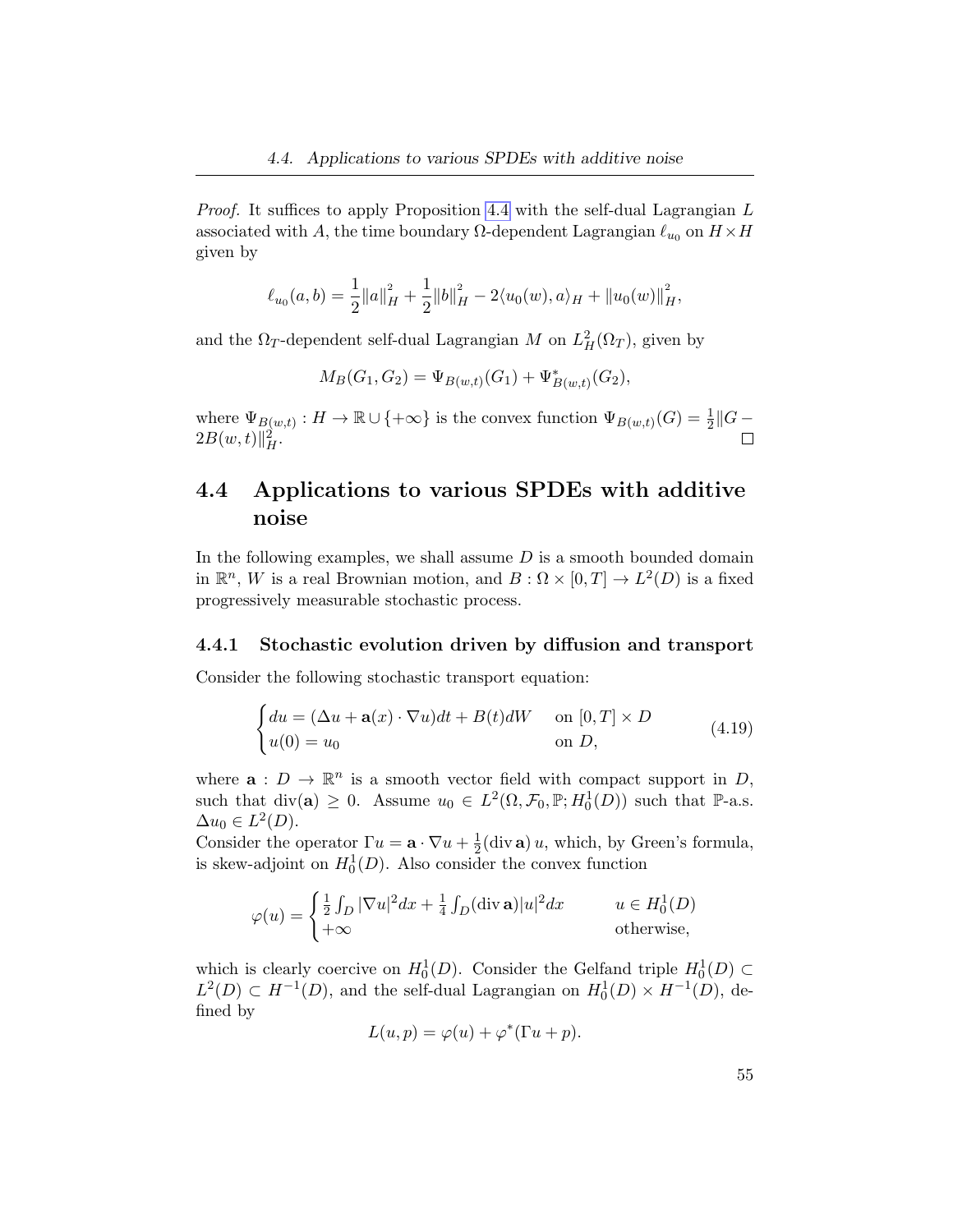*Proof.* It suffices to apply Proposition 4.4 with the self-dual Lagrangian $L$ associated with $A$, the time boundary $\Omega$-dependent Lagrangian $\ell_{u_0}$ on $H \times H$ given by

$$\ell_{u_0}(a,b) = \frac{1}{2}\|a\|_H^2 + \frac{1}{2}\|b\|_H^2 - 2\langle u_0(w), a\rangle_H + \|u_0(w)\|_H^2,$$

and the $\Omega_T$-dependent self-dual Lagrangian $M$ on $L^2_H(\Omega_T)$, given by

$$M_B(G_1, G_2) = \Psi_{B(w,t)}(G_1) + \Psi^*_{B(w,t)}(G_2),$$

where $\Psi_{B(w,t)} : H \to \mathbb{R} \cup \{+\infty\}$ is the convex function $\Psi_{B(w,t)}(G) = \frac{1}{2}\|G - 2B(w,t)\|_H^2$. $\square$

## 4.4 Applications to various SPDEs with additive noise

In the following examples, we shall assume $D$ is a smooth bounded domain in $\mathbb{R}^n$, $W$ is a real Brownian motion, and $B : \Omega \times [0,T] \to L^2(D)$ is a fixed progressively measurable stochastic process.

### 4.4.1 Stochastic evolution driven by diffusion and transport

Consider the following stochastic transport equation:

$$\begin{cases} du = (\Delta u + \mathbf{a}(x) \cdot \nabla u)dt + B(t)dW & \text{on } [0,T] \times D \\ u(0) = u_0 & \text{on } D, \end{cases} \tag{4.19}$$

where $\mathbf{a} : D \to \mathbb{R}^n$ is a smooth vector field with compact support in $D$, such that $\operatorname{div}(\mathbf{a}) \geq 0$. Assume $u_0 \in L^2(\Omega, \mathcal{F}_0, \mathbb{P}; H^1_0(D))$ such that $\mathbb{P}$-a.s. $\Delta u_0 \in L^2(D)$.
Consider the operator $\Gamma u = \mathbf{a} \cdot \nabla u + \frac{1}{2}(\operatorname{div} \mathbf{a})\, u$, which, by Green's formula, is skew-adjoint on $H^1_0(D)$. Also consider the convex function

$$\varphi(u) = \begin{cases} \frac{1}{2}\int_D |\nabla u|^2 dx + \frac{1}{4}\int_D (\operatorname{div} \mathbf{a})|u|^2 dx & u \in H^1_0(D) \\ +\infty & \text{otherwise,} \end{cases}$$

which is clearly coercive on $H^1_0(D)$. Consider the Gelfand triple $H^1_0(D) \subset L^2(D) \subset H^{-1}(D)$, and the self-dual Lagrangian on $H^1_0(D) \times H^{-1}(D)$, defined by

$$L(u,p) = \varphi(u) + \varphi^*(\Gamma u + p).$$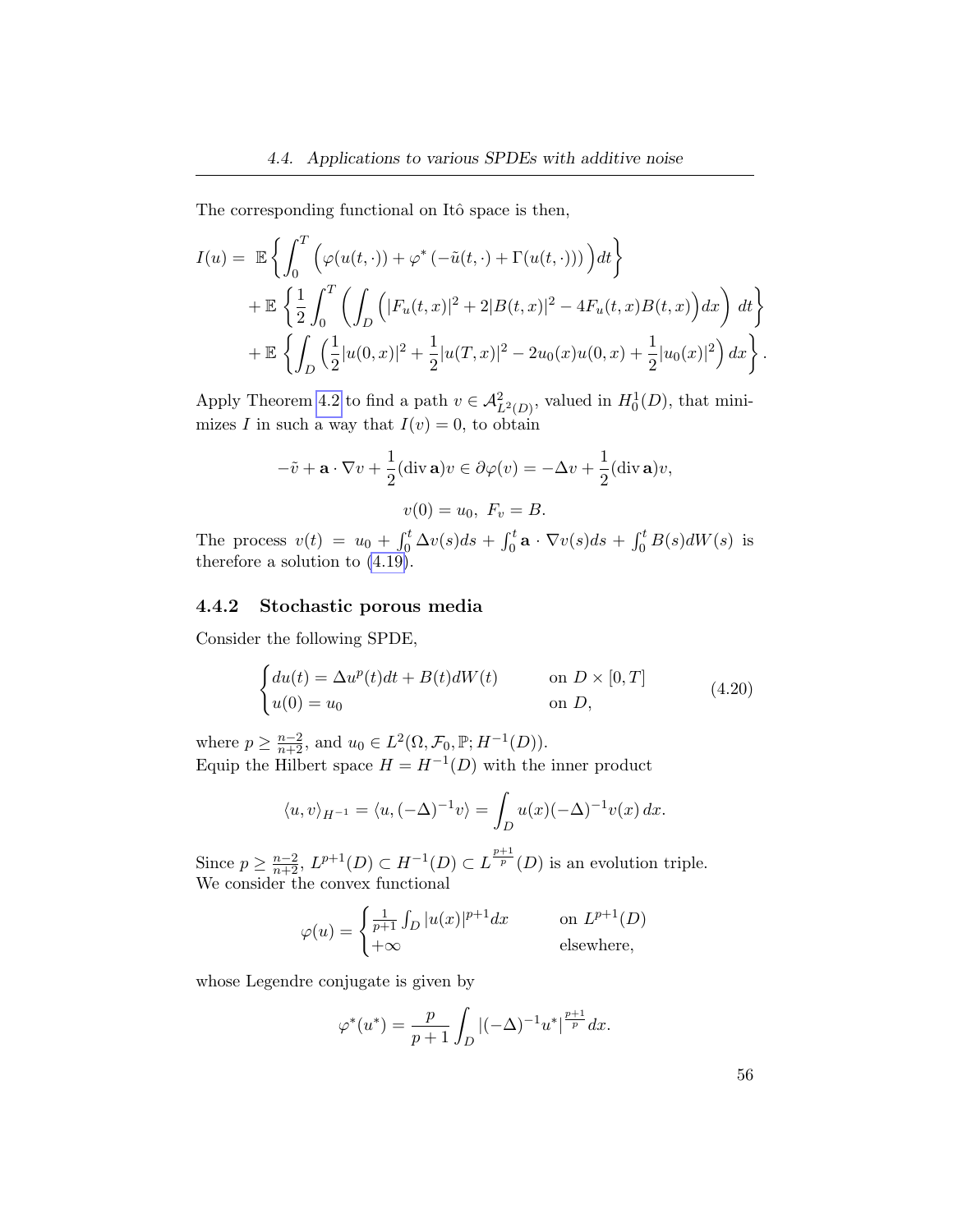The corresponding functional on Itô space is then,

$$
\begin{aligned}
I(u) = \ & \mathbb{E}\left\{\int_0^T \Big(\varphi(u(t,\cdot)) + \varphi^*\left(-\tilde{u}(t,\cdot) + \Gamma(u(t,\cdot))\right)\Big) dt\right\} \\
& + \mathbb{E}\left\{\frac{1}{2}\int_0^T \left(\int_D \Big(|F_u(t,x)|^2 + 2|B(t,x)|^2 - 4F_u(t,x)B(t,x)\Big) dx\right)\, dt\right\} \\
& + \mathbb{E}\left\{\int_D \Big(\frac{1}{2}|u(0,x)|^2 + \frac{1}{2}|u(T,x)|^2 - 2u_0(x)u(0,x) + \frac{1}{2}|u_0(x)|^2\Big)\, dx\right\}.
\end{aligned}
$$

Apply Theorem 4.2 to find a path $v \in \mathcal{A}^2_{L^2(D)}$, valued in $H^1_0(D)$, that minimizes $I$ in such a way that $I(v) = 0$, to obtain

$$
-\tilde{v} + \mathbf{a} \cdot \nabla v + \frac{1}{2}(\operatorname{div} \mathbf{a})v \in \partial\varphi(v) = -\Delta v + \frac{1}{2}(\operatorname{div} \mathbf{a})v,
$$

$$
v(0) = u_0, \ F_v = B.
$$

The process $v(t) = u_0 + \int_0^t \Delta v(s)ds + \int_0^t \mathbf{a} \cdot \nabla v(s)ds + \int_0^t B(s)dW(s)$ is therefore a solution to (4.19).

### 4.4.2 Stochastic porous media

Consider the following SPDE,

$$
\begin{cases}
du(t) = \Delta u^p(t)dt + B(t)dW(t) & \text{on } D \times [0,T] \\
u(0) = u_0 & \text{on } D,
\end{cases}
\tag{4.20}
$$

where $p \geq \frac{n-2}{n+2}$, and $u_0 \in L^2(\Omega, \mathcal{F}_0, \mathbb{P}; H^{-1}(D))$.
Equip the Hilbert space $H = H^{-1}(D)$ with the inner product

$$
\langle u, v\rangle_{H^{-1}} = \langle u, (-\Delta)^{-1}v\rangle = \int_D u(x)(-\Delta)^{-1}v(x)\, dx.
$$

Since $p \geq \frac{n-2}{n+2}$, $L^{p+1}(D) \subset H^{-1}(D) \subset L^{\frac{p+1}{p}}(D)$ is an evolution triple.
We consider the convex functional

$$
\varphi(u) = \begin{cases}
\frac{1}{p+1}\int_D |u(x)|^{p+1}dx & \text{on } L^{p+1}(D) \\
+\infty & \text{elsewhere,}
\end{cases}
$$

whose Legendre conjugate is given by

$$
\varphi^*(u^*) = \frac{p}{p+1}\int_D |(-\Delta)^{-1}u^*|^{\frac{p+1}{p}}dx.
$$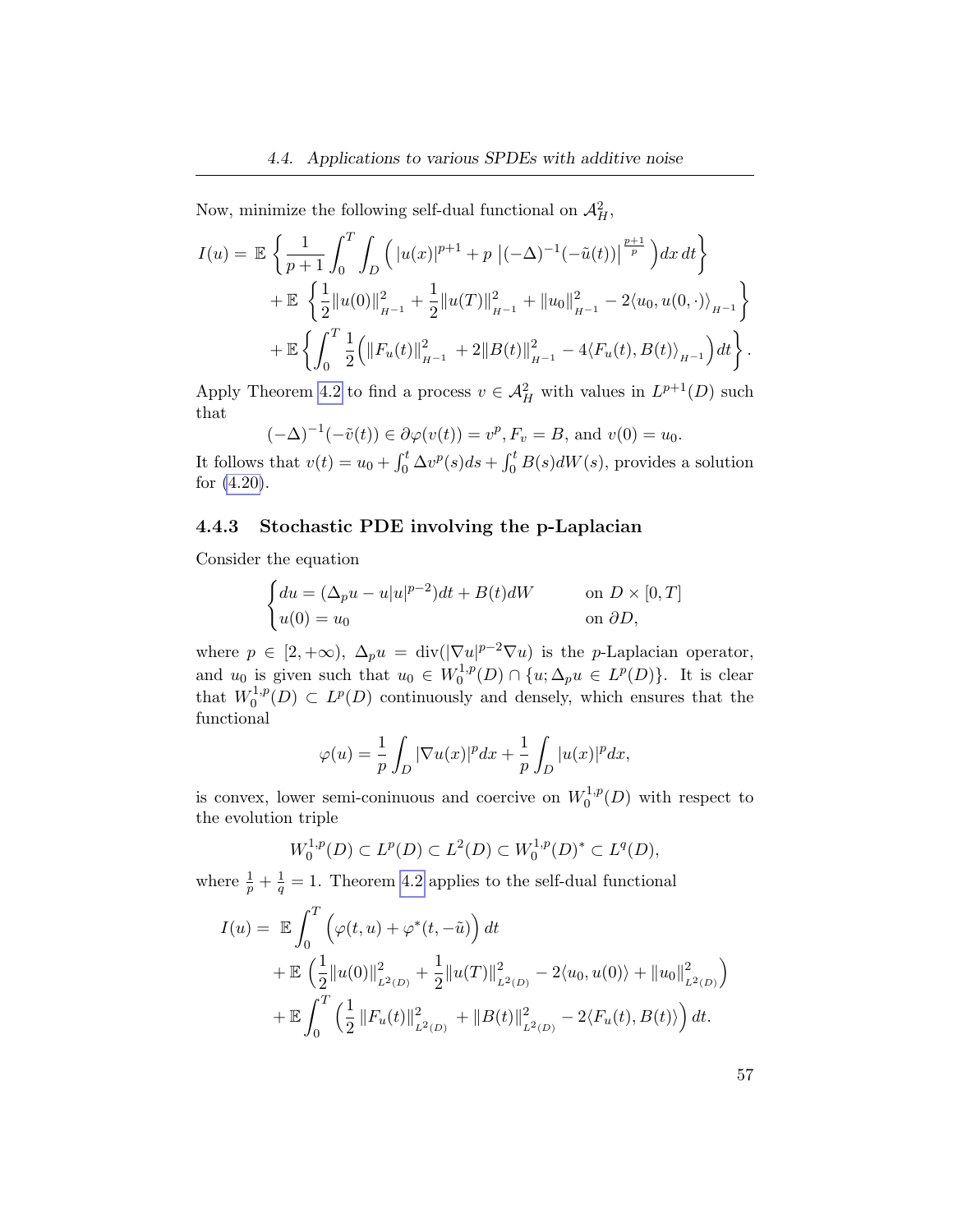Now, minimize the following self-dual functional on $\mathcal{A}_H^2$,

$$
\begin{aligned}
I(u) = \mathbb{E}\left\{\frac{1}{p+1}\int_0^T \int_D \Big( |u(x)|^{p+1} + p\left|(-\Delta)^{-1}(-\tilde{u}(t))\right|^{\frac{p+1}{p}} \Big) dx\, dt\right\} \\
+ \mathbb{E}\left\{\frac{1}{2}\|u(0)\|^2_{H^{-1}} + \frac{1}{2}\|u(T)\|^2_{H^{-1}} + \|u_0\|^2_{H^{-1}} - 2\langle u_0, u(0,\cdot)\rangle_{H^{-1}}\right\} \\
+ \mathbb{E}\left\{\int_0^T \frac{1}{2}\Big(\|F_u(t)\|^2_{H^{-1}} + 2\|B(t)\|^2_{H^{-1}} - 4\langle F_u(t), B(t)\rangle_{H^{-1}}\Big) dt\right\}.
\end{aligned}
$$

Apply Theorem 4.2 to find a process $v \in \mathcal{A}_H^2$ with values in $L^{p+1}(D)$ such that

$$
(-\Delta)^{-1}(-\tilde{v}(t)) \in \partial\varphi(v(t)) = v^p, F_v = B, \text{ and } v(0) = u_0.
$$

It follows that $v(t) = u_0 + \int_0^t \Delta v^p(s)ds + \int_0^t B(s)dW(s)$, provides a solution for (4.20).

### 4.4.3 Stochastic PDE involving the p-Laplacian

Consider the equation

$$
\begin{cases}
du = (\Delta_p u - u|u|^{p-2})dt + B(t)dW & \text{on } D\times[0,T] \\
u(0) = u_0 & \text{on } \partial D,
\end{cases}
$$

where $p \in [2,+\infty)$, $\Delta_p u = \operatorname{div}(|\nabla u|^{p-2}\nabla u)$ is the $p$-Laplacian operator, and $u_0$ is given such that $u_0 \in W_0^{1,p}(D) \cap \{u; \Delta_p u \in L^p(D)\}$. It is clear that $W_0^{1,p}(D) \subset L^p(D)$ continuously and densely, which ensures that the functional

$$
\varphi(u) = \frac{1}{p}\int_D |\nabla u(x)|^p dx + \frac{1}{p}\int_D |u(x)|^p dx,
$$

is convex, lower semi-coninuous and coercive on $W_0^{1,p}(D)$ with respect to the evolution triple

$$
W_0^{1,p}(D) \subset L^p(D) \subset L^2(D) \subset W_0^{1,p}(D)^* \subset L^q(D),
$$

where $\frac{1}{p} + \frac{1}{q} = 1$. Theorem 4.2 applies to the self-dual functional

$$
\begin{aligned}
I(u) = \ & \mathbb{E}\int_0^T \Big(\varphi(t,u) + \varphi^*(t,-\tilde{u})\Big)\, dt \\
& + \mathbb{E}\left(\frac{1}{2}\|u(0)\|^2_{L^2(D)} + \frac{1}{2}\|u(T)\|^2_{L^2(D)} - 2\langle u_0, u(0)\rangle + \|u_0\|^2_{L^2(D)}\right) \\
& + \mathbb{E}\int_0^T \left(\frac{1}{2}\|F_u(t)\|^2_{L^2(D)} + \|B(t)\|^2_{L^2(D)} - 2\langle F_u(t), B(t)\rangle\right) dt.
\end{aligned}
$$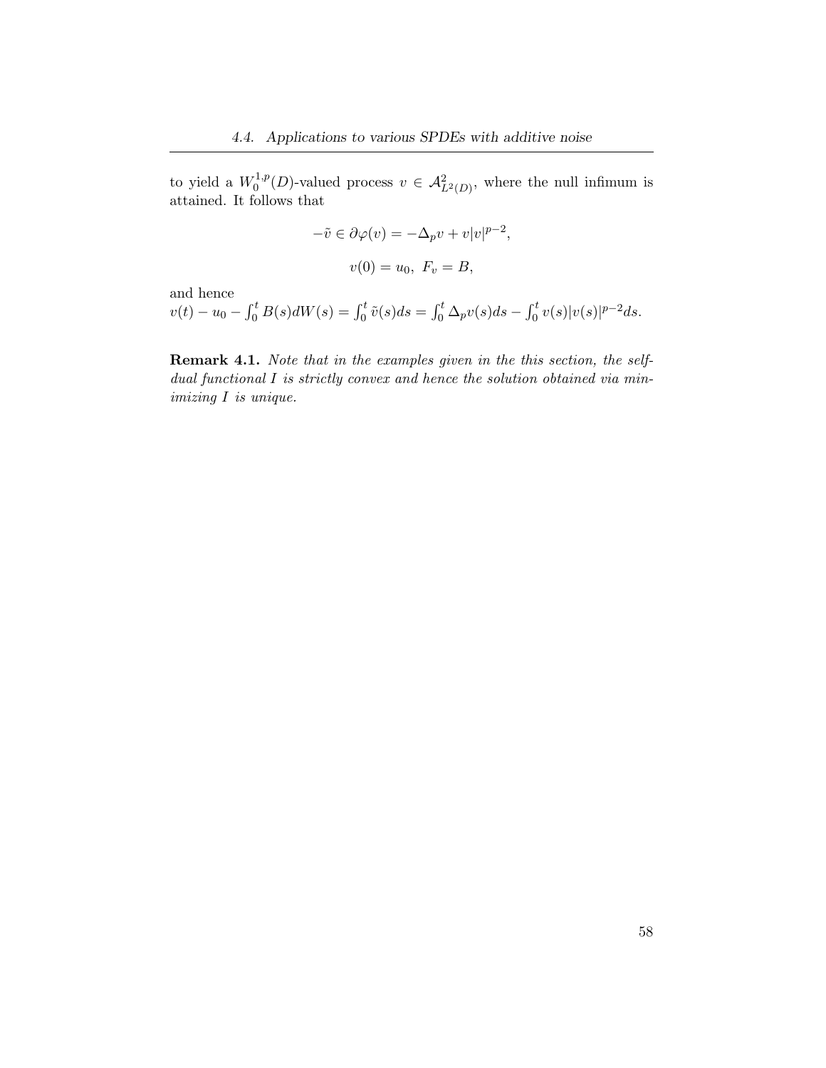to yield a $W_0^{1,p}(D)$-valued process $v \in \mathcal{A}^2_{L^2(D)}$, where the null infimum is attained. It follows that

$$-\tilde{v} \in \partial\varphi(v) = -\Delta_p v + v|v|^{p-2},$$

$$v(0) = u_0,\ F_v = B,$$

and hence
$v(t) - u_0 - \int_0^t B(s)dW(s) = \int_0^t \tilde{v}(s)ds = \int_0^t \Delta_p v(s)ds - \int_0^t v(s)|v(s)|^{p-2}ds.$

**Remark 4.1.** *Note that in the examples given in the this section, the self-dual functional $I$ is strictly convex and hence the solution obtained via minimizing $I$ is unique.*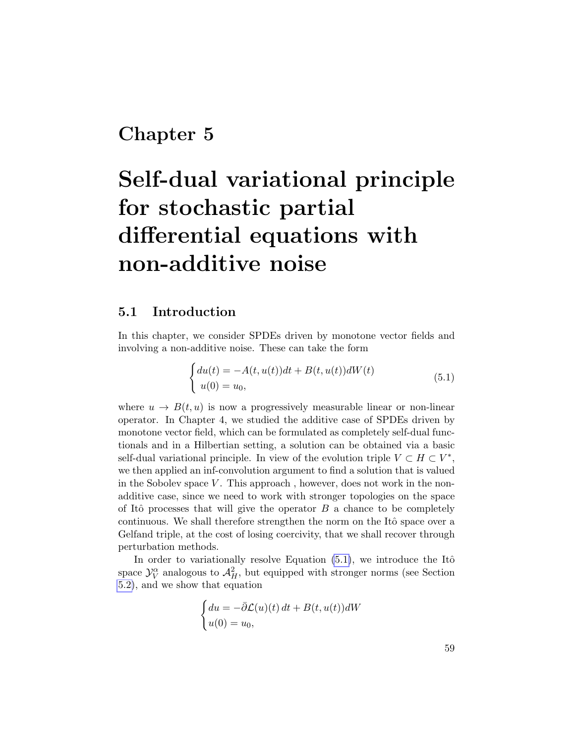# Chapter 5

# Self-dual variational principle for stochastic partial differential equations with non-additive noise

## 5.1 Introduction

In this chapter, we consider SPDEs driven by monotone vector fields and involving a non-additive noise. These can take the form

$$
\begin{cases} du(t) = -A(t, u(t))dt + B(t, u(t))dW(t) \\ u(0) = u_0, \end{cases} \tag{5.1}
$$

where $u \to B(t, u)$ is now a progressively measurable linear or non-linear operator. In Chapter 4, we studied the additive case of SPDEs driven by monotone vector field, which can be formulated as completely self-dual functionals and in a Hilbertian setting, a solution can be obtained via a basic self-dual variational principle. In view of the evolution triple $V \subset H \subset V^*$, we then applied an inf-convolution argument to find a solution that is valued in the Sobolev space $V$. This approach , however, does not work in the non-additive case, since we need to work with stronger topologies on the space of Itô processes that will give the operator $B$ a chance to be completely continuous. We shall therefore strengthen the norm on the Itô space over a Gelfand triple, at the cost of losing coercivity, that we shall recover through perturbation methods.

In order to variationally resolve Equation (5.1), we introduce the Itô space $\mathcal{Y}_V^\alpha$ analogous to $\mathcal{A}_H^2$, but equipped with stronger norms (see Section 5.2), and we show that equation

$$
\begin{cases} du = -\bar{\partial}\mathcal{L}(u)(t)\,dt + B(t, u(t))dW \\ u(0) = u_0, \end{cases}
$$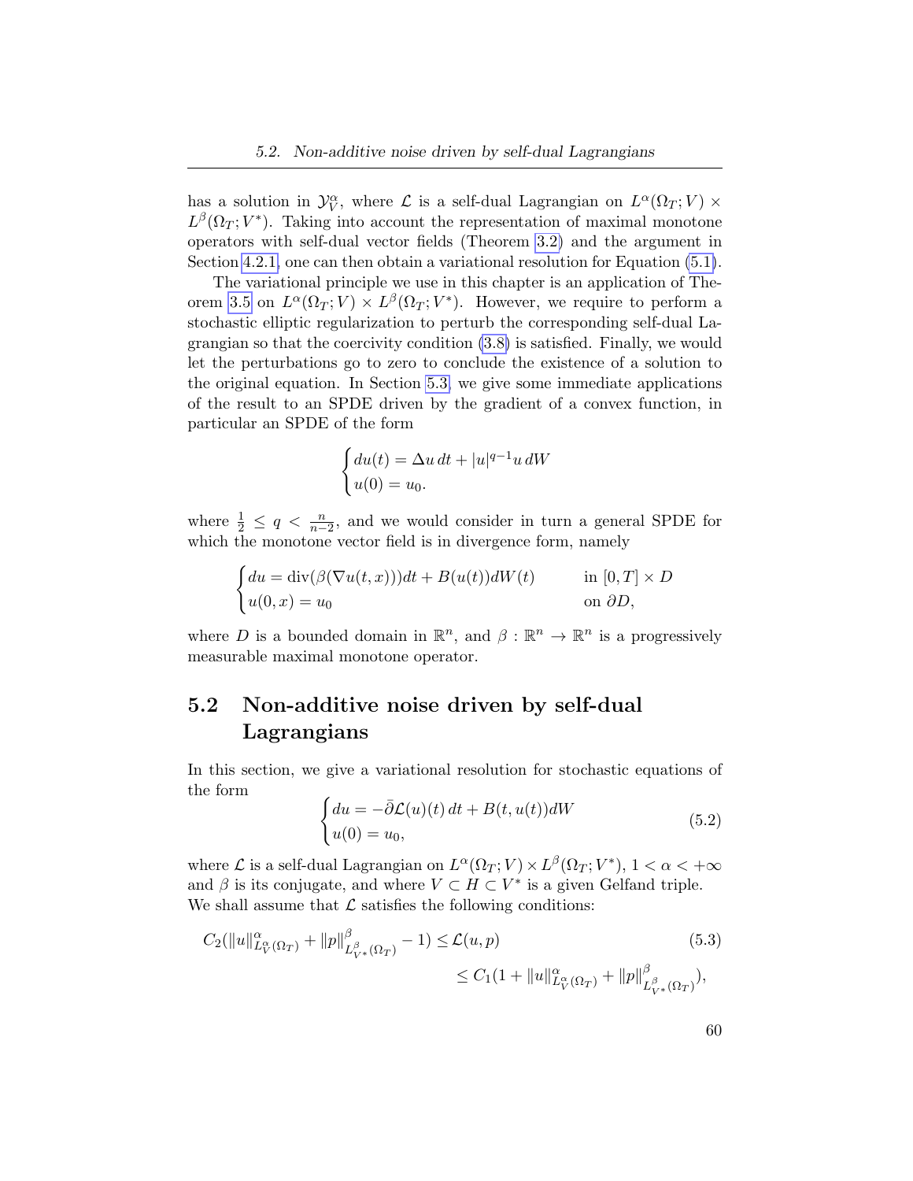has a solution in $\mathcal{Y}_V^\alpha$, where $\mathcal{L}$ is a self-dual Lagrangian on $L^\alpha(\Omega_T; V) \times L^\beta(\Omega_T; V^*)$. Taking into account the representation of maximal monotone operators with self-dual vector fields (Theorem 3.2) and the argument in Section 4.2.1, one can then obtain a variational resolution for Equation (5.1).

The variational principle we use in this chapter is an application of Theorem 3.5 on $L^\alpha(\Omega_T; V) \times L^\beta(\Omega_T; V^*)$. However, we require to perform a stochastic elliptic regularization to perturb the corresponding self-dual Lagrangian so that the coercivity condition (3.8) is satisfied. Finally, we would let the perturbations go to zero to conclude the existence of a solution to the original equation. In Section 5.3, we give some immediate applications of the result to an SPDE driven by the gradient of a convex function, in particular an SPDE of the form

$$
\begin{cases} du(t) = \Delta u \, dt + |u|^{q-1} u \, dW \\ u(0) = u_0. \end{cases}
$$

where $\frac{1}{2} \leq q < \frac{n}{n-2}$, and we would consider in turn a general SPDE for which the monotone vector field is in divergence form, namely

$$
\begin{cases} du = \operatorname{div}(\beta(\nabla u(t,x)))dt + B(u(t))dW(t) & \text{in } [0,T] \times D \\ u(0,x) = u_0 & \text{on } \partial D, \end{cases}
$$

where $D$ is a bounded domain in $\mathbb{R}^n$, and $\beta : \mathbb{R}^n \to \mathbb{R}^n$ is a progressively measurable maximal monotone operator.

## 5.2 Non-additive noise driven by self-dual Lagrangians

In this section, we give a variational resolution for stochastic equations of the form

$$
\begin{cases} du = -\bar{\partial}\mathcal{L}(u)(t) \, dt + B(t, u(t))dW \\ u(0) = u_0, \end{cases} \tag{5.2}
$$

where $\mathcal{L}$ is a self-dual Lagrangian on $L^\alpha(\Omega_T; V) \times L^\beta(\Omega_T; V^*)$, $1 < \alpha < +\infty$ and $\beta$ is its conjugate, and where $V \subset H \subset V^*$ is a given Gelfand triple. We shall assume that $\mathcal{L}$ satisfies the following conditions:

$$
\begin{aligned} C_2(\|u\|^\alpha_{L^\alpha_V(\Omega_T)} + \|p\|^\beta_{L^\beta_{V^*}(\Omega_T)} - 1) &\leq \mathcal{L}(u,p) \\ &\leq C_1(1 + \|u\|^\alpha_{L^\alpha_V(\Omega_T)} + \|p\|^\beta_{L^\beta_{V^*}(\Omega_T)}), \end{aligned} \tag{5.3}
$$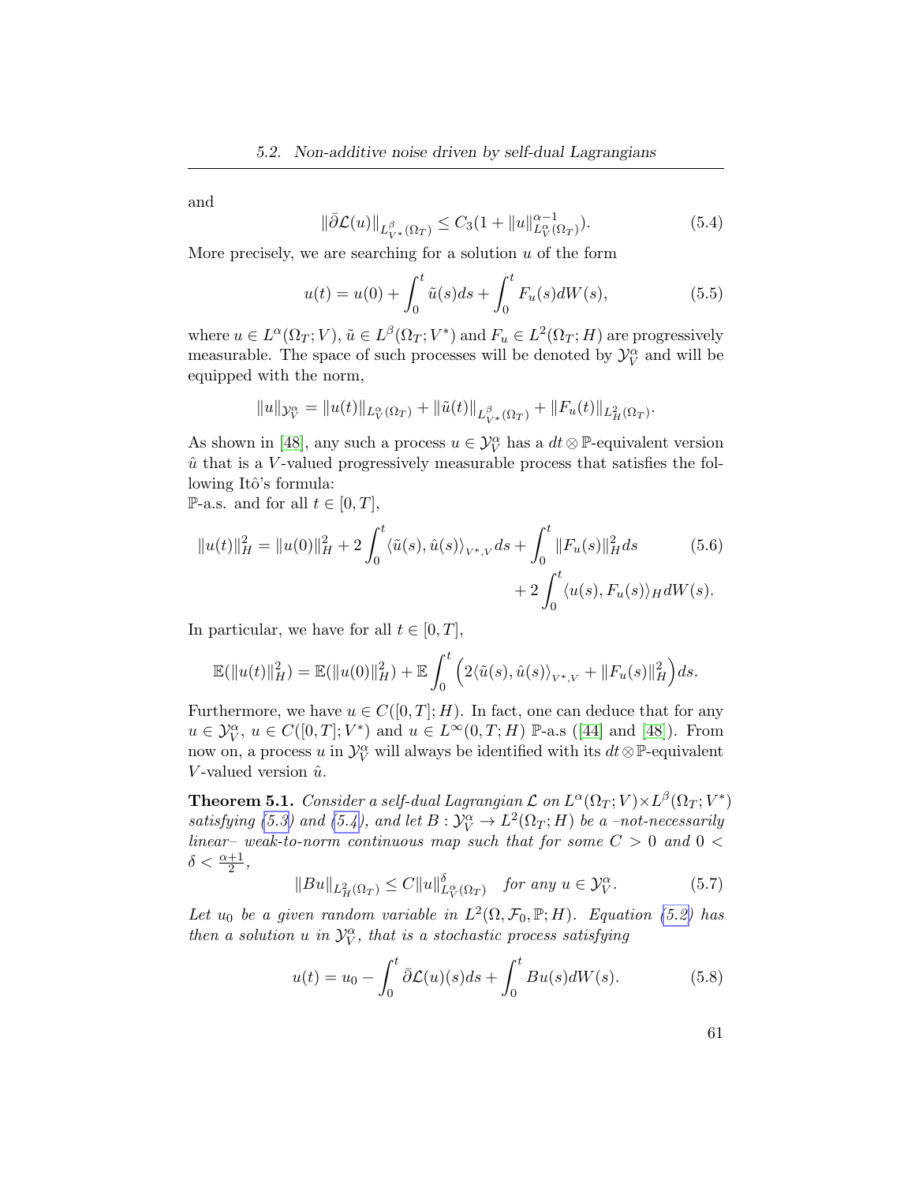and

$$\|\bar{\partial}\mathcal{L}(u)\|_{L^{\beta}_{V^*}(\Omega_T)} \leq C_3(1 + \|u\|^{\alpha-1}_{L^{\alpha}_V(\Omega_T)}). \tag{5.4}$$

More precisely, we are searching for a solution $u$ of the form

$$u(t) = u(0) + \int_0^t \tilde{u}(s)ds + \int_0^t F_u(s)dW(s), \tag{5.5}$$

where $u \in L^{\alpha}(\Omega_T; V)$, $\tilde{u} \in L^{\beta}(\Omega_T; V^*)$ and $F_u \in L^2(\Omega_T; H)$ are progressively measurable. The space of such processes will be denoted by $\mathcal{Y}^{\alpha}_V$ and will be equipped with the norm,

$$\|u\|_{\mathcal{Y}^{\alpha}_V} = \|u(t)\|_{L^{\alpha}_V(\Omega_T)} + \|\tilde{u}(t)\|_{L^{\beta}_{V^*}(\Omega_T)} + \|F_u(t)\|_{L^2_H(\Omega_T)}.$$

As shown in [48], any such a process $u \in \mathcal{Y}^{\alpha}_V$ has a $dt \otimes \mathbb{P}$-equivalent version $\hat{u}$ that is a $V$-valued progressively measurable process that satisfies the following Itô's formula:

$\mathbb{P}$-a.s. and for all $t \in [0, T]$,

$$\|u(t)\|^2_H = \|u(0)\|^2_H + 2\int_0^t \langle \tilde{u}(s), \hat{u}(s)\rangle_{V^*,V} ds + \int_0^t \|F_u(s)\|^2_H ds \tag{5.6}$$
$$+ 2\int_0^t \langle u(s), F_u(s)\rangle_H dW(s).$$

In particular, we have for all $t \in [0, T]$,

$$\mathbb{E}(\|u(t)\|^2_H) = \mathbb{E}(\|u(0)\|^2_H) + \mathbb{E}\int_0^t \Big(2\langle \tilde{u}(s), \hat{u}(s)\rangle_{V^*,V} + \|F_u(s)\|^2_H\Big) ds.$$

Furthermore, we have $u \in C([0, T]; H)$. In fact, one can deduce that for any $u \in \mathcal{Y}^{\alpha}_V$, $u \in C([0, T]; V^*)$ and $u \in L^{\infty}(0, T; H)$ $\mathbb{P}$-a.s ([44] and [48]). From now on, a process $u$ in $\mathcal{Y}^{\alpha}_V$ will always be identified with its $dt \otimes \mathbb{P}$-equivalent $V$-valued version $\hat{u}$.

**Theorem 5.1.** *Consider a self-dual Lagrangian $\mathcal{L}$ on $L^{\alpha}(\Omega_T; V) \times L^{\beta}(\Omega_T; V^*)$ satisfying (5.3) and (5.4), and let $B : \mathcal{Y}^{\alpha}_V \to L^2(\Omega_T; H)$ be a –not-necessarily linear– weak-to-norm continuous map such that for some $C > 0$ and $0 < \delta < \frac{\alpha+1}{2}$,*

$$\|Bu\|_{L^2_H(\Omega_T)} \leq C\|u\|^{\delta}_{L^{\alpha}_V(\Omega_T)} \quad \text{for any } u \in \mathcal{Y}^{\alpha}_V. \tag{5.7}$$

*Let $u_0$ be a given random variable in $L^2(\Omega, \mathcal{F}_0, \mathbb{P}; H)$. Equation (5.2) has then a solution $u$ in $\mathcal{Y}^{\alpha}_V$, that is a stochastic process satisfying*

$$u(t) = u_0 - \int_0^t \bar{\partial}\mathcal{L}(u)(s)ds + \int_0^t Bu(s)dW(s). \tag{5.8}$$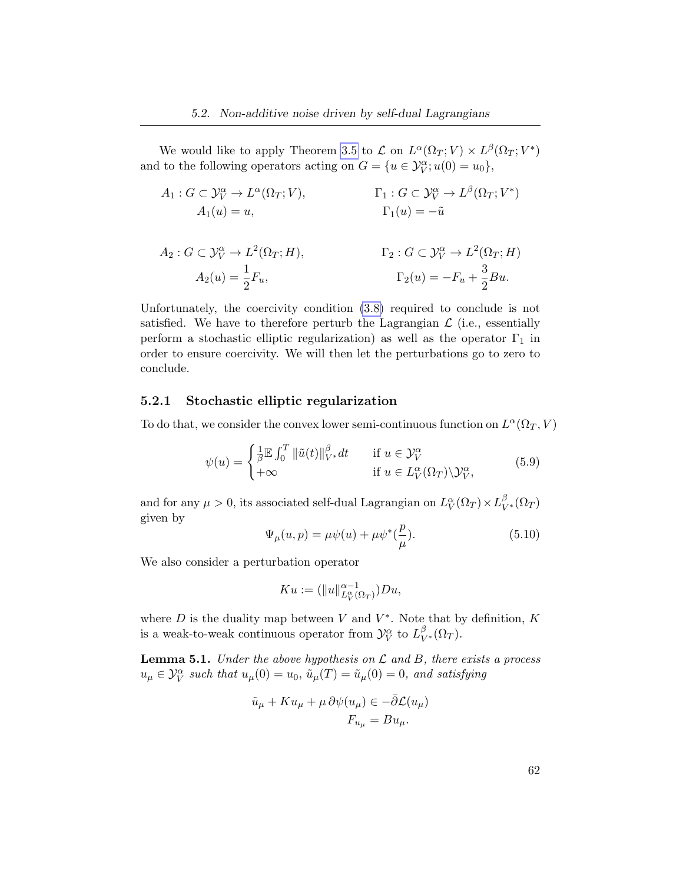We would like to apply Theorem 3.5 to $\mathcal{L}$ on $L^\alpha(\Omega_T; V) \times L^\beta(\Omega_T; V^*)$ and to the following operators acting on $G = \{u \in \mathcal{Y}_V^\alpha; u(0) = u_0\}$,

$$
\begin{aligned}
A_1 &: G \subset \mathcal{Y}_V^\alpha \to L^\alpha(\Omega_T; V), & \Gamma_1 &: G \subset \mathcal{Y}_V^\alpha \to L^\beta(\Omega_T; V^*) \\
A_1(u) &= u, & \Gamma_1(u) &= -\tilde{u}
\end{aligned}
$$

$$
\begin{aligned}
A_2 &: G \subset \mathcal{Y}_V^\alpha \to L^2(\Omega_T; H), & \Gamma_2 &: G \subset \mathcal{Y}_V^\alpha \to L^2(\Omega_T; H) \\
A_2(u) &= \frac{1}{2} F_u, & \Gamma_2(u) &= -F_u + \frac{3}{2} B u.
\end{aligned}
$$

Unfortunately, the coercivity condition (3.8) required to conclude is not satisfied. We have to therefore perturb the Lagrangian $\mathcal{L}$ (i.e., essentially perform a stochastic elliptic regularization) as well as the operator $\Gamma_1$ in order to ensure coercivity. We will then let the perturbations go to zero to conclude.

### 5.2.1 Stochastic elliptic regularization

To do that, we consider the convex lower semi-continuous function on $L^\alpha(\Omega_T, V)$

$$
\psi(u) = \begin{cases} \frac{1}{\beta} \mathbb{E} \int_0^T \|\tilde{u}(t)\|_{V^*}^\beta dt & \text{if } u \in \mathcal{Y}_V^\alpha \\ +\infty & \text{if } u \in L_V^\alpha(\Omega_T) \backslash \mathcal{Y}_V^\alpha, \end{cases} \tag{5.9}
$$

and for any $\mu > 0$, its associated self-dual Lagrangian on $L_V^\alpha(\Omega_T) \times L_{V^*}^\beta(\Omega_T)$ given by

$$
\Psi_\mu(u, p) = \mu \psi(u) + \mu \psi^*(\frac{p}{\mu}). \tag{5.10}
$$

We also consider a perturbation operator

$$
Ku := (\|u\|_{L_V^\alpha(\Omega_T)}^{\alpha-1}) Du,
$$

where $D$ is the duality map between $V$ and $V^*$. Note that by definition, $K$ is a weak-to-weak continuous operator from $\mathcal{Y}_V^\alpha$ to $L_{V^*}^\beta(\Omega_T)$.

**Lemma 5.1.** *Under the above hypothesis on $\mathcal{L}$ and $B$, there exists a process $u_\mu \in \mathcal{Y}_V^\alpha$ such that $u_\mu(0) = u_0$, $\tilde{u}_\mu(T) = \tilde{u}_\mu(0) = 0$, and satisfying*

$$
\begin{aligned}
\tilde{u}_\mu + K u_\mu + \mu\, \partial \psi(u_\mu) &\in -\bar{\partial} \mathcal{L}(u_\mu) \\
F_{u_\mu} &= B u_\mu.
\end{aligned}
$$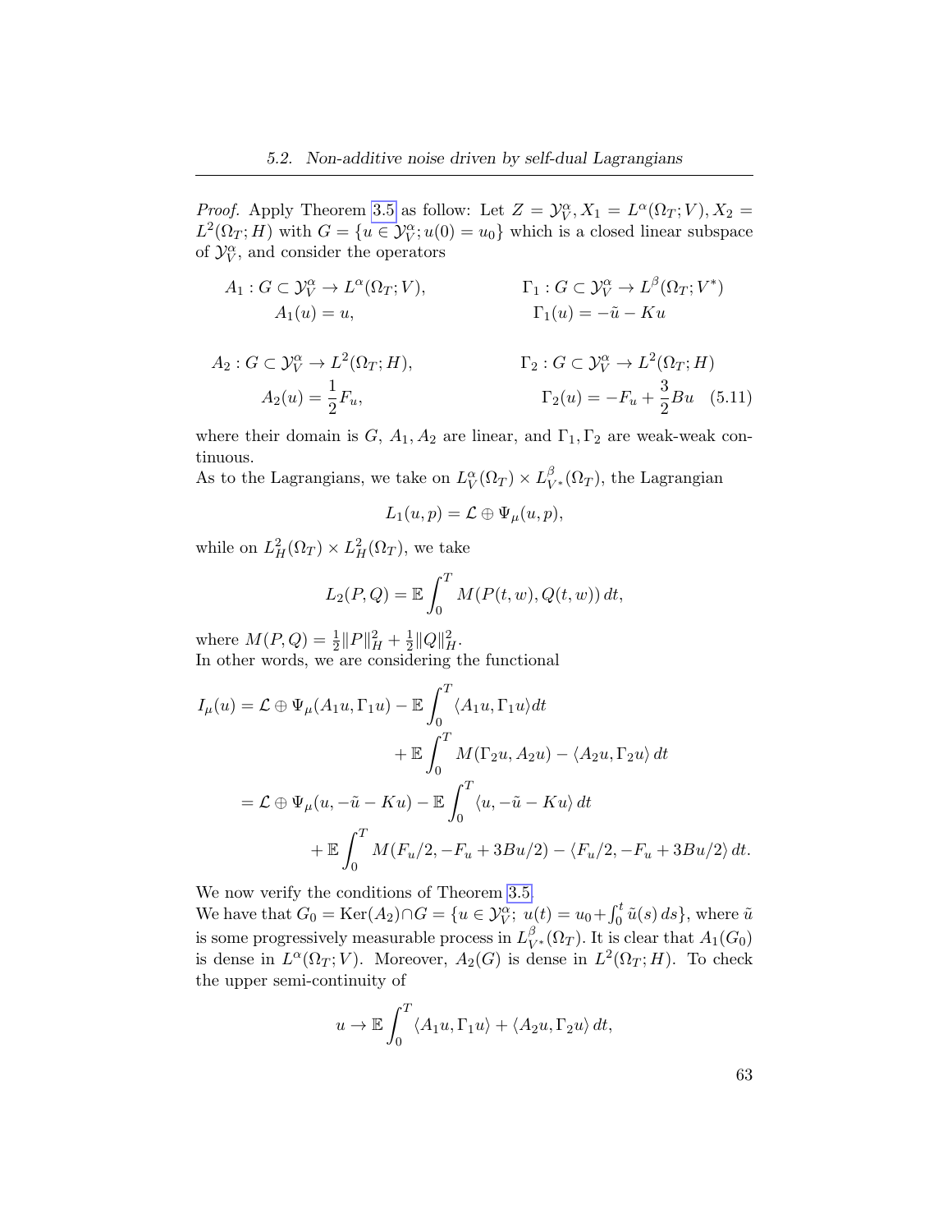*Proof.* Apply Theorem 3.5 as follow: Let $Z = \mathcal{Y}_V^\alpha, X_1 = L^\alpha(\Omega_T; V), X_2 = L^2(\Omega_T; H)$ with $G = \{u \in \mathcal{Y}_V^\alpha; u(0) = u_0\}$ which is a closed linear subspace of $\mathcal{Y}_V^\alpha$, and consider the operators

$$
\begin{aligned}
A_1 &: G \subset \mathcal{Y}_V^\alpha \to L^\alpha(\Omega_T; V), & \Gamma_1 &: G \subset \mathcal{Y}_V^\alpha \to L^\beta(\Omega_T; V^*) \\
A_1(u) &= u, & \Gamma_1(u) &= -\tilde{u} - Ku
\end{aligned}
$$

$$
\begin{aligned}
A_2 &: G \subset \mathcal{Y}_V^\alpha \to L^2(\Omega_T; H), & \Gamma_2 &: G \subset \mathcal{Y}_V^\alpha \to L^2(\Omega_T; H) \\
A_2(u) &= \frac{1}{2} F_u, & \Gamma_2(u) &= -F_u + \frac{3}{2} Bu \quad (5.11)
\end{aligned}
$$

where their domain is $G$, $A_1, A_2$ are linear, and $\Gamma_1, \Gamma_2$ are weak-weak continuous.

As to the Lagrangians, we take on $L_V^\alpha(\Omega_T) \times L_{V^*}^\beta(\Omega_T)$, the Lagrangian

$$
L_1(u, p) = \mathcal{L} \oplus \Psi_\mu(u, p),
$$

while on $L_H^2(\Omega_T) \times L_H^2(\Omega_T)$, we take

$$
L_2(P, Q) = \mathbb{E} \int_0^T M(P(t, w), Q(t, w))\, dt,
$$

where $M(P, Q) = \frac{1}{2}\|P\|_H^2 + \frac{1}{2}\|Q\|_H^2$.

In other words, we are considering the functional

$$
\begin{aligned}
I_\mu(u) &= \mathcal{L} \oplus \Psi_\mu(A_1 u, \Gamma_1 u) - \mathbb{E} \int_0^T \langle A_1 u, \Gamma_1 u \rangle dt \\
&\qquad + \mathbb{E} \int_0^T M(\Gamma_2 u, A_2 u) - \langle A_2 u, \Gamma_2 u \rangle\, dt \\
&= \mathcal{L} \oplus \Psi_\mu(u, -\tilde{u} - Ku) - \mathbb{E} \int_0^T \langle u, -\tilde{u} - Ku \rangle\, dt \\
&\qquad + \mathbb{E} \int_0^T M(F_u/2, -F_u + 3Bu/2) - \langle F_u/2, -F_u + 3Bu/2 \rangle\, dt.
\end{aligned}
$$

We now verify the conditions of Theorem 3.5.

We have that $G_0 = \mathrm{Ker}(A_2) \cap G = \{u \in \mathcal{Y}_V^\alpha;\ u(t) = u_0 + \int_0^t \tilde{u}(s)\, ds\}$, where $\tilde{u}$ is some progressively measurable process in $L_{V^*}^\beta(\Omega_T)$. It is clear that $A_1(G_0)$ is dense in $L^\alpha(\Omega_T; V)$. Moreover, $A_2(G)$ is dense in $L^2(\Omega_T; H)$. To check the upper semi-continuity of

$$
u \to \mathbb{E} \int_0^T \langle A_1 u, \Gamma_1 u \rangle + \langle A_2 u, \Gamma_2 u \rangle\, dt,
$$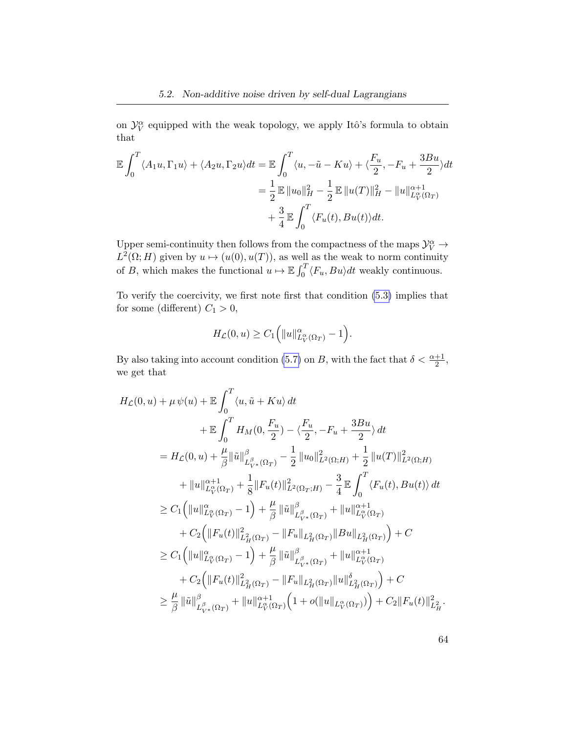on $\mathcal{Y}_V^\alpha$ equipped with the weak topology, we apply Itô's formula to obtain that

$$
\begin{aligned}
\mathbb{E}\int_0^T \langle A_1 u, \Gamma_1 u\rangle + \langle A_2 u, \Gamma_2 u\rangle dt &= \mathbb{E}\int_0^T \langle u, -\tilde{u} - Ku\rangle + \langle \frac{F_u}{2}, -F_u + \frac{3Bu}{2}\rangle dt \\
&= \frac{1}{2}\,\mathbb{E}\,\|u_0\|_H^2 - \frac{1}{2}\,\mathbb{E}\,\|u(T)\|_H^2 - \|u\|_{L_V^\alpha(\Omega_T)}^{\alpha+1} \\
&\quad + \frac{3}{4}\,\mathbb{E}\int_0^T \langle F_u(t), Bu(t)\rangle dt.
\end{aligned}
$$

Upper semi-continuity then follows from the compactness of the maps $\mathcal{Y}_V^\alpha \to L^2(\Omega; H)$ given by $u \mapsto (u(0), u(T))$, as well as the weak to norm continuity of $B$, which makes the functional $u \mapsto \mathbb{E}\int_0^T \langle F_u, Bu\rangle dt$ weakly continuous.

To verify the coercivity, we first note first that condition (5.3) implies that for some (different) $C_1 > 0$,

$$
H_{\mathcal{L}}(0, u) \geq C_1\Big(\|u\|_{L_V^\alpha(\Omega_T)}^\alpha - 1\Big).
$$

By also taking into account condition (5.7) on $B$, with the fact that $\delta < \frac{\alpha+1}{2}$, we get that

$$
\begin{aligned}
&H_{\mathcal{L}}(0, u) + \mu\,\psi(u) + \mathbb{E}\int_0^T \langle u, \tilde{u} + Ku\rangle\, dt \\
&\qquad\qquad + \mathbb{E}\int_0^T H_M(0, \frac{F_u}{2}) - \langle \frac{F_u}{2}, -F_u + \frac{3Bu}{2}\rangle\, dt \\
&= H_{\mathcal{L}}(0, u) + \frac{\mu}{\beta}\|\tilde{u}\|_{L_{V^*}^\beta(\Omega_T)}^\beta - \frac{1}{2}\,\|u_0\|_{L^2(\Omega;H)}^2 + \frac{1}{2}\,\|u(T)\|_{L^2(\Omega;H)}^2 \\
&\qquad + \|u\|_{L_V^\alpha(\Omega_T)}^{\alpha+1} + \frac{1}{8}\|F_u(t)\|_{L^2(\Omega_T;H)}^2 - \frac{3}{4}\,\mathbb{E}\int_0^T \langle F_u(t), Bu(t)\rangle\, dt \\
&\geq C_1\Big(\|u\|_{L_V^\alpha(\Omega_T)}^\alpha - 1\Big) + \frac{\mu}{\beta}\,\|\tilde{u}\|_{L_{V^*}^\beta(\Omega_T)}^\beta + \|u\|_{L_V^\alpha(\Omega_T)}^{\alpha+1} \\
&\qquad + C_2\Big(\|F_u(t)\|_{L_H^2(\Omega_T)}^2 - \|F_u\|_{L_H^2(\Omega_T)}\|Bu\|_{L_H^2(\Omega_T)}\Big) + C \\
&\geq C_1\Big(\|u\|_{L_V^\alpha(\Omega_T)}^\alpha - 1\Big) + \frac{\mu}{\beta}\,\|\tilde{u}\|_{L_{V^*}^\beta(\Omega_T)}^\beta + \|u\|_{L_V^\alpha(\Omega_T)}^{\alpha+1} \\
&\qquad + C_2\Big(\|F_u(t)\|_{L_H^2(\Omega_T)}^2 - \|F_u\|_{L_H^2(\Omega_T)}\|u\|_{L_H^2(\Omega_T)}^\delta\Big) + C \\
&\geq \frac{\mu}{\beta}\,\|\tilde{u}\|_{L_{V^*}^\beta(\Omega_T)}^\beta + \|u\|_{L_V^\alpha(\Omega_T)}^{\alpha+1}\Big(1 + o(\|u\|_{L_V^\alpha(\Omega_T)})\Big) + C_2\|F_u(t)\|_{L_H^2}^2.
\end{aligned}
$$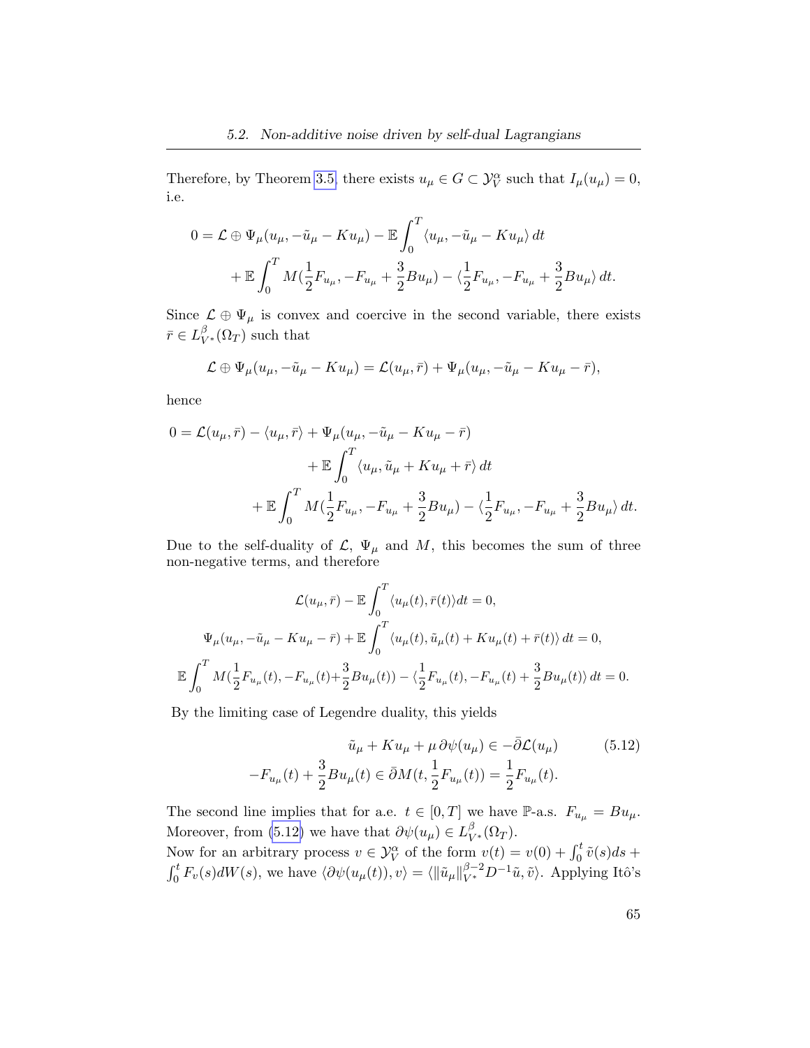Therefore, by Theorem 3.5, there exists $u_\mu \in G \subset \mathcal{Y}_V^\alpha$ such that $I_\mu(u_\mu) = 0$, i.e.

$$
\begin{aligned}
0 = \mathcal{L} \oplus \Psi_\mu(u_\mu, -\tilde{u}_\mu - Ku_\mu) - \mathbb{E}\int_0^T \langle u_\mu, -\tilde{u}_\mu - Ku_\mu \rangle \, dt \\
+ \mathbb{E}\int_0^T M(\frac{1}{2}F_{u_\mu}, -F_{u_\mu} + \frac{3}{2}Bu_\mu) - \langle \frac{1}{2}F_{u_\mu}, -F_{u_\mu} + \frac{3}{2}Bu_\mu \rangle \, dt.
\end{aligned}
$$

Since $\mathcal{L} \oplus \Psi_\mu$ is convex and coercive in the second variable, there exists $\bar{r} \in L^\beta_{V^*}(\Omega_T)$ such that

$$
\mathcal{L} \oplus \Psi_\mu(u_\mu, -\tilde{u}_\mu - Ku_\mu) = \mathcal{L}(u_\mu, \bar{r}) + \Psi_\mu(u_\mu, -\tilde{u}_\mu - Ku_\mu - \bar{r}),
$$

hence

$$
\begin{aligned}
0 = \mathcal{L}(u_\mu, \bar{r}) - \langle u_\mu, \bar{r} \rangle + \Psi_\mu(u_\mu, -\tilde{u}_\mu - Ku_\mu - \bar{r}) \\
+ \mathbb{E}\int_0^T \langle u_\mu, \tilde{u}_\mu + Ku_\mu + \bar{r} \rangle \, dt \\
+ \mathbb{E}\int_0^T M(\frac{1}{2}F_{u_\mu}, -F_{u_\mu} + \frac{3}{2}Bu_\mu) - \langle \frac{1}{2}F_{u_\mu}, -F_{u_\mu} + \frac{3}{2}Bu_\mu \rangle \, dt.
\end{aligned}
$$

Due to the self-duality of $\mathcal{L}$, $\Psi_\mu$ and $M$, this becomes the sum of three non-negative terms, and therefore

$$
\begin{aligned}
\mathcal{L}(u_\mu, \bar{r}) - \mathbb{E}\int_0^T \langle u_\mu(t), \bar{r}(t) \rangle dt = 0, \\
\Psi_\mu(u_\mu, -\tilde{u}_\mu - Ku_\mu - \bar{r}) + \mathbb{E}\int_0^T \langle u_\mu(t), \tilde{u}_\mu(t) + Ku_\mu(t) + \bar{r}(t) \rangle \, dt = 0, \\
\mathbb{E}\int_0^T M(\frac{1}{2}F_{u_\mu}(t), -F_{u_\mu}(t) + \frac{3}{2}Bu_\mu(t)) - \langle \frac{1}{2}F_{u_\mu}(t), -F_{u_\mu}(t) + \frac{3}{2}Bu_\mu(t) \rangle \, dt = 0.
\end{aligned}
$$

By the limiting case of Legendre duality, this yields

$$
\begin{aligned}
\tilde{u}_\mu + Ku_\mu + \mu\, \partial\psi(u_\mu) \in -\bar{\partial}\mathcal{L}(u_\mu) \\
-F_{u_\mu}(t) + \frac{3}{2}Bu_\mu(t) \in \bar{\partial}M(t, \frac{1}{2}F_{u_\mu}(t)) = \frac{1}{2}F_{u_\mu}(t).
\end{aligned}
\tag{5.12}
$$

The second line implies that for a.e. $t \in [0, T]$ we have $\mathbb{P}$-a.s. $F_{u_\mu} = Bu_\mu$. Moreover, from (5.12) we have that $\partial\psi(u_\mu) \in L^\beta_{V^*}(\Omega_T)$.
Now for an arbitrary process $v \in \mathcal{Y}_V^\alpha$ of the form $v(t) = v(0) + \int_0^t \tilde{v}(s) ds + \int_0^t F_v(s) dW(s)$, we have $\langle \partial\psi(u_\mu(t)), v \rangle = \langle \|\tilde{u}_\mu\|_{V^*}^{\beta-2} D^{-1}\tilde{u}, \tilde{v} \rangle$. Applying Itô's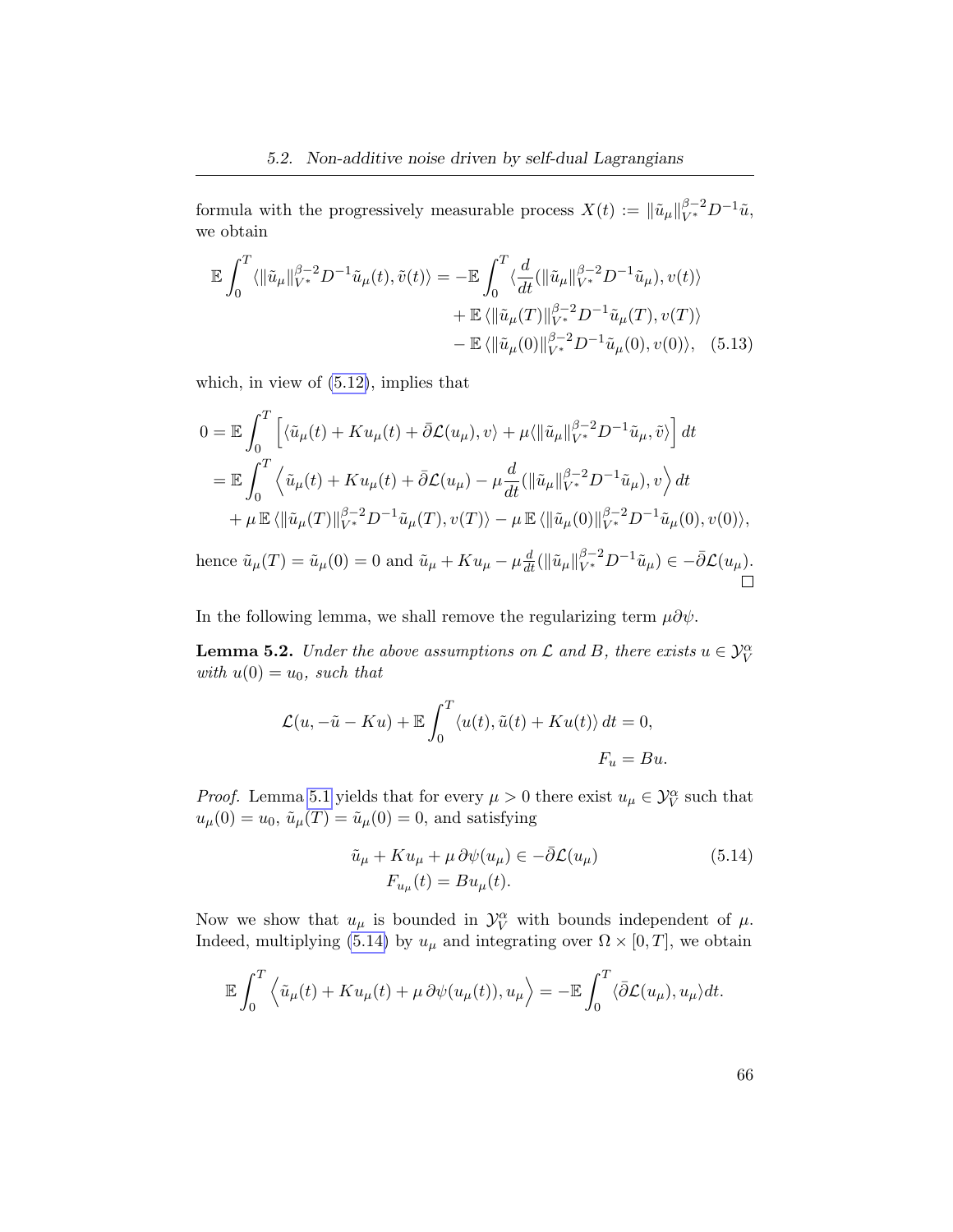formula with the progressively measurable process $X(t) := \|\tilde{u}_\mu\|_{V^*}^{\beta-2} D^{-1}\tilde{u}$, we obtain

$$
\begin{aligned}
\mathbb{E}\int_0^T \langle \|\tilde{u}_\mu\|_{V^*}^{\beta-2} D^{-1}\tilde{u}_\mu(t), \tilde{v}(t)\rangle = &-\mathbb{E}\int_0^T \langle \frac{d}{dt}(\|\tilde{u}_\mu\|_{V^*}^{\beta-2} D^{-1}\tilde{u}_\mu), v(t)\rangle \\
&+ \mathbb{E}\,\langle \|\tilde{u}_\mu(T)\|_{V^*}^{\beta-2} D^{-1}\tilde{u}_\mu(T), v(T)\rangle \\
&- \mathbb{E}\,\langle \|\tilde{u}_\mu(0)\|_{V^*}^{\beta-2} D^{-1}\tilde{u}_\mu(0), v(0)\rangle, \quad (5.13)
\end{aligned}
$$

which, in view of (5.12), implies that

$$
\begin{aligned}
0 &= \mathbb{E}\int_0^T \Big[ \langle \tilde{u}_\mu(t) + Ku_\mu(t) + \bar{\partial}\mathcal{L}(u_\mu), v\rangle + \mu \langle \|\tilde{u}_\mu\|_{V^*}^{\beta-2} D^{-1}\tilde{u}_\mu, \tilde{v}\rangle \Big]\, dt \\
&= \mathbb{E}\int_0^T \Big\langle \tilde{u}_\mu(t) + Ku_\mu(t) + \bar{\partial}\mathcal{L}(u_\mu) - \mu\frac{d}{dt}(\|\tilde{u}_\mu\|_{V^*}^{\beta-2} D^{-1}\tilde{u}_\mu), v \Big\rangle\, dt \\
&\quad + \mu\,\mathbb{E}\,\langle \|\tilde{u}_\mu(T)\|_{V^*}^{\beta-2} D^{-1}\tilde{u}_\mu(T), v(T)\rangle - \mu\,\mathbb{E}\,\langle \|\tilde{u}_\mu(0)\|_{V^*}^{\beta-2} D^{-1}\tilde{u}_\mu(0), v(0)\rangle,
\end{aligned}
$$

hence $\tilde{u}_\mu(T) = \tilde{u}_\mu(0) = 0$ and $\tilde{u}_\mu + Ku_\mu - \mu\frac{d}{dt}(\|\tilde{u}_\mu\|_{V^*}^{\beta-2} D^{-1}\tilde{u}_\mu) \in -\bar{\partial}\mathcal{L}(u_\mu)$. □

In the following lemma, we shall remove the regularizing term $\mu\partial\psi$.

**Lemma 5.2.** *Under the above assumptions on $\mathcal{L}$ and $B$, there exists $u \in \mathcal{Y}_V^\alpha$ with $u(0) = u_0$, such that*

$$
\begin{aligned}
\mathcal{L}(u, -\tilde{u} - Ku) + \mathbb{E}\int_0^T \langle u(t), \tilde{u}(t) + Ku(t)\rangle\, dt = 0, \\
F_u = Bu.
\end{aligned}
$$

*Proof.* Lemma 5.1 yields that for every $\mu > 0$ there exist $u_\mu \in \mathcal{Y}_V^\alpha$ such that $u_\mu(0) = u_0$, $\tilde{u}_\mu(T) = \tilde{u}_\mu(0) = 0$, and satisfying

$$
\begin{aligned}
\tilde{u}_\mu + Ku_\mu + \mu\,\partial\psi(u_\mu) &\in -\bar{\partial}\mathcal{L}(u_\mu) \\
F_{u_\mu}(t) &= Bu_\mu(t).
\end{aligned} \tag{5.14}
$$

Now we show that $u_\mu$ is bounded in $\mathcal{Y}_V^\alpha$ with bounds independent of $\mu$. Indeed, multiplying (5.14) by $u_\mu$ and integrating over $\Omega \times [0, T]$, we obtain

$$
\mathbb{E}\int_0^T \Big\langle \tilde{u}_\mu(t) + Ku_\mu(t) + \mu\,\partial\psi(u_\mu(t)), u_\mu \Big\rangle = -\mathbb{E}\int_0^T \langle \bar{\partial}\mathcal{L}(u_\mu), u_\mu\rangle dt.
$$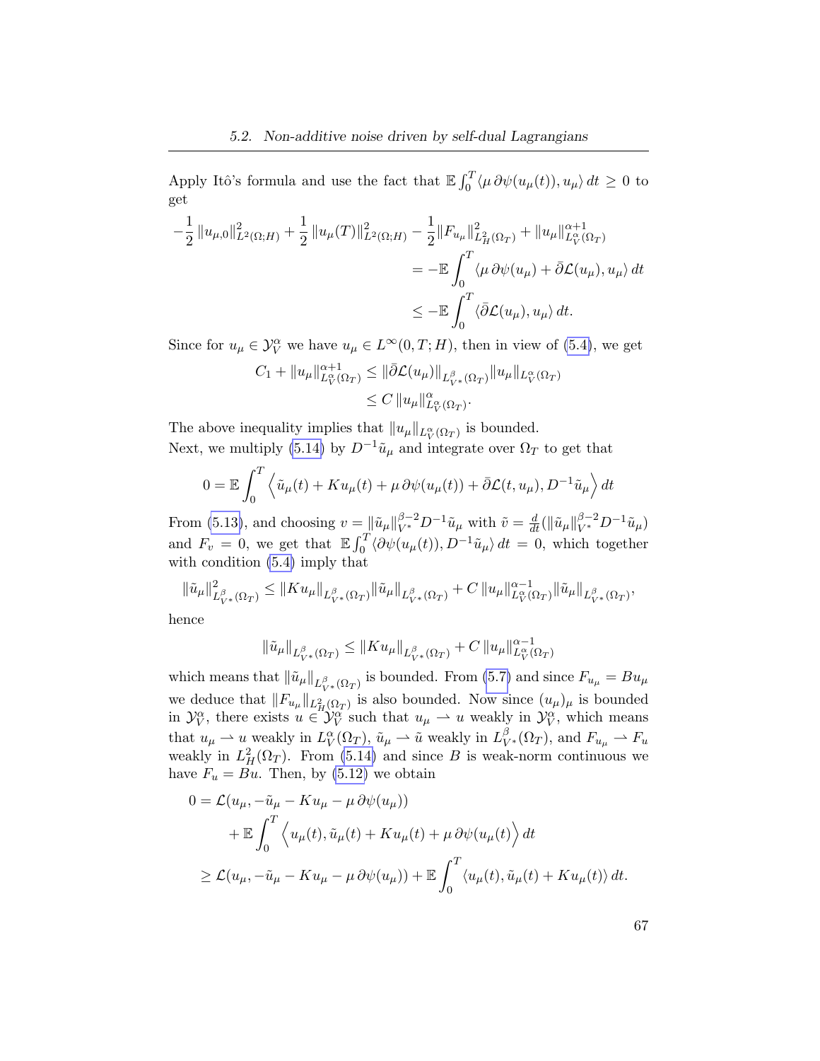Apply Itô's formula and use the fact that $\mathbb{E}\int_0^T \langle \mu\,\partial\psi(u_\mu(t)), u_\mu\rangle\,dt \geq 0$ to get

$$
\begin{aligned}
-\frac{1}{2}\,\|u_{\mu,0}\|^2_{L^2(\Omega;H)} + \frac{1}{2}\,\|u_\mu(T)\|^2_{L^2(\Omega;H)} - \frac{1}{2}\|F_{u_\mu}\|^2_{L^2_H(\Omega_T)} + \|u_\mu\|^{\alpha+1}_{L^\alpha_V(\Omega_T)} \\
= -\mathbb{E}\int_0^T \langle \mu\,\partial\psi(u_\mu) + \bar{\partial}\mathcal{L}(u_\mu), u_\mu\rangle\,dt \\
\leq -\mathbb{E}\int_0^T \langle \bar{\partial}\mathcal{L}(u_\mu), u_\mu\rangle\,dt.
\end{aligned}
$$

Since for $u_\mu \in \mathcal{Y}^\alpha_V$ we have $u_\mu \in L^\infty(0,T;H)$, then in view of (5.4), we get

$$
\begin{aligned}
C_1 + \|u_\mu\|^{\alpha+1}_{L^\alpha_V(\Omega_T)} &\leq \|\bar{\partial}\mathcal{L}(u_\mu)\|_{L^\beta_{V^*}(\Omega_T)}\|u_\mu\|_{L^\alpha_V(\Omega_T)} \\
&\leq C\,\|u_\mu\|^\alpha_{L^\alpha_V(\Omega_T)}.
\end{aligned}
$$

The above inequality implies that $\|u_\mu\|_{L^\alpha_V(\Omega_T)}$ is bounded.
Next, we multiply (5.14) by $D^{-1}\tilde{u}_\mu$ and integrate over $\Omega_T$ to get that

$$
0 = \mathbb{E}\int_0^T \Big\langle \tilde{u}_\mu(t) + Ku_\mu(t) + \mu\,\partial\psi(u_\mu(t)) + \bar{\partial}\mathcal{L}(t,u_\mu), D^{-1}\tilde{u}_\mu\Big\rangle\,dt
$$

From (5.13), and choosing $v = \|\tilde{u}_\mu\|^{\beta-2}_{V^*}D^{-1}\tilde{u}_\mu$ with $\tilde{v} = \frac{d}{dt}(\|\tilde{u}_\mu\|^{\beta-2}_{V^*}D^{-1}\tilde{u}_\mu)$ and $F_v = 0$, we get that $\mathbb{E}\int_0^T \langle \partial\psi(u_\mu(t)), D^{-1}\tilde{u}_\mu\rangle\,dt = 0$, which together with condition (5.4) imply that

$$
\|\tilde{u}_\mu\|^2_{L^\beta_{V^*}(\Omega_T)} \leq \|Ku_\mu\|_{L^\beta_{V^*}(\Omega_T)}\|\tilde{u}_\mu\|_{L^\beta_{V^*}(\Omega_T)} + C\,\|u_\mu\|^{\alpha-1}_{L^\alpha_V(\Omega_T)}\|\tilde{u}_\mu\|_{L^\beta_{V^*}(\Omega_T)},
$$

hence

$$
\|\tilde{u}_\mu\|_{L^\beta_{V^*}(\Omega_T)} \leq \|Ku_\mu\|_{L^\beta_{V^*}(\Omega_T)} + C\,\|u_\mu\|^{\alpha-1}_{L^\alpha_V(\Omega_T)}
$$

which means that $\|\tilde{u}_\mu\|_{L^\beta_{V^*}(\Omega_T)}$ is bounded. From (5.7) and since $F_{u_\mu} = Bu_\mu$ we deduce that $\|F_{u_\mu}\|_{L^2_H(\Omega_T)}$ is also bounded. Now since $(u_\mu)_\mu$ is bounded in $\mathcal{Y}^\alpha_V$, there exists $u \in \mathcal{Y}^\alpha_V$ such that $u_\mu \rightharpoonup u$ weakly in $\mathcal{Y}^\alpha_V$, which means that $u_\mu \rightharpoonup u$ weakly in $L^\alpha_V(\Omega_T)$, $\tilde{u}_\mu \rightharpoonup \tilde{u}$ weakly in $L^\beta_{V^*}(\Omega_T)$, and $F_{u_\mu} \rightharpoonup F_u$ weakly in $L^2_H(\Omega_T)$. From (5.14) and since $B$ is weak-norm continuous we have $F_u = Bu$. Then, by (5.12) we obtain

$$
\begin{aligned}
0 &= \mathcal{L}(u_\mu, -\tilde{u}_\mu - Ku_\mu - \mu\,\partial\psi(u_\mu)) \\
&\quad + \mathbb{E}\int_0^T \Big\langle u_\mu(t), \tilde{u}_\mu(t) + Ku_\mu(t) + \mu\,\partial\psi(u_\mu(t)\Big\rangle\,dt \\
&\geq \mathcal{L}(u_\mu, -\tilde{u}_\mu - Ku_\mu - \mu\,\partial\psi(u_\mu)) + \mathbb{E}\int_0^T \langle u_\mu(t), \tilde{u}_\mu(t) + Ku_\mu(t)\rangle\,dt.
\end{aligned}
$$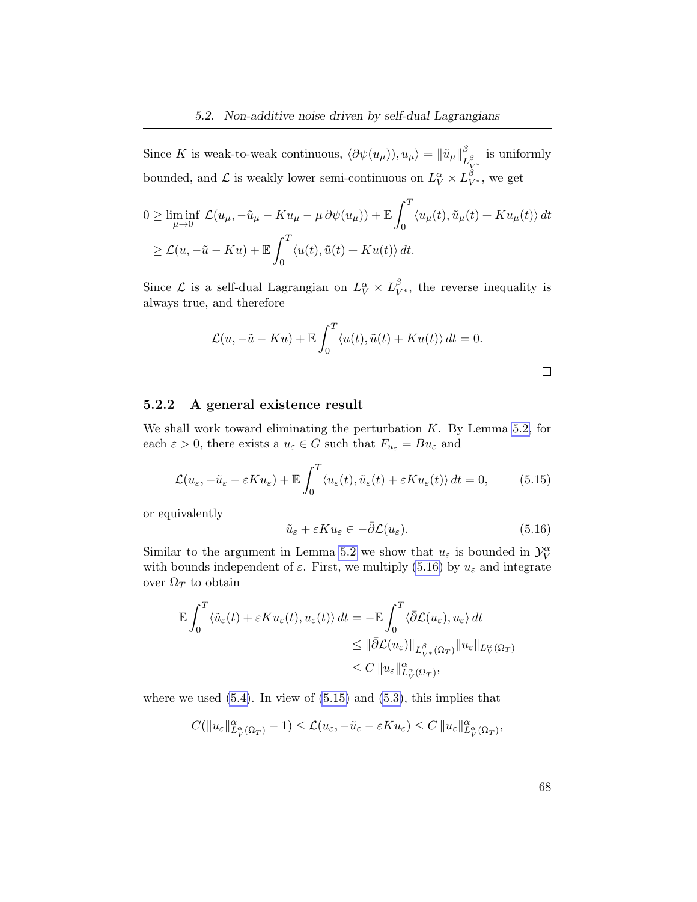Since $K$ is weak-to-weak continuous, $\langle \partial\psi(u_\mu)), u_\mu\rangle = \|\tilde{u}_\mu\|^\beta_{L^\beta_{V^*}}$ is uniformly bounded, and $\mathcal{L}$ is weakly lower semi-continuous on $L^\alpha_V \times L^\beta_{V^*}$, we get

$$
\begin{aligned}
0 &\geq \liminf_{\mu\to 0} \mathcal{L}(u_\mu, -\tilde{u}_\mu - Ku_\mu - \mu\,\partial\psi(u_\mu)) + \mathbb{E}\int_0^T \langle u_\mu(t), \tilde{u}_\mu(t) + Ku_\mu(t)\rangle\,dt \\
&\geq \mathcal{L}(u, -\tilde{u} - Ku) + \mathbb{E}\int_0^T \langle u(t), \tilde{u}(t) + Ku(t)\rangle\,dt.
\end{aligned}
$$

Since $\mathcal{L}$ is a self-dual Lagrangian on $L^\alpha_V \times L^\beta_{V^*}$, the reverse inequality is always true, and therefore

$$
\mathcal{L}(u, -\tilde{u} - Ku) + \mathbb{E}\int_0^T \langle u(t), \tilde{u}(t) + Ku(t)\rangle\,dt = 0.
$$

□

### 5.2.2 A general existence result

We shall work toward eliminating the perturbation $K$. By Lemma 5.2, for each $\varepsilon > 0$, there exists a $u_\varepsilon \in G$ such that $F_{u_\varepsilon} = Bu_\varepsilon$ and

$$
\mathcal{L}(u_\varepsilon, -\tilde{u}_\varepsilon - \varepsilon Ku_\varepsilon) + \mathbb{E}\int_0^T \langle u_\varepsilon(t), \tilde{u}_\varepsilon(t) + \varepsilon Ku_\varepsilon(t)\rangle\,dt = 0, \tag{5.15}
$$

or equivalently

$$
\tilde{u}_\varepsilon + \varepsilon Ku_\varepsilon \in -\bar{\partial}\mathcal{L}(u_\varepsilon). \tag{5.16}
$$

Similar to the argument in Lemma 5.2 we show that $u_\varepsilon$ is bounded in $\mathcal{Y}^\alpha_V$ with bounds independent of $\varepsilon$. First, we multiply (5.16) by $u_\varepsilon$ and integrate over $\Omega_T$ to obtain

$$
\begin{aligned}
\mathbb{E}\int_0^T \langle \tilde{u}_\varepsilon(t) + \varepsilon Ku_\varepsilon(t), u_\varepsilon(t)\rangle\,dt &= -\mathbb{E}\int_0^T \langle \bar{\partial}\mathcal{L}(u_\varepsilon), u_\varepsilon\rangle\,dt \\
&\leq \|\bar{\partial}\mathcal{L}(u_\varepsilon)\|_{L^\beta_{V^*}(\Omega_T)} \|u_\varepsilon\|_{L^\alpha_V(\Omega_T)} \\
&\leq C\,\|u_\varepsilon\|^\alpha_{L^\alpha_V(\Omega_T)},
\end{aligned}
$$

where we used (5.4). In view of (5.15) and (5.3), this implies that

$$
C(\|u_\varepsilon\|^\alpha_{L^\alpha_V(\Omega_T)} - 1) \leq \mathcal{L}(u_\varepsilon, -\tilde{u}_\varepsilon - \varepsilon Ku_\varepsilon) \leq C\,\|u_\varepsilon\|^\alpha_{L^\alpha_V(\Omega_T)},
$$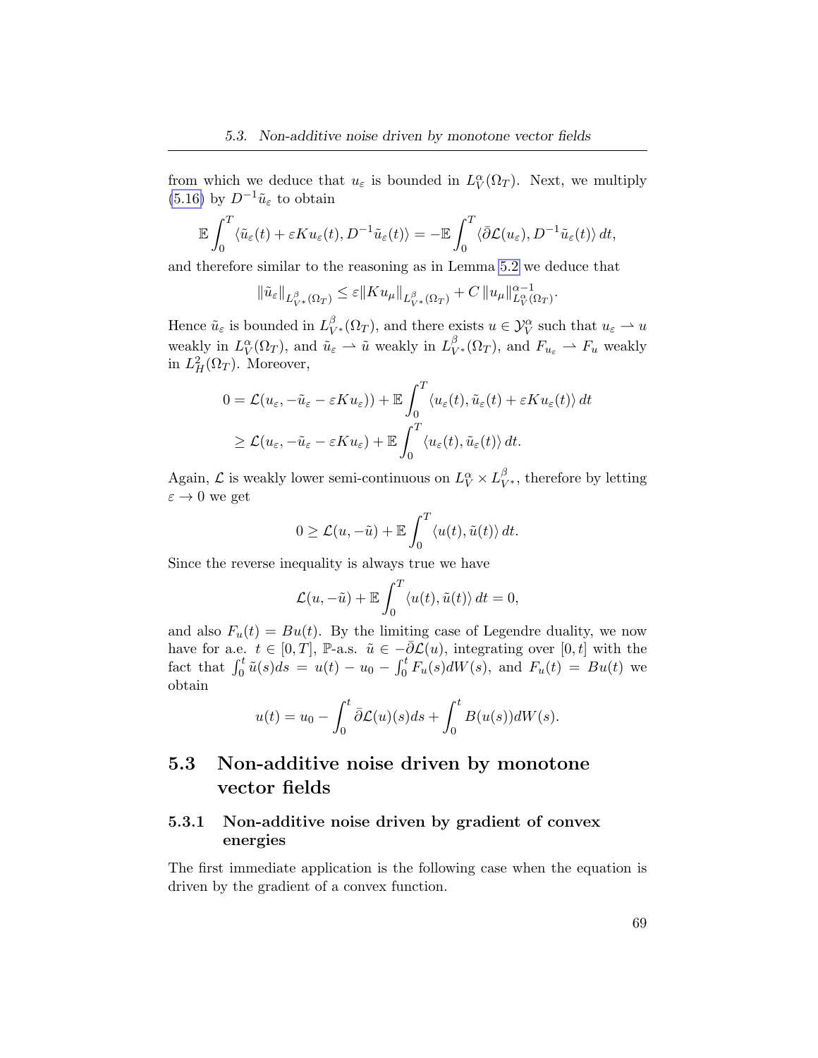from which we deduce that $u_\varepsilon$ is bounded in $L^\alpha_V(\Omega_T)$. Next, we multiply (5.16) by $D^{-1}\tilde{u}_\varepsilon$ to obtain

$$\mathbb{E}\int_0^T \langle \tilde{u}_\varepsilon(t) + \varepsilon K u_\varepsilon(t), D^{-1}\tilde{u}_\varepsilon(t)\rangle = -\mathbb{E}\int_0^T \langle \bar{\partial}\mathcal{L}(u_\varepsilon), D^{-1}\tilde{u}_\varepsilon(t)\rangle\, dt,$$

and therefore similar to the reasoning as in Lemma 5.2 we deduce that

$$\|\tilde{u}_\varepsilon\|_{L^\beta_{V^*}(\Omega_T)} \leq \varepsilon \|Ku_\mu\|_{L^\beta_{V^*}(\Omega_T)} + C\,\|u_\mu\|^{\alpha-1}_{L^\alpha_V(\Omega_T)}.$$

Hence $\tilde{u}_\varepsilon$ is bounded in $L^\beta_{V^*}(\Omega_T)$, and there exists $u \in \mathcal{Y}^\alpha_V$ such that $u_\varepsilon \rightharpoonup u$ weakly in $L^\alpha_V(\Omega_T)$, and $\tilde{u}_\varepsilon \rightharpoonup \tilde{u}$ weakly in $L^\beta_{V^*}(\Omega_T)$, and $F_{u_\varepsilon} \rightharpoonup F_u$ weakly in $L^2_H(\Omega_T)$. Moreover,

$$\begin{aligned}
0 &= \mathcal{L}(u_\varepsilon, -\tilde{u}_\varepsilon - \varepsilon K u_\varepsilon)) + \mathbb{E}\int_0^T \langle u_\varepsilon(t), \tilde{u}_\varepsilon(t) + \varepsilon K u_\varepsilon(t)\rangle\, dt \\
&\geq \mathcal{L}(u_\varepsilon, -\tilde{u}_\varepsilon - \varepsilon K u_\varepsilon) + \mathbb{E}\int_0^T \langle u_\varepsilon(t), \tilde{u}_\varepsilon(t)\rangle\, dt.
\end{aligned}$$

Again, $\mathcal{L}$ is weakly lower semi-continuous on $L^\alpha_V \times L^\beta_{V^*}$, therefore by letting $\varepsilon \to 0$ we get

$$0 \geq \mathcal{L}(u, -\tilde{u}) + \mathbb{E}\int_0^T \langle u(t), \tilde{u}(t)\rangle\, dt.$$

Since the reverse inequality is always true we have

$$\mathcal{L}(u, -\tilde{u}) + \mathbb{E}\int_0^T \langle u(t), \tilde{u}(t)\rangle\, dt = 0,$$

and also $F_u(t) = Bu(t)$. By the limiting case of Legendre duality, we now have for a.e. $t \in [0,T]$, $\mathbb{P}$-a.s. $\tilde{u} \in -\bar{\partial}\mathcal{L}(u)$, integrating over $[0,t]$ with the fact that $\int_0^t \tilde{u}(s)ds = u(t) - u_0 - \int_0^t F_u(s)dW(s)$, and $F_u(t) = Bu(t)$ we obtain

$$u(t) = u_0 - \int_0^t \bar{\partial}\mathcal{L}(u)(s)ds + \int_0^t B(u(s))dW(s).$$

## 5.3 Non-additive noise driven by monotone vector fields

### 5.3.1 Non-additive noise driven by gradient of convex energies

The first immediate application is the following case when the equation is driven by the gradient of a convex function.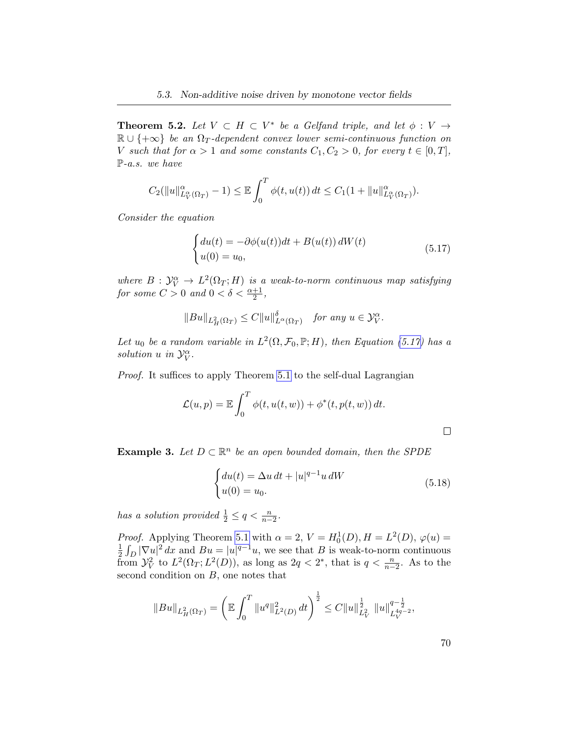**Theorem 5.2.** *Let $V \subset H \subset V^*$ be a Gelfand triple, and let $\phi : V \to \mathbb{R} \cup \{+\infty\}$ be an $\Omega_T$-dependent convex lower semi-continuous function on $V$ such that for $\alpha > 1$ and some constants $C_1, C_2 > 0$, for every $t \in [0,T]$, $\mathbb{P}$-a.s. we have*

$$C_2(\|u\|^{\alpha}_{L^{\alpha}_V(\Omega_T)} - 1) \leq \mathbb{E}\int_0^T \phi(t, u(t))\, dt \leq C_1(1 + \|u\|^{\alpha}_{L^{\alpha}_V(\Omega_T)}).$$

*Consider the equation*

$$\begin{cases} du(t) = -\partial\phi(u(t))dt + B(u(t))\, dW(t) \\ u(0) = u_0, \end{cases} \tag{5.17}$$

*where $B : \mathcal{Y}^{\alpha}_V \to L^2(\Omega_T; H)$ is a weak-to-norm continuous map satisfying for some $C > 0$ and $0 < \delta < \frac{\alpha+1}{2}$,*

$$\|Bu\|_{L^2_H(\Omega_T)} \leq C\|u\|^{\delta}_{L^{\alpha}(\Omega_T)} \quad \text{for any } u \in \mathcal{Y}^{\alpha}_V.$$

*Let $u_0$ be a random variable in $L^2(\Omega, \mathcal{F}_0, \mathbb{P}; H)$, then Equation (5.17) has a solution $u$ in $\mathcal{Y}^{\alpha}_V$.*

*Proof.* It suffices to apply Theorem 5.1 to the self-dual Lagrangian

$$\mathcal{L}(u,p) = \mathbb{E}\int_0^T \phi(t, u(t,w)) + \phi^*(t, p(t,w))\, dt.$$

□

**Example 3.** *Let $D \subset \mathbb{R}^n$ be an open bounded domain, then the SPDE*

$$\begin{cases} du(t) = \Delta u\, dt + |u|^{q-1}u\, dW \\ u(0) = u_0. \end{cases} \tag{5.18}$$

*has a solution provided $\frac{1}{2} \leq q < \frac{n}{n-2}$.*

*Proof.* Applying Theorem 5.1 with $\alpha = 2$, $V = H^1_0(D)$, $H = L^2(D)$, $\varphi(u) = \frac{1}{2}\int_D |\nabla u|^2\, dx$ and $Bu = |u|^{q-1}u$, we see that $B$ is weak-to-norm continuous from $\mathcal{Y}^2_V$ to $L^2(\Omega_T; L^2(D))$, as long as $2q < 2^*$, that is $q < \frac{n}{n-2}$. As to the second condition on $B$, one notes that

$$\|Bu\|_{L^2_H(\Omega_T)} = \left(\mathbb{E}\int_0^T \|u^q\|^2_{L^2(D)}\, dt\right)^{\frac{1}{2}} \leq C\|u\|^{\frac{1}{2}}_{L^2_V}\, \|u\|^{q-\frac{1}{2}}_{L^{4q-2}_V},$$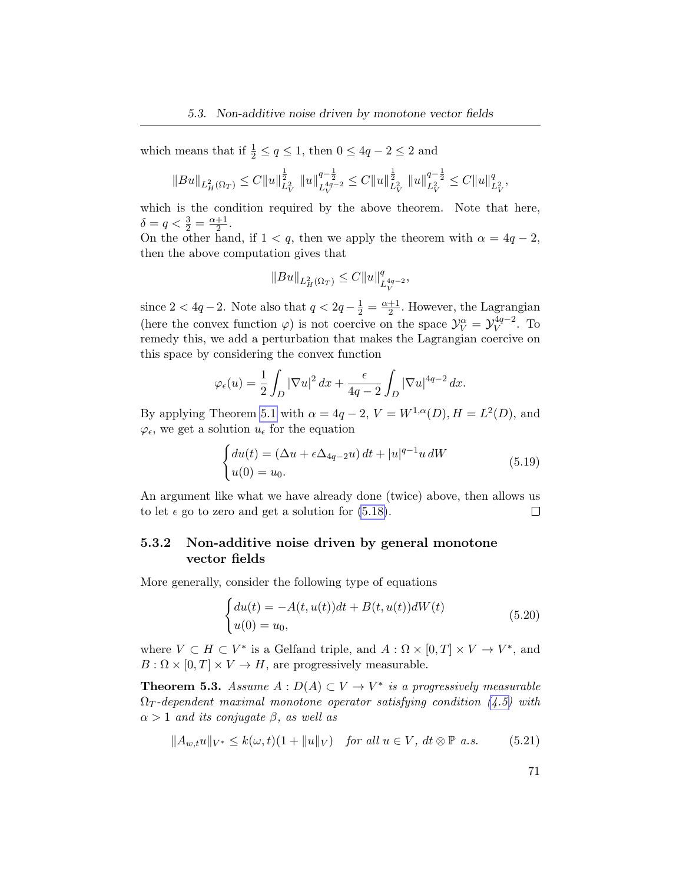which means that if $\frac{1}{2} \leq q \leq 1$, then $0 \leq 4q-2 \leq 2$ and

$$\|Bu\|_{L^2_H(\Omega_T)} \leq C\|u\|^{\frac{1}{2}}_{L^2_V} \|u\|^{q-\frac{1}{2}}_{L^{4q-2}_V} \leq C\|u\|^{\frac{1}{2}}_{L^2_V} \|u\|^{q-\frac{1}{2}}_{L^2_V} \leq C\|u\|^q_{L^2_V},$$

which is the condition required by the above theorem. Note that here, $\delta = q < \frac{3}{2} = \frac{\alpha+1}{2}$.

On the other hand, if $1 < q$, then we apply the theorem with $\alpha = 4q-2$, then the above computation gives that

$$\|Bu\|_{L^2_H(\Omega_T)} \leq C\|u\|^q_{L^{4q-2}_V},$$

since $2 < 4q-2$. Note also that $q < 2q - \frac{1}{2} = \frac{\alpha+1}{2}$. However, the Lagrangian (here the convex function $\varphi$) is not coercive on the space $\mathcal{Y}^\alpha_V = \mathcal{Y}^{4q-2}_V$. To remedy this, we add a perturbation that makes the Lagrangian coercive on this space by considering the convex function

$$\varphi_\epsilon(u) = \frac{1}{2}\int_D |\nabla u|^2\,dx + \frac{\epsilon}{4q-2}\int_D |\nabla u|^{4q-2}\,dx.$$

By applying Theorem 5.1 with $\alpha = 4q-2$, $V = W^{1,\alpha}(D), H = L^2(D)$, and $\varphi_\epsilon$, we get a solution $u_\epsilon$ for the equation

$$\begin{cases} du(t) = (\Delta u + \epsilon \Delta_{4q-2} u)\,dt + |u|^{q-1}u\,dW \\ u(0) = u_0. \end{cases} \tag{5.19}$$

An argument like what we have already done (twice) above, then allows us to let $\epsilon$ go to zero and get a solution for (5.18). □

### 5.3.2 Non-additive noise driven by general monotone vector fields

More generally, consider the following type of equations

$$\begin{cases} du(t) = -A(t,u(t))dt + B(t,u(t))dW(t) \\ u(0) = u_0, \end{cases} \tag{5.20}$$

where $V \subset H \subset V^*$ is a Gelfand triple, and $A : \Omega \times [0,T] \times V \to V^*$, and $B : \Omega \times [0,T] \times V \to H$, are progressively measurable.

**Theorem 5.3.** *Assume $A : D(A) \subset V \to V^*$ is a progressively measurable $\Omega_T$-dependent maximal monotone operator satisfying condition (4.5) with $\alpha > 1$ and its conjugate $\beta$, as well as*

$$\|A_{w,t}u\|_{V^*} \leq k(\omega,t)(1 + \|u\|_V) \quad \textit{for all } u \in V,\ dt \otimes \mathbb{P} \textit{ a.s.} \tag{5.21}$$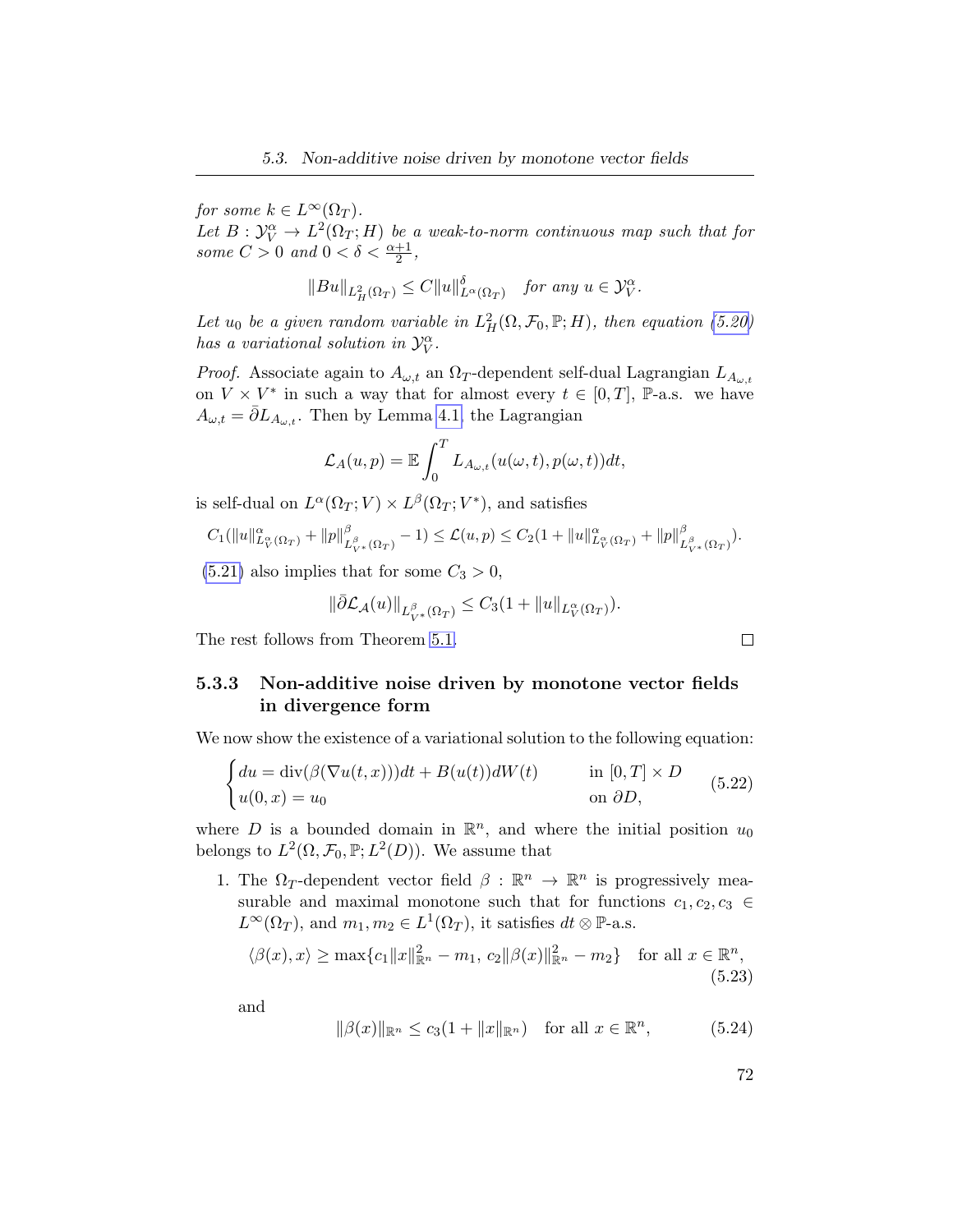*for some $k \in L^\infty(\Omega_T)$.*

*Let $B : \mathcal{Y}_V^\alpha \to L^2(\Omega_T; H)$ be a weak-to-norm continuous map such that for some $C > 0$ and $0 < \delta < \frac{\alpha+1}{2}$,*

$$\|Bu\|_{L^2_H(\Omega_T)} \leq C\|u\|^\delta_{L^\alpha(\Omega_T)} \quad \text{for any } u \in \mathcal{Y}_V^\alpha.$$

*Let $u_0$ be a given random variable in $L^2_H(\Omega, \mathcal{F}_0, \mathbb{P}; H)$, then equation (5.20) has a variational solution in $\mathcal{Y}_V^\alpha$.*

*Proof.* Associate again to $A_{\omega,t}$ an $\Omega_T$-dependent self-dual Lagrangian $L_{A_{\omega,t}}$ on $V \times V^*$ in such a way that for almost every $t \in [0,T]$, $\mathbb{P}$-a.s. we have $A_{\omega,t} = \bar{\partial} L_{A_{\omega,t}}$. Then by Lemma 4.1, the Lagrangian

$$\mathcal{L}_A(u,p) = \mathbb{E}\int_0^T L_{A_{\omega,t}}(u(\omega,t), p(\omega,t))dt,$$

is self-dual on $L^\alpha(\Omega_T; V) \times L^\beta(\Omega_T; V^*)$, and satisfies

$$C_1(\|u\|^\alpha_{L^\alpha_V(\Omega_T)} + \|p\|^\beta_{L^\beta_{V^*}(\Omega_T)} - 1) \leq \mathcal{L}(u,p) \leq C_2(1 + \|u\|^\alpha_{L^\alpha_V(\Omega_T)} + \|p\|^\beta_{L^\beta_{V^*}(\Omega_T)}).$$

(5.21) also implies that for some $C_3 > 0$,

$$\|\bar{\partial}\mathcal{L}_\mathcal{A}(u)\|_{L^\beta_{V^*}(\Omega_T)} \leq C_3(1 + \|u\|_{L^\alpha_V(\Omega_T)}).$$

The rest follows from Theorem 5.1. $\square$

### 5.3.3 Non-additive noise driven by monotone vector fields in divergence form

We now show the existence of a variational solution to the following equation:

$$\begin{cases} du = \operatorname{div}(\beta(\nabla u(t,x)))dt + B(u(t))dW(t) & \text{in } [0,T] \times D \\ u(0,x) = u_0 & \text{on } \partial D, \end{cases} \tag{5.22}$$

where $D$ is a bounded domain in $\mathbb{R}^n$, and where the initial position $u_0$ belongs to $L^2(\Omega, \mathcal{F}_0, \mathbb{P}; L^2(D))$. We assume that

1. The $\Omega_T$-dependent vector field $\beta : \mathbb{R}^n \to \mathbb{R}^n$ is progressively measurable and maximal monotone such that for functions $c_1, c_2, c_3 \in L^\infty(\Omega_T)$, and $m_1, m_2 \in L^1(\Omega_T)$, it satisfies $dt \otimes \mathbb{P}$-a.s.

$$\langle \beta(x), x \rangle \geq \max\{c_1\|x\|^2_{\mathbb{R}^n} - m_1,\ c_2\|\beta(x)\|^2_{\mathbb{R}^n} - m_2\} \quad \text{for all } x \in \mathbb{R}^n, \tag{5.23}$$

and

$$\|\beta(x)\|_{\mathbb{R}^n} \leq c_3(1 + \|x\|_{\mathbb{R}^n}) \quad \text{for all } x \in \mathbb{R}^n, \tag{5.24}$$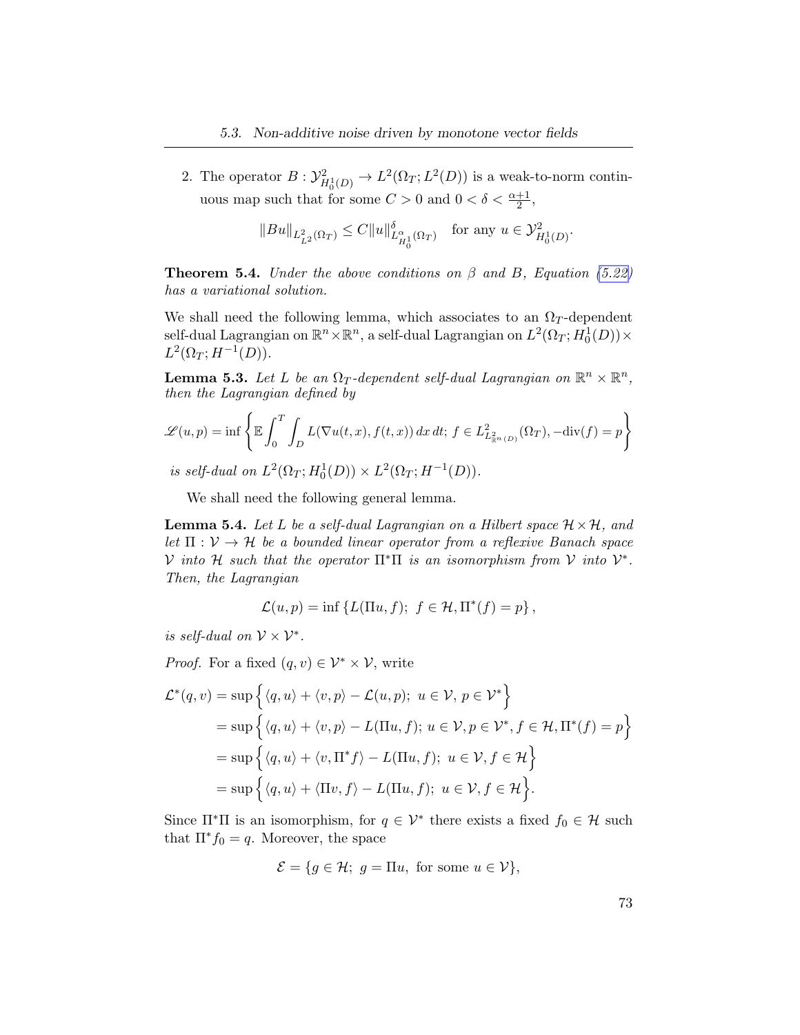2. The operator $B : \mathcal{Y}^2_{H^1_0(D)} \to L^2(\Omega_T; L^2(D))$ is a weak-to-norm continuous map such that for some $C > 0$ and $0 < \delta < \frac{\alpha+1}{2}$,

$$\|Bu\|_{L^2_{L^2}(\Omega_T)} \leq C\|u\|^{\delta}_{L^{\alpha}_{H^1_0}(\Omega_T)} \quad \text{for any } u \in \mathcal{Y}^2_{H^1_0(D)}.$$

**Theorem 5.4.** *Under the above conditions on $\beta$ and $B$, Equation (5.22) has a variational solution.*

We shall need the following lemma, which associates to an $\Omega_T$-dependent self-dual Lagrangian on $\mathbb{R}^n \times \mathbb{R}^n$, a self-dual Lagrangian on $L^2(\Omega_T; H^1_0(D)) \times L^2(\Omega_T; H^{-1}(D))$.

**Lemma 5.3.** *Let $L$ be an $\Omega_T$-dependent self-dual Lagrangian on $\mathbb{R}^n \times \mathbb{R}^n$, then the Lagrangian defined by*

$$\mathscr{L}(u,p) = \inf\left\{\mathbb{E}\int_0^T \int_D L(\nabla u(t,x), f(t,x))\,dx\,dt;\ f \in L^2_{L^2_{\mathbb{R}^n}(D)}(\Omega_T), -\mathrm{div}(f) = p\right\}$$

*is self-dual on $L^2(\Omega_T; H^1_0(D)) \times L^2(\Omega_T; H^{-1}(D))$.*

We shall need the following general lemma.

**Lemma 5.4.** *Let $L$ be a self-dual Lagrangian on a Hilbert space $\mathcal{H} \times \mathcal{H}$, and let $\Pi : \mathcal{V} \to \mathcal{H}$ be a bounded linear operator from a reflexive Banach space $\mathcal{V}$ into $\mathcal{H}$ such that the operator $\Pi^*\Pi$ is an isomorphism from $\mathcal{V}$ into $\mathcal{V}^*$. Then, the Lagrangian*

$$\mathcal{L}(u,p) = \inf\left\{L(\Pi u, f);\ f \in \mathcal{H}, \Pi^*(f) = p\right\},$$

*is self-dual on $\mathcal{V} \times \mathcal{V}^*$.*

*Proof.* For a fixed $(q,v) \in \mathcal{V}^* \times \mathcal{V}$, write

$$\begin{aligned}
\mathcal{L}^*(q,v) &= \sup\Big\{\langle q,u\rangle + \langle v,p\rangle - \mathcal{L}(u,p);\ u \in \mathcal{V},\ p \in \mathcal{V}^*\Big\} \\
&= \sup\Big\{\langle q,u\rangle + \langle v,p\rangle - L(\Pi u, f);\ u \in \mathcal{V}, p \in \mathcal{V}^*, f \in \mathcal{H}, \Pi^*(f) = p\Big\} \\
&= \sup\Big\{\langle q,u\rangle + \langle v,\Pi^* f\rangle - L(\Pi u, f);\ u \in \mathcal{V}, f \in \mathcal{H}\Big\} \\
&= \sup\Big\{\langle q,u\rangle + \langle \Pi v, f\rangle - L(\Pi u, f);\ u \in \mathcal{V}, f \in \mathcal{H}\Big\}.
\end{aligned}$$

Since $\Pi^*\Pi$ is an isomorphism, for $q \in \mathcal{V}^*$ there exists a fixed $f_0 \in \mathcal{H}$ such that $\Pi^* f_0 = q$. Moreover, the space

$$\mathcal{E} = \{g \in \mathcal{H};\ g = \Pi u,\ \text{for some } u \in \mathcal{V}\},$$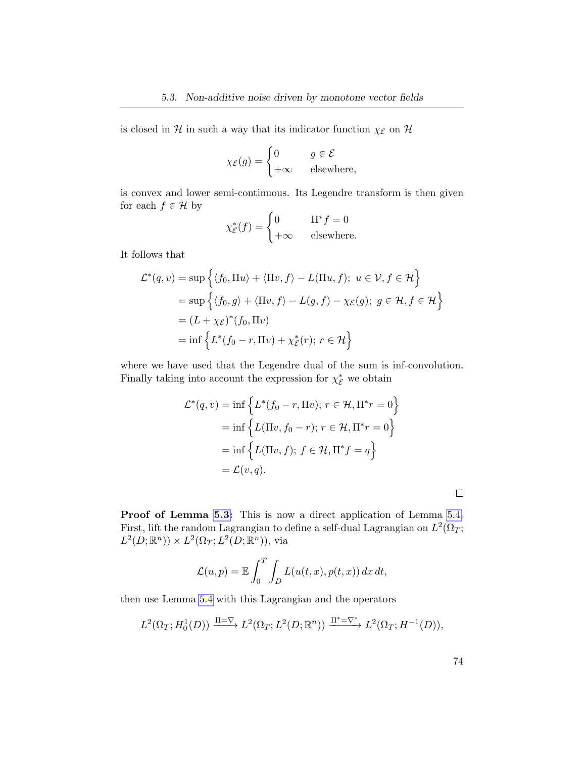is closed in $\mathcal{H}$ in such a way that its indicator function $\chi_{\mathcal{E}}$ on $\mathcal{H}$

$$\chi_{\mathcal{E}}(g) = \begin{cases} 0 & g \in \mathcal{E} \\ +\infty & \text{elsewhere,} \end{cases}$$

is convex and lower semi-continuous. Its Legendre transform is then given for each $f \in \mathcal{H}$ by

$$\chi_{\mathcal{E}}^*(f) = \begin{cases} 0 & \Pi^* f = 0 \\ +\infty & \text{elsewhere.} \end{cases}$$

It follows that

$$\begin{aligned}
\mathcal{L}^*(q, v) &= \sup \Big\{ \langle f_0, \Pi u \rangle + \langle \Pi v, f \rangle - L(\Pi u, f);\ u \in \mathcal{V}, f \in \mathcal{H} \Big\} \\
&= \sup \Big\{ \langle f_0, g \rangle + \langle \Pi v, f \rangle - L(g, f) - \chi_{\mathcal{E}}(g);\ g \in \mathcal{H}, f \in \mathcal{H} \Big\} \\
&= (L + \chi_{\mathcal{E}})^*(f_0, \Pi v) \\
&= \inf \Big\{ L^*(f_0 - r, \Pi v) + \chi_{\mathcal{E}}^*(r);\, r \in \mathcal{H} \Big\}
\end{aligned}$$

where we have used that the Legendre dual of the sum is inf-convolution. Finally taking into account the expression for $\chi_{\mathcal{E}}^*$ we obtain

$$\begin{aligned}
\mathcal{L}^*(q, v) &= \inf \Big\{ L^*(f_0 - r, \Pi v);\, r \in \mathcal{H}, \Pi^* r = 0 \Big\} \\
&= \inf \Big\{ L(\Pi v, f_0 - r);\, r \in \mathcal{H}, \Pi^* r = 0 \Big\} \\
&= \inf \Big\{ L(\Pi v, f);\, f \in \mathcal{H}, \Pi^* f = q \Big\} \\
&= \mathcal{L}(v, q).
\end{aligned}$$

$\square$

**Proof of Lemma 5.3:** This is now a direct application of Lemma 5.4. First, lift the random Lagrangian to define a self-dual Lagrangian on $L^2(\Omega_T; L^2(D; \mathbb{R}^n)) \times L^2(\Omega_T; L^2(D; \mathbb{R}^n))$, via

$$\mathcal{L}(u, p) = \mathbb{E} \int_0^T \int_D L(u(t, x), p(t, x))\, dx\, dt,$$

then use Lemma 5.4 with this Lagrangian and the operators

$$L^2(\Omega_T; H_0^1(D)) \xrightarrow{\Pi = \nabla} L^2(\Omega_T; L^2(D; \mathbb{R}^n)) \xrightarrow{\Pi^* = \nabla^*} L^2(\Omega_T; H^{-1}(D)),$$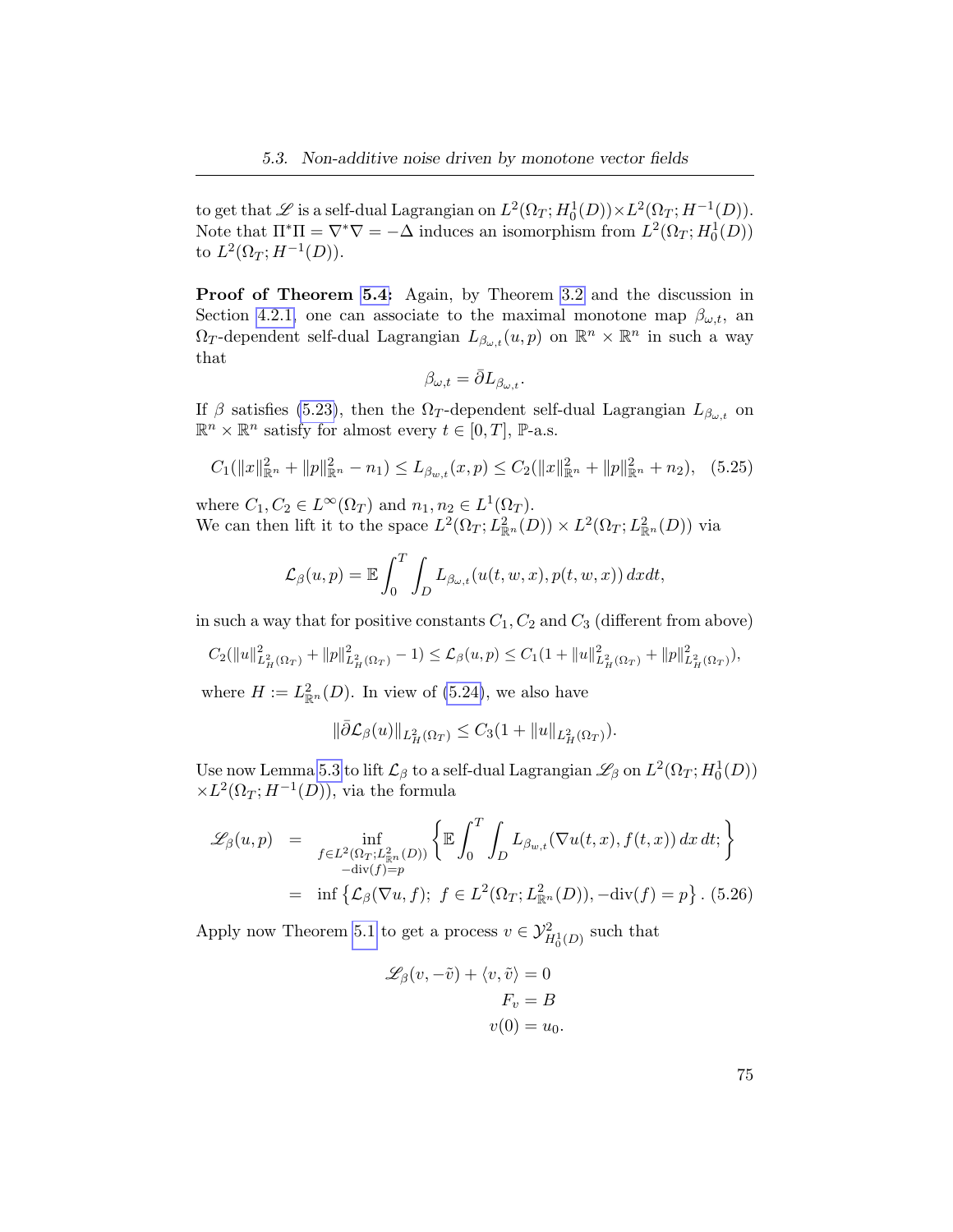to get that $\mathscr{L}$ is a self-dual Lagrangian on $L^2(\Omega_T; H^1_0(D)) \times L^2(\Omega_T; H^{-1}(D))$. Note that $\Pi^*\Pi = \nabla^*\nabla = -\Delta$ induces an isomorphism from $L^2(\Omega_T; H^1_0(D))$ to $L^2(\Omega_T; H^{-1}(D))$.

**Proof of Theorem 5.4:** Again, by Theorem 3.2 and the discussion in Section 4.2.1, one can associate to the maximal monotone map $\beta_{\omega,t}$, an $\Omega_T$-dependent self-dual Lagrangian $L_{\beta_{\omega,t}}(u,p)$ on $\mathbb{R}^n \times \mathbb{R}^n$ in such a way that

$$\beta_{\omega,t} = \bar{\partial} L_{\beta_{\omega,t}}.$$

If $\beta$ satisfies (5.23), then the $\Omega_T$-dependent self-dual Lagrangian $L_{\beta_{\omega,t}}$ on $\mathbb{R}^n \times \mathbb{R}^n$ satisfy for almost every $t \in [0,T]$, $\mathbb{P}$-a.s.

$$C_1(\|x\|^2_{\mathbb{R}^n} + \|p\|^2_{\mathbb{R}^n} - n_1) \le L_{\beta_{w,t}}(x,p) \le C_2(\|x\|^2_{\mathbb{R}^n} + \|p\|^2_{\mathbb{R}^n} + n_2), \quad (5.25)$$

where $C_1, C_2 \in L^\infty(\Omega_T)$ and $n_1, n_2 \in L^1(\Omega_T)$.
We can then lift it to the space $L^2(\Omega_T; L^2_{\mathbb{R}^n}(D)) \times L^2(\Omega_T; L^2_{\mathbb{R}^n}(D))$ via

$$\mathcal{L}_\beta(u,p) = \mathbb{E}\int_0^T \int_D L_{\beta_{\omega,t}}(u(t,w,x), p(t,w,x))\, dxdt,$$

in such a way that for positive constants $C_1, C_2$ and $C_3$ (different from above)

$$C_2(\|u\|^2_{L^2_H(\Omega_T)} + \|p\|^2_{L^2_H(\Omega_T)} - 1) \le \mathcal{L}_\beta(u,p) \le C_1(1 + \|u\|^2_{L^2_H(\Omega_T)} + \|p\|^2_{L^2_H(\Omega_T)}),$$

where $H := L^2_{\mathbb{R}^n}(D)$. In view of (5.24), we also have

$$\|\bar{\partial}\mathcal{L}_\beta(u)\|_{L^2_H(\Omega_T)} \le C_3(1 + \|u\|_{L^2_H(\Omega_T)}).$$

Use now Lemma 5.3 to lift $\mathcal{L}_\beta$ to a self-dual Lagrangian $\mathscr{L}_\beta$ on $L^2(\Omega_T; H^1_0(D)) \times L^2(\Omega_T; H^{-1}(D))$, via the formula

$$\begin{aligned}
\mathscr{L}_\beta(u,p) &= \inf_{\substack{f \in L^2(\Omega_T; L^2_{\mathbb{R}^n}(D)) \\ -\mathrm{div}(f) = p}} \left\{ \mathbb{E}\int_0^T \int_D L_{\beta_{w,t}}(\nabla u(t,x), f(t,x))\, dx\, dt; \right\} \\
&= \inf\left\{ \mathcal{L}_\beta(\nabla u, f);\ f \in L^2(\Omega_T; L^2_{\mathbb{R}^n}(D)), -\mathrm{div}(f) = p \right\}. \quad (5.26)
\end{aligned}$$

Apply now Theorem 5.1 to get a process $v \in \mathcal{Y}^2_{H^1_0(D)}$ such that

$$\begin{aligned}
\mathscr{L}_\beta(v, -\tilde{v}) + \langle v, \tilde{v}\rangle &= 0 \\
F_v &= B \\
v(0) &= u_0.
\end{aligned}$$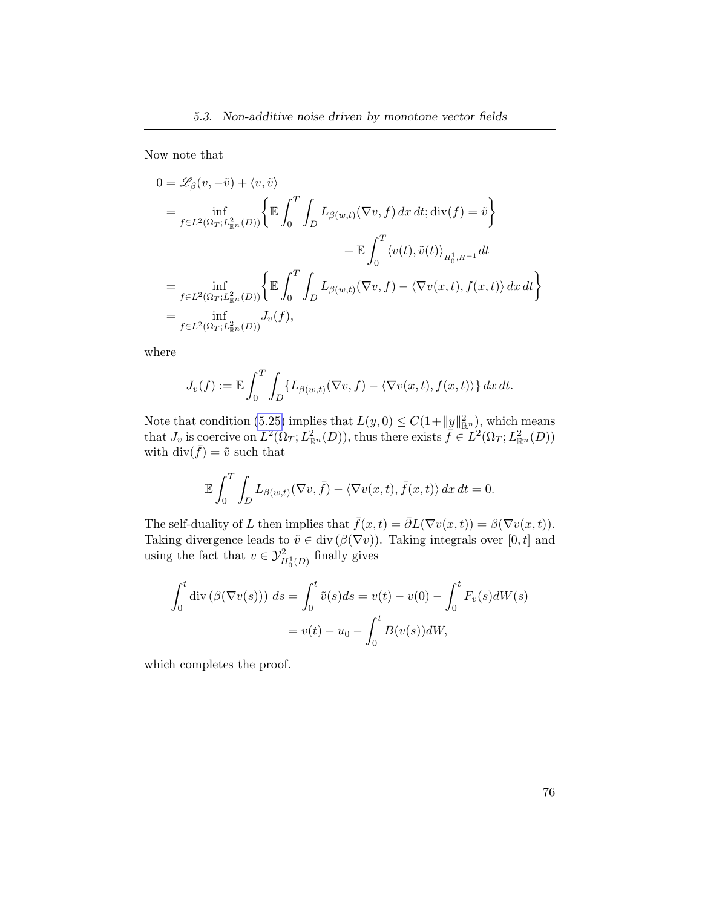Now note that

$$
\begin{aligned}
0 &= \mathscr{L}_\beta(v, -\tilde{v}) + \langle v, \tilde{v} \rangle \\
&= \inf_{f \in L^2(\Omega_T; L^2_{\mathbb{R}^n}(D))} \left\{ \mathbb{E} \int_0^T \int_D L_{\beta(w,t)}(\nabla v, f)\, dx\, dt; \operatorname{div}(f) = \tilde{v} \right\} \\
&\qquad\qquad + \mathbb{E} \int_0^T \langle v(t), \tilde{v}(t) \rangle_{H_0^1, H^{-1}} dt \\
&= \inf_{f \in L^2(\Omega_T; L^2_{\mathbb{R}^n}(D))} \left\{ \mathbb{E} \int_0^T \int_D L_{\beta(w,t)}(\nabla v, f) - \langle \nabla v(x,t), f(x,t) \rangle \, dx\, dt \right\} \\
&= \inf_{f \in L^2(\Omega_T; L^2_{\mathbb{R}^n}(D))} J_v(f),
\end{aligned}
$$

where

$$
J_v(f) := \mathbb{E} \int_0^T \int_D \{ L_{\beta(w,t)}(\nabla v, f) - \langle \nabla v(x,t), f(x,t) \rangle \} \, dx\, dt.
$$

Note that condition (5.25) implies that $L(y, 0) \le C(1 + \|y\|^2_{\mathbb{R}^n})$, which means that $J_v$ is coercive on $L^2(\Omega_T; L^2_{\mathbb{R}^n}(D))$, thus there exists $\bar{f} \in L^2(\Omega_T; L^2_{\mathbb{R}^n}(D))$ with $\operatorname{div}(\bar{f}) = \tilde{v}$ such that

$$
\mathbb{E} \int_0^T \int_D L_{\beta(w,t)}(\nabla v, \bar{f}) - \langle \nabla v(x,t), \bar{f}(x,t) \rangle \, dx\, dt = 0.
$$

The self-duality of $L$ then implies that $\bar{f}(x,t) = \bar{\partial} L(\nabla v(x,t)) = \beta(\nabla v(x,t))$. Taking divergence leads to $\tilde{v} \in \operatorname{div}(\beta(\nabla v))$. Taking integrals over $[0,t]$ and using the fact that $v \in \mathcal{Y}^2_{H_0^1(D)}$ finally gives

$$
\begin{aligned}
\int_0^t \operatorname{div}\left(\beta(\nabla v(s))\right) ds = \int_0^t \tilde{v}(s) ds &= v(t) - v(0) - \int_0^t F_v(s) dW(s) \\
&= v(t) - u_0 - \int_0^t B(v(s)) dW,
\end{aligned}
$$

which completes the proof.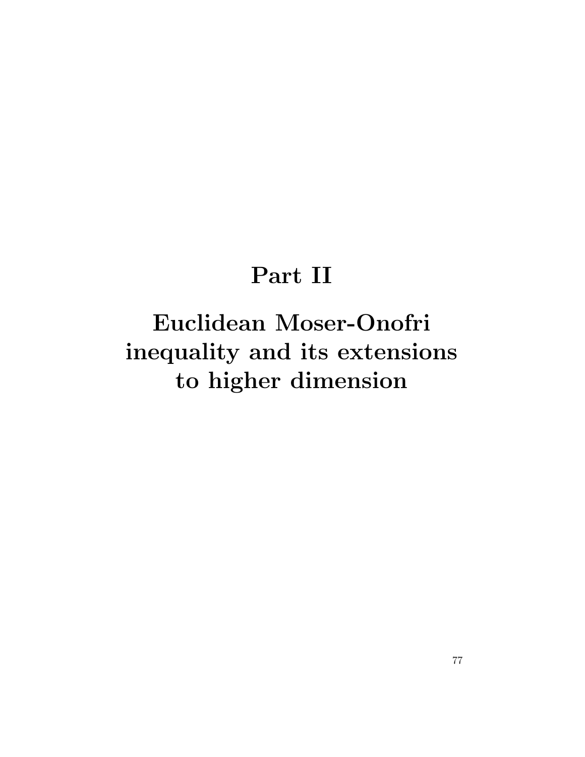# Part II

# Euclidean Moser-Onofri inequality and its extensions to higher dimension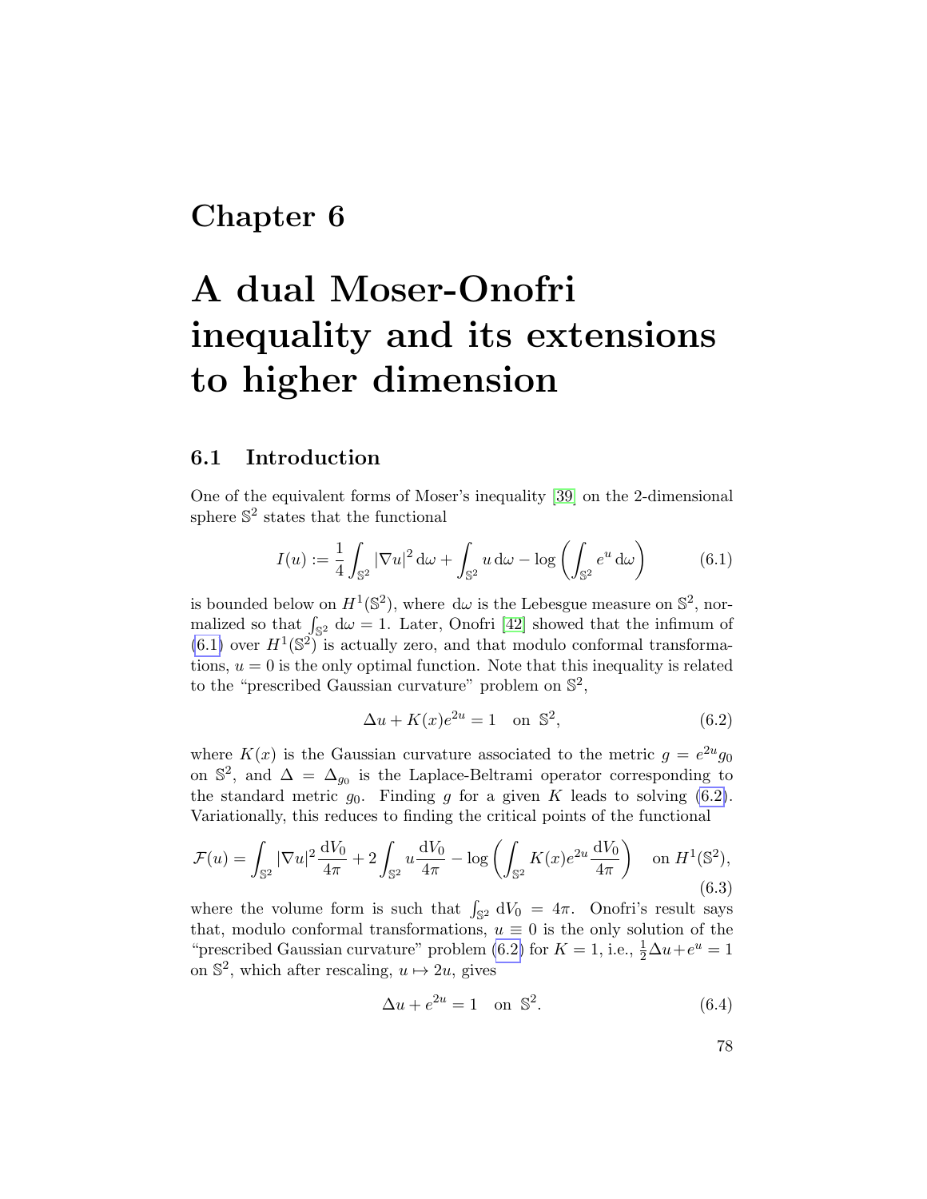# Chapter 6

# A dual Moser-Onofri inequality and its extensions to higher dimension

## 6.1 Introduction

One of the equivalent forms of Moser's inequality [39] on the 2-dimensional sphere $\mathbb{S}^2$ states that the functional

$$I(u) := \frac{1}{4}\int_{\mathbb{S}^2} |\nabla u|^2 \,\mathrm{d}\omega + \int_{\mathbb{S}^2} u \,\mathrm{d}\omega - \log\left(\int_{\mathbb{S}^2} e^u \,\mathrm{d}\omega\right) \tag{6.1}$$

is bounded below on $H^1(\mathbb{S}^2)$, where $\mathrm{d}\omega$ is the Lebesgue measure on $\mathbb{S}^2$, normalized so that $\int_{\mathbb{S}^2} \mathrm{d}\omega = 1$. Later, Onofri [42] showed that the infimum of (6.1) over $H^1(\mathbb{S}^2)$ is actually zero, and that modulo conformal transformations, $u = 0$ is the only optimal function. Note that this inequality is related to the "prescribed Gaussian curvature" problem on $\mathbb{S}^2$,

$$\Delta u + K(x)e^{2u} = 1 \quad \text{on } \mathbb{S}^2, \tag{6.2}$$

where $K(x)$ is the Gaussian curvature associated to the metric $g = e^{2u}g_0$ on $\mathbb{S}^2$, and $\Delta = \Delta_{g_0}$ is the Laplace-Beltrami operator corresponding to the standard metric $g_0$. Finding $g$ for a given $K$ leads to solving (6.2). Variationally, this reduces to finding the critical points of the functional

$$\mathcal{F}(u) = \int_{\mathbb{S}^2} |\nabla u|^2 \frac{\mathrm{d}V_0}{4\pi} + 2\int_{\mathbb{S}^2} u \frac{\mathrm{d}V_0}{4\pi} - \log\left(\int_{\mathbb{S}^2} K(x)e^{2u} \frac{\mathrm{d}V_0}{4\pi}\right) \quad \text{on } H^1(\mathbb{S}^2), \tag{6.3}$$

where the volume form is such that $\int_{\mathbb{S}^2} \mathrm{d}V_0 = 4\pi$. Onofri's result says that, modulo conformal transformations, $u \equiv 0$ is the only solution of the "prescribed Gaussian curvature" problem (6.2) for $K = 1$, i.e., $\frac{1}{2}\Delta u + e^u = 1$ on $\mathbb{S}^2$, which after rescaling, $u \mapsto 2u$, gives

$$\Delta u + e^{2u} = 1 \quad \text{on } \mathbb{S}^2. \tag{6.4}$$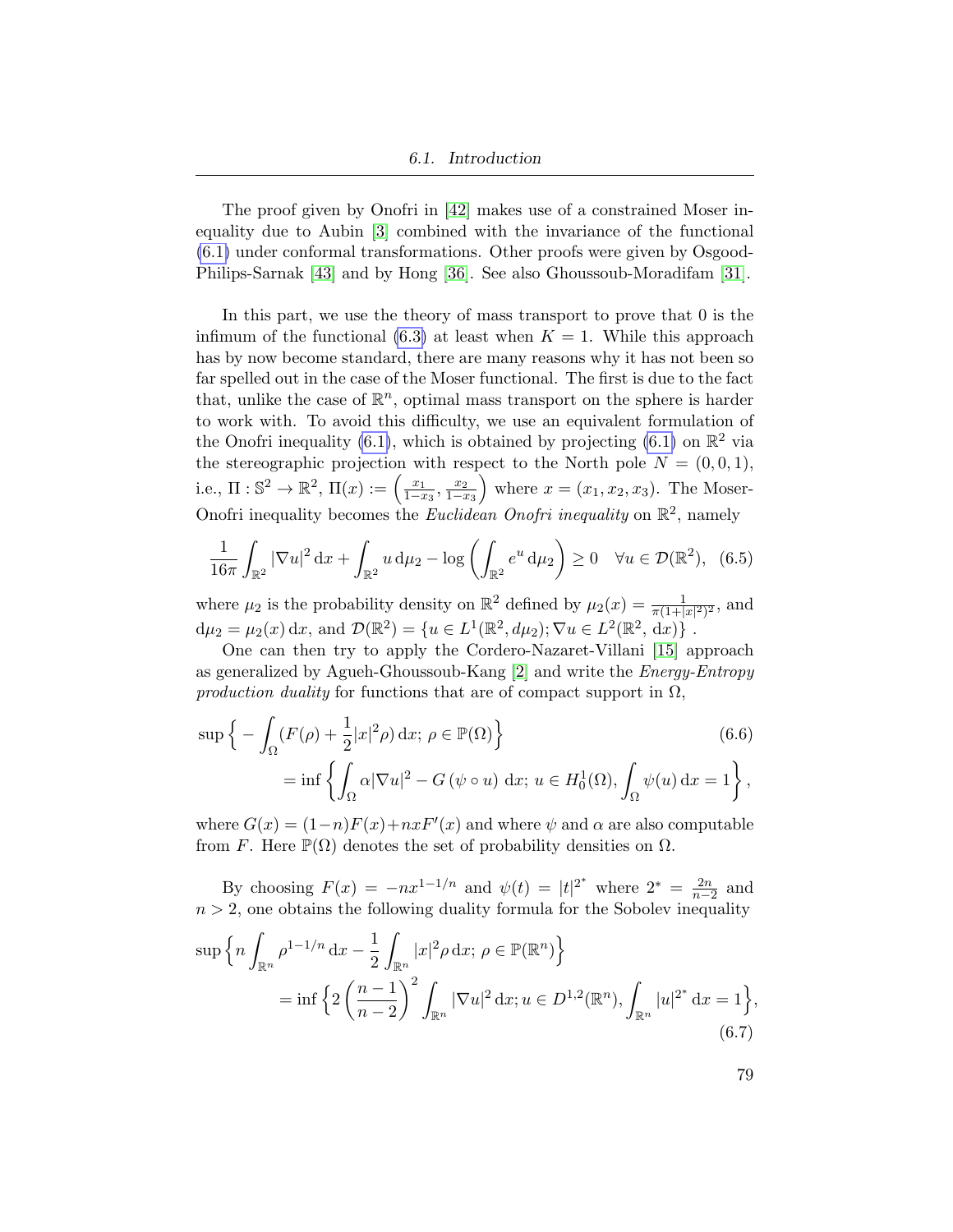The proof given by Onofri in [42] makes use of a constrained Moser inequality due to Aubin [3] combined with the invariance of the functional (6.1) under conformal transformations. Other proofs were given by Osgood-Philips-Sarnak [43] and by Hong [36]. See also Ghoussoub-Moradifam [31].

In this part, we use the theory of mass transport to prove that 0 is the infimum of the functional (6.3) at least when $K = 1$. While this approach has by now become standard, there are many reasons why it has not been so far spelled out in the case of the Moser functional. The first is due to the fact that, unlike the case of $\mathbb{R}^n$, optimal mass transport on the sphere is harder to work with. To avoid this difficulty, we use an equivalent formulation of the Onofri inequality (6.1), which is obtained by projecting (6.1) on $\mathbb{R}^2$ via the stereographic projection with respect to the North pole $N = (0, 0, 1)$, i.e., $\Pi : \mathbb{S}^2 \to \mathbb{R}^2$, $\Pi(x) := \left(\frac{x_1}{1-x_3}, \frac{x_2}{1-x_3}\right)$ where $x = (x_1, x_2, x_3)$. The Moser-Onofri inequality becomes the *Euclidean Onofri inequality* on $\mathbb{R}^2$, namely

$$\frac{1}{16\pi}\int_{\mathbb{R}^2} |\nabla u|^2 \,\mathrm{d}x + \int_{\mathbb{R}^2} u \,\mathrm{d}\mu_2 - \log\left(\int_{\mathbb{R}^2} e^u \,\mathrm{d}\mu_2\right) \geq 0 \quad \forall u \in \mathcal{D}(\mathbb{R}^2), \quad (6.5)$$

where $\mu_2$ is the probability density on $\mathbb{R}^2$ defined by $\mu_2(x) = \frac{1}{\pi(1+|x|^2)^2}$, and $\mathrm{d}\mu_2 = \mu_2(x)\,\mathrm{d}x$, and $\mathcal{D}(\mathbb{R}^2) = \{u \in L^1(\mathbb{R}^2, d\mu_2); \nabla u \in L^2(\mathbb{R}^2, \mathrm{d}x)\}$.

One can then try to apply the Cordero-Nazaret-Villani [15] approach as generalized by Agueh-Ghoussoub-Kang [2] and write the *Energy-Entropy production duality* for functions that are of compact support in $\Omega$,

$$\begin{aligned}\sup\Big\{ -\int_\Omega (F(\rho) + \frac{1}{2}|x|^2\rho)\,\mathrm{d}x;\ \rho \in \mathbb{P}(\Omega)\Big\} \qquad\qquad\qquad\qquad (6.6)\\ = \inf\left\{\int_\Omega \alpha|\nabla u|^2 - G\left(\psi\circ u\right)\,\mathrm{d}x;\ u \in H_0^1(\Omega), \int_\Omega \psi(u)\,\mathrm{d}x = 1\right\},\end{aligned}$$

where $G(x) = (1-n)F(x) + nxF'(x)$ and where $\psi$ and $\alpha$ are also computable from $F$. Here $\mathbb{P}(\Omega)$ denotes the set of probability densities on $\Omega$.

By choosing $F(x) = -nx^{1-1/n}$ and $\psi(t) = |t|^{2^*}$ where $2^* = \frac{2n}{n-2}$ and $n > 2$, one obtains the following duality formula for the Sobolev inequality

$$\begin{aligned}\sup\Big\{n\int_{\mathbb{R}^n} \rho^{1-1/n}\,\mathrm{d}x - \frac{1}{2}\int_{\mathbb{R}^n} |x|^2\rho\,\mathrm{d}x;\ \rho \in \mathbb{P}(\mathbb{R}^n)\Big\}\\ = \inf\Big\{2\left(\frac{n-1}{n-2}\right)^2\int_{\mathbb{R}^n} |\nabla u|^2\,\mathrm{d}x; u \in D^{1,2}(\mathbb{R}^n), \int_{\mathbb{R}^n} |u|^{2^*}\,\mathrm{d}x = 1\Big\},\end{aligned} \quad (6.7)$$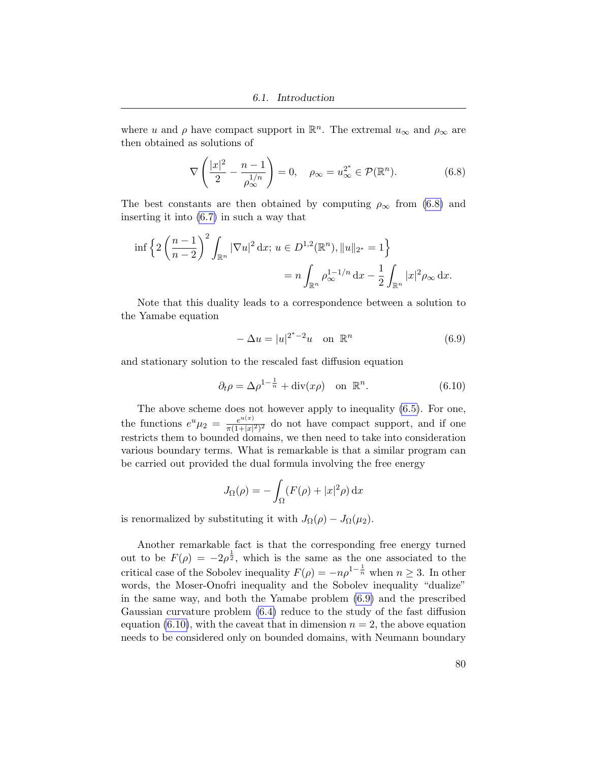where $u$ and $\rho$ have compact support in $\mathbb{R}^n$. The extremal $u_\infty$ and $\rho_\infty$ are then obtained as solutions of

$$\nabla\left(\frac{|x|^2}{2} - \frac{n-1}{\rho_\infty^{1/n}}\right) = 0, \quad \rho_\infty = u_\infty^{2^*} \in \mathcal{P}(\mathbb{R}^n). \tag{6.8}$$

The best constants are then obtained by computing $\rho_\infty$ from (6.8) and inserting it into (6.7) in such a way that

$$\inf\left\{2\left(\frac{n-1}{n-2}\right)^2 \int_{\mathbb{R}^n} |\nabla u|^2 \,\mathrm{d}x;\, u \in D^{1,2}(\mathbb{R}^n), \|u\|_{2^*} = 1\right\}$$
$$= n\int_{\mathbb{R}^n} \rho_\infty^{1-1/n}\,\mathrm{d}x - \frac{1}{2}\int_{\mathbb{R}^n} |x|^2 \rho_\infty \,\mathrm{d}x.$$

Note that this duality leads to a correspondence between a solution to the Yamabe equation

$$-\Delta u = |u|^{2^*-2}u \quad \text{on } \mathbb{R}^n \tag{6.9}$$

and stationary solution to the rescaled fast diffusion equation

$$\partial_t \rho = \Delta \rho^{1-\frac{1}{n}} + \operatorname{div}(x\rho) \quad \text{on } \mathbb{R}^n. \tag{6.10}$$

The above scheme does not however apply to inequality (6.5). For one, the functions $e^u \mu_2 = \frac{e^{u(x)}}{\pi(1+|x|^2)^2}$ do not have compact support, and if one restricts them to bounded domains, we then need to take into consideration various boundary terms. What is remarkable is that a similar program can be carried out provided the dual formula involving the free energy

$$J_\Omega(\rho) = -\int_\Omega (F(\rho) + |x|^2\rho)\,\mathrm{d}x$$

is renormalized by substituting it with $J_\Omega(\rho) - J_\Omega(\mu_2)$.

Another remarkable fact is that the corresponding free energy turned out to be $F(\rho) = -2\rho^{\frac{1}{2}}$, which is the same as the one associated to the critical case of the Sobolev inequality $F(\rho) = -n\rho^{1-\frac{1}{n}}$ when $n \geq 3$. In other words, the Moser-Onofri inequality and the Sobolev inequality "dualize" in the same way, and both the Yamabe problem (6.9) and the prescribed Gaussian curvature problem (6.4) reduce to the study of the fast diffusion equation (6.10), with the caveat that in dimension $n = 2$, the above equation needs to be considered only on bounded domains, with Neumann boundary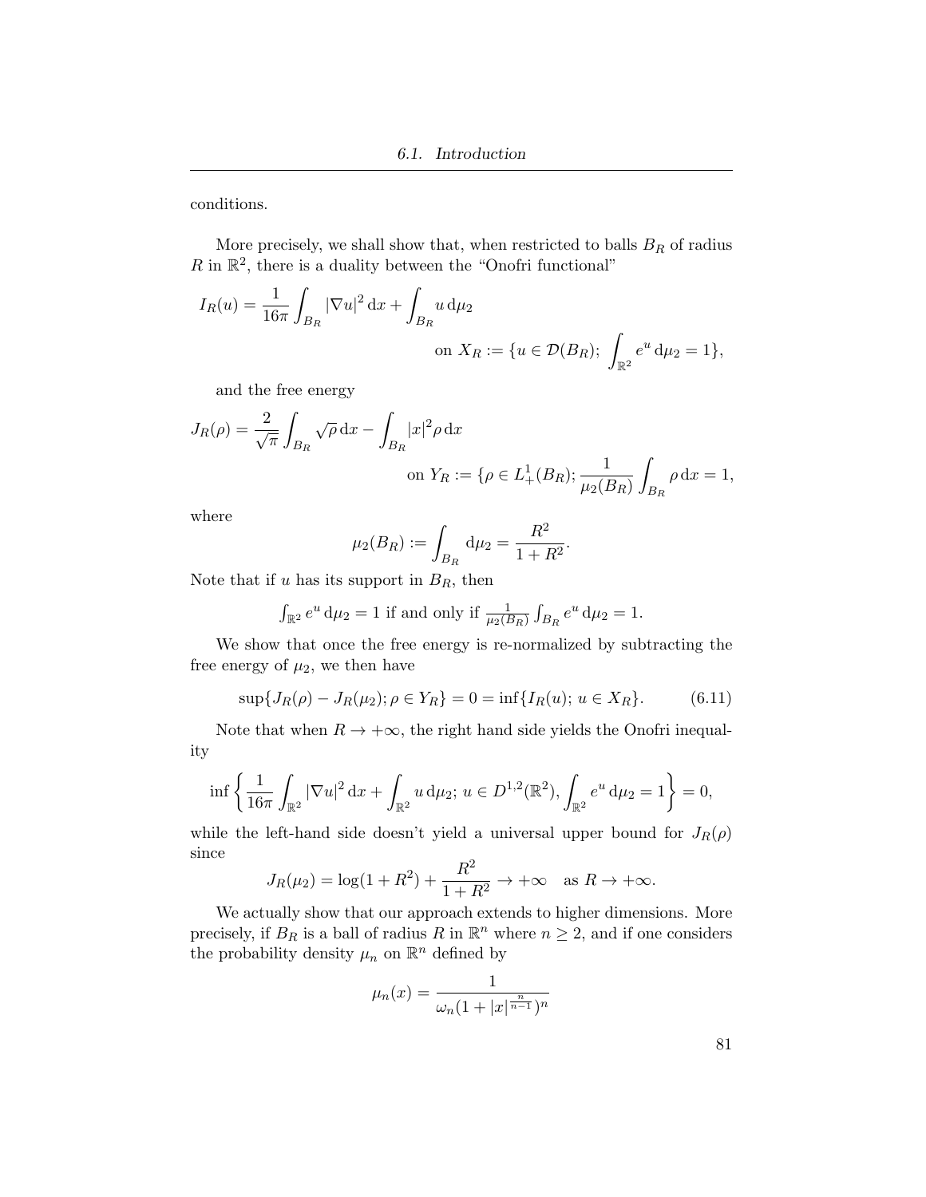conditions.

More precisely, we shall show that, when restricted to balls $B_R$ of radius $R$ in $\mathbb{R}^2$, there is a duality between the "Onofri functional"

$$I_R(u) = \frac{1}{16\pi}\int_{B_R} |\nabla u|^2 \, \mathrm{d}x + \int_{B_R} u \, \mathrm{d}\mu_2$$

$$\text{on } X_R := \{u \in \mathcal{D}(B_R);\ \int_{\mathbb{R}^2} e^u \, \mathrm{d}\mu_2 = 1\},$$

and the free energy

$$J_R(\rho) = \frac{2}{\sqrt{\pi}}\int_{B_R} \sqrt{\rho} \, \mathrm{d}x - \int_{B_R} |x|^2 \rho \, \mathrm{d}x$$

$$\text{on } Y_R := \{\rho \in L^1_+(B_R); \frac{1}{\mu_2(B_R)}\int_{B_R} \rho \, \mathrm{d}x = 1,$$

where

$$\mu_2(B_R) := \int_{B_R} \mathrm{d}\mu_2 = \frac{R^2}{1+R^2}.$$

Note that if $u$ has its support in $B_R$, then

$$\int_{\mathbb{R}^2} e^u \, \mathrm{d}\mu_2 = 1 \text{ if and only if } \tfrac{1}{\mu_2(B_R)}\int_{B_R} e^u \, \mathrm{d}\mu_2 = 1.$$

We show that once the free energy is re-normalized by subtracting the free energy of $\mu_2$, we then have

$$\sup\{J_R(\rho) - J_R(\mu_2); \rho \in Y_R\} = 0 = \inf\{I_R(u);\ u \in X_R\}. \tag{6.11}$$

Note that when $R \to +\infty$, the right hand side yields the Onofri inequality

$$\inf\left\{\frac{1}{16\pi}\int_{\mathbb{R}^2} |\nabla u|^2 \, \mathrm{d}x + \int_{\mathbb{R}^2} u \, \mathrm{d}\mu_2;\ u \in D^{1,2}(\mathbb{R}^2), \int_{\mathbb{R}^2} e^u \, \mathrm{d}\mu_2 = 1\right\} = 0,$$

while the left-hand side doesn't yield a universal upper bound for $J_R(\rho)$ since

$$J_R(\mu_2) = \log(1+R^2) + \frac{R^2}{1+R^2} \to +\infty \quad \text{as } R \to +\infty.$$

We actually show that our approach extends to higher dimensions. More precisely, if $B_R$ is a ball of radius $R$ in $\mathbb{R}^n$ where $n \geq 2$, and if one considers the probability density $\mu_n$ on $\mathbb{R}^n$ defined by

$$\mu_n(x) = \frac{1}{\omega_n(1+|x|^{\frac{n}{n-1}})^n}$$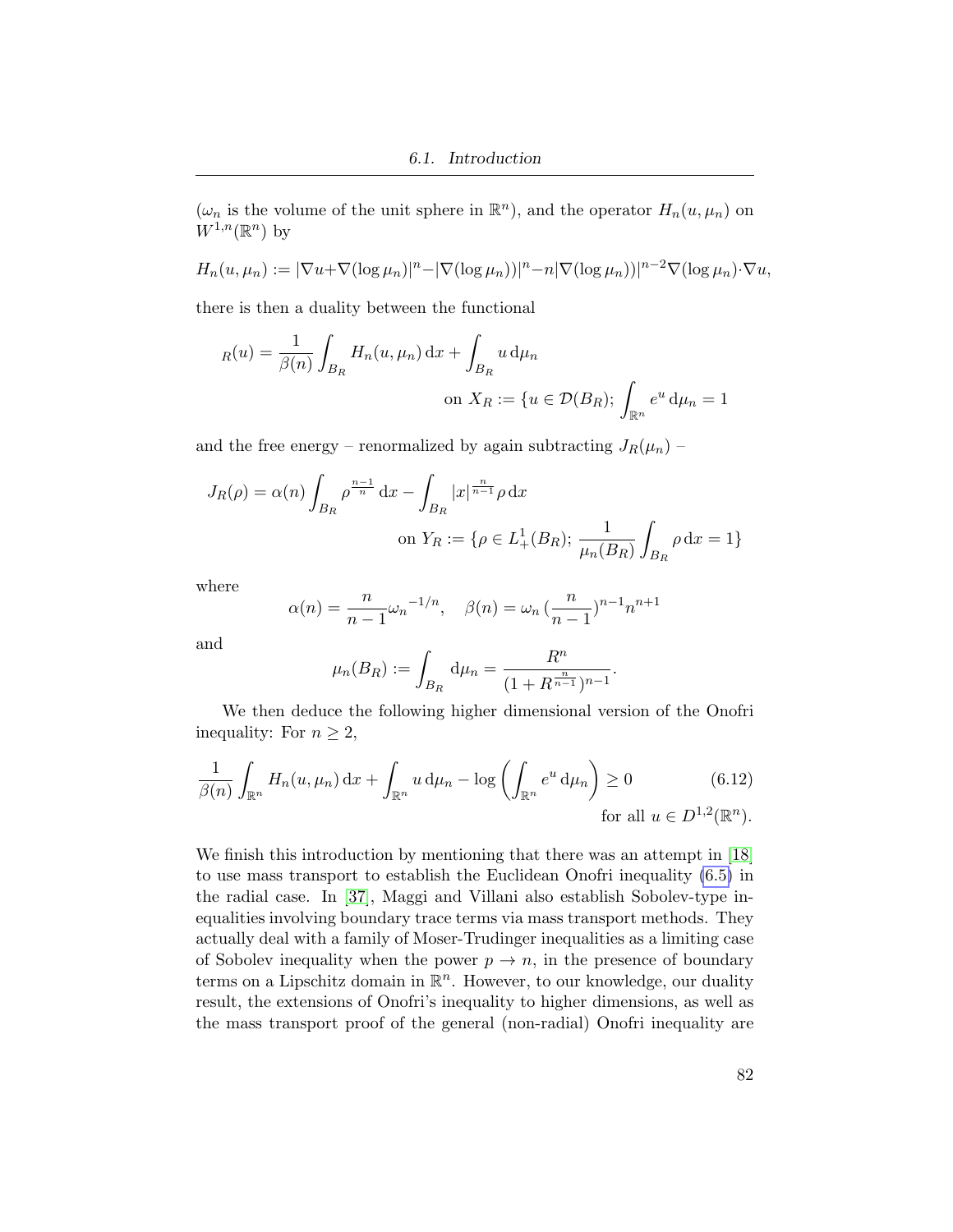($\omega_n$ is the volume of the unit sphere in $\mathbb{R}^n$), and the operator $H_n(u, \mu_n)$ on $W^{1,n}(\mathbb{R}^n)$ by

$$H_n(u, \mu_n) := |\nabla u + \nabla(\log \mu_n)|^n - |\nabla(\log \mu_n))|^n - n|\nabla(\log \mu_n))|^{n-2}\nabla(\log \mu_n)\cdot\nabla u,$$

there is then a duality between the functional

$$_R(u) = \frac{1}{\beta(n)}\int_{B_R} H_n(u, \mu_n)\,\mathrm{d}x + \int_{B_R} u\,\mathrm{d}\mu_n$$
$$\text{on } X_R := \{u \in \mathcal{D}(B_R);\ \int_{\mathbb{R}^n} e^u\,\mathrm{d}\mu_n = 1$$

and the free energy – renormalized by again subtracting $J_R(\mu_n)$ –

$$J_R(\rho) = \alpha(n)\int_{B_R} \rho^{\frac{n-1}{n}}\,\mathrm{d}x - \int_{B_R} |x|^{\frac{n}{n-1}}\rho\,\mathrm{d}x$$
$$\text{on } Y_R := \{\rho \in L^1_+(B_R);\ \frac{1}{\mu_n(B_R)}\int_{B_R}\rho\,\mathrm{d}x = 1\}$$

where

$$\alpha(n) = \frac{n}{n-1}{\omega_n}^{-1/n}, \quad \beta(n) = \omega_n\,(\frac{n}{n-1})^{n-1}n^{n+1}$$

and

$$\mu_n(B_R) := \int_{B_R}\mathrm{d}\mu_n = \frac{R^n}{(1+R^{\frac{n}{n-1}})^{n-1}}.$$

We then deduce the following higher dimensional version of the Onofri inequality: For $n \geq 2$,

$$\frac{1}{\beta(n)}\int_{\mathbb{R}^n} H_n(u, \mu_n)\,\mathrm{d}x + \int_{\mathbb{R}^n} u\,\mathrm{d}\mu_n - \log\left(\int_{\mathbb{R}^n} e^u\,\mathrm{d}\mu_n\right) \geq 0 \qquad (6.12)$$
$$\text{for all } u \in D^{1,2}(\mathbb{R}^n).$$

We finish this introduction by mentioning that there was an attempt in [18] to use mass transport to establish the Euclidean Onofri inequality (6.5) in the radial case. In [37], Maggi and Villani also establish Sobolev-type inequalities involving boundary trace terms via mass transport methods. They actually deal with a family of Moser-Trudinger inequalities as a limiting case of Sobolev inequality when the power $p \to n$, in the presence of boundary terms on a Lipschitz domain in $\mathbb{R}^n$. However, to our knowledge, our duality result, the extensions of Onofri's inequality to higher dimensions, as well as the mass transport proof of the general (non-radial) Onofri inequality are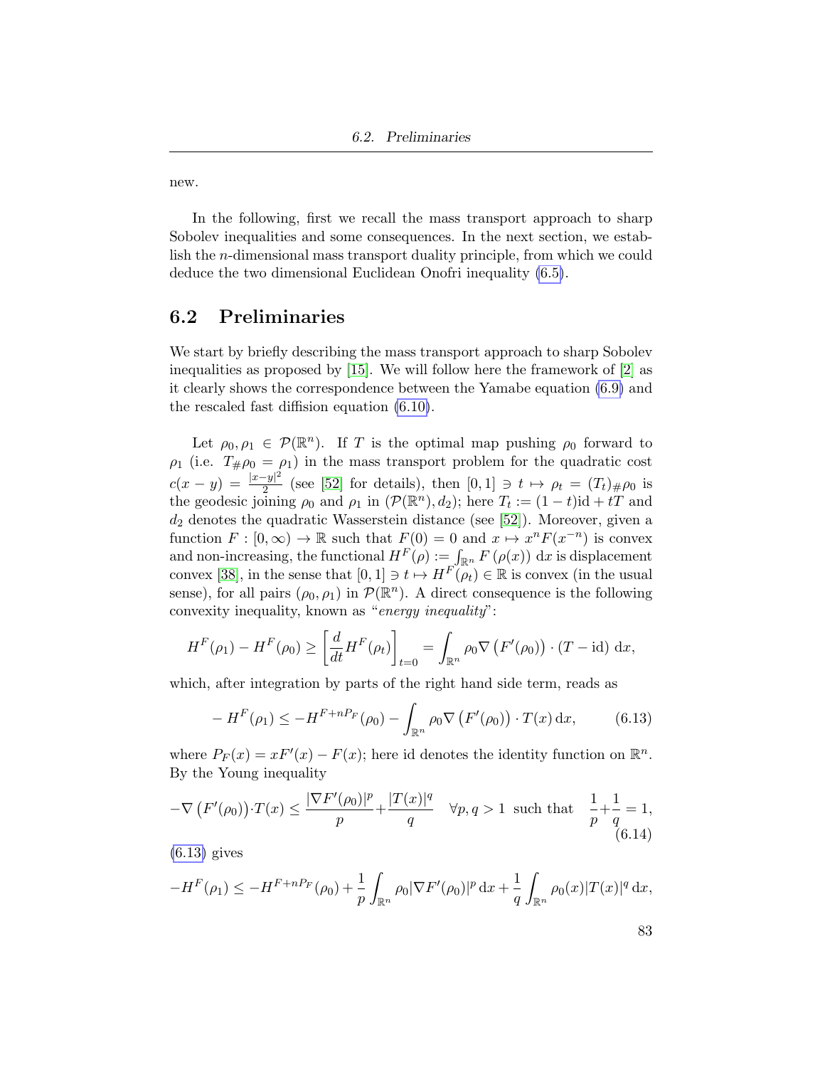new.

In the following, first we recall the mass transport approach to sharp Sobolev inequalities and some consequences. In the next section, we establish the $n$-dimensional mass transport duality principle, from which we could deduce the two dimensional Euclidean Onofri inequality (6.5).

## 6.2 Preliminaries

We start by briefly describing the mass transport approach to sharp Sobolev inequalities as proposed by [15]. We will follow here the framework of [2] as it clearly shows the correspondence between the Yamabe equation (6.9) and the rescaled fast diffision equation (6.10).

Let $\rho_0, \rho_1 \in \mathcal{P}(\mathbb{R}^n)$. If $T$ is the optimal map pushing $\rho_0$ forward to $\rho_1$ (i.e. $T_\# \rho_0 = \rho_1$) in the mass transport problem for the quadratic cost $c(x-y) = \frac{|x-y|^2}{2}$ (see [52] for details), then $[0,1] \ni t \mapsto \rho_t = (T_t)_\# \rho_0$ is the geodesic joining $\rho_0$ and $\rho_1$ in $(\mathcal{P}(\mathbb{R}^n), d_2)$; here $T_t := (1-t)\mathrm{id} + tT$ and $d_2$ denotes the quadratic Wasserstein distance (see [52]). Moreover, given a function $F : [0,\infty) \to \mathbb{R}$ such that $F(0) = 0$ and $x \mapsto x^n F(x^{-n})$ is convex and non-increasing, the functional $H^F(\rho) := \int_{\mathbb{R}^n} F(\rho(x))\, \mathrm{d}x$ is displacement convex [38], in the sense that $[0,1] \ni t \mapsto H^F(\rho_t) \in \mathbb{R}$ is convex (in the usual sense), for all pairs $(\rho_0, \rho_1)$ in $\mathcal{P}(\mathbb{R}^n)$. A direct consequence is the following convexity inequality, known as "*energy inequality*":

$$
H^F(\rho_1) - H^F(\rho_0) \geq \left[\frac{d}{dt} H^F(\rho_t)\right]_{t=0} = \int_{\mathbb{R}^n} \rho_0 \nabla \left(F'(\rho_0)\right) \cdot (T - \mathrm{id})\, \mathrm{d}x,
$$

which, after integration by parts of the right hand side term, reads as

$$
-H^F(\rho_1) \leq -H^{F+nP_F}(\rho_0) - \int_{\mathbb{R}^n} \rho_0 \nabla \left(F'(\rho_0)\right) \cdot T(x)\, \mathrm{d}x, \tag{6.13}
$$

where $P_F(x) = xF'(x) - F(x)$; here id denotes the identity function on $\mathbb{R}^n$. By the Young inequality

$$
-\nabla \left(F'(\rho_0)\right) \cdot T(x) \leq \frac{|\nabla F'(\rho_0)|^p}{p} + \frac{|T(x)|^q}{q} \quad \forall p, q > 1 \;\text{ such that }\; \frac{1}{p} + \frac{1}{q} = 1, \tag{6.14}
$$

(6.13) gives

$$
-H^F(\rho_1) \leq -H^{F+nP_F}(\rho_0) + \frac{1}{p} \int_{\mathbb{R}^n} \rho_0 |\nabla F'(\rho_0)|^p\, \mathrm{d}x + \frac{1}{q} \int_{\mathbb{R}^n} \rho_0(x) |T(x)|^q\, \mathrm{d}x,
$$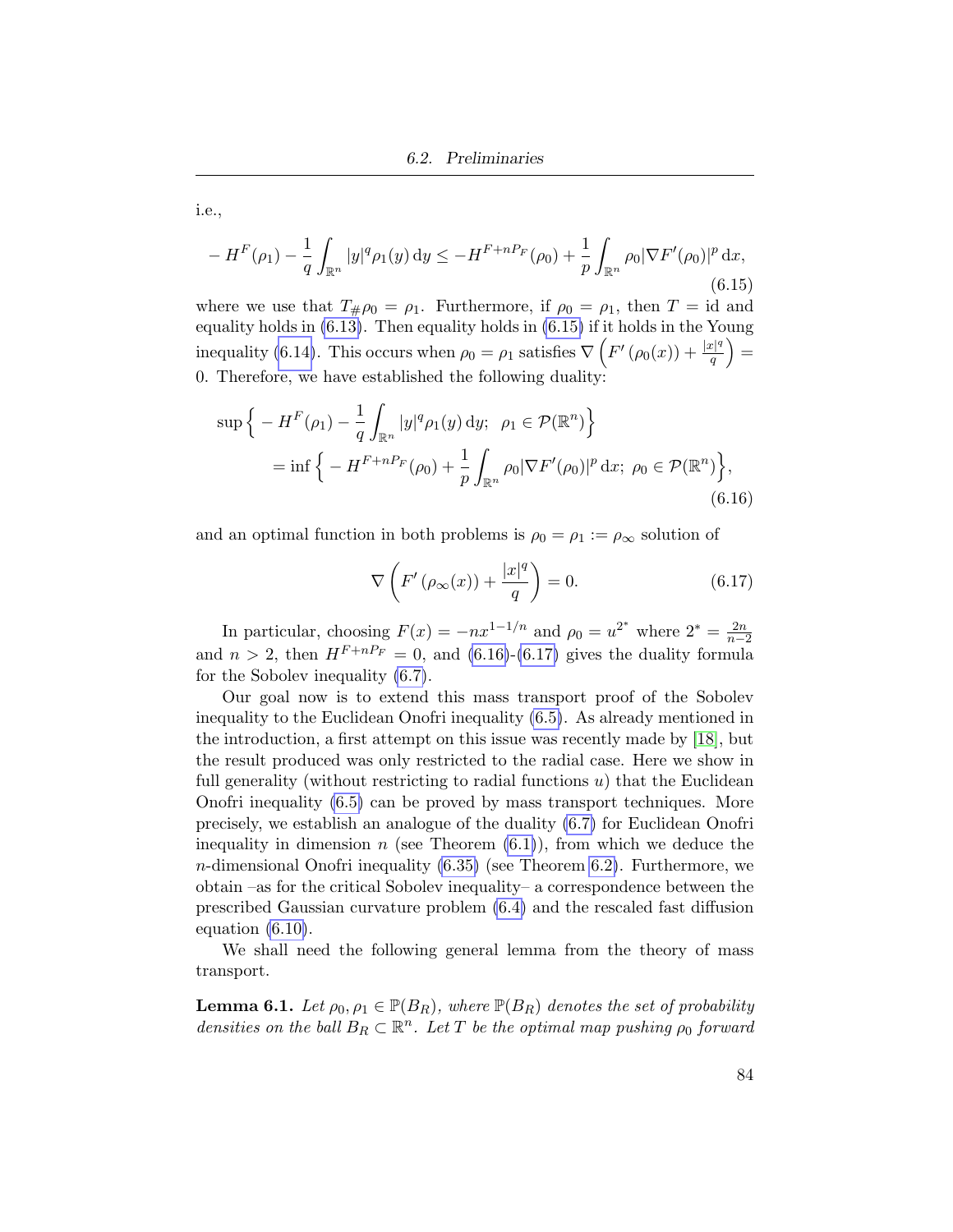i.e.,

$$- H^F(\rho_1) - \frac{1}{q}\int_{\mathbb{R}^n} |y|^q \rho_1(y)\,\mathrm{d}y \le -H^{F+nP_F}(\rho_0) + \frac{1}{p}\int_{\mathbb{R}^n} \rho_0 |\nabla F'(\rho_0)|^p\,\mathrm{d}x, \tag{6.15}$$

where we use that $T_{\#}\rho_0 = \rho_1$. Furthermore, if $\rho_0 = \rho_1$, then $T = \mathrm{id}$ and equality holds in (6.13). Then equality holds in (6.15) if it holds in the Young inequality (6.14). This occurs when $\rho_0 = \rho_1$ satisfies $\nabla\left(F'(\rho_0(x)) + \frac{|x|^q}{q}\right) = 0$. Therefore, we have established the following duality:

$$\begin{aligned}
&\sup\Big\{ - H^F(\rho_1) - \frac{1}{q}\int_{\mathbb{R}^n} |y|^q \rho_1(y)\,\mathrm{d}y;\ \ \rho_1 \in \mathcal{P}(\mathbb{R}^n)\Big\} \\
&\qquad = \inf\Big\{ - H^{F+nP_F}(\rho_0) + \frac{1}{p}\int_{\mathbb{R}^n} \rho_0 |\nabla F'(\rho_0)|^p\,\mathrm{d}x;\ \rho_0 \in \mathcal{P}(\mathbb{R}^n)\Big\},
\end{aligned} \tag{6.16}$$

and an optimal function in both problems is $\rho_0 = \rho_1 := \rho_\infty$ solution of

$$\nabla\left(F'(\rho_\infty(x)) + \frac{|x|^q}{q}\right) = 0. \tag{6.17}$$

In particular, choosing $F(x) = -nx^{1-1/n}$ and $\rho_0 = u^{2^*}$ where $2^* = \frac{2n}{n-2}$ and $n > 2$, then $H^{F+nP_F} = 0$, and (6.16)-(6.17) gives the duality formula for the Sobolev inequality (6.7).

Our goal now is to extend this mass transport proof of the Sobolev inequality to the Euclidean Onofri inequality (6.5). As already mentioned in the introduction, a first attempt on this issue was recently made by [18], but the result produced was only restricted to the radial case. Here we show in full generality (without restricting to radial functions $u$) that the Euclidean Onofri inequality (6.5) can be proved by mass transport techniques. More precisely, we establish an analogue of the duality (6.7) for Euclidean Onofri inequality in dimension $n$ (see Theorem (6.1)), from which we deduce the $n$-dimensional Onofri inequality (6.35) (see Theorem 6.2). Furthermore, we obtain –as for the critical Sobolev inequality– a correspondence between the prescribed Gaussian curvature problem (6.4) and the rescaled fast diffusion equation (6.10).

We shall need the following general lemma from the theory of mass transport.

**Lemma 6.1.** *Let $\rho_0, \rho_1 \in \mathbb{P}(B_R)$, where $\mathbb{P}(B_R)$ denotes the set of probability densities on the ball $B_R \subset \mathbb{R}^n$. Let $T$ be the optimal map pushing $\rho_0$ forward*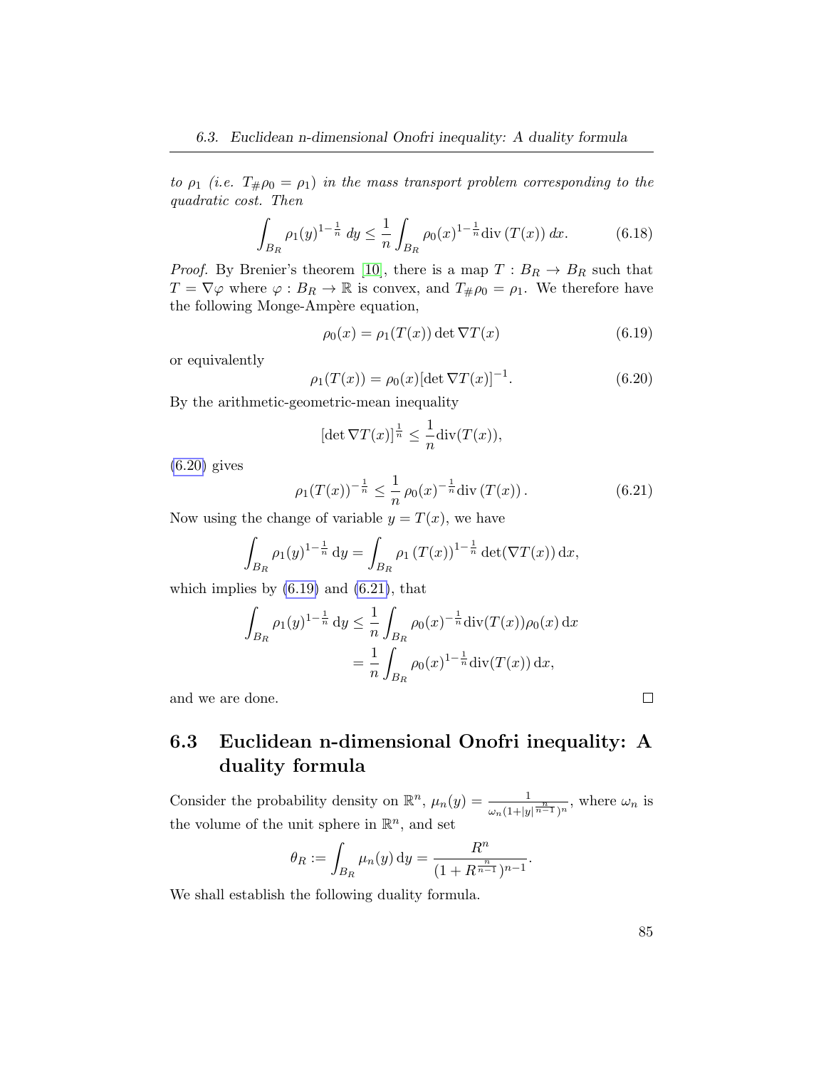*to $\rho_1$ (i.e. $T_\#\rho_0 = \rho_1$) in the mass transport problem corresponding to the quadratic cost. Then*

$$\int_{B_R} \rho_1(y)^{1-\frac{1}{n}}\, dy \le \frac{1}{n}\int_{B_R} \rho_0(x)^{1-\frac{1}{n}} \mathrm{div}\,(T(x))\, dx. \tag{6.18}$$

*Proof.* By Brenier's theorem [10], there is a map $T : B_R \to B_R$ such that $T = \nabla\varphi$ where $\varphi : B_R \to \mathbb{R}$ is convex, and $T_\#\rho_0 = \rho_1$. We therefore have the following Monge-Ampère equation,

$$\rho_0(x) = \rho_1(T(x)) \det \nabla T(x) \tag{6.19}$$

or equivalently

$$\rho_1(T(x)) = \rho_0(x)[\det \nabla T(x)]^{-1}. \tag{6.20}$$

By the arithmetic-geometric-mean inequality

$$[\det \nabla T(x)]^{\frac{1}{n}} \le \frac{1}{n}\mathrm{div}(T(x)),$$

(6.20) gives

$$\rho_1(T(x))^{-\frac{1}{n}} \le \frac{1}{n}\,\rho_0(x)^{-\frac{1}{n}}\mathrm{div}\,(T(x))\,. \tag{6.21}$$

Now using the change of variable $y = T(x)$, we have

$$\int_{B_R} \rho_1(y)^{1-\frac{1}{n}}\,\mathrm{d}y = \int_{B_R} \rho_1\,(T(x))^{1-\frac{1}{n}} \det(\nabla T(x))\,\mathrm{d}x,$$

which implies by (6.19) and (6.21), that

$$\begin{aligned}\int_{B_R} \rho_1(y)^{1-\frac{1}{n}}\,\mathrm{d}y &\le \frac{1}{n}\int_{B_R} \rho_0(x)^{-\frac{1}{n}}\mathrm{div}(T(x))\rho_0(x)\,\mathrm{d}x\\ &= \frac{1}{n}\int_{B_R} \rho_0(x)^{1-\frac{1}{n}}\mathrm{div}(T(x))\,\mathrm{d}x,\end{aligned}$$

and we are done. □

## 6.3 Euclidean n-dimensional Onofri inequality: A duality formula

Consider the probability density on $\mathbb{R}^n$, $\mu_n(y) = \frac{1}{\omega_n(1+|y|^{\frac{n}{n-1}})^n}$, where $\omega_n$ is the volume of the unit sphere in $\mathbb{R}^n$, and set

$$\theta_R := \int_{B_R} \mu_n(y)\,\mathrm{d}y = \frac{R^n}{(1+R^{\frac{n}{n-1}})^{n-1}}.$$

We shall establish the following duality formula.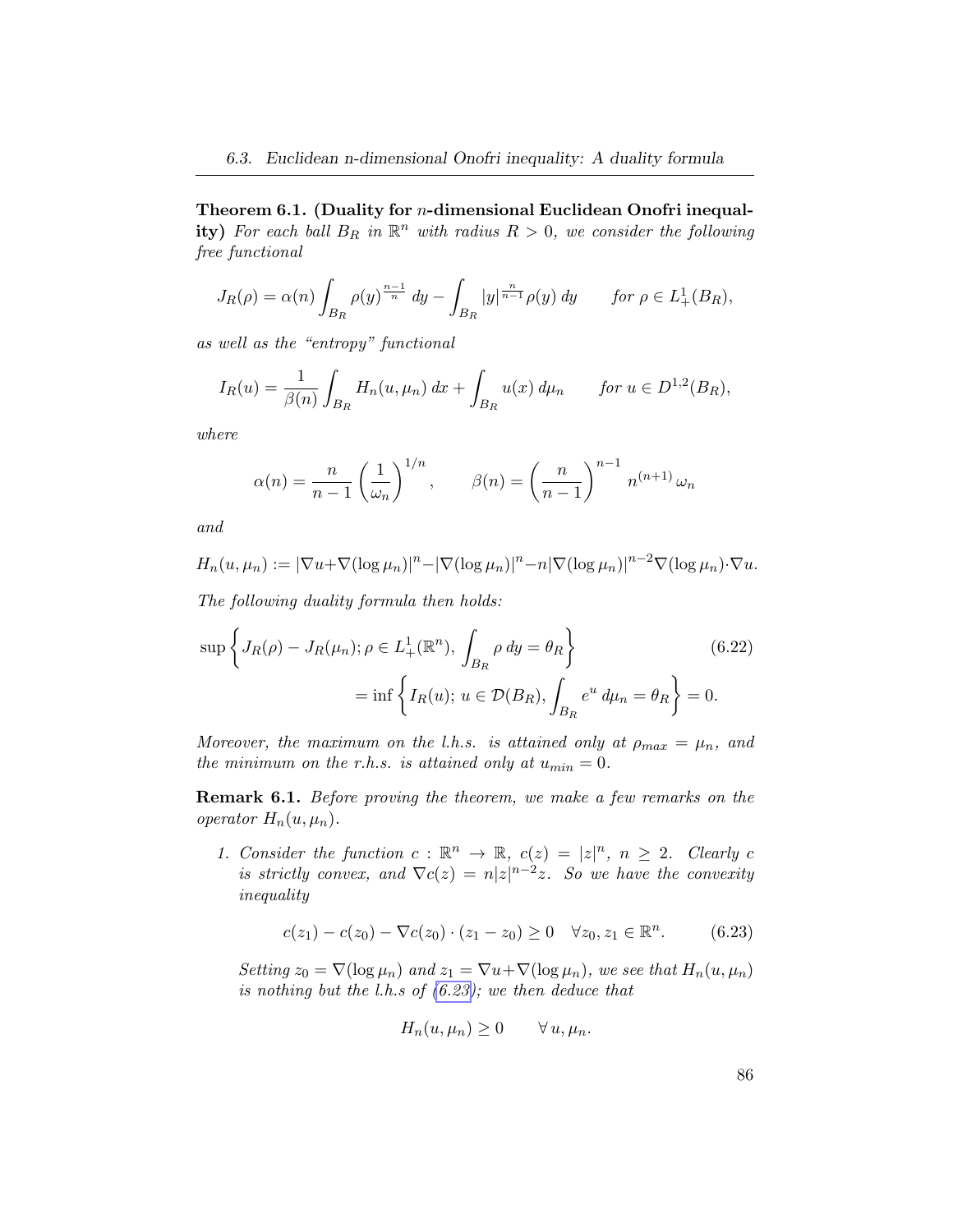**Theorem 6.1. (Duality for $n$-dimensional Euclidean Onofri inequality)** *For each ball $B_R$ in $\mathbb{R}^n$ with radius $R > 0$, we consider the following free functional*

$$J_R(\rho) = \alpha(n) \int_{B_R} \rho(y)^{\frac{n-1}{n}} \, dy - \int_{B_R} |y|^{\frac{n}{n-1}} \rho(y) \, dy \qquad \text{for } \rho \in L^1_+(B_R),$$

*as well as the "entropy" functional*

$$I_R(u) = \frac{1}{\beta(n)} \int_{B_R} H_n(u, \mu_n) \, dx + \int_{B_R} u(x) \, d\mu_n \qquad \text{for } u \in D^{1,2}(B_R),$$

*where*

$$\alpha(n) = \frac{n}{n-1} \left(\frac{1}{\omega_n}\right)^{1/n}, \qquad \beta(n) = \left(\frac{n}{n-1}\right)^{n-1} n^{(n+1)} \, \omega_n$$

*and*

$$H_n(u, \mu_n) := |\nabla u + \nabla(\log \mu_n)|^n - |\nabla(\log \mu_n)|^n - n |\nabla(\log \mu_n)|^{n-2} \nabla(\log \mu_n) \cdot \nabla u.$$

*The following duality formula then holds:*

$$\sup\left\{ J_R(\rho) - J_R(\mu_n); \rho \in L^1_+(\mathbb{R}^n), \int_{B_R} \rho \, dy = \theta_R \right\} \tag{6.22}$$
$$= \inf\left\{ I_R(u); \, u \in \mathcal{D}(B_R), \int_{B_R} e^u \, d\mu_n = \theta_R \right\} = 0.$$

*Moreover, the maximum on the l.h.s. is attained only at $\rho_{max} = \mu_n$, and the minimum on the r.h.s. is attained only at $u_{min} = 0$.*

**Remark 6.1.** *Before proving the theorem, we make a few remarks on the operator $H_n(u, \mu_n)$.*

1. *Consider the function $c : \mathbb{R}^n \to \mathbb{R}$, $c(z) = |z|^n$, $n \geq 2$. Clearly $c$ is strictly convex, and $\nabla c(z) = n|z|^{n-2} z$. So we have the convexity inequality*

$$c(z_1) - c(z_0) - \nabla c(z_0) \cdot (z_1 - z_0) \geq 0 \quad \forall z_0, z_1 \in \mathbb{R}^n. \tag{6.23}$$

*Setting $z_0 = \nabla(\log \mu_n)$ and $z_1 = \nabla u + \nabla(\log \mu_n)$, we see that $H_n(u, \mu_n)$ is nothing but the l.h.s of (6.23); we then deduce that*

$$H_n(u, \mu_n) \geq 0 \qquad \forall \, u, \mu_n.$$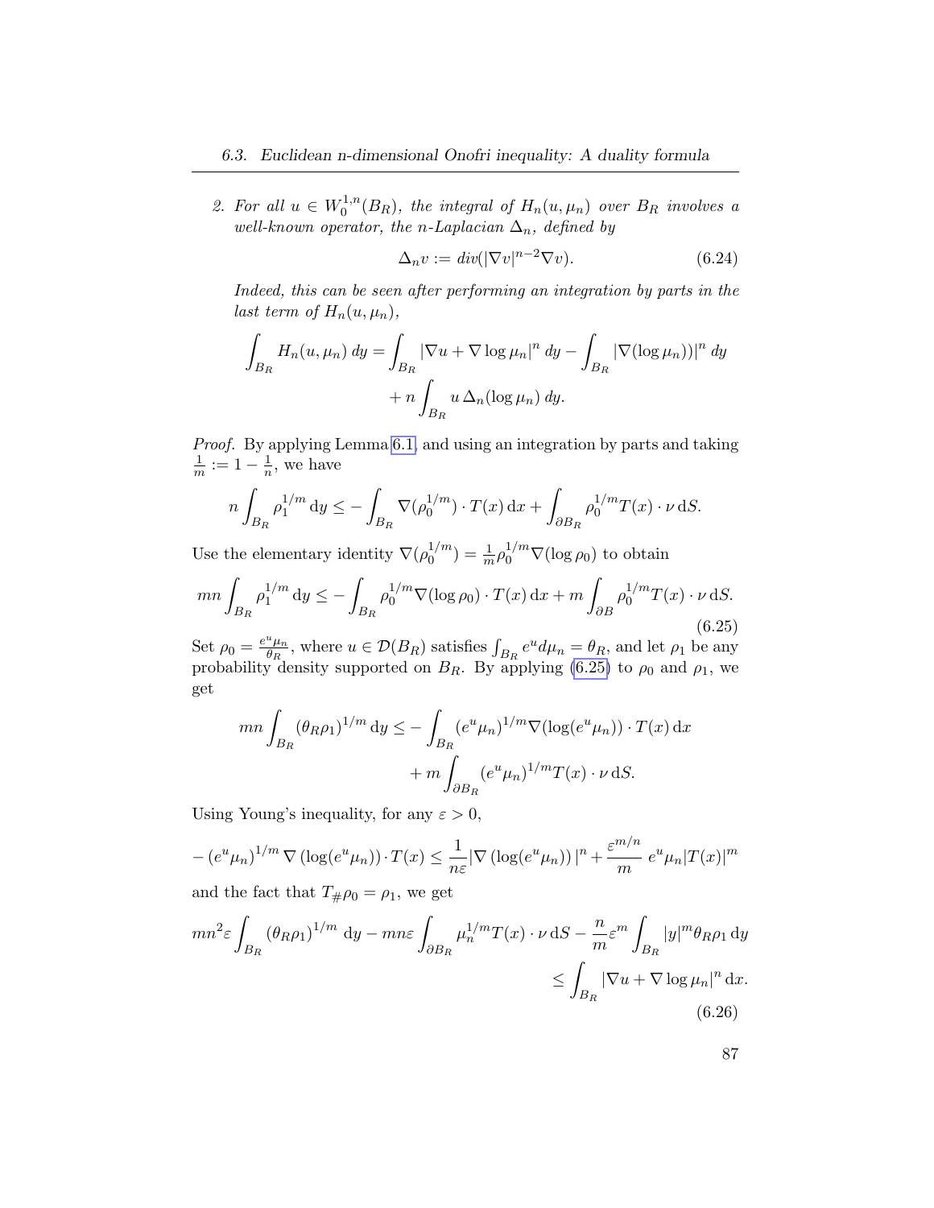2. *For all $u \in W_0^{1,n}(B_R)$, the integral of $H_n(u, \mu_n)$ over $B_R$ involves a well-known operator, the $n$-Laplacian $\Delta_n$, defined by*

$$\Delta_n v := div(|\nabla v|^{n-2} \nabla v). \tag{6.24}$$

*Indeed, this can be seen after performing an integration by parts in the last term of $H_n(u, \mu_n)$,*

$$\int_{B_R} H_n(u, \mu_n)\, dy = \int_{B_R} |\nabla u + \nabla \log \mu_n|^n\, dy - \int_{B_R} |\nabla(\log \mu_n))|^n\, dy + n \int_{B_R} u\, \Delta_n(\log \mu_n)\, dy.$$

*Proof.* By applying Lemma 6.1 and using an integration by parts and taking $\frac{1}{m} := 1 - \frac{1}{n}$, we have

$$n \int_{B_R} \rho_1^{1/m}\, \mathrm{d}y \leq - \int_{B_R} \nabla(\rho_0^{1/m}) \cdot T(x)\, \mathrm{d}x + \int_{\partial B_R} \rho_0^{1/m} T(x) \cdot \nu\, \mathrm{d}S.$$

Use the elementary identity $\nabla(\rho_0^{1/m}) = \frac{1}{m} \rho_0^{1/m} \nabla(\log \rho_0)$ to obtain

$$mn \int_{B_R} \rho_1^{1/m}\, \mathrm{d}y \leq - \int_{B_R} \rho_0^{1/m} \nabla(\log \rho_0) \cdot T(x)\, \mathrm{d}x + m \int_{\partial B} \rho_0^{1/m} T(x) \cdot \nu\, \mathrm{d}S. \tag{6.25}$$

Set $\rho_0 = \frac{e^u \mu_n}{\theta_R}$, where $u \in \mathcal{D}(B_R)$ satisfies $\int_{B_R} e^u d\mu_n = \theta_R$, and let $\rho_1$ be any probability density supported on $B_R$. By applying (6.25) to $\rho_0$ and $\rho_1$, we get

$$mn \int_{B_R} (\theta_R \rho_1)^{1/m}\, \mathrm{d}y \leq - \int_{B_R} (e^u \mu_n)^{1/m} \nabla(\log(e^u \mu_n)) \cdot T(x)\, \mathrm{d}x + m \int_{\partial B_R} (e^u \mu_n)^{1/m} T(x) \cdot \nu\, \mathrm{d}S.$$

Using Young's inequality, for any $\varepsilon > 0$,

$$-(e^u \mu_n)^{1/m} \nabla(\log(e^u \mu_n)) \cdot T(x) \leq \frac{1}{n\varepsilon} |\nabla(\log(e^u \mu_n))|^n + \frac{\varepsilon^{m/n}}{m}\, e^u \mu_n |T(x)|^m$$

and the fact that $T_{\#}\rho_0 = \rho_1$, we get

$$mn^2 \varepsilon \int_{B_R} (\theta_R \rho_1)^{1/m}\, \mathrm{d}y - mn\varepsilon \int_{\partial B_R} \mu_n^{1/m} T(x) \cdot \nu\, \mathrm{d}S - \frac{n}{m} \varepsilon^m \int_{B_R} |y|^m \theta_R \rho_1\, \mathrm{d}y \leq \int_{B_R} |\nabla u + \nabla \log \mu_n|^n\, \mathrm{d}x. \tag{6.26}$$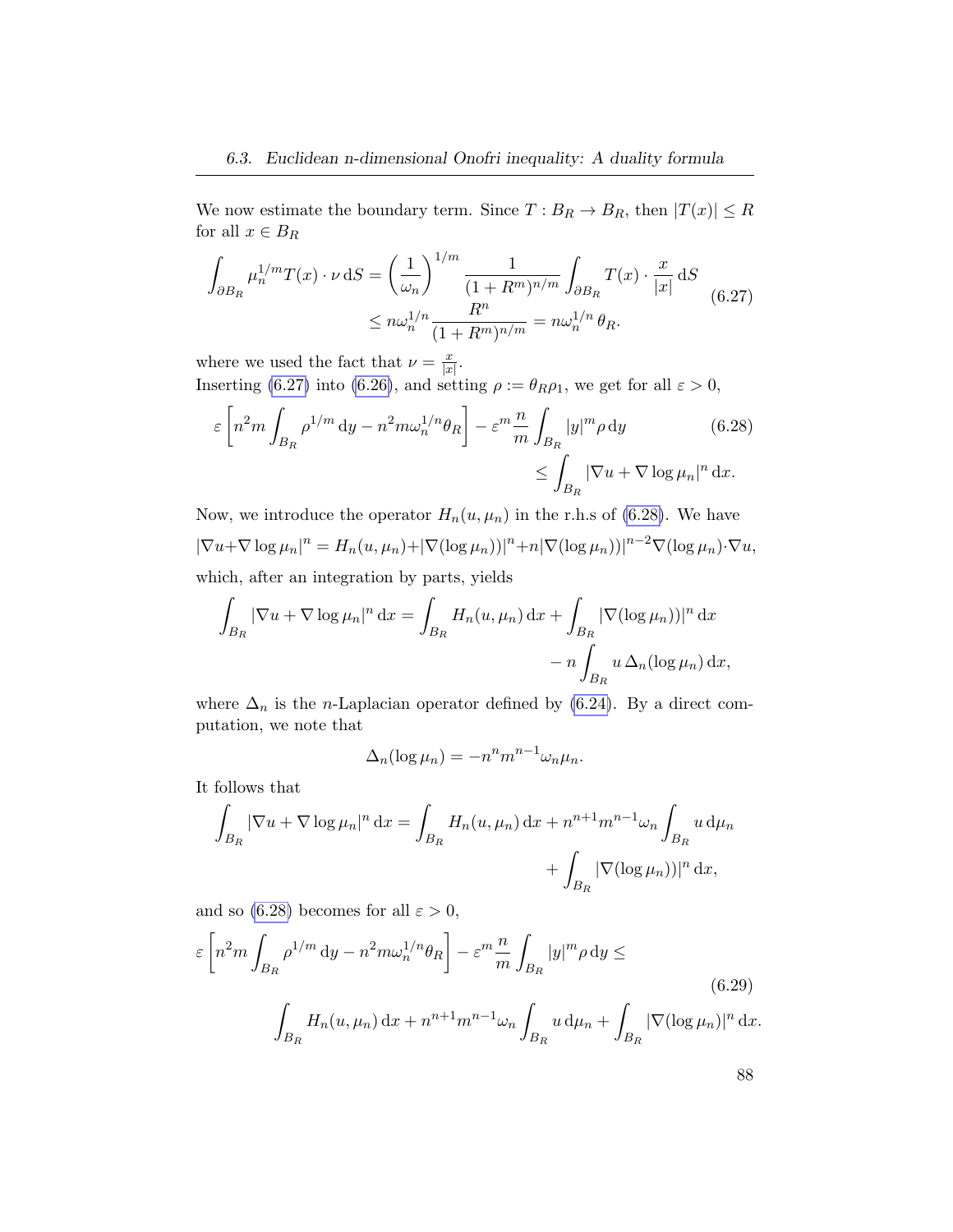We now estimate the boundary term. Since $T : B_R \to B_R$, then $|T(x)| \leq R$ for all $x \in B_R$

$$
\begin{aligned}
\int_{\partial B_R} \mu_n^{1/m} T(x) \cdot \nu \, \mathrm{d}S &= \left(\frac{1}{\omega_n}\right)^{1/m} \frac{1}{(1+R^m)^{n/m}} \int_{\partial B_R} T(x) \cdot \frac{x}{|x|} \, \mathrm{d}S \\
&\leq n\omega_n^{1/n} \frac{R^n}{(1+R^m)^{n/m}} = n\omega_n^{1/n} \, \theta_R.
\end{aligned}
\tag{6.27}
$$

where we used the fact that $\nu = \frac{x}{|x|}$.
Inserting (6.27) into (6.26), and setting $\rho := \theta_R \rho_1$, we get for all $\varepsilon > 0$,

$$
\begin{aligned}
\varepsilon \left[ n^2 m \int_{B_R} \rho^{1/m} \, \mathrm{d}y - n^2 m \omega_n^{1/n} \theta_R \right] - \varepsilon^m \frac{n}{m} \int_{B_R} |y|^m \rho \, \mathrm{d}y & \\
\leq \int_{B_R} |\nabla u + \nabla \log \mu_n|^n \, \mathrm{d}x. &
\end{aligned}
\tag{6.28}
$$

Now, we introduce the operator $H_n(u, \mu_n)$ in the r.h.s of (6.28). We have

$$
|\nabla u + \nabla \log \mu_n|^n = H_n(u, \mu_n) + |\nabla(\log \mu_n))|^n + n|\nabla(\log \mu_n))|^{n-2} \nabla(\log \mu_n) \cdot \nabla u,
$$

which, after an integration by parts, yields

$$
\begin{aligned}
\int_{B_R} |\nabla u + \nabla \log \mu_n|^n \, \mathrm{d}x = \int_{B_R} H_n(u, \mu_n) \, \mathrm{d}x + \int_{B_R} |\nabla(\log \mu_n))|^n \, \mathrm{d}x & \\
- n \int_{B_R} u \, \Delta_n(\log \mu_n) \, \mathrm{d}x, &
\end{aligned}
$$

where $\Delta_n$ is the $n$-Laplacian operator defined by (6.24). By a direct computation, we note that

$$
\Delta_n(\log \mu_n) = -n^n m^{n-1} \omega_n \mu_n.
$$

It follows that

$$
\begin{aligned}
\int_{B_R} |\nabla u + \nabla \log \mu_n|^n \, \mathrm{d}x = \int_{B_R} H_n(u, \mu_n) \, \mathrm{d}x + n^{n+1} m^{n-1} \omega_n \int_{B_R} u \, \mathrm{d}\mu_n & \\
+ \int_{B_R} |\nabla(\log \mu_n))|^n \, \mathrm{d}x, &
\end{aligned}
$$

and so (6.28) becomes for all $\varepsilon > 0$,

$$
\begin{aligned}
\varepsilon \left[ n^2 m \int_{B_R} \rho^{1/m} \, \mathrm{d}y - n^2 m \omega_n^{1/n} \theta_R \right] - \varepsilon^m \frac{n}{m} \int_{B_R} |y|^m \rho \, \mathrm{d}y \leq & \\
\int_{B_R} H_n(u, \mu_n) \, \mathrm{d}x + n^{n+1} m^{n-1} \omega_n \int_{B_R} u \, \mathrm{d}\mu_n + \int_{B_R} |\nabla(\log \mu_n)|^n \, \mathrm{d}x. &
\end{aligned}
\tag{6.29}
$$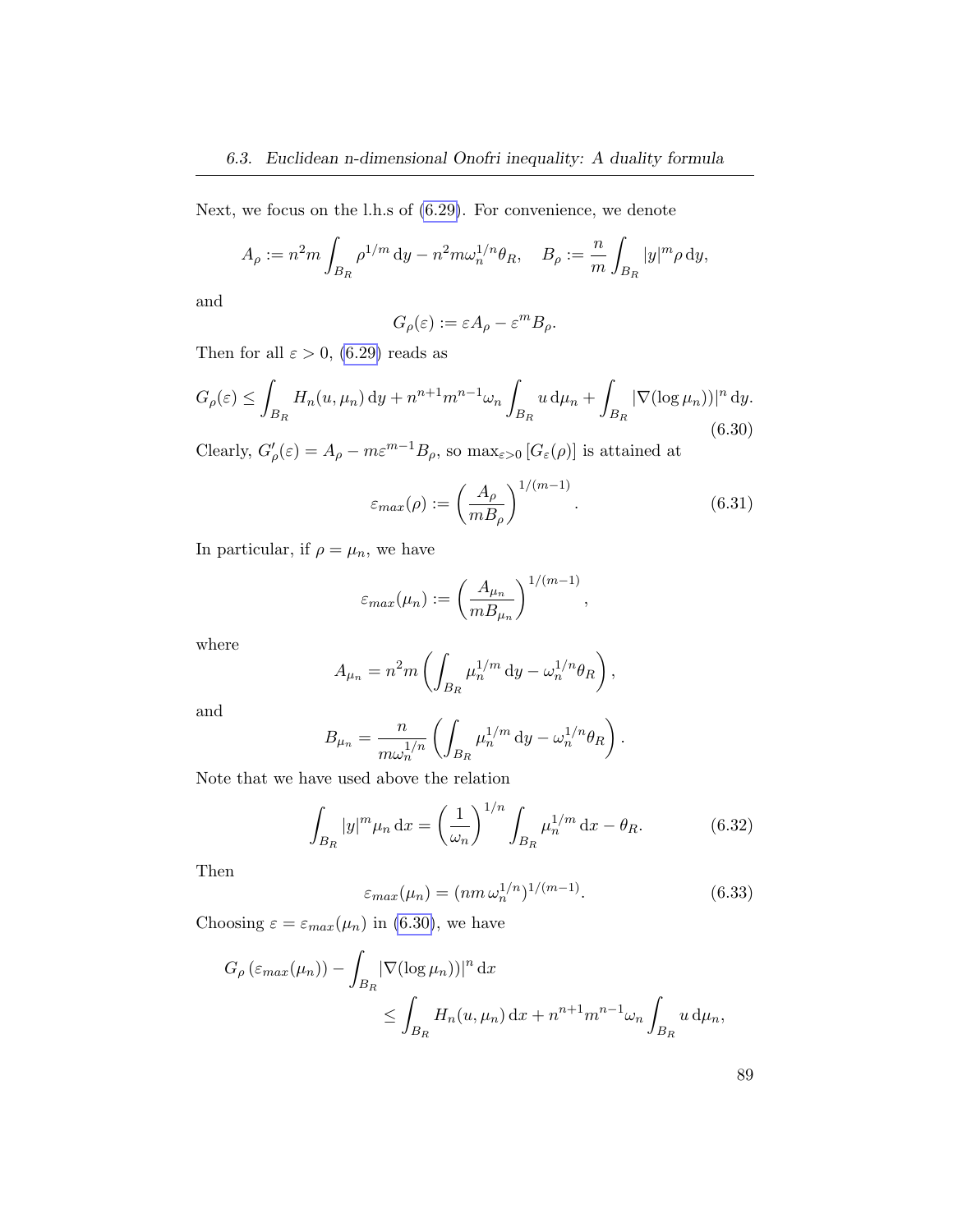Next, we focus on the l.h.s of (6.29). For convenience, we denote

$$A_\rho := n^2 m \int_{B_R} \rho^{1/m}\,\mathrm{d}y - n^2 m \omega_n^{1/n}\theta_R, \quad B_\rho := \frac{n}{m}\int_{B_R} |y|^m \rho\,\mathrm{d}y,$$

and

$$G_\rho(\varepsilon) := \varepsilon A_\rho - \varepsilon^m B_\rho.$$

Then for all $\varepsilon > 0$, (6.29) reads as

$$G_\rho(\varepsilon) \leq \int_{B_R} H_n(u,\mu_n)\,\mathrm{d}y + n^{n+1}m^{n-1}\omega_n \int_{B_R} u\,\mathrm{d}\mu_n + \int_{B_R} |\nabla(\log\mu_n))|^n\,\mathrm{d}y. \tag{6.30}$$

Clearly, $G'_\rho(\varepsilon) = A_\rho - m\varepsilon^{m-1}B_\rho$, so $\max_{\varepsilon>0}\left[G_\varepsilon(\rho)\right]$ is attained at

$$\varepsilon_{max}(\rho) := \left(\frac{A_\rho}{mB_\rho}\right)^{1/(m-1)}. \tag{6.31}$$

In particular, if $\rho = \mu_n$, we have

$$\varepsilon_{max}(\mu_n) := \left(\frac{A_{\mu_n}}{mB_{\mu_n}}\right)^{1/(m-1)},$$

where

$$A_{\mu_n} = n^2 m \left(\int_{B_R} \mu_n^{1/m}\,\mathrm{d}y - \omega_n^{1/n}\theta_R\right),$$

and

$$B_{\mu_n} = \frac{n}{m\omega_n^{1/n}}\left(\int_{B_R} \mu_n^{1/m}\,\mathrm{d}y - \omega_n^{1/n}\theta_R\right).$$

Note that we have used above the relation

$$\int_{B_R} |y|^m \mu_n\,\mathrm{d}x = \left(\frac{1}{\omega_n}\right)^{1/n}\int_{B_R} \mu_n^{1/m}\,\mathrm{d}x - \theta_R. \tag{6.32}$$

Then

$$\varepsilon_{max}(\mu_n) = (nm\,\omega_n^{1/n})^{1/(m-1)}. \tag{6.33}$$

Choosing $\varepsilon = \varepsilon_{max}(\mu_n)$ in (6.30), we have

$$\begin{aligned} G_\rho\left(\varepsilon_{max}(\mu_n)\right) - \int_{B_R} |\nabla(\log\mu_n))|^n\,\mathrm{d}x \\ \leq \int_{B_R} H_n(u,\mu_n)\,\mathrm{d}x + n^{n+1}m^{n-1}\omega_n \int_{B_R} u\,\mathrm{d}\mu_n, \end{aligned}$$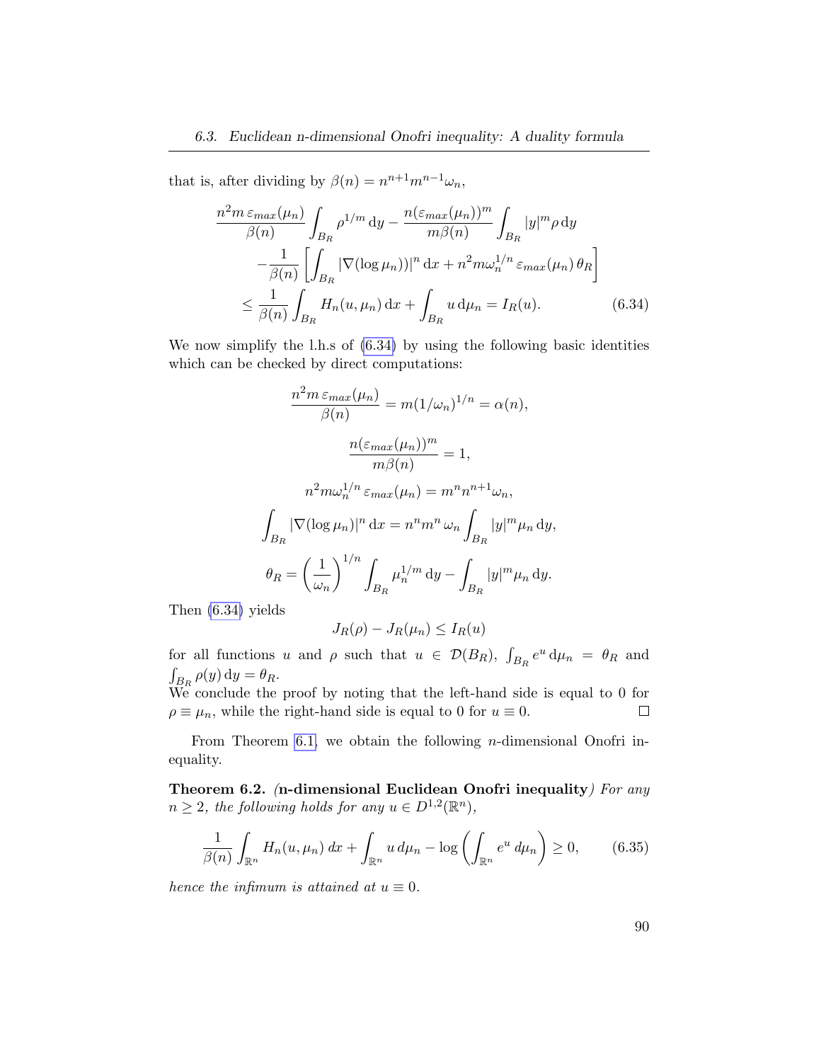that is, after dividing by $\beta(n) = n^{n+1}m^{n-1}\omega_n$,

$$
\begin{aligned}
&\frac{n^2 m\, \varepsilon_{max}(\mu_n)}{\beta(n)} \int_{B_R} \rho^{1/m}\, \mathrm{d}y - \frac{n(\varepsilon_{max}(\mu_n))^m}{m\beta(n)} \int_{B_R} |y|^m \rho\, \mathrm{d}y \\
&\quad - \frac{1}{\beta(n)} \left[ \int_{B_R} |\nabla(\log \mu_n))|^n \, \mathrm{d}x + n^2 m \omega_n^{1/n}\, \varepsilon_{max}(\mu_n)\, \theta_R \right] \\
&\leq \frac{1}{\beta(n)} \int_{B_R} H_n(u, \mu_n)\, \mathrm{d}x + \int_{B_R} u\, \mathrm{d}\mu_n = I_R(u). \qquad (6.34)
\end{aligned}
$$

We now simplify the l.h.s of (6.34) by using the following basic identities which can be checked by direct computations:

$$
\frac{n^2 m\, \varepsilon_{max}(\mu_n)}{\beta(n)} = m(1/\omega_n)^{1/n} = \alpha(n),
$$

$$
\frac{n(\varepsilon_{max}(\mu_n))^m}{m\beta(n)} = 1,
$$

$$
n^2 m \omega_n^{1/n}\, \varepsilon_{max}(\mu_n) = m^n n^{n+1} \omega_n,
$$

$$
\int_{B_R} |\nabla(\log \mu_n)|^n \, \mathrm{d}x = n^n m^n\, \omega_n \int_{B_R} |y|^m \mu_n \, \mathrm{d}y,
$$

$$
\theta_R = \left(\frac{1}{\omega_n}\right)^{1/n} \int_{B_R} \mu_n^{1/m}\, \mathrm{d}y - \int_{B_R} |y|^m \mu_n \, \mathrm{d}y.
$$

Then (6.34) yields

$$
J_R(\rho) - J_R(\mu_n) \leq I_R(u)
$$

for all functions $u$ and $\rho$ such that $u \in \mathcal{D}(B_R)$, $\int_{B_R} e^u \, \mathrm{d}\mu_n = \theta_R$ and $\int_{B_R} \rho(y)\, \mathrm{d}y = \theta_R$.
We conclude the proof by noting that the left-hand side is equal to 0 for $\rho \equiv \mu_n$, while the right-hand side is equal to 0 for $u \equiv 0$. □

From Theorem 6.1, we obtain the following $n$-dimensional Onofri inequality.

**Theorem 6.2.** *(**n-dimensional Euclidean Onofri inequality**) For any $n \geq 2$, the following holds for any $u \in D^{1,2}(\mathbb{R}^n)$,*

$$
\frac{1}{\beta(n)} \int_{\mathbb{R}^n} H_n(u, \mu_n)\, dx + \int_{\mathbb{R}^n} u\, d\mu_n - \log\left( \int_{\mathbb{R}^n} e^u \, d\mu_n \right) \geq 0, \qquad (6.35)
$$

*hence the infimum is attained at $u \equiv 0$.*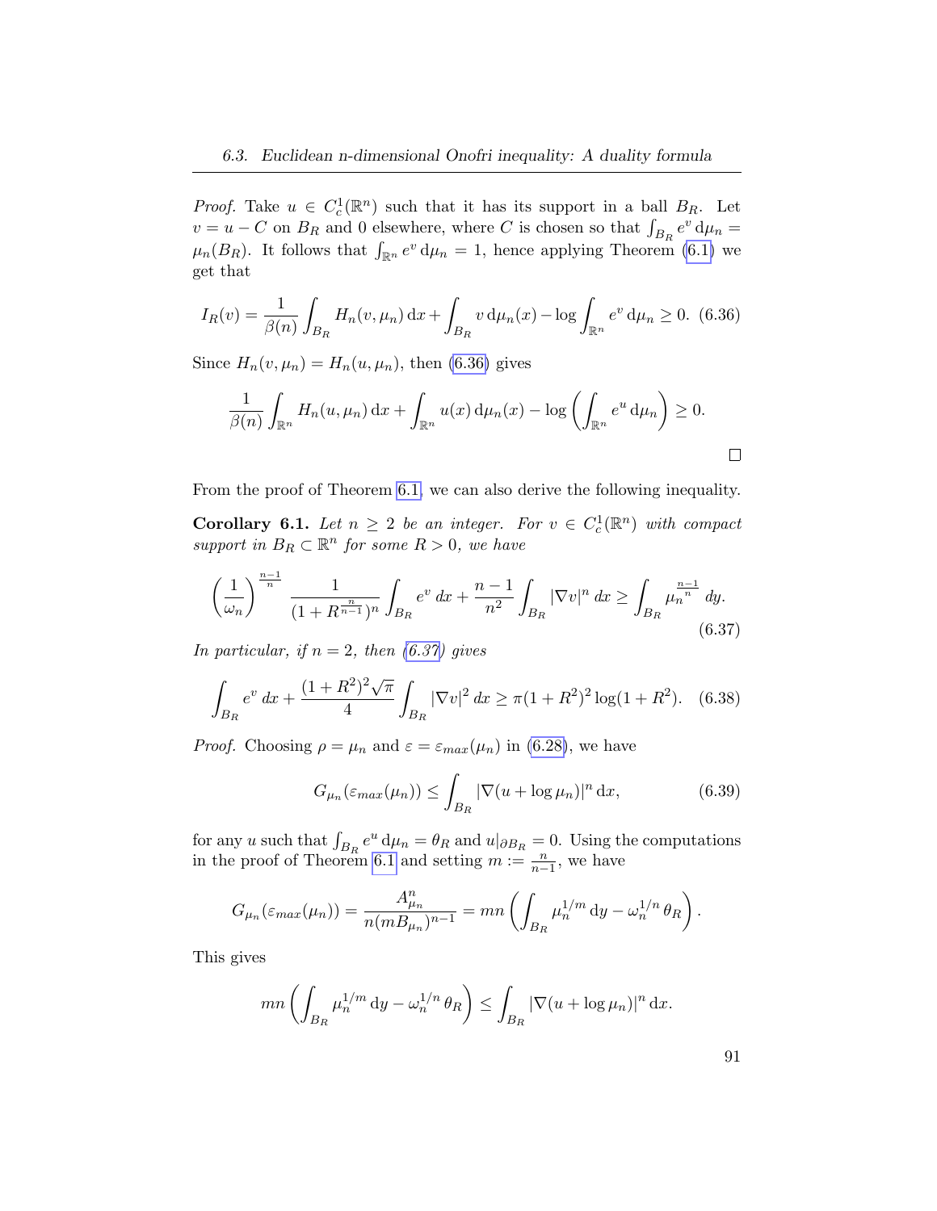*Proof.* Take $u \in C_c^1(\mathbb{R}^n)$ such that it has its support in a ball $B_R$. Let $v = u - C$ on $B_R$ and 0 elsewhere, where $C$ is chosen so that $\int_{B_R} e^v \,\mathrm{d}\mu_n = \mu_n(B_R)$. It follows that $\int_{\mathbb{R}^n} e^v \,\mathrm{d}\mu_n = 1$, hence applying Theorem (6.1) we get that

$$I_R(v) = \frac{1}{\beta(n)} \int_{B_R} H_n(v, \mu_n) \,\mathrm{d}x + \int_{B_R} v \,\mathrm{d}\mu_n(x) - \log \int_{\mathbb{R}^n} e^v \,\mathrm{d}\mu_n \geq 0. \quad (6.36)$$

Since $H_n(v, \mu_n) = H_n(u, \mu_n)$, then (6.36) gives

$$\frac{1}{\beta(n)} \int_{\mathbb{R}^n} H_n(u, \mu_n) \,\mathrm{d}x + \int_{\mathbb{R}^n} u(x) \,\mathrm{d}\mu_n(x) - \log \left( \int_{\mathbb{R}^n} e^u \,\mathrm{d}\mu_n \right) \geq 0.$$

□

From the proof of Theorem 6.1, we can also derive the following inequality.

**Corollary 6.1.** *Let $n \geq 2$ be an integer. For $v \in C_c^1(\mathbb{R}^n)$ with compact support in $B_R \subset \mathbb{R}^n$ for some $R > 0$, we have*

$$\left(\frac{1}{\omega_n}\right)^{\frac{n-1}{n}} \frac{1}{(1 + R^{\frac{n}{n-1}})^n} \int_{B_R} e^v \, dx + \frac{n-1}{n^2} \int_{B_R} |\nabla v|^n \, dx \geq \int_{B_R} \mu_n^{\frac{n-1}{n}} \, dy. \quad (6.37)$$

*In particular, if $n = 2$, then (6.37) gives*

$$\int_{B_R} e^v \, dx + \frac{(1 + R^2)^2 \sqrt{\pi}}{4} \int_{B_R} |\nabla v|^2 \, dx \geq \pi (1 + R^2)^2 \log(1 + R^2). \quad (6.38)$$

*Proof.* Choosing $\rho = \mu_n$ and $\varepsilon = \varepsilon_{max}(\mu_n)$ in (6.28), we have

$$G_{\mu_n}(\varepsilon_{max}(\mu_n)) \leq \int_{B_R} |\nabla(u + \log \mu_n)|^n \,\mathrm{d}x, \quad (6.39)$$

for any $u$ such that $\int_{B_R} e^u \,\mathrm{d}\mu_n = \theta_R$ and $u|_{\partial B_R} = 0$. Using the computations in the proof of Theorem 6.1 and setting $m := \frac{n}{n-1}$, we have

$$G_{\mu_n}(\varepsilon_{max}(\mu_n)) = \frac{A_{\mu_n}^n}{n(mB_{\mu_n})^{n-1}} = mn \left( \int_{B_R} \mu_n^{1/m} \,\mathrm{d}y - \omega_n^{1/n} \, \theta_R \right).$$

This gives

$$mn \left( \int_{B_R} \mu_n^{1/m} \,\mathrm{d}y - \omega_n^{1/n} \, \theta_R \right) \leq \int_{B_R} |\nabla(u + \log \mu_n)|^n \,\mathrm{d}x.$$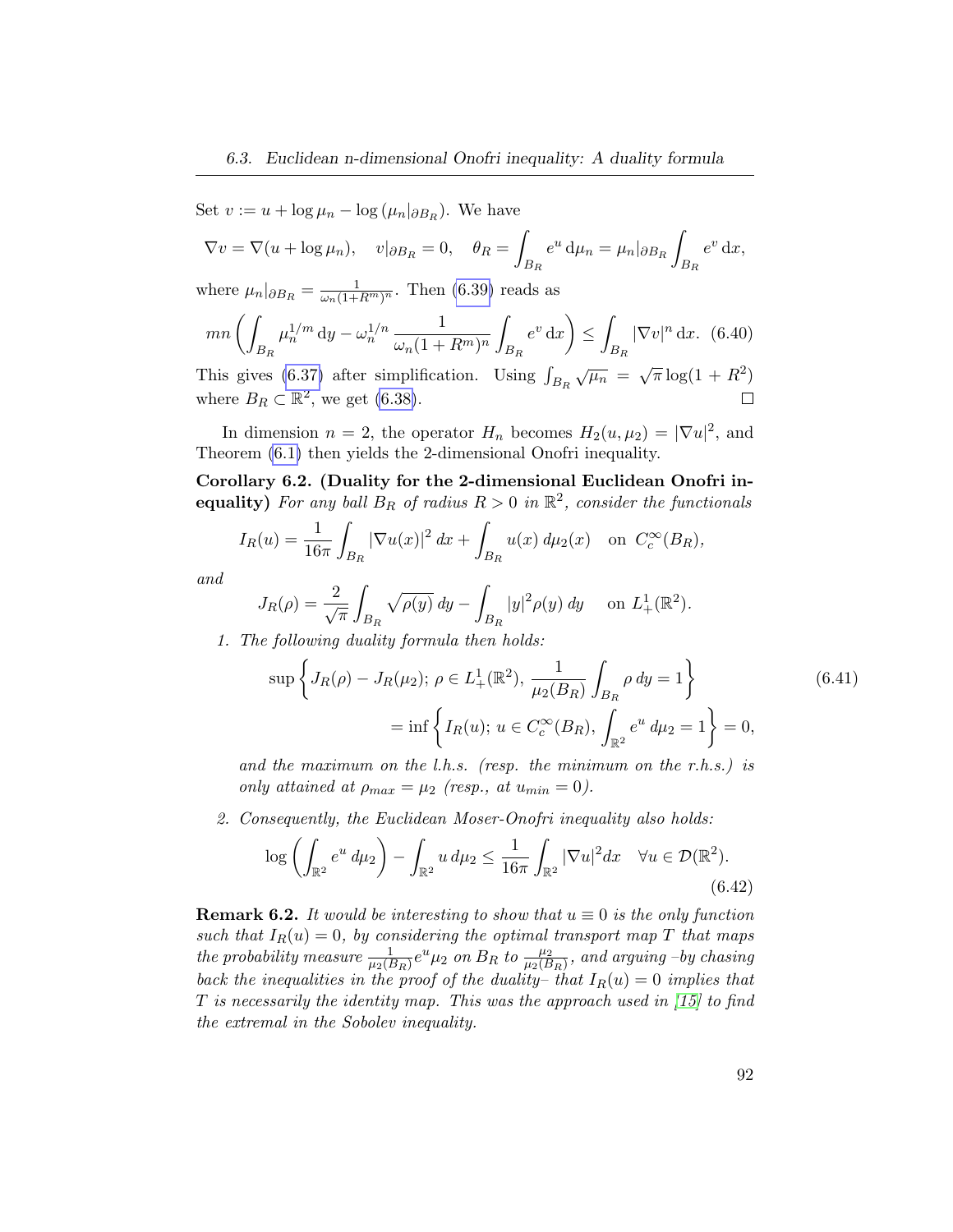Set $v := u + \log \mu_n - \log(\mu_n|_{\partial B_R})$. We have

$$\nabla v = \nabla(u + \log \mu_n), \quad v|_{\partial B_R} = 0, \quad \theta_R = \int_{B_R} e^u \, \mathrm{d}\mu_n = \mu_n|_{\partial B_R} \int_{B_R} e^v \, \mathrm{d}x,$$

where $\mu_n|_{\partial B_R} = \frac{1}{\omega_n (1+R^m)^n}$. Then (6.39) reads as

$$mn \left( \int_{B_R} \mu_n^{1/m} \, \mathrm{d}y - \omega_n^{1/n} \frac{1}{\omega_n (1+R^m)^n} \int_{B_R} e^v \, \mathrm{d}x \right) \leq \int_{B_R} |\nabla v|^n \, \mathrm{d}x. \quad (6.40)$$

This gives (6.37) after simplification. Using $\int_{B_R} \sqrt{\mu_n} = \sqrt{\pi} \log(1+R^2)$ where $B_R \subset \mathbb{R}^2$, we get (6.38). $\square$

In dimension $n = 2$, the operator $H_n$ becomes $H_2(u, \mu_2) = |\nabla u|^2$, and Theorem (6.1) then yields the 2-dimensional Onofri inequality.

**Corollary 6.2. (Duality for the 2-dimensional Euclidean Onofri inequality)** *For any ball $B_R$ of radius $R > 0$ in $\mathbb{R}^2$, consider the functionals*

$$I_R(u) = \frac{1}{16\pi} \int_{B_R} |\nabla u(x)|^2 \, dx + \int_{B_R} u(x) \, d\mu_2(x) \quad \text{on } C_c^\infty(B_R),$$

*and*

$$J_R(\rho) = \frac{2}{\sqrt{\pi}} \int_{B_R} \sqrt{\rho(y)} \, dy - \int_{B_R} |y|^2 \rho(y) \, dy \quad \text{on } L_+^1(\mathbb{R}^2).$$

1. *The following duality formula then holds:*

$$\sup \left\{ J_R(\rho) - J_R(\mu_2);\, \rho \in L_+^1(\mathbb{R}^2),\, \frac{1}{\mu_2(B_R)} \int_{B_R} \rho \, dy = 1 \right\} \\ = \inf \left\{ I_R(u);\, u \in C_c^\infty(B_R),\, \int_{\mathbb{R}^2} e^u \, d\mu_2 = 1 \right\} = 0, \quad (6.41)$$

   *and the maximum on the l.h.s. (resp. the minimum on the r.h.s.) is only attained at $\rho_{max} = \mu_2$ (resp., at $u_{min} = 0$).*

2. *Consequently, the Euclidean Moser-Onofri inequality also holds:*

$$\log \left( \int_{\mathbb{R}^2} e^u \, d\mu_2 \right) - \int_{\mathbb{R}^2} u \, d\mu_2 \leq \frac{1}{16\pi} \int_{\mathbb{R}^2} |\nabla u|^2 dx \quad \forall u \in \mathcal{D}(\mathbb{R}^2). \quad (6.42)$$

**Remark 6.2.** *It would be interesting to show that $u \equiv 0$ is the only function such that $I_R(u) = 0$, by considering the optimal transport map $T$ that maps the probability measure $\frac{1}{\mu_2(B_R)} e^u \mu_2$ on $B_R$ to $\frac{\mu_2}{\mu_2(B_R)}$, and arguing –by chasing back the inequalities in the proof of the duality– that $I_R(u) = 0$ implies that $T$ is necessarily the identity map. This was the approach used in [15] to find the extremal in the Sobolev inequality.*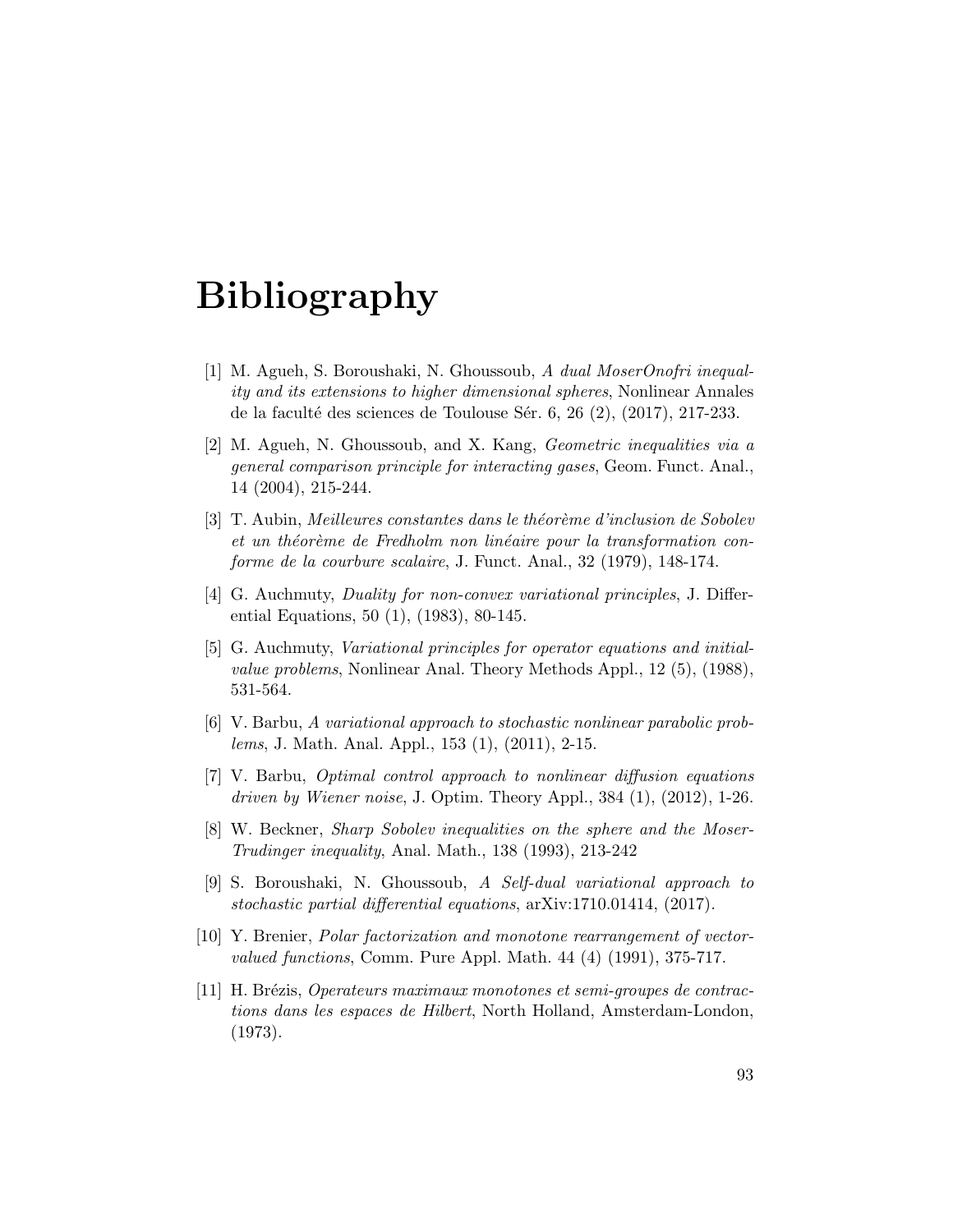# Bibliography

[1] M. Agueh, S. Boroushaki, N. Ghoussoub, *A dual MoserOnofri inequality and its extensions to higher dimensional spheres*, Nonlinear Annales de la faculté des sciences de Toulouse Sér. 6, 26 (2), (2017), 217-233.

[2] M. Agueh, N. Ghoussoub, and X. Kang, *Geometric inequalities via a general comparison principle for interacting gases*, Geom. Funct. Anal., 14 (2004), 215-244.

[3] T. Aubin, *Meilleures constantes dans le théorème d'inclusion de Sobolev et un théorème de Fredholm non linéaire pour la transformation conforme de la courbure scalaire*, J. Funct. Anal., 32 (1979), 148-174.

[4] G. Auchmuty, *Duality for non-convex variational principles*, J. Differential Equations, 50 (1), (1983), 80-145.

[5] G. Auchmuty, *Variational principles for operator equations and initial-value problems*, Nonlinear Anal. Theory Methods Appl., 12 (5), (1988), 531-564.

[6] V. Barbu, *A variational approach to stochastic nonlinear parabolic problems*, J. Math. Anal. Appl., 153 (1), (2011), 2-15.

[7] V. Barbu, *Optimal control approach to nonlinear diffusion equations driven by Wiener noise*, J. Optim. Theory Appl., 384 (1), (2012), 1-26.

[8] W. Beckner, *Sharp Sobolev inequalities on the sphere and the Moser-Trudinger inequality*, Anal. Math., 138 (1993), 213-242

[9] S. Boroushaki, N. Ghoussoub, *A Self-dual variational approach to stochastic partial differential equations*, arXiv:1710.01414, (2017).

[10] Y. Brenier, *Polar factorization and monotone rearrangement of vector-valued functions*, Comm. Pure Appl. Math. 44 (4) (1991), 375-717.

[11] H. Brézis, *Operateurs maximaux monotones et semi-groupes de contractions dans les espaces de Hilbert*, North Holland, Amsterdam-London, (1973).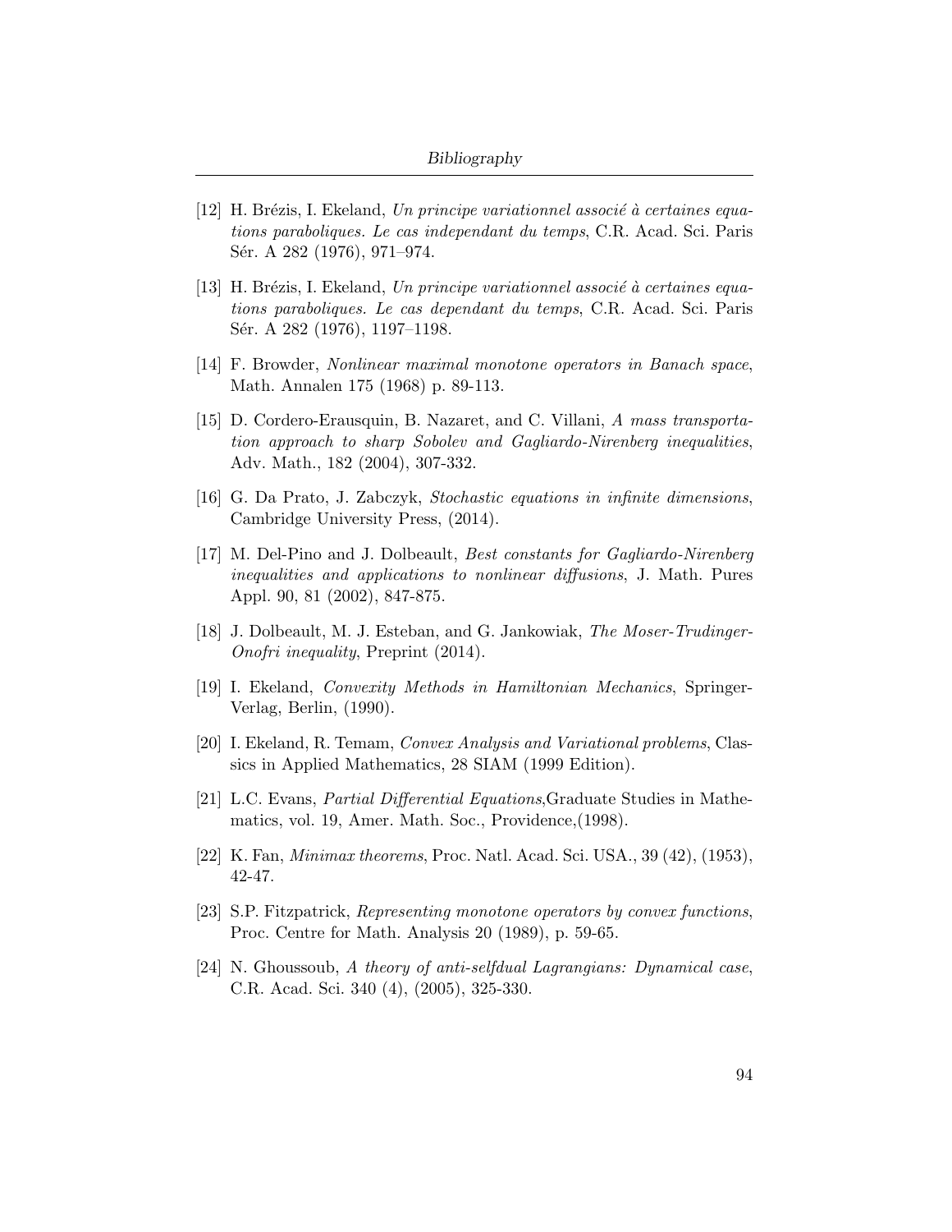[12] H. Brézis, I. Ekeland, *Un principe variationnel associé à certaines equations paraboliques. Le cas independant du temps*, C.R. Acad. Sci. Paris Sér. A 282 (1976), 971–974.

[13] H. Brézis, I. Ekeland, *Un principe variationnel associé à certaines equations paraboliques. Le cas dependant du temps*, C.R. Acad. Sci. Paris Sér. A 282 (1976), 1197–1198.

[14] F. Browder, *Nonlinear maximal monotone operators in Banach space*, Math. Annalen 175 (1968) p. 89-113.

[15] D. Cordero-Erausquin, B. Nazaret, and C. Villani, *A mass transportation approach to sharp Sobolev and Gagliardo-Nirenberg inequalities*, Adv. Math., 182 (2004), 307-332.

[16] G. Da Prato, J. Zabczyk, *Stochastic equations in infinite dimensions*, Cambridge University Press, (2014).

[17] M. Del-Pino and J. Dolbeault, *Best constants for Gagliardo-Nirenberg inequalities and applications to nonlinear diffusions*, J. Math. Pures Appl. 90, 81 (2002), 847-875.

[18] J. Dolbeault, M. J. Esteban, and G. Jankowiak, *The Moser-Trudinger-Onofri inequality*, Preprint (2014).

[19] I. Ekeland, *Convexity Methods in Hamiltonian Mechanics*, Springer-Verlag, Berlin, (1990).

[20] I. Ekeland, R. Temam, *Convex Analysis and Variational problems*, Classics in Applied Mathematics, 28 SIAM (1999 Edition).

[21] L.C. Evans, *Partial Differential Equations*,Graduate Studies in Mathematics, vol. 19, Amer. Math. Soc., Providence,(1998).

[22] K. Fan, *Minimax theorems*, Proc. Natl. Acad. Sci. USA., 39 (42), (1953), 42-47.

[23] S.P. Fitzpatrick, *Representing monotone operators by convex functions*, Proc. Centre for Math. Analysis 20 (1989), p. 59-65.

[24] N. Ghoussoub, *A theory of anti-selfdual Lagrangians: Dynamical case*, C.R. Acad. Sci. 340 (4), (2005), 325-330.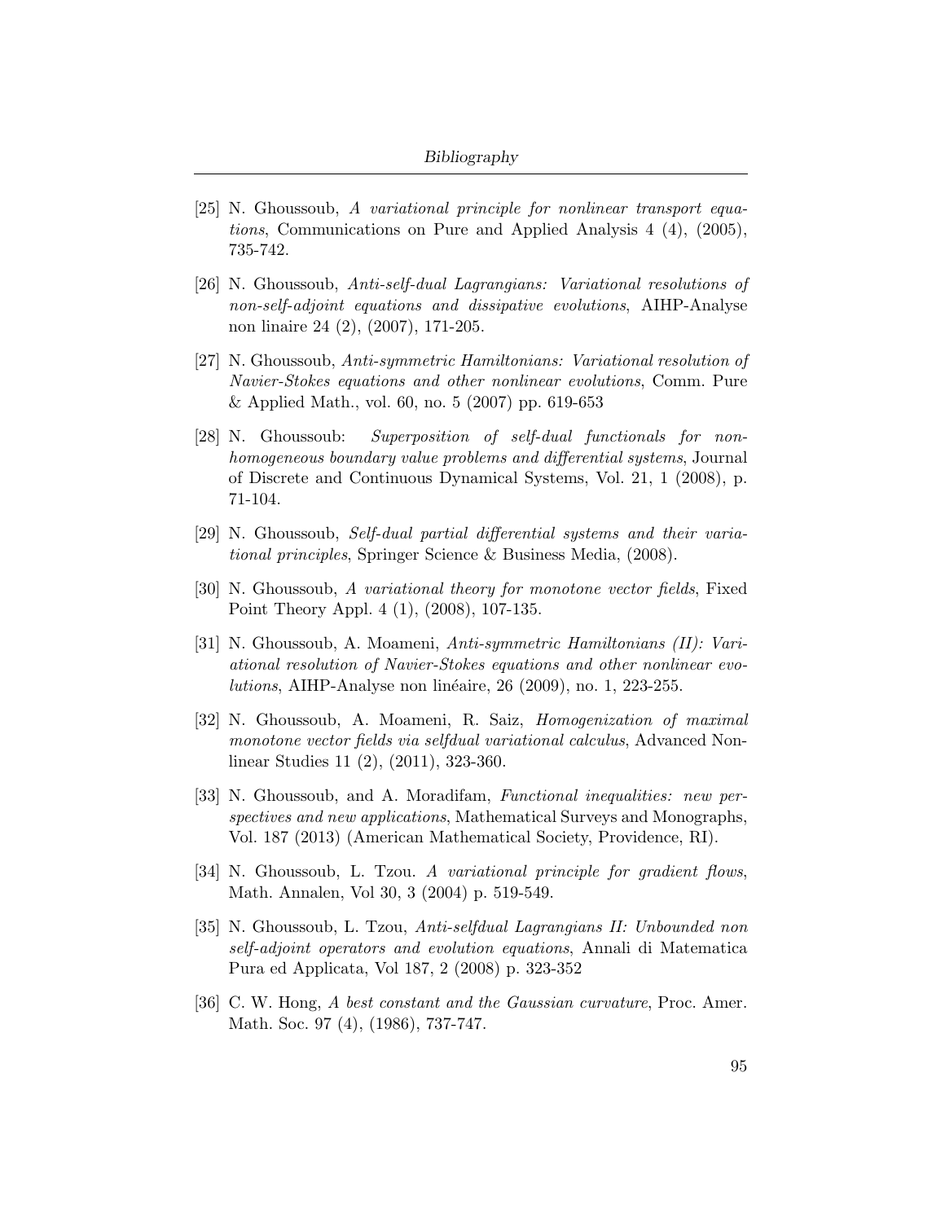[25] N. Ghoussoub, *A variational principle for nonlinear transport equations*, Communications on Pure and Applied Analysis 4 (4), (2005), 735-742.

[26] N. Ghoussoub, *Anti-self-dual Lagrangians: Variational resolutions of non-self-adjoint equations and dissipative evolutions*, AIHP-Analyse non linaire 24 (2), (2007), 171-205.

[27] N. Ghoussoub, *Anti-symmetric Hamiltonians: Variational resolution of Navier-Stokes equations and other nonlinear evolutions*, Comm. Pure & Applied Math., vol. 60, no. 5 (2007) pp. 619-653

[28] N. Ghoussoub: *Superposition of self-dual functionals for non-homogeneous boundary value problems and differential systems*, Journal of Discrete and Continuous Dynamical Systems, Vol. 21, 1 (2008), p. 71-104.

[29] N. Ghoussoub, *Self-dual partial differential systems and their variational principles*, Springer Science & Business Media, (2008).

[30] N. Ghoussoub, *A variational theory for monotone vector fields*, Fixed Point Theory Appl. 4 (1), (2008), 107-135.

[31] N. Ghoussoub, A. Moameni, *Anti-symmetric Hamiltonians (II): Variational resolution of Navier-Stokes equations and other nonlinear evolutions*, AIHP-Analyse non linéaire, 26 (2009), no. 1, 223-255.

[32] N. Ghoussoub, A. Moameni, R. Saiz, *Homogenization of maximal monotone vector fields via selfdual variational calculus*, Advanced Nonlinear Studies 11 (2), (2011), 323-360.

[33] N. Ghoussoub, and A. Moradifam, *Functional inequalities: new perspectives and new applications*, Mathematical Surveys and Monographs, Vol. 187 (2013) (American Mathematical Society, Providence, RI).

[34] N. Ghoussoub, L. Tzou. *A variational principle for gradient flows*, Math. Annalen, Vol 30, 3 (2004) p. 519-549.

[35] N. Ghoussoub, L. Tzou, *Anti-selfdual Lagrangians II: Unbounded non self-adjoint operators and evolution equations*, Annali di Matematica Pura ed Applicata, Vol 187, 2 (2008) p. 323-352

[36] C. W. Hong, *A best constant and the Gaussian curvature*, Proc. Amer. Math. Soc. 97 (4), (1986), 737-747.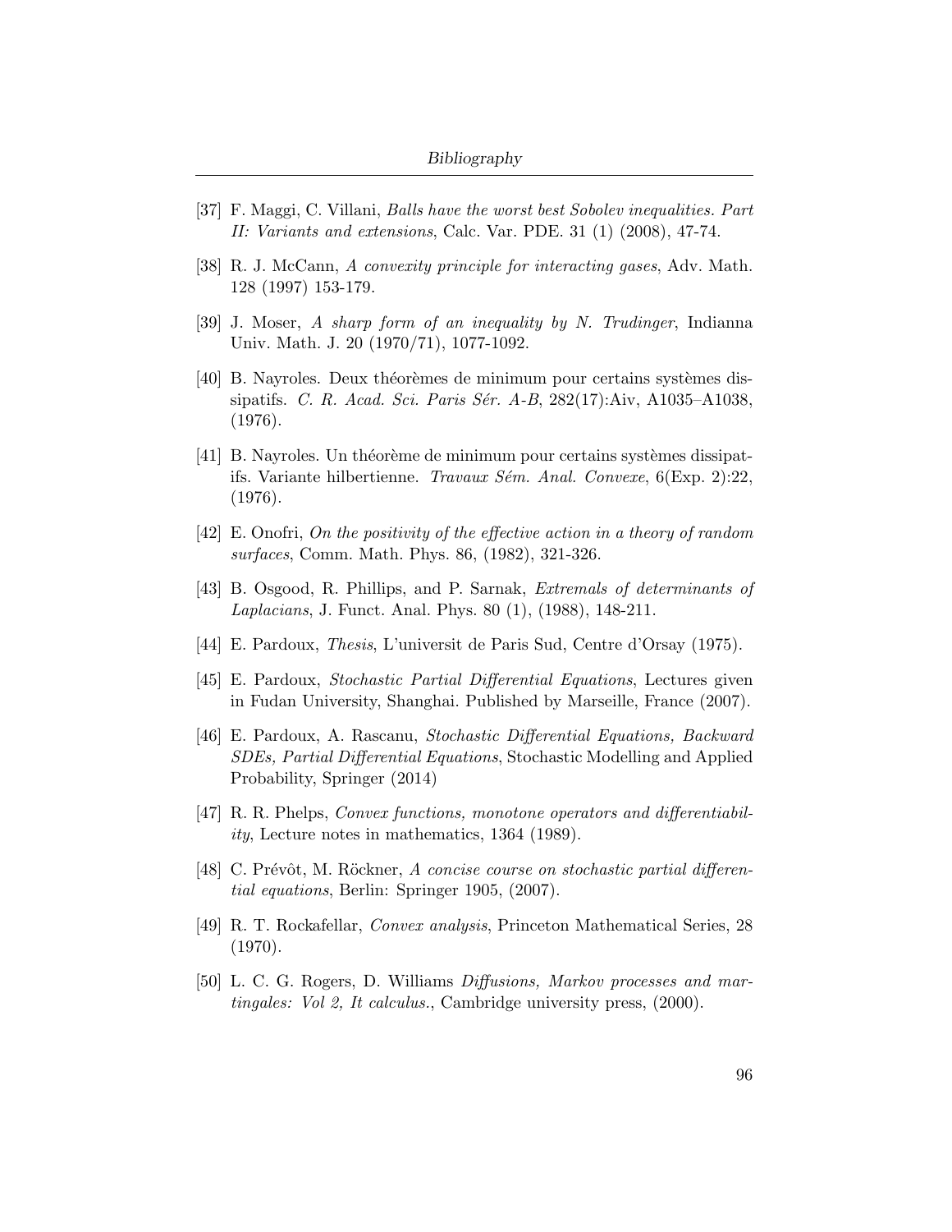[37] F. Maggi, C. Villani, *Balls have the worst best Sobolev inequalities. Part II: Variants and extensions*, Calc. Var. PDE. 31 (1) (2008), 47-74.

[38] R. J. McCann, *A convexity principle for interacting gases*, Adv. Math. 128 (1997) 153-179.

[39] J. Moser, *A sharp form of an inequality by N. Trudinger*, Indianna Univ. Math. J. 20 (1970/71), 1077-1092.

[40] B. Nayroles. Deux théorèmes de minimum pour certains systèmes dissipatifs. *C. R. Acad. Sci. Paris Sér. A-B*, 282(17):Aiv, A1035–A1038, (1976).

[41] B. Nayroles. Un théorème de minimum pour certains systèmes dissipatifs. Variante hilbertienne. *Travaux Sém. Anal. Convexe*, 6(Exp. 2):22, (1976).

[42] E. Onofri, *On the positivity of the effective action in a theory of random surfaces*, Comm. Math. Phys. 86, (1982), 321-326.

[43] B. Osgood, R. Phillips, and P. Sarnak, *Extremals of determinants of Laplacians*, J. Funct. Anal. Phys. 80 (1), (1988), 148-211.

[44] E. Pardoux, *Thesis*, L'universit de Paris Sud, Centre d'Orsay (1975).

[45] E. Pardoux, *Stochastic Partial Differential Equations*, Lectures given in Fudan University, Shanghai. Published by Marseille, France (2007).

[46] E. Pardoux, A. Rascanu, *Stochastic Differential Equations, Backward SDEs, Partial Differential Equations*, Stochastic Modelling and Applied Probability, Springer (2014)

[47] R. R. Phelps, *Convex functions, monotone operators and differentiability*, Lecture notes in mathematics, 1364 (1989).

[48] C. Prévôt, M. Röckner, *A concise course on stochastic partial differential equations*, Berlin: Springer 1905, (2007).

[49] R. T. Rockafellar, *Convex analysis*, Princeton Mathematical Series, 28 (1970).

[50] L. C. G. Rogers, D. Williams *Diffusions, Markov processes and martingales: Vol 2, It calculus.*, Cambridge university press, (2000).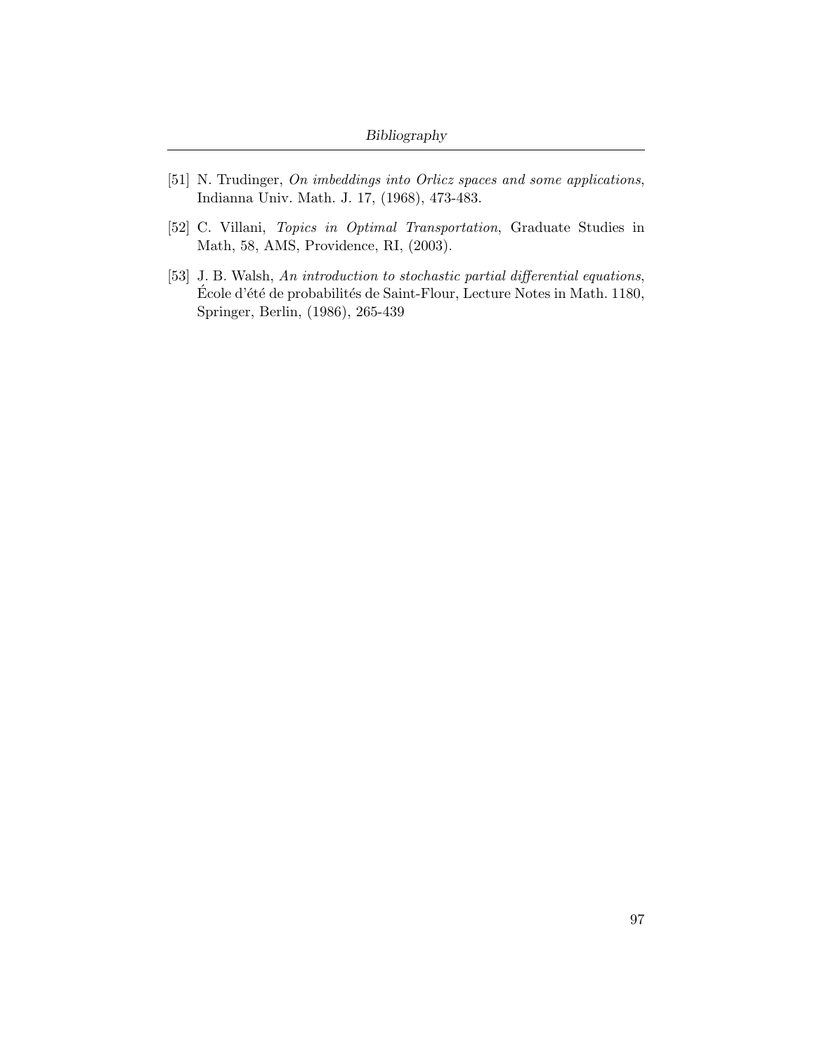[51] N. Trudinger, *On imbeddings into Orlicz spaces and some applications*, Indianna Univ. Math. J. 17, (1968), 473-483.

[52] C. Villani, *Topics in Optimal Transportation*, Graduate Studies in Math, 58, AMS, Providence, RI, (2003).

[53] J. B. Walsh, *An introduction to stochastic partial differential equations*, École d'été de probabilités de Saint-Flour, Lecture Notes in Math. 1180, Springer, Berlin, (1986), 265-439